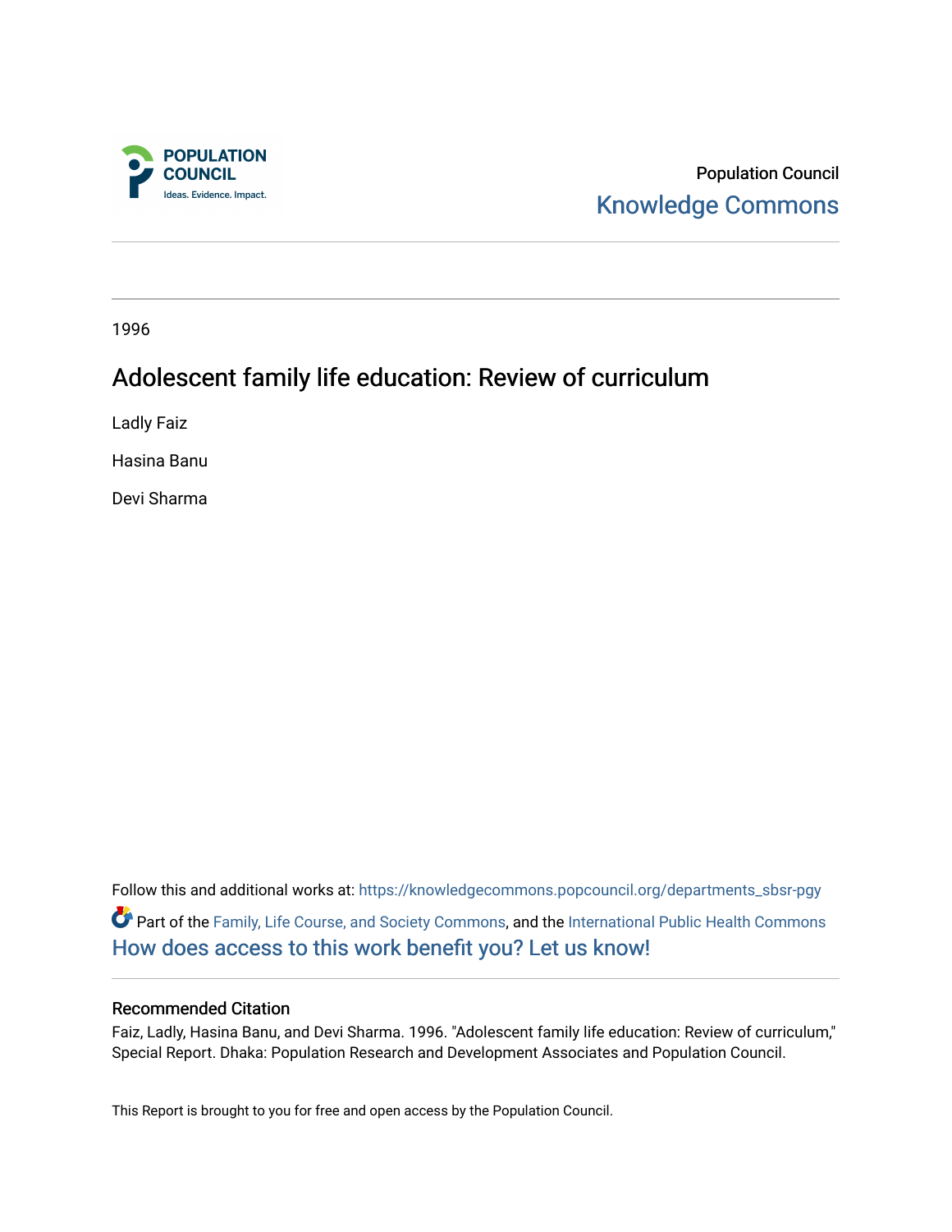POPULATION COUNCIL

Ideas. Evidence. Impact.

Population Council

Knowledge Commons

1996

# Adolescent family life education: Review of curriculum

Ladly Faiz

Hasina Banu

Devi Sharma

Follow this and additional works at: https://knowledgecommons.popcouncil.org/departments_sbsr-pgy

Part of the Family, Life Course, and Society Commons, and the International Public Health Commons

How does access to this work benefit you? Let us know!

## Recommended Citation

Faiz, Ladly, Hasina Banu, and Devi Sharma. 1996. "Adolescent family life education: Review of curriculum," Special Report. Dhaka: Population Research and Development Associates and Population Council.

This Report is brought to you for free and open access by the Population Council.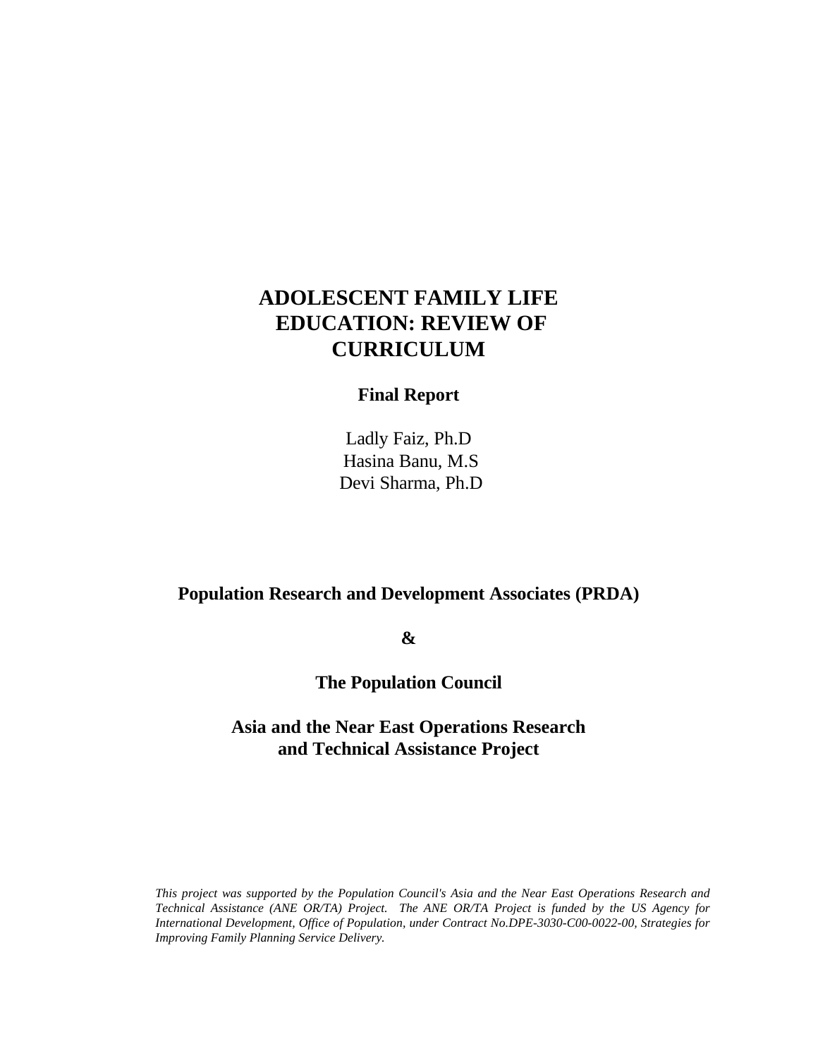# ADOLESCENT FAMILY LIFE EDUCATION: REVIEW OF CURRICULUM

**Final Report**

Ladly Faiz, Ph.D
Hasina Banu, M.S
Devi Sharma, Ph.D

**Population Research and Development Associates (PRDA)**

**&**

**The Population Council**

**Asia and the Near East Operations Research and Technical Assistance Project**

*This project was supported by the Population Council's Asia and the Near East Operations Research and Technical Assistance (ANE OR/TA) Project. The ANE OR/TA Project is funded by the US Agency for International Development, Office of Population, under Contract No.DPE-3030-C00-0022-00, Strategies for Improving Family Planning Service Delivery.*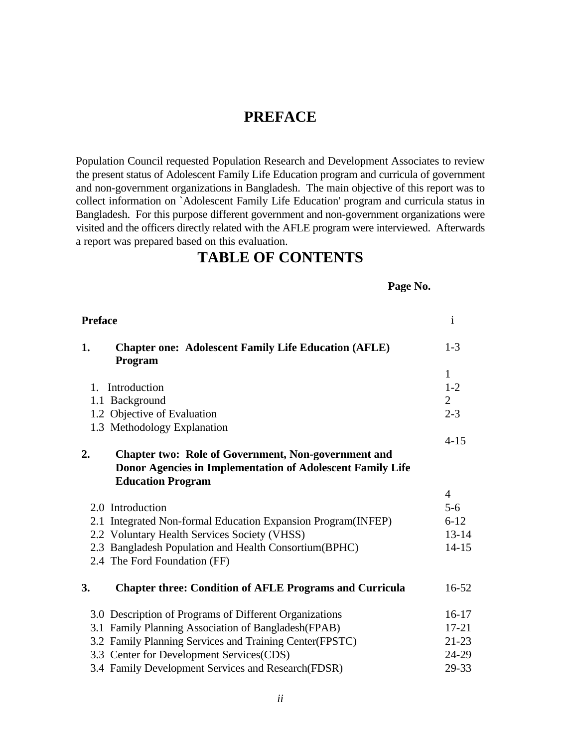# PREFACE

Population Council requested Population Research and Development Associates to review the present status of Adolescent Family Life Education program and curricula of government and non-government organizations in Bangladesh. The main objective of this report was to collect information on `Adolescent Family Life Education' program and curricula status in Bangladesh. For this purpose different government and non-government organizations were visited and the officers directly related with the AFLE program were interviewed. Afterwards a report was prepared based on this evaluation.

# TABLE OF CONTENTS

| | | Page No. |
|---|---|---|
| **Preface** | | i |
| **1.** | **Chapter one: Adolescent Family Life Education (AFLE) Program** | 1-3 |
| | 1. Introduction | 1 |
| | 1.1 Background | 1-2 |
| | 1.2 Objective of Evaluation | 2 |
| | 1.3 Methodology Explanation | 2-3 |
| **2.** | **Chapter two: Role of Government, Non-government and Donor Agencies in Implementation of Adolescent Family Life Education Program** | 4-15 |
| | 2.0 Introduction | 4 |
| | 2.1 Integrated Non-formal Education Expansion Program(INFEP) | 5-6 |
| | 2.2 Voluntary Health Services Society (VHSS) | 6-12 |
| | 2.3 Bangladesh Population and Health Consortium(BPHC) | 13-14 |
| | 2.4 The Ford Foundation (FF) | 14-15 |
| **3.** | **Chapter three: Condition of AFLE Programs and Curricula** | 16-52 |
| | 3.0 Description of Programs of Different Organizations | 16-17 |
| | 3.1 Family Planning Association of Bangladesh(FPAB) | 17-21 |
| | 3.2 Family Planning Services and Training Center(FPSTC) | 21-23 |
| | 3.3 Center for Development Services(CDS) | 24-29 |
| | 3.4 Family Development Services and Research(FDSR) | 29-33 |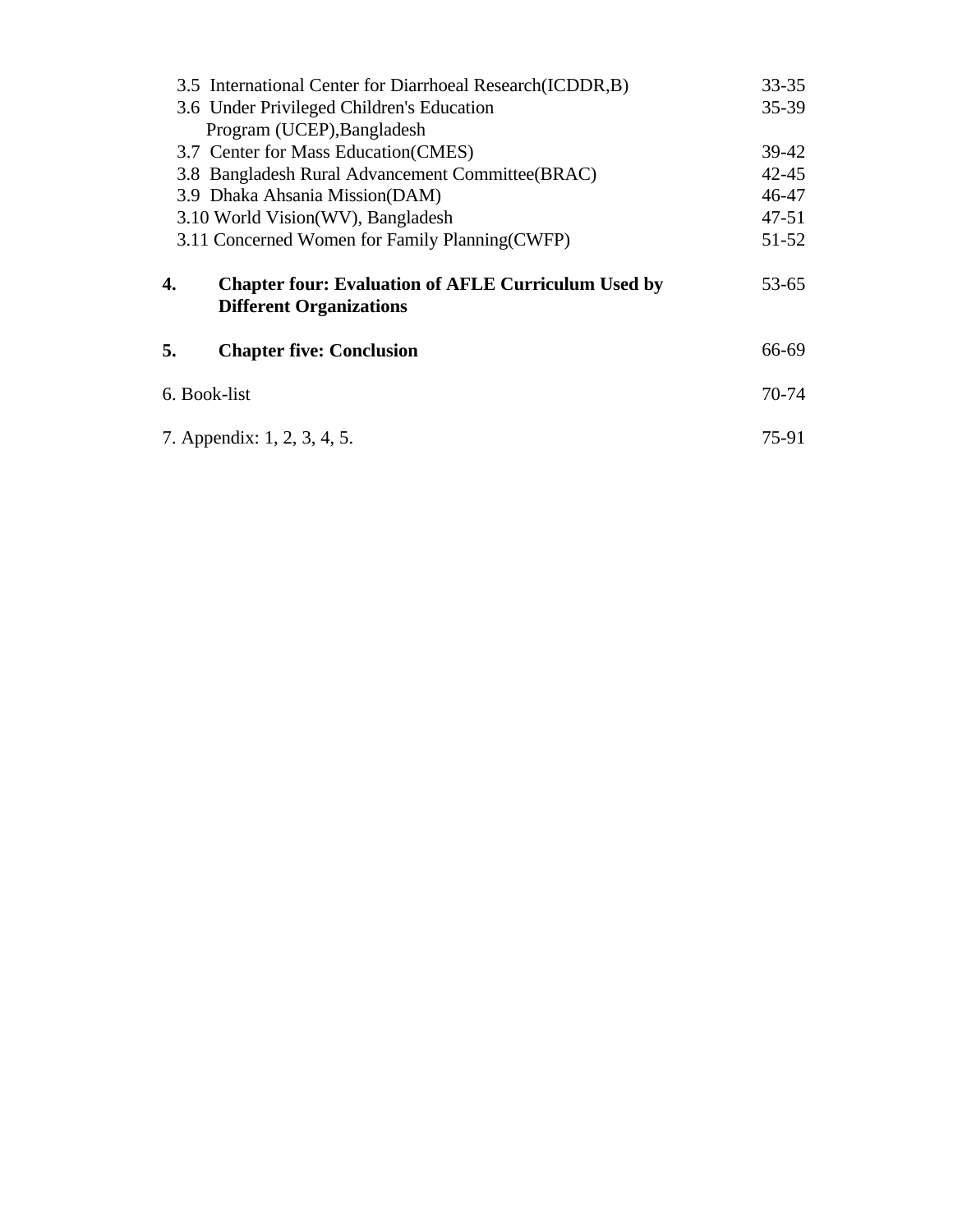| | |
|---|---|
| 3.5 International Center for Diarrhoeal Research(ICDDR,B) | 33-35 |
| 3.6 Under Privileged Children's Education Program (UCEP),Bangladesh | 35-39 |
| 3.7 Center for Mass Education(CMES) | 39-42 |
| 3.8 Bangladesh Rural Advancement Committee(BRAC) | 42-45 |
| 3.9 Dhaka Ahsania Mission(DAM) | 46-47 |
| 3.10 World Vision(WV), Bangladesh | 47-51 |
| 3.11 Concerned Women for Family Planning(CWFP) | 51-52 |
| **4. Chapter four: Evaluation of AFLE Curriculum Used by Different Organizations** | 53-65 |
| **5. Chapter five: Conclusion** | 66-69 |
| 6. Book-list | 70-74 |
| 7. Appendix: 1, 2, 3, 4, 5. | 75-91 |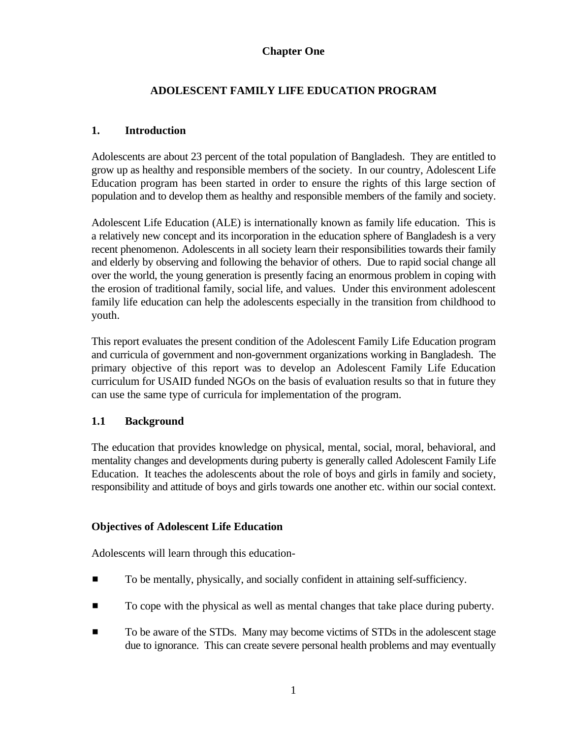# Chapter One

## ADOLESCENT FAMILY LIFE EDUCATION PROGRAM

### 1. Introduction

Adolescents are about 23 percent of the total population of Bangladesh. They are entitled to grow up as healthy and responsible members of the society. In our country, Adolescent Life Education program has been started in order to ensure the rights of this large section of population and to develop them as healthy and responsible members of the family and society.

Adolescent Life Education (ALE) is internationally known as family life education. This is a relatively new concept and its incorporation in the education sphere of Bangladesh is a very recent phenomenon. Adolescents in all society learn their responsibilities towards their family and elderly by observing and following the behavior of others. Due to rapid social change all over the world, the young generation is presently facing an enormous problem in coping with the erosion of traditional family, social life, and values. Under this environment adolescent family life education can help the adolescents especially in the transition from childhood to youth.

This report evaluates the present condition of the Adolescent Family Life Education program and curricula of government and non-government organizations working in Bangladesh. The primary objective of this report was to develop an Adolescent Family Life Education curriculum for USAID funded NGOs on the basis of evaluation results so that in future they can use the same type of curricula for implementation of the program.

### 1.1 Background

The education that provides knowledge on physical, mental, social, moral, behavioral, and mentality changes and developments during puberty is generally called Adolescent Family Life Education. It teaches the adolescents about the role of boys and girls in family and society, responsibility and attitude of boys and girls towards one another etc. within our social context.

**Objectives of Adolescent Life Education**

Adolescents will learn through this education-

- To be mentally, physically, and socially confident in attaining self-sufficiency.
- To cope with the physical as well as mental changes that take place during puberty.
- To be aware of the STDs. Many may become victims of STDs in the adolescent stage due to ignorance. This can create severe personal health problems and may eventually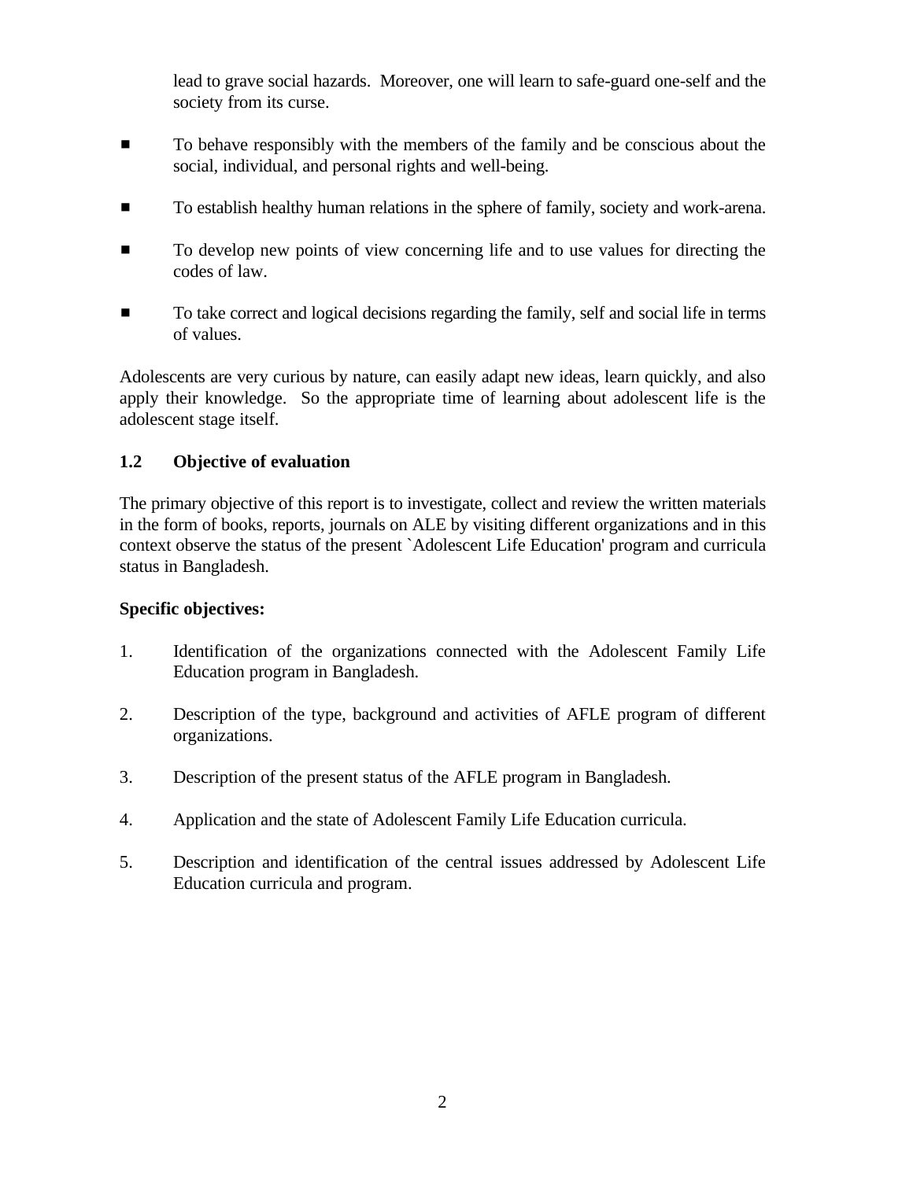lead to grave social hazards. Moreover, one will learn to safe-guard one-self and the society from its curse.

- To behave responsibly with the members of the family and be conscious about the social, individual, and personal rights and well-being.

- To establish healthy human relations in the sphere of family, society and work-arena.

- To develop new points of view concerning life and to use values for directing the codes of law.

- To take correct and logical decisions regarding the family, self and social life in terms of values.

Adolescents are very curious by nature, can easily adapt new ideas, learn quickly, and also apply their knowledge. So the appropriate time of learning about adolescent life is the adolescent stage itself.

### 1.2 Objective of evaluation

The primary objective of this report is to investigate, collect and review the written materials in the form of books, reports, journals on ALE by visiting different organizations and in this context observe the status of the present `Adolescent Life Education' program and curricula status in Bangladesh.

**Specific objectives:**

1. Identification of the organizations connected with the Adolescent Family Life Education program in Bangladesh.

2. Description of the type, background and activities of AFLE program of different organizations.

3. Description of the present status of the AFLE program in Bangladesh.

4. Application and the state of Adolescent Family Life Education curricula.

5. Description and identification of the central issues addressed by Adolescent Life Education curricula and program.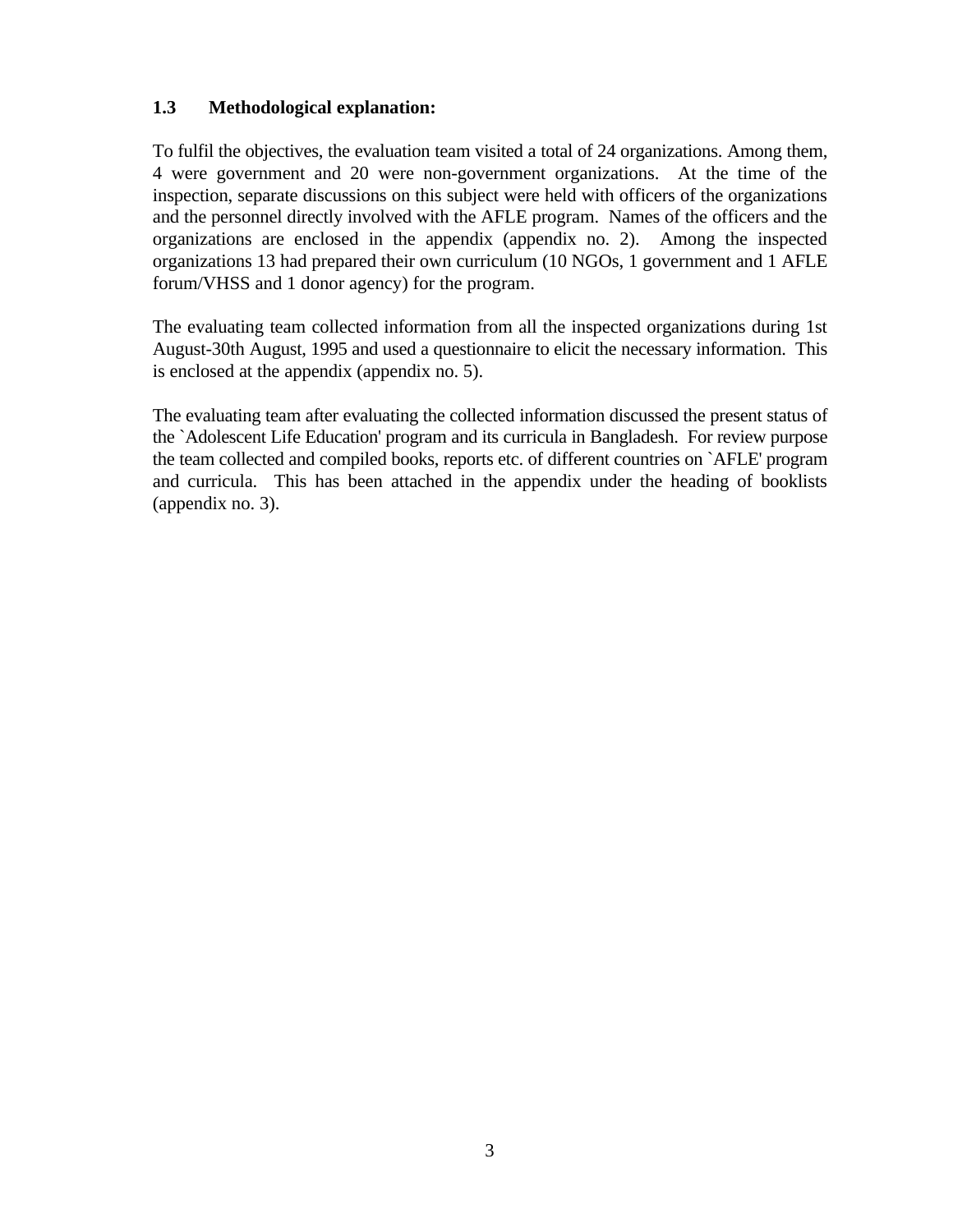### 1.3 Methodological explanation:

To fulfil the objectives, the evaluation team visited a total of 24 organizations. Among them, 4 were government and 20 were non-government organizations. At the time of the inspection, separate discussions on this subject were held with officers of the organizations and the personnel directly involved with the AFLE program. Names of the officers and the organizations are enclosed in the appendix (appendix no. 2). Among the inspected organizations 13 had prepared their own curriculum (10 NGOs, 1 government and 1 AFLE forum/VHSS and 1 donor agency) for the program.

The evaluating team collected information from all the inspected organizations during 1st August-30th August, 1995 and used a questionnaire to elicit the necessary information. This is enclosed at the appendix (appendix no. 5).

The evaluating team after evaluating the collected information discussed the present status of the `Adolescent Life Education' program and its curricula in Bangladesh. For review purpose the team collected and compiled books, reports etc. of different countries on `AFLE' program and curricula. This has been attached in the appendix under the heading of booklists (appendix no. 3).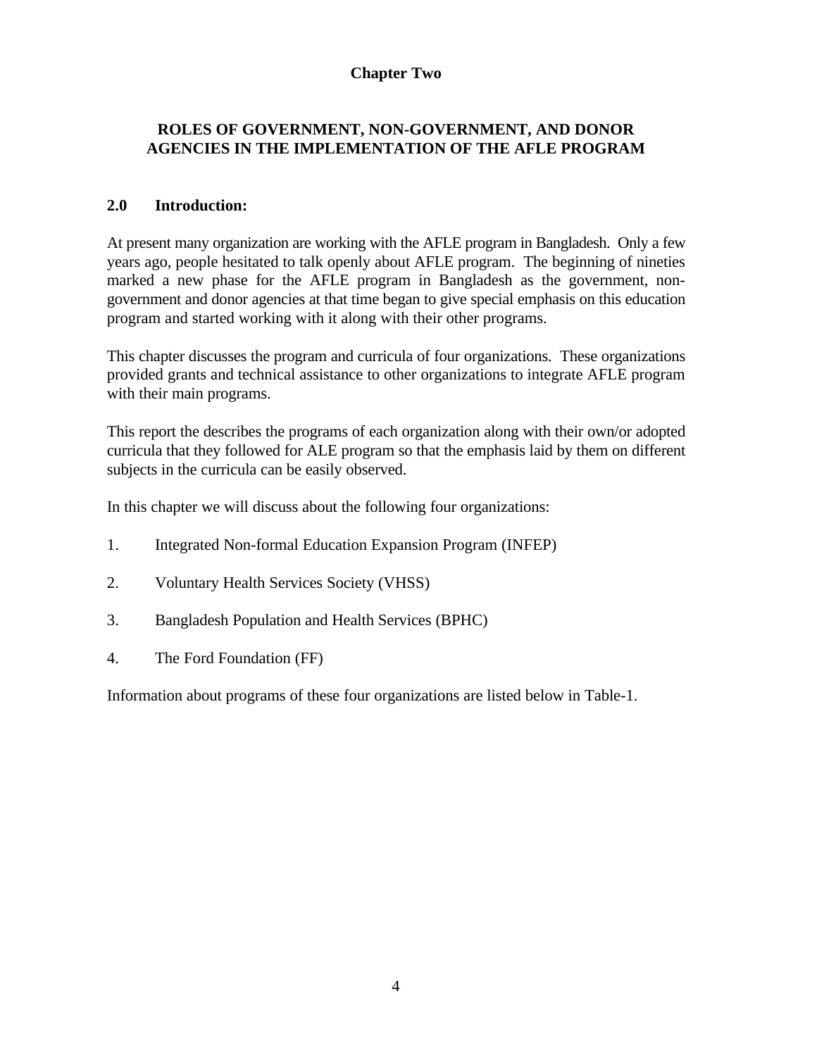# Chapter Two

## ROLES OF GOVERNMENT, NON-GOVERNMENT, AND DONOR AGENCIES IN THE IMPLEMENTATION OF THE AFLE PROGRAM

### 2.0 Introduction:

At present many organization are working with the AFLE program in Bangladesh. Only a few years ago, people hesitated to talk openly about AFLE program. The beginning of nineties marked a new phase for the AFLE program in Bangladesh as the government, non-government and donor agencies at that time began to give special emphasis on this education program and started working with it along with their other programs.

This chapter discusses the program and curricula of four organizations. These organizations provided grants and technical assistance to other organizations to integrate AFLE program with their main programs.

This report the describes the programs of each organization along with their own/or adopted curricula that they followed for ALE program so that the emphasis laid by them on different subjects in the curricula can be easily observed.

In this chapter we will discuss about the following four organizations:

1. Integrated Non-formal Education Expansion Program (INFEP)

2. Voluntary Health Services Society (VHSS)

3. Bangladesh Population and Health Services (BPHC)

4. The Ford Foundation (FF)

Information about programs of these four organizations are listed below in Table-1.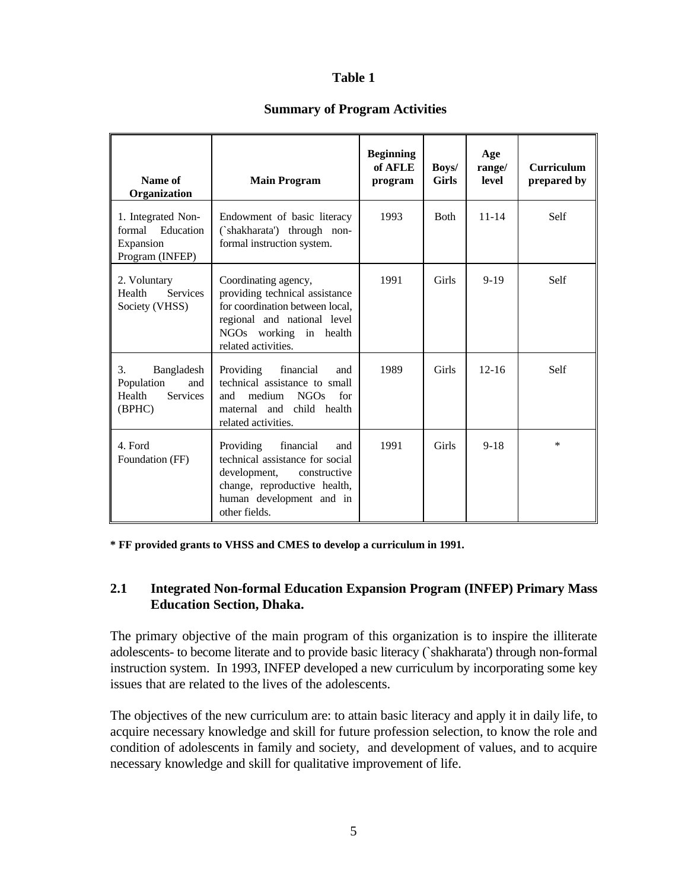**Table 1**

**Summary of Program Activities**

| Name of Organization | Main Program | Beginning of AFLE program | Boys/ Girls | Age range/ level | Curriculum prepared by |
|---|---|---|---|---|---|
| 1. Integrated Non-formal Education Expansion Program (INFEP) | Endowment of basic literacy (`shakharata') through non-formal instruction system. | 1993 | Both | 11-14 | Self |
| 2. Voluntary Health Services Society (VHSS) | Coordinating agency, providing technical assistance for coordination between local, regional and national level NGOs working in health related activities. | 1991 | Girls | 9-19 | Self |
| 3. Bangladesh Population and Health Services (BPHC) | Providing financial and technical assistance to small and medium NGOs for maternal and child health related activities. | 1989 | Girls | 12-16 | Self |
| 4. Ford Foundation (FF) | Providing financial and technical assistance for social development, constructive change, reproductive health, human development and in other fields. | 1991 | Girls | 9-18 | * |

**\* FF provided grants to VHSS and CMES to develop a curriculum in 1991.**

## 2.1 Integrated Non-formal Education Expansion Program (INFEP) Primary Mass Education Section, Dhaka.

The primary objective of the main program of this organization is to inspire the illiterate adolescents- to become literate and to provide basic literacy (`shakharata') through non-formal instruction system. In 1993, INFEP developed a new curriculum by incorporating some key issues that are related to the lives of the adolescents.

The objectives of the new curriculum are: to attain basic literacy and apply it in daily life, to acquire necessary knowledge and skill for future profession selection, to know the role and condition of adolescents in family and society, and development of values, and to acquire necessary knowledge and skill for qualitative improvement of life.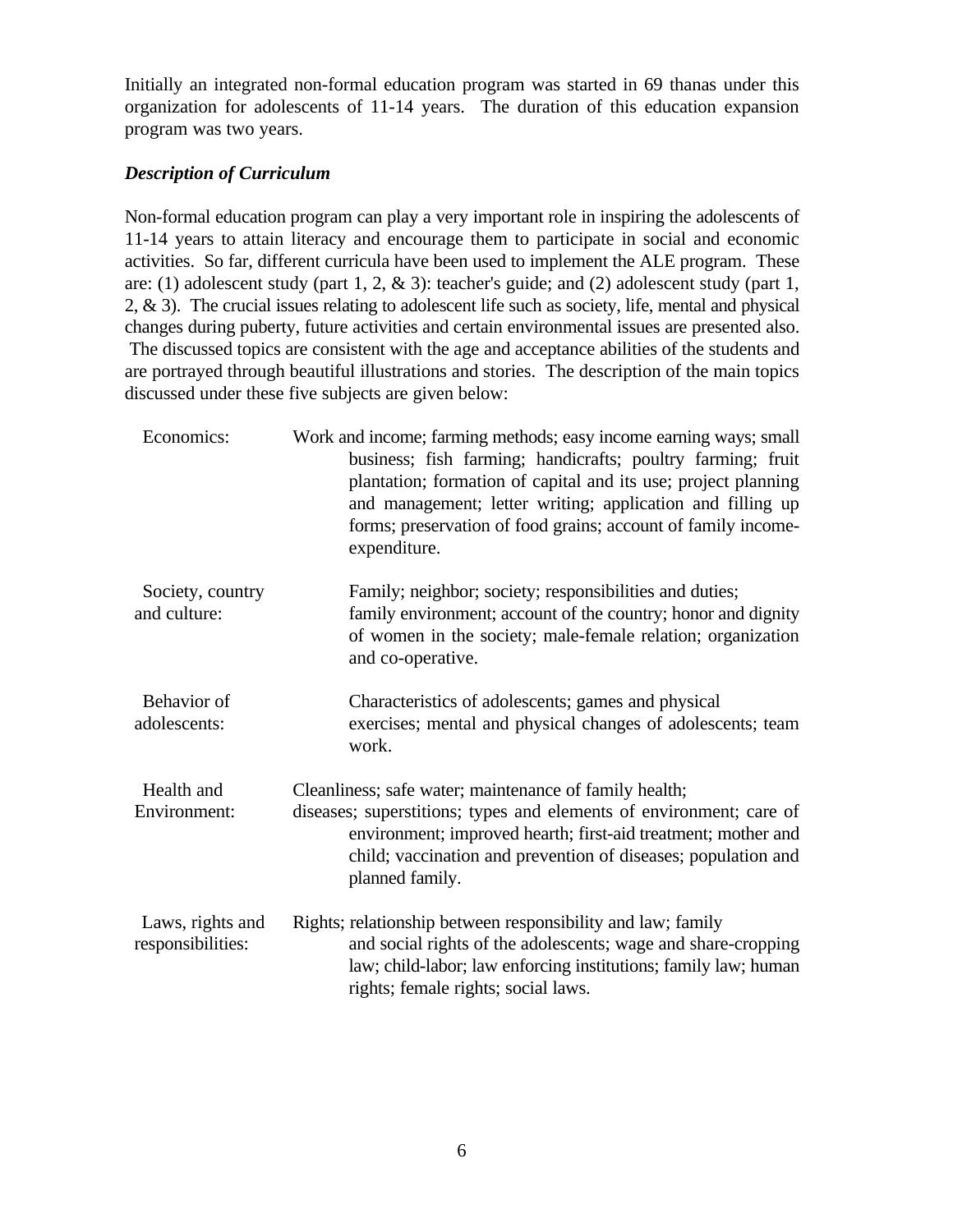Initially an integrated non-formal education program was started in 69 thanas under this organization for adolescents of 11-14 years. The duration of this education expansion program was two years.

***Description of Curriculum***

Non-formal education program can play a very important role in inspiring the adolescents of 11-14 years to attain literacy and encourage them to participate in social and economic activities. So far, different curricula have been used to implement the ALE program. These are: (1) adolescent study (part 1, 2, & 3): teacher's guide; and (2) adolescent study (part 1, 2, & 3). The crucial issues relating to adolescent life such as society, life, mental and physical changes during puberty, future activities and certain environmental issues are presented also. The discussed topics are consistent with the age and acceptance abilities of the students and are portrayed through beautiful illustrations and stories. The description of the main topics discussed under these five subjects are given below:

| | |
|---|---|
| Economics: | Work and income; farming methods; easy income earning ways; small business; fish farming; handicrafts; poultry farming; fruit plantation; formation of capital and its use; project planning and management; letter writing; application and filling up forms; preservation of food grains; account of family income-expenditure. |
| Society, country and culture: | Family; neighbor; society; responsibilities and duties; family environment; account of the country; honor and dignity of women in the society; male-female relation; organization and co-operative. |
| Behavior of adolescents: | Characteristics of adolescents; games and physical exercises; mental and physical changes of adolescents; team work. |
| Health and Environment: | Cleanliness; safe water; maintenance of family health; diseases; superstitions; types and elements of environment; care of environment; improved hearth; first-aid treatment; mother and child; vaccination and prevention of diseases; population and planned family. |
| Laws, rights and responsibilities: | Rights; relationship between responsibility and law; family and social rights of the adolescents; wage and share-cropping law; child-labor; law enforcing institutions; family law; human rights; female rights; social laws. |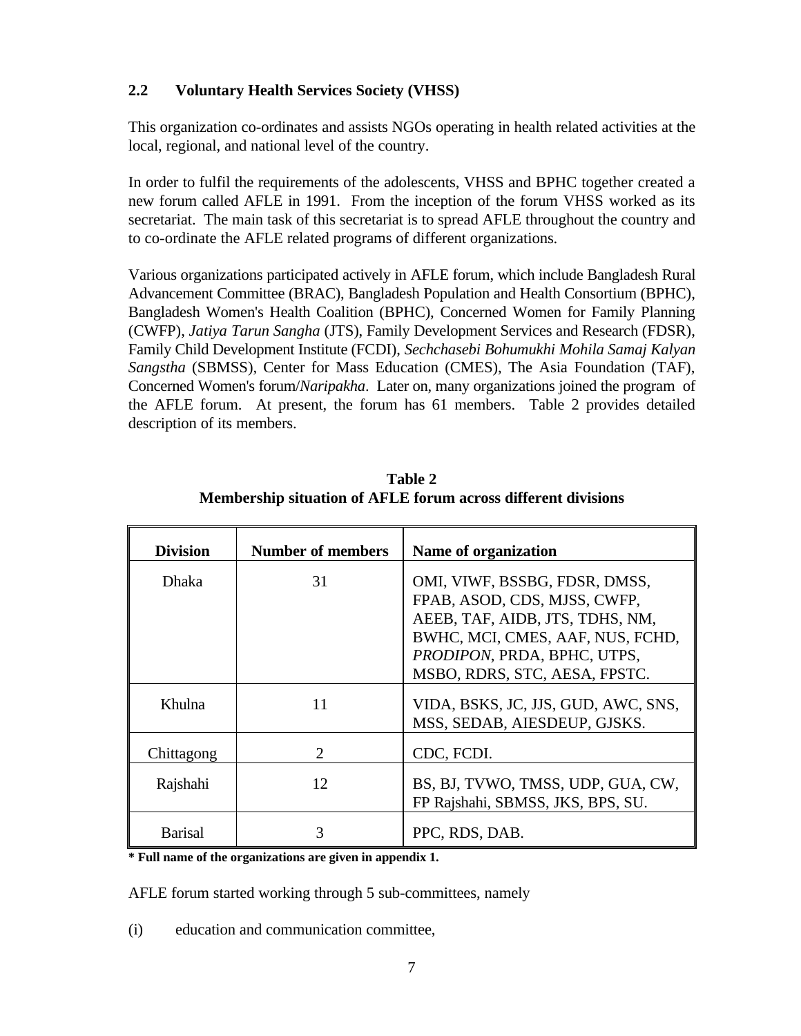## 2.2 Voluntary Health Services Society (VHSS)

This organization co-ordinates and assists NGOs operating in health related activities at the local, regional, and national level of the country.

In order to fulfil the requirements of the adolescents, VHSS and BPHC together created a new forum called AFLE in 1991. From the inception of the forum VHSS worked as its secretariat. The main task of this secretariat is to spread AFLE throughout the country and to co-ordinate the AFLE related programs of different organizations.

Various organizations participated actively in AFLE forum, which include Bangladesh Rural Advancement Committee (BRAC), Bangladesh Population and Health Consortium (BPHC), Bangladesh Women's Health Coalition (BPHC), Concerned Women for Family Planning (CWFP), *Jatiya Tarun Sangha* (JTS), Family Development Services and Research (FDSR), Family Child Development Institute (FCDI), *Sechchasebi Bohumukhi Mohila Samaj Kalyan Sangstha* (SBMSS), Center for Mass Education (CMES), The Asia Foundation (TAF), Concerned Women's forum/*Naripakha*. Later on, many organizations joined the program of the AFLE forum. At present, the forum has 61 members. Table 2 provides detailed description of its members.

**Table 2**
**Membership situation of AFLE forum across different divisions**

| Division | Number of members | Name of organization |
|---|---|---|
| Dhaka | 31 | OMI, VIWF, BSSBG, FDSR, DMSS, FPAB, ASOD, CDS, MJSS, CWFP, AEEB, TAF, AIDB, JTS, TDHS, NM, BWHC, MCI, CMES, AAF, NUS, FCHD, *PRODIPON*, PRDA, BPHC, UTPS, MSBO, RDRS, STC, AESA, FPSTC. |
| Khulna | 11 | VIDA, BSKS, JC, JJS, GUD, AWC, SNS, MSS, SEDAB, AIESDEUP, GJSKS. |
| Chittagong | 2 | CDC, FCDI. |
| Rajshahi | 12 | BS, BJ, TVWO, TMSS, UDP, GUA, CW, FP Rajshahi, SBMSS, JKS, BPS, SU. |
| Barisal | 3 | PPC, RDS, DAB. |

**\* Full name of the organizations are given in appendix 1.**

AFLE forum started working through 5 sub-committees, namely

(i) education and communication committee,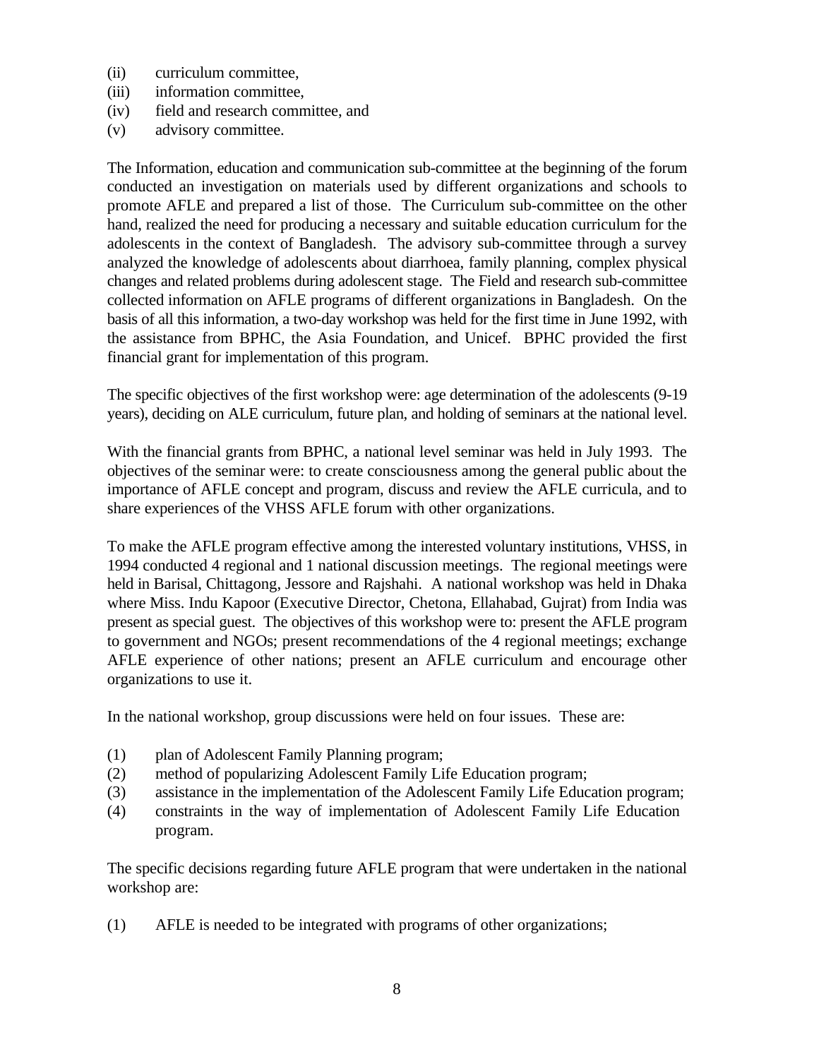(ii) curriculum committee,
(iii) information committee,
(iv) field and research committee, and
(v) advisory committee.

The Information, education and communication sub-committee at the beginning of the forum conducted an investigation on materials used by different organizations and schools to promote AFLE and prepared a list of those. The Curriculum sub-committee on the other hand, realized the need for producing a necessary and suitable education curriculum for the adolescents in the context of Bangladesh. The advisory sub-committee through a survey analyzed the knowledge of adolescents about diarrhoea, family planning, complex physical changes and related problems during adolescent stage. The Field and research sub-committee collected information on AFLE programs of different organizations in Bangladesh. On the basis of all this information, a two-day workshop was held for the first time in June 1992, with the assistance from BPHC, the Asia Foundation, and Unicef. BPHC provided the first financial grant for implementation of this program.

The specific objectives of the first workshop were: age determination of the adolescents (9-19 years), deciding on ALE curriculum, future plan, and holding of seminars at the national level.

With the financial grants from BPHC, a national level seminar was held in July 1993. The objectives of the seminar were: to create consciousness among the general public about the importance of AFLE concept and program, discuss and review the AFLE curricula, and to share experiences of the VHSS AFLE forum with other organizations.

To make the AFLE program effective among the interested voluntary institutions, VHSS, in 1994 conducted 4 regional and 1 national discussion meetings. The regional meetings were held in Barisal, Chittagong, Jessore and Rajshahi. A national workshop was held in Dhaka where Miss. Indu Kapoor (Executive Director, Chetona, Ellahabad, Gujrat) from India was present as special guest. The objectives of this workshop were to: present the AFLE program to government and NGOs; present recommendations of the 4 regional meetings; exchange AFLE experience of other nations; present an AFLE curriculum and encourage other organizations to use it.

In the national workshop, group discussions were held on four issues. These are:

(1) plan of Adolescent Family Planning program;
(2) method of popularizing Adolescent Family Life Education program;
(3) assistance in the implementation of the Adolescent Family Life Education program;
(4) constraints in the way of implementation of Adolescent Family Life Education program.

The specific decisions regarding future AFLE program that were undertaken in the national workshop are:

(1) AFLE is needed to be integrated with programs of other organizations;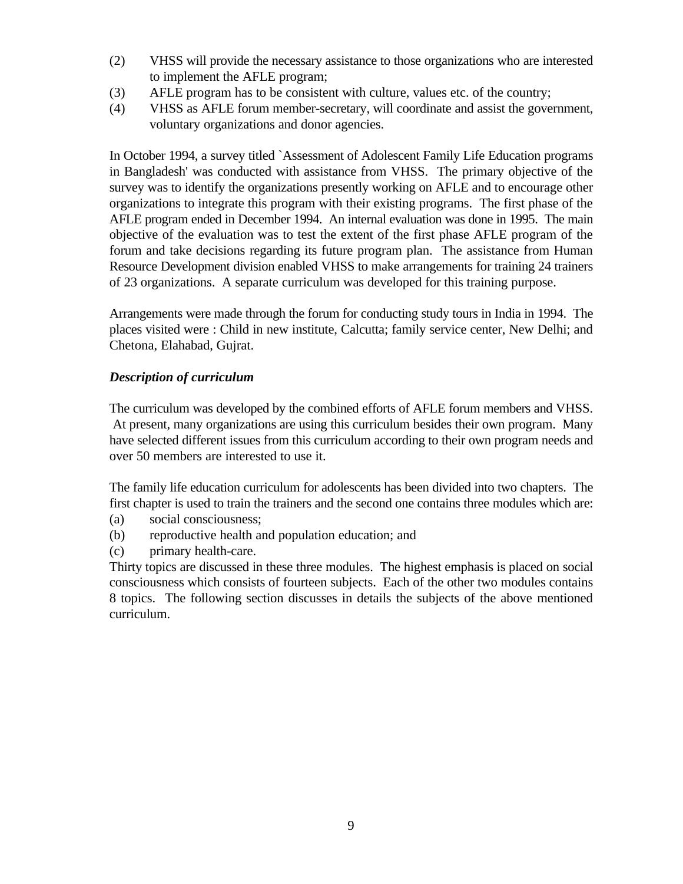(2) VHSS will provide the necessary assistance to those organizations who are interested to implement the AFLE program;

(3) AFLE program has to be consistent with culture, values etc. of the country;

(4) VHSS as AFLE forum member-secretary, will coordinate and assist the government, voluntary organizations and donor agencies.

In October 1994, a survey titled `Assessment of Adolescent Family Life Education programs in Bangladesh' was conducted with assistance from VHSS. The primary objective of the survey was to identify the organizations presently working on AFLE and to encourage other organizations to integrate this program with their existing programs. The first phase of the AFLE program ended in December 1994. An internal evaluation was done in 1995. The main objective of the evaluation was to test the extent of the first phase AFLE program of the forum and take decisions regarding its future program plan. The assistance from Human Resource Development division enabled VHSS to make arrangements for training 24 trainers of 23 organizations. A separate curriculum was developed for this training purpose.

Arrangements were made through the forum for conducting study tours in India in 1994. The places visited were : Child in new institute, Calcutta; family service center, New Delhi; and Chetona, Elahabad, Gujrat.

### *Description of curriculum*

The curriculum was developed by the combined efforts of AFLE forum members and VHSS. At present, many organizations are using this curriculum besides their own program. Many have selected different issues from this curriculum according to their own program needs and over 50 members are interested to use it.

The family life education curriculum for adolescents has been divided into two chapters. The first chapter is used to train the trainers and the second one contains three modules which are:

(a) social consciousness;

(b) reproductive health and population education; and

(c) primary health-care.

Thirty topics are discussed in these three modules. The highest emphasis is placed on social consciousness which consists of fourteen subjects. Each of the other two modules contains 8 topics. The following section discusses in details the subjects of the above mentioned curriculum.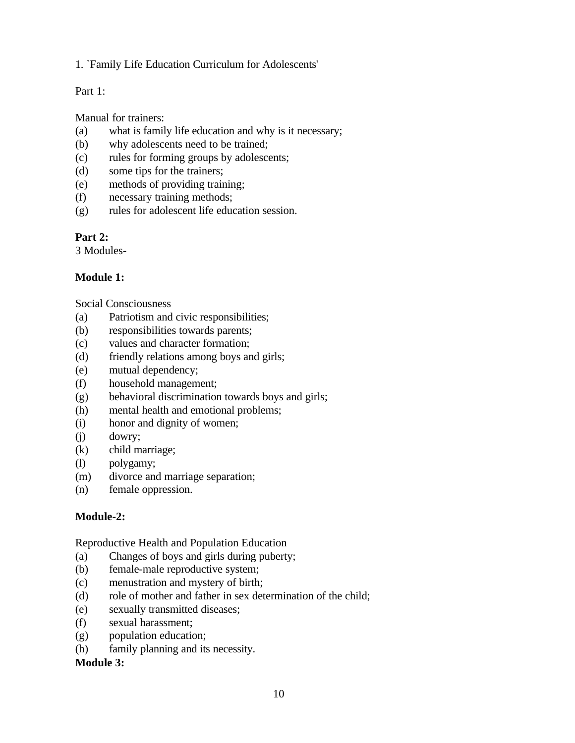1. `Family Life Education Curriculum for Adolescents'

Part 1:

Manual for trainers:

(a) what is family life education and why is it necessary;
(b) why adolescents need to be trained;
(c) rules for forming groups by adolescents;
(d) some tips for the trainers;
(e) methods of providing training;
(f) necessary training methods;
(g) rules for adolescent life education session.

**Part 2:**
3 Modules-

**Module 1:**

Social Consciousness

(a) Patriotism and civic responsibilities;
(b) responsibilities towards parents;
(c) values and character formation;
(d) friendly relations among boys and girls;
(e) mutual dependency;
(f) household management;
(g) behavioral discrimination towards boys and girls;
(h) mental health and emotional problems;
(i) honor and dignity of women;
(j) dowry;
(k) child marriage;
(l) polygamy;
(m) divorce and marriage separation;
(n) female oppression.

**Module-2:**

Reproductive Health and Population Education

(a) Changes of boys and girls during puberty;
(b) female-male reproductive system;
(c) menustration and mystery of birth;
(d) role of mother and father in sex determination of the child;
(e) sexually transmitted diseases;
(f) sexual harassment;
(g) population education;
(h) family planning and its necessity.

**Module 3:**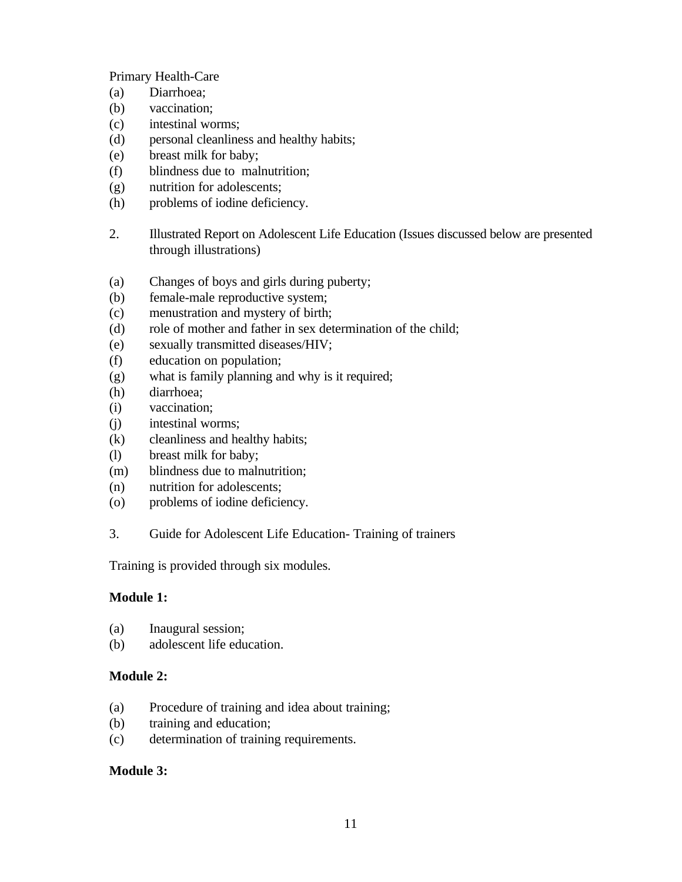Primary Health-Care

(a) Diarrhoea;
(b) vaccination;
(c) intestinal worms;
(d) personal cleanliness and healthy habits;
(e) breast milk for baby;
(f) blindness due to malnutrition;
(g) nutrition for adolescents;
(h) problems of iodine deficiency.

2. Illustrated Report on Adolescent Life Education (Issues discussed below are presented through illustrations)

(a) Changes of boys and girls during puberty;
(b) female-male reproductive system;
(c) menustration and mystery of birth;
(d) role of mother and father in sex determination of the child;
(e) sexually transmitted diseases/HIV;
(f) education on population;
(g) what is family planning and why is it required;
(h) diarrhoea;
(i) vaccination;
(j) intestinal worms;
(k) cleanliness and healthy habits;
(l) breast milk for baby;
(m) blindness due to malnutrition;
(n) nutrition for adolescents;
(o) problems of iodine deficiency.

3. Guide for Adolescent Life Education- Training of trainers

Training is provided through six modules.

**Module 1:**

(a) Inaugural session;
(b) adolescent life education.

**Module 2:**

(a) Procedure of training and idea about training;
(b) training and education;
(c) determination of training requirements.

**Module 3:**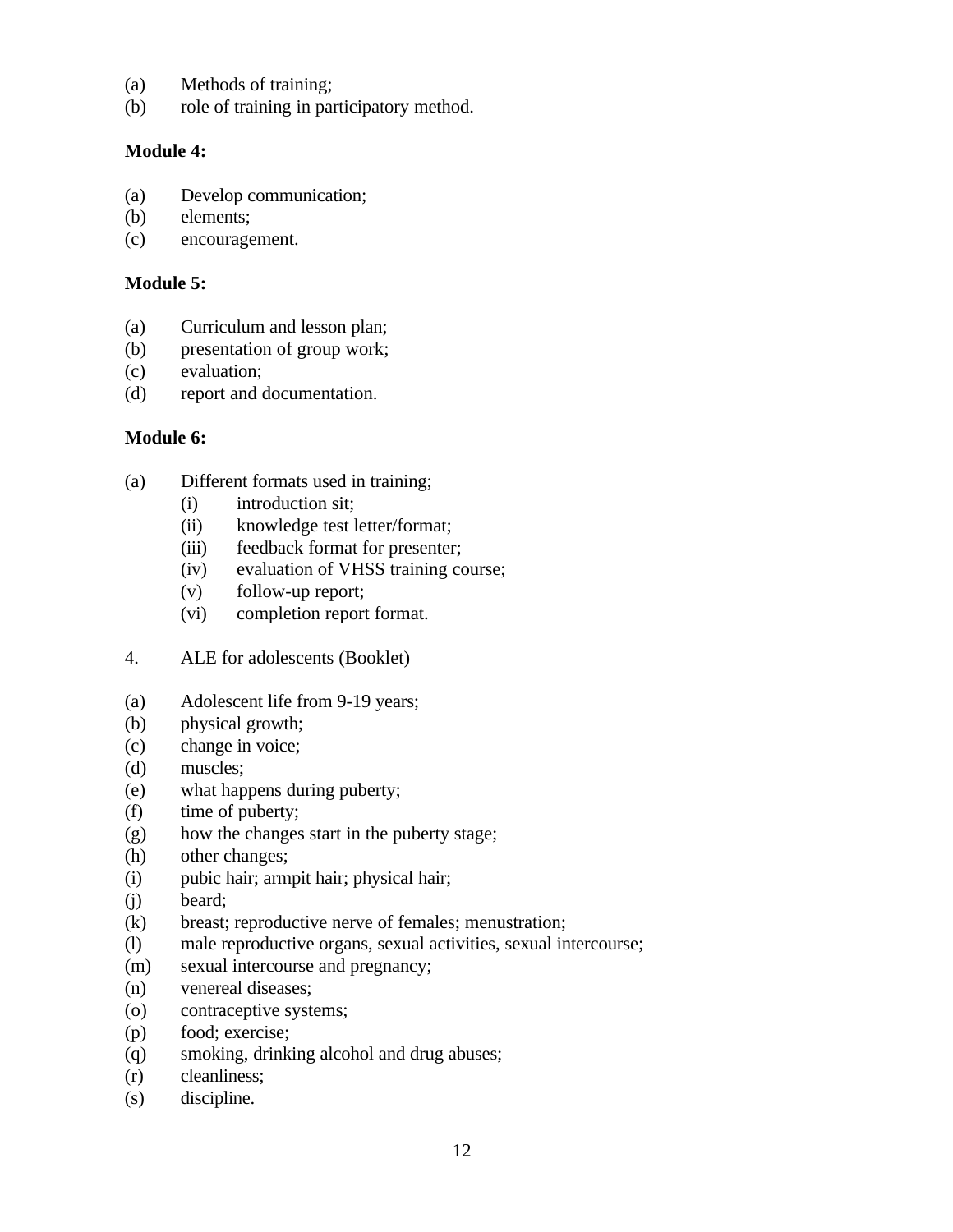(a) Methods of training;
(b) role of training in participatory method.

**Module 4:**

(a) Develop communication;
(b) elements;
(c) encouragement.

**Module 5:**

(a) Curriculum and lesson plan;
(b) presentation of group work;
(c) evaluation;
(d) report and documentation.

**Module 6:**

(a) Different formats used in training;
 (i) introduction sit;
 (ii) knowledge test letter/format;
 (iii) feedback format for presenter;
 (iv) evaluation of VHSS training course;
 (v) follow-up report;
 (vi) completion report format.

4. ALE for adolescents (Booklet)

(a) Adolescent life from 9-19 years;
(b) physical growth;
(c) change in voice;
(d) muscles;
(e) what happens during puberty;
(f) time of puberty;
(g) how the changes start in the puberty stage;
(h) other changes;
(i) pubic hair; armpit hair; physical hair;
(j) beard;
(k) breast; reproductive nerve of females; menustration;
(l) male reproductive organs, sexual activities, sexual intercourse;
(m) sexual intercourse and pregnancy;
(n) venereal diseases;
(o) contraceptive systems;
(p) food; exercise;
(q) smoking, drinking alcohol and drug abuses;
(r) cleanliness;
(s) discipline.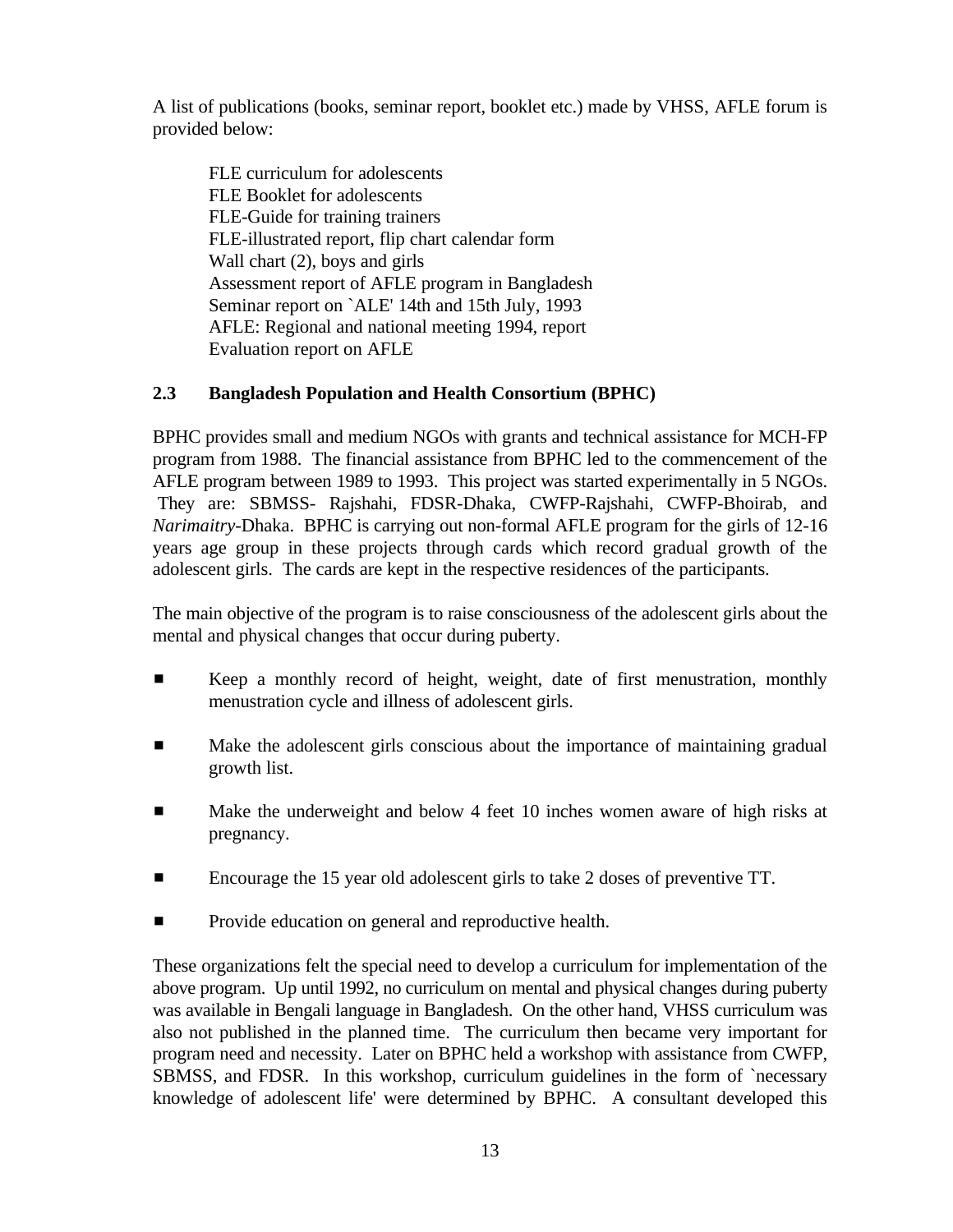A list of publications (books, seminar report, booklet etc.) made by VHSS, AFLE forum is provided below:

FLE curriculum for adolescents
FLE Booklet for adolescents
FLE-Guide for training trainers
FLE-illustrated report, flip chart calendar form
Wall chart (2), boys and girls
Assessment report of AFLE program in Bangladesh
Seminar report on `ALE' 14th and 15th July, 1993
AFLE: Regional and national meeting 1994, report
Evaluation report on AFLE

### 2.3 Bangladesh Population and Health Consortium (BPHC)

BPHC provides small and medium NGOs with grants and technical assistance for MCH-FP program from 1988. The financial assistance from BPHC led to the commencement of the AFLE program between 1989 to 1993. This project was started experimentally in 5 NGOs. They are: SBMSS- Rajshahi, FDSR-Dhaka, CWFP-Rajshahi, CWFP-Bhoirab, and *Narimaitry*-Dhaka. BPHC is carrying out non-formal AFLE program for the girls of 12-16 years age group in these projects through cards which record gradual growth of the adolescent girls. The cards are kept in the respective residences of the participants.

The main objective of the program is to raise consciousness of the adolescent girls about the mental and physical changes that occur during puberty.

- Keep a monthly record of height, weight, date of first menustration, monthly menustration cycle and illness of adolescent girls.
- Make the adolescent girls conscious about the importance of maintaining gradual growth list.
- Make the underweight and below 4 feet 10 inches women aware of high risks at pregnancy.
- Encourage the 15 year old adolescent girls to take 2 doses of preventive TT.
- Provide education on general and reproductive health.

These organizations felt the special need to develop a curriculum for implementation of the above program. Up until 1992, no curriculum on mental and physical changes during puberty was available in Bengali language in Bangladesh. On the other hand, VHSS curriculum was also not published in the planned time. The curriculum then became very important for program need and necessity. Later on BPHC held a workshop with assistance from CWFP, SBMSS, and FDSR. In this workshop, curriculum guidelines in the form of `necessary knowledge of adolescent life' were determined by BPHC. A consultant developed this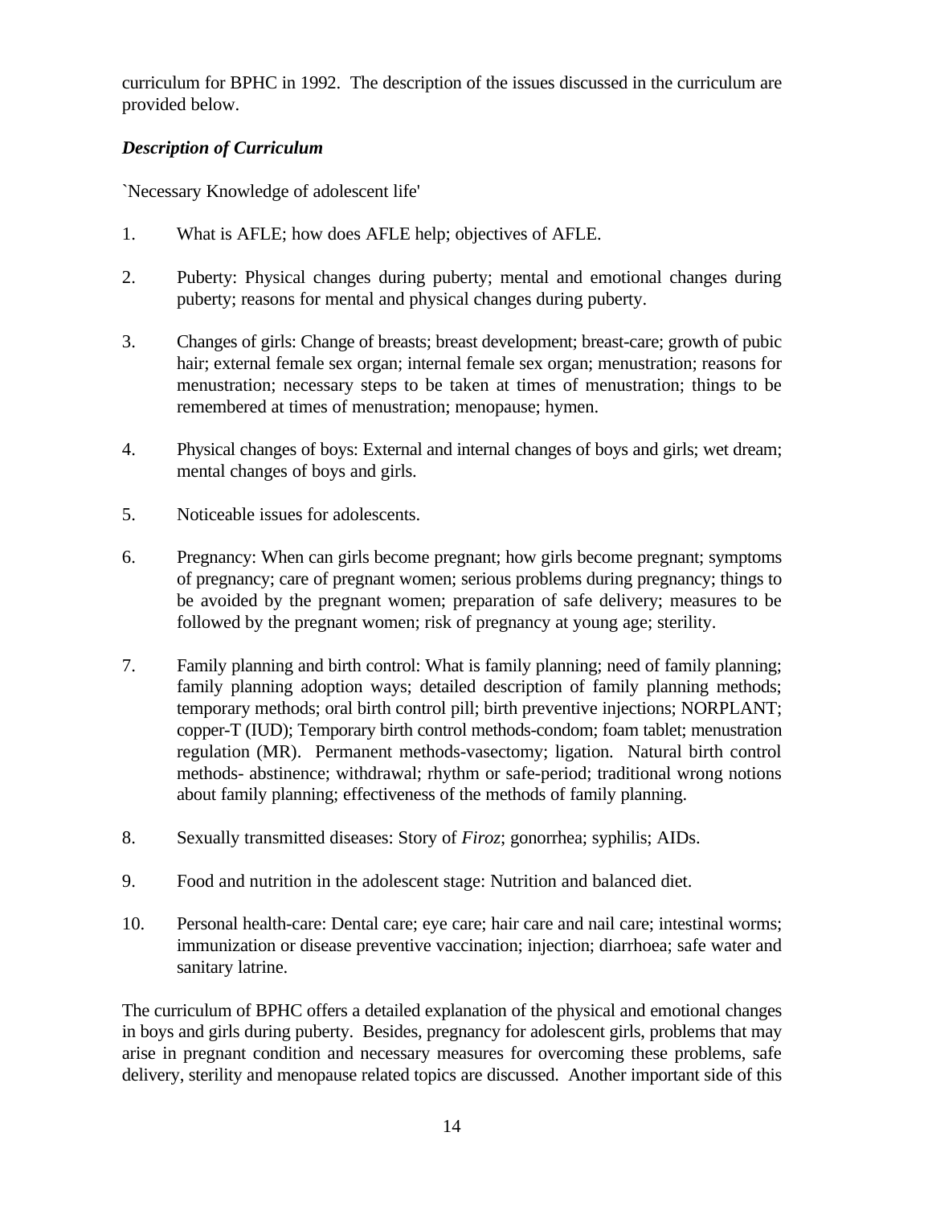curriculum for BPHC in 1992. The description of the issues discussed in the curriculum are provided below.

### *Description of Curriculum*

`Necessary Knowledge of adolescent life'

1. What is AFLE; how does AFLE help; objectives of AFLE.
2. Puberty: Physical changes during puberty; mental and emotional changes during puberty; reasons for mental and physical changes during puberty.
3. Changes of girls: Change of breasts; breast development; breast-care; growth of pubic hair; external female sex organ; internal female sex organ; menustration; reasons for menustration; necessary steps to be taken at times of menustration; things to be remembered at times of menustration; menopause; hymen.
4. Physical changes of boys: External and internal changes of boys and girls; wet dream; mental changes of boys and girls.
5. Noticeable issues for adolescents.
6. Pregnancy: When can girls become pregnant; how girls become pregnant; symptoms of pregnancy; care of pregnant women; serious problems during pregnancy; things to be avoided by the pregnant women; preparation of safe delivery; measures to be followed by the pregnant women; risk of pregnancy at young age; sterility.
7. Family planning and birth control: What is family planning; need of family planning; family planning adoption ways; detailed description of family planning methods; temporary methods; oral birth control pill; birth preventive injections; NORPLANT; copper-T (IUD); Temporary birth control methods-condom; foam tablet; menustration regulation (MR). Permanent methods-vasectomy; ligation. Natural birth control methods- abstinence; withdrawal; rhythm or safe-period; traditional wrong notions about family planning; effectiveness of the methods of family planning.
8. Sexually transmitted diseases: Story of *Firoz*; gonorrhea; syphilis; AIDs.
9. Food and nutrition in the adolescent stage: Nutrition and balanced diet.
10. Personal health-care: Dental care; eye care; hair care and nail care; intestinal worms; immunization or disease preventive vaccination; injection; diarrhoea; safe water and sanitary latrine.

The curriculum of BPHC offers a detailed explanation of the physical and emotional changes in boys and girls during puberty. Besides, pregnancy for adolescent girls, problems that may arise in pregnant condition and necessary measures for overcoming these problems, safe delivery, sterility and menopause related topics are discussed. Another important side of this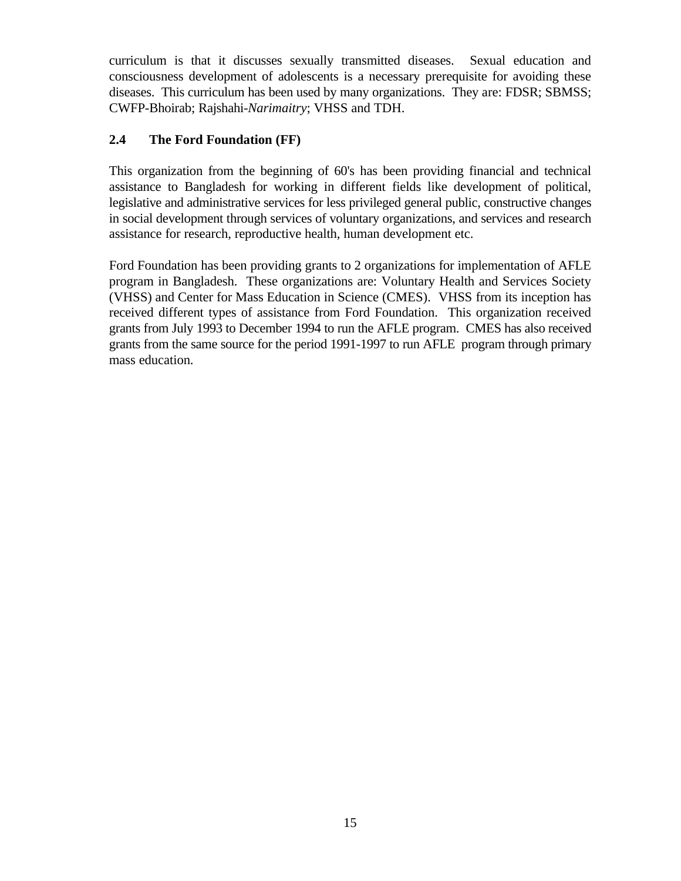curriculum is that it discusses sexually transmitted diseases. Sexual education and consciousness development of adolescents is a necessary prerequisite for avoiding these diseases. This curriculum has been used by many organizations. They are: FDSR; SBMSS; CWFP-Bhoirab; Rajshahi-*Narimaitry*; VHSS and TDH.

## 2.4 The Ford Foundation (FF)

This organization from the beginning of 60's has been providing financial and technical assistance to Bangladesh for working in different fields like development of political, legislative and administrative services for less privileged general public, constructive changes in social development through services of voluntary organizations, and services and research assistance for research, reproductive health, human development etc.

Ford Foundation has been providing grants to 2 organizations for implementation of AFLE program in Bangladesh. These organizations are: Voluntary Health and Services Society (VHSS) and Center for Mass Education in Science (CMES). VHSS from its inception has received different types of assistance from Ford Foundation. This organization received grants from July 1993 to December 1994 to run the AFLE program. CMES has also received grants from the same source for the period 1991-1997 to run AFLE program through primary mass education.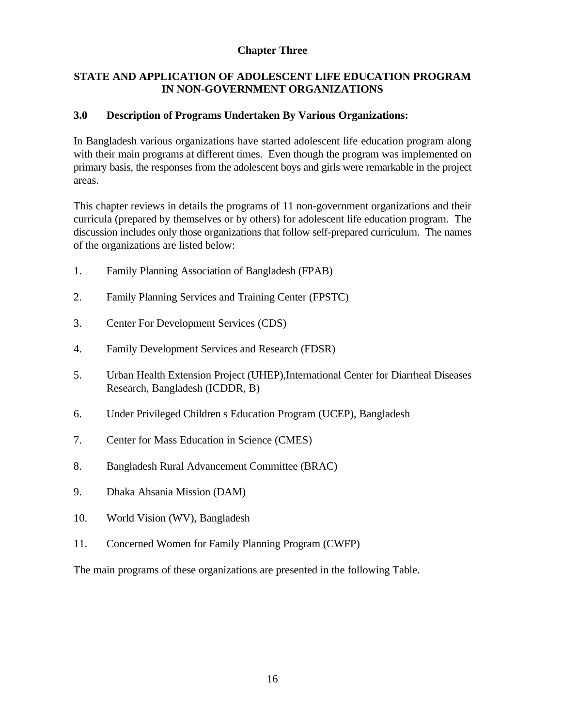# Chapter Three

## STATE AND APPLICATION OF ADOLESCENT LIFE EDUCATION PROGRAM IN NON-GOVERNMENT ORGANIZATIONS

### 3.0 Description of Programs Undertaken By Various Organizations:

In Bangladesh various organizations have started adolescent life education program along with their main programs at different times. Even though the program was implemented on primary basis, the responses from the adolescent boys and girls were remarkable in the project areas.

This chapter reviews in details the programs of 11 non-government organizations and their curricula (prepared by themselves or by others) for adolescent life education program. The discussion includes only those organizations that follow self-prepared curriculum. The names of the organizations are listed below:

1. Family Planning Association of Bangladesh (FPAB)
2. Family Planning Services and Training Center (FPSTC)
3. Center For Development Services (CDS)
4. Family Development Services and Research (FDSR)
5. Urban Health Extension Project (UHEP),International Center for Diarrheal Diseases Research, Bangladesh (ICDDR, B)
6. Under Privileged Children s Education Program (UCEP), Bangladesh
7. Center for Mass Education in Science (CMES)
8. Bangladesh Rural Advancement Committee (BRAC)
9. Dhaka Ahsania Mission (DAM)
10. World Vision (WV), Bangladesh
11. Concerned Women for Family Planning Program (CWFP)

The main programs of these organizations are presented in the following Table.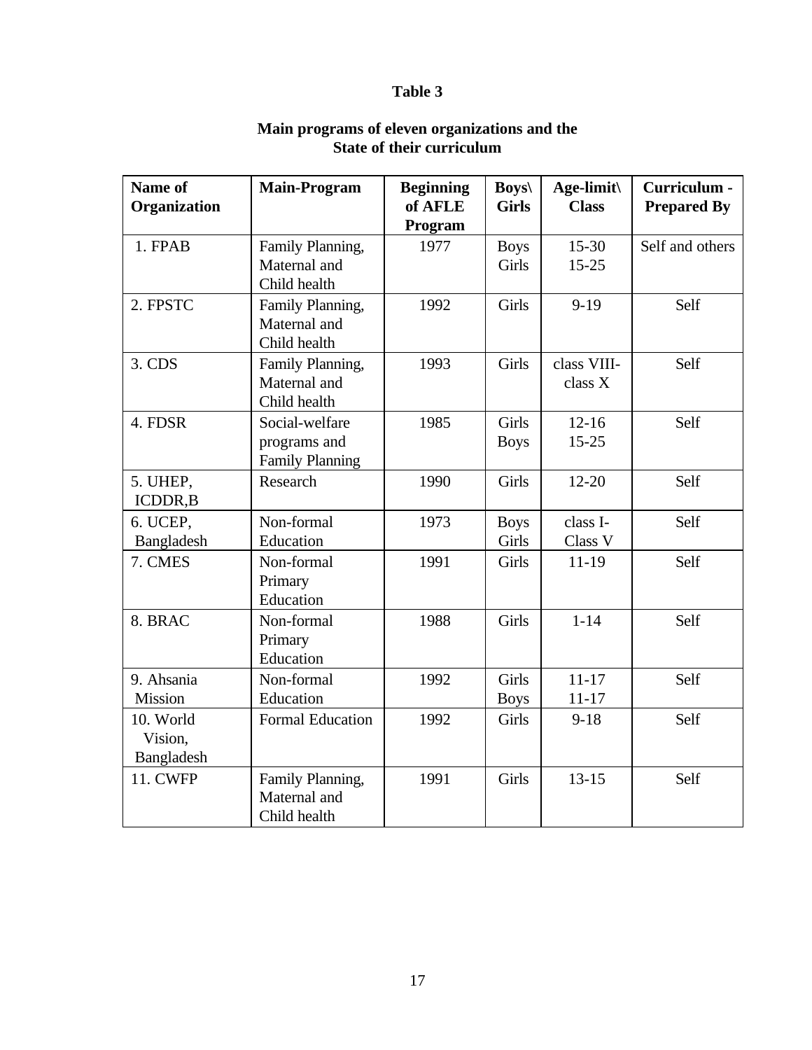**Table 3**

**Main programs of eleven organizations and the State of their curriculum**

| Name of Organization | Main-Program | Beginning of AFLE Program | Boys\ Girls | Age-limit\ Class | Curriculum - Prepared By |
|---|---|---|---|---|---|
| 1. FPAB | Family Planning, Maternal and Child health | 1977 | Boys<br>Girls | 15-30<br>15-25 | Self and others |
| 2. FPSTC | Family Planning, Maternal and Child health | 1992 | Girls | 9-19 | Self |
| 3. CDS | Family Planning, Maternal and Child health | 1993 | Girls | class VIII-class X | Self |
| 4. FDSR | Social-welfare programs and Family Planning | 1985 | Girls<br>Boys | 12-16<br>15-25 | Self |
| 5. UHEP, ICDDR,B | Research | 1990 | Girls | 12-20 | Self |
| 6. UCEP, Bangladesh | Non-formal Education | 1973 | Boys<br>Girls | class I-Class V | Self |
| 7. CMES | Non-formal Primary Education | 1991 | Girls | 11-19 | Self |
| 8. BRAC | Non-formal Primary Education | 1988 | Girls | 1-14 | Self |
| 9. Ahsania Mission | Non-formal Education | 1992 | Girls<br>Boys | 11-17<br>11-17 | Self |
| 10. World Vision, Bangladesh | Formal Education | 1992 | Girls | 9-18 | Self |
| 11. CWFP | Family Planning, Maternal and Child health | 1991 | Girls | 13-15 | Self |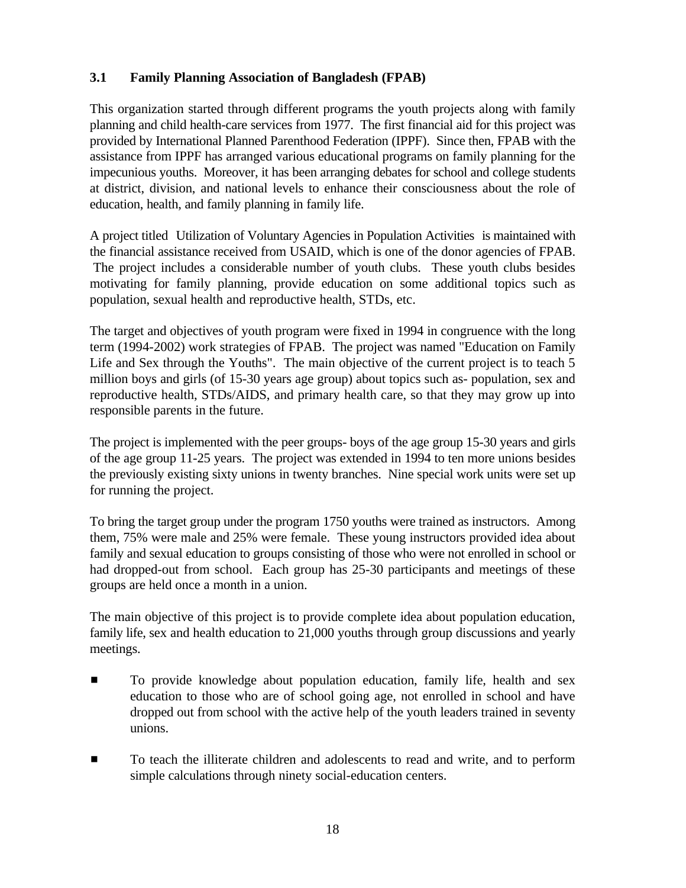### 3.1 Family Planning Association of Bangladesh (FPAB)

This organization started through different programs the youth projects along with family planning and child health-care services from 1977. The first financial aid for this project was provided by International Planned Parenthood Federation (IPPF). Since then, FPAB with the assistance from IPPF has arranged various educational programs on family planning for the impecunious youths. Moreover, it has been arranging debates for school and college students at district, division, and national levels to enhance their consciousness about the role of education, health, and family planning in family life.

A project titled Utilization of Voluntary Agencies in Population Activities is maintained with the financial assistance received from USAID, which is one of the donor agencies of FPAB. The project includes a considerable number of youth clubs. These youth clubs besides motivating for family planning, provide education on some additional topics such as population, sexual health and reproductive health, STDs, etc.

The target and objectives of youth program were fixed in 1994 in congruence with the long term (1994-2002) work strategies of FPAB. The project was named "Education on Family Life and Sex through the Youths". The main objective of the current project is to teach 5 million boys and girls (of 15-30 years age group) about topics such as- population, sex and reproductive health, STDs/AIDS, and primary health care, so that they may grow up into responsible parents in the future.

The project is implemented with the peer groups- boys of the age group 15-30 years and girls of the age group 11-25 years. The project was extended in 1994 to ten more unions besides the previously existing sixty unions in twenty branches. Nine special work units were set up for running the project.

To bring the target group under the program 1750 youths were trained as instructors. Among them, 75% were male and 25% were female. These young instructors provided idea about family and sexual education to groups consisting of those who were not enrolled in school or had dropped-out from school. Each group has 25-30 participants and meetings of these groups are held once a month in a union.

The main objective of this project is to provide complete idea about population education, family life, sex and health education to 21,000 youths through group discussions and yearly meetings.

- To provide knowledge about population education, family life, health and sex education to those who are of school going age, not enrolled in school and have dropped out from school with the active help of the youth leaders trained in seventy unions.

- To teach the illiterate children and adolescents to read and write, and to perform simple calculations through ninety social-education centers.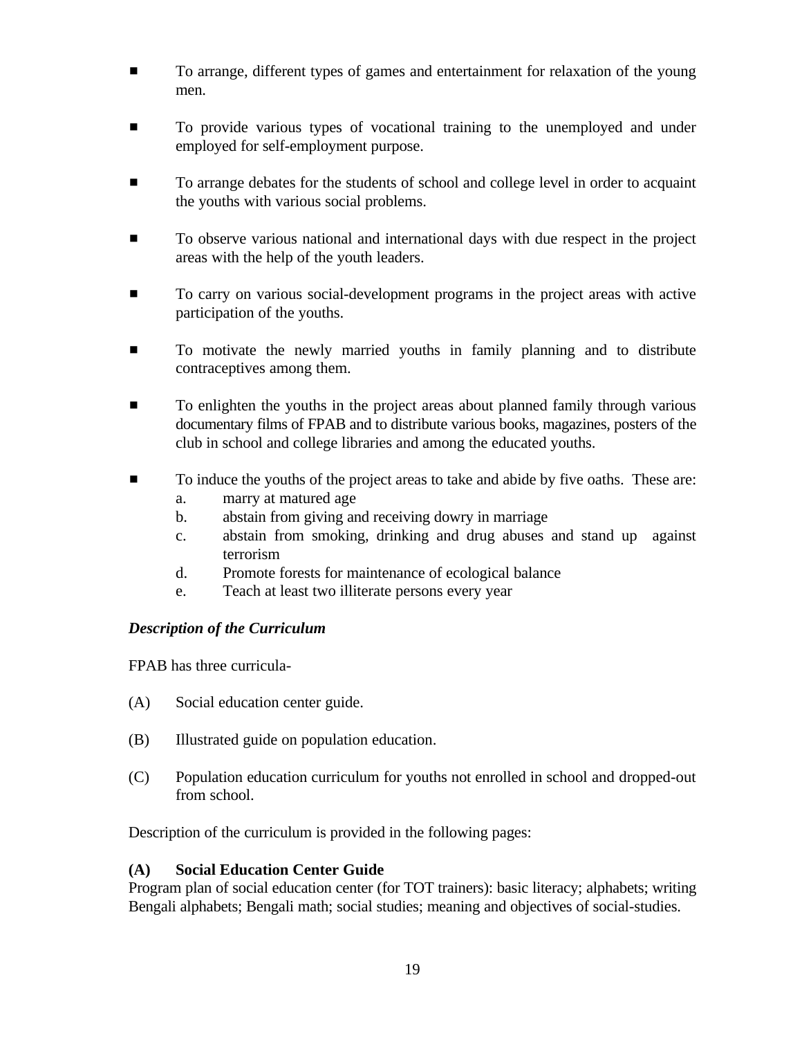- To arrange, different types of games and entertainment for relaxation of the young men.

- To provide various types of vocational training to the unemployed and under employed for self-employment purpose.

- To arrange debates for the students of school and college level in order to acquaint the youths with various social problems.

- To observe various national and international days with due respect in the project areas with the help of the youth leaders.

- To carry on various social-development programs in the project areas with active participation of the youths.

- To motivate the newly married youths in family planning and to distribute contraceptives among them.

- To enlighten the youths in the project areas about planned family through various documentary films of FPAB and to distribute various books, magazines, posters of the club in school and college libraries and among the educated youths.

- To induce the youths of the project areas to take and abide by five oaths. These are:
  a. marry at matured age
  b. abstain from giving and receiving dowry in marriage
  c. abstain from smoking, drinking and drug abuses and stand up against terrorism
  d. Promote forests for maintenance of ecological balance
  e. Teach at least two illiterate persons every year

***Description of the Curriculum***

FPAB has three curricula-

(A) Social education center guide.

(B) Illustrated guide on population education.

(C) Population education curriculum for youths not enrolled in school and dropped-out from school.

Description of the curriculum is provided in the following pages:

**(A) Social Education Center Guide**

Program plan of social education center (for TOT trainers): basic literacy; alphabets; writing Bengali alphabets; Bengali math; social studies; meaning and objectives of social-studies.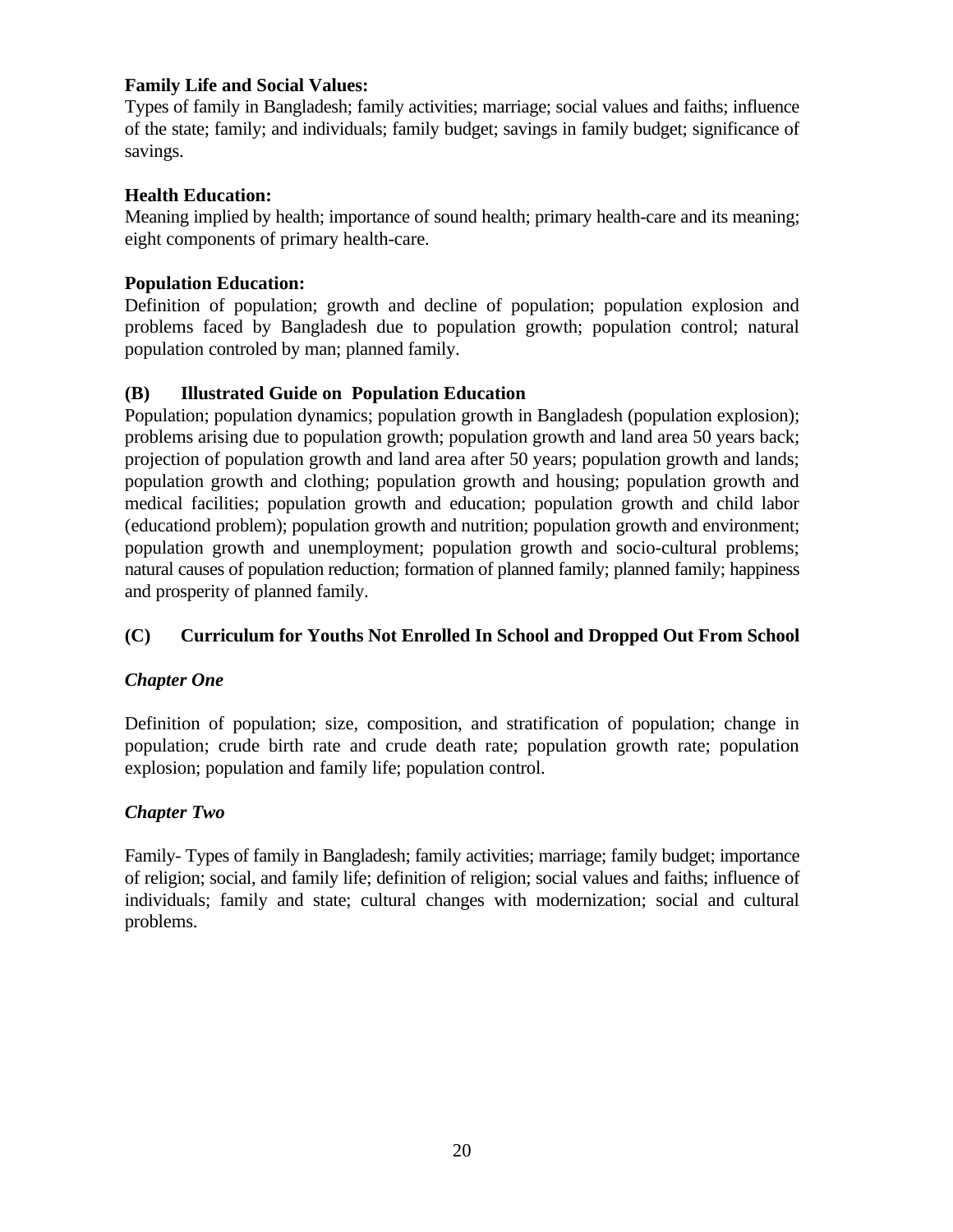**Family Life and Social Values:**
Types of family in Bangladesh; family activities; marriage; social values and faiths; influence of the state; family; and individuals; family budget; savings in family budget; significance of savings.

**Health Education:**
Meaning implied by health; importance of sound health; primary health-care and its meaning; eight components of primary health-care.

**Population Education:**
Definition of population; growth and decline of population; population explosion and problems faced by Bangladesh due to population growth; population control; natural population controled by man; planned family.

### (B) Illustrated Guide on Population Education

Population; population dynamics; population growth in Bangladesh (population explosion); problems arising due to population growth; population growth and land area 50 years back; projection of population growth and land area after 50 years; population growth and lands; population growth and clothing; population growth and housing; population growth and medical facilities; population growth and education; population growth and child labor (educationd problem); population growth and nutrition; population growth and environment; population growth and unemployment; population growth and socio-cultural problems; natural causes of population reduction; formation of planned family; planned family; happiness and prosperity of planned family.

### (C) Curriculum for Youths Not Enrolled In School and Dropped Out From School

***Chapter One***

Definition of population; size, composition, and stratification of population; change in population; crude birth rate and crude death rate; population growth rate; population explosion; population and family life; population control.

***Chapter Two***

Family- Types of family in Bangladesh; family activities; marriage; family budget; importance of religion; social, and family life; definition of religion; social values and faiths; influence of individuals; family and state; cultural changes with modernization; social and cultural problems.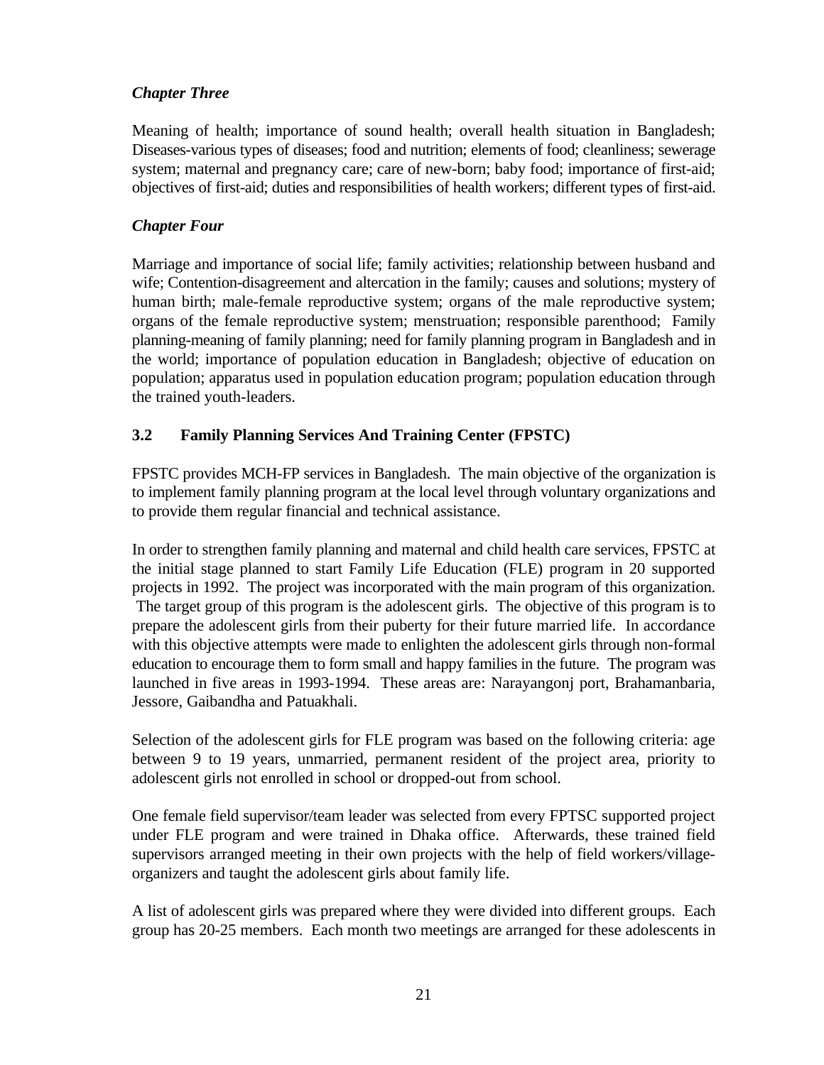*Chapter Three*

Meaning of health; importance of sound health; overall health situation in Bangladesh; Diseases-various types of diseases; food and nutrition; elements of food; cleanliness; sewerage system; maternal and pregnancy care; care of new-born; baby food; importance of first-aid; objectives of first-aid; duties and responsibilities of health workers; different types of first-aid.

*Chapter Four*

Marriage and importance of social life; family activities; relationship between husband and wife; Contention-disagreement and altercation in the family; causes and solutions; mystery of human birth; male-female reproductive system; organs of the male reproductive system; organs of the female reproductive system; menstruation; responsible parenthood; Family planning-meaning of family planning; need for family planning program in Bangladesh and in the world; importance of population education in Bangladesh; objective of education on population; apparatus used in population education program; population education through the trained youth-leaders.

### 3.2 Family Planning Services And Training Center (FPSTC)

FPSTC provides MCH-FP services in Bangladesh. The main objective of the organization is to implement family planning program at the local level through voluntary organizations and to provide them regular financial and technical assistance.

In order to strengthen family planning and maternal and child health care services, FPSTC at the initial stage planned to start Family Life Education (FLE) program in 20 supported projects in 1992. The project was incorporated with the main program of this organization. The target group of this program is the adolescent girls. The objective of this program is to prepare the adolescent girls from their puberty for their future married life. In accordance with this objective attempts were made to enlighten the adolescent girls through non-formal education to encourage them to form small and happy families in the future. The program was launched in five areas in 1993-1994. These areas are: Narayangonj port, Brahamanbaria, Jessore, Gaibandha and Patuakhali.

Selection of the adolescent girls for FLE program was based on the following criteria: age between 9 to 19 years, unmarried, permanent resident of the project area, priority to adolescent girls not enrolled in school or dropped-out from school.

One female field supervisor/team leader was selected from every FPTSC supported project under FLE program and were trained in Dhaka office. Afterwards, these trained field supervisors arranged meeting in their own projects with the help of field workers/village-organizers and taught the adolescent girls about family life.

A list of adolescent girls was prepared where they were divided into different groups. Each group has 20-25 members. Each month two meetings are arranged for these adolescents in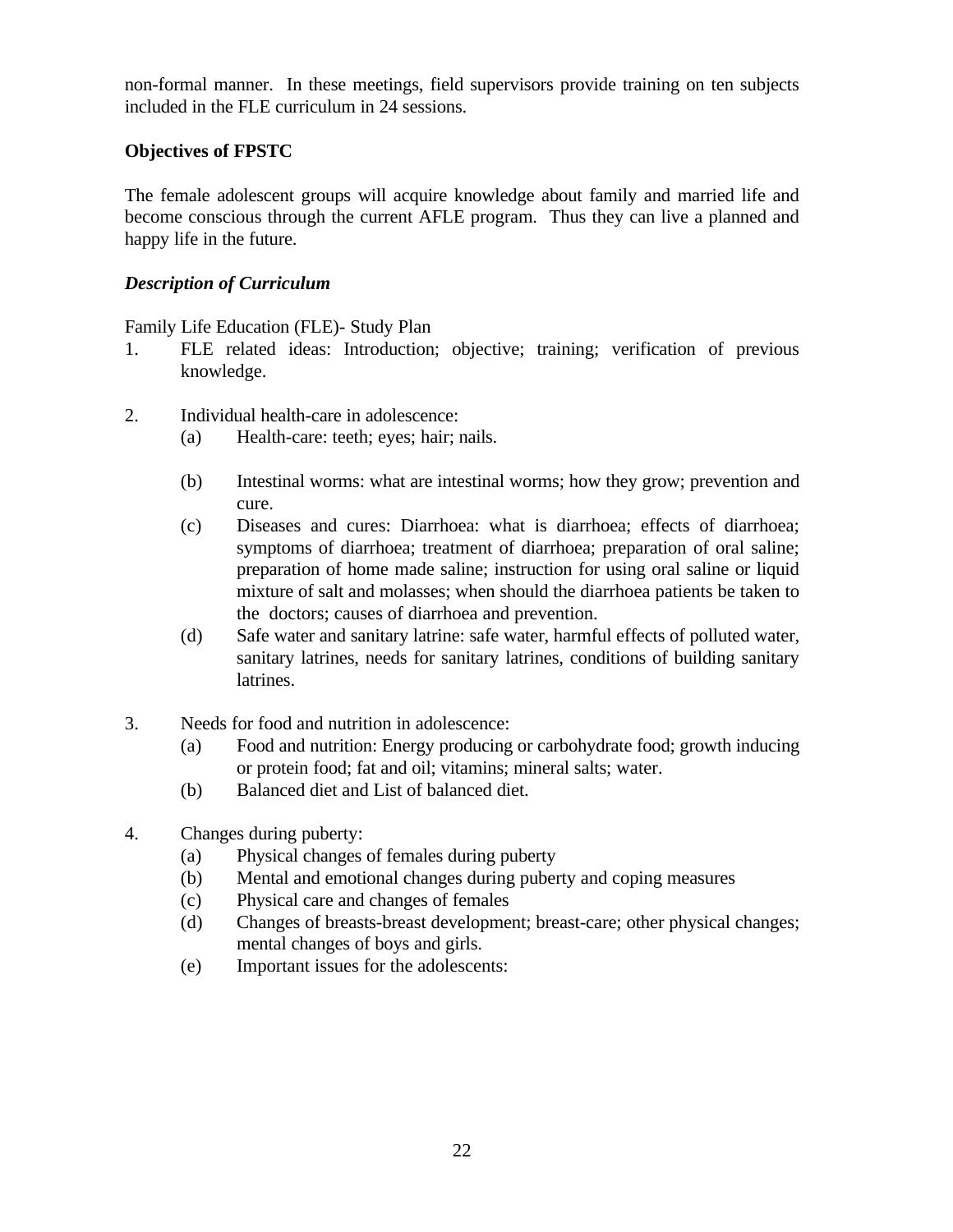non-formal manner. In these meetings, field supervisors provide training on ten subjects included in the FLE curriculum in 24 sessions.

**Objectives of FPSTC**

The female adolescent groups will acquire knowledge about family and married life and become conscious through the current AFLE program. Thus they can live a planned and happy life in the future.

***Description of Curriculum***

Family Life Education (FLE)- Study Plan

1. FLE related ideas: Introduction; objective; training; verification of previous knowledge.

2. Individual health-care in adolescence:
   - (a) Health-care: teeth; eyes; hair; nails.
   - (b) Intestinal worms: what are intestinal worms; how they grow; prevention and cure.
   - (c) Diseases and cures: Diarrhoea: what is diarrhoea; effects of diarrhoea; symptoms of diarrhoea; treatment of diarrhoea; preparation of oral saline; preparation of home made saline; instruction for using oral saline or liquid mixture of salt and molasses; when should the diarrhoea patients be taken to the doctors; causes of diarrhoea and prevention.
   - (d) Safe water and sanitary latrine: safe water, harmful effects of polluted water, sanitary latrines, needs for sanitary latrines, conditions of building sanitary latrines.

3. Needs for food and nutrition in adolescence:
   - (a) Food and nutrition: Energy producing or carbohydrate food; growth inducing or protein food; fat and oil; vitamins; mineral salts; water.
   - (b) Balanced diet and List of balanced diet.

4. Changes during puberty:
   - (a) Physical changes of females during puberty
   - (b) Mental and emotional changes during puberty and coping measures
   - (c) Physical care and changes of females
   - (d) Changes of breasts-breast development; breast-care; other physical changes; mental changes of boys and girls.
   - (e) Important issues for the adolescents: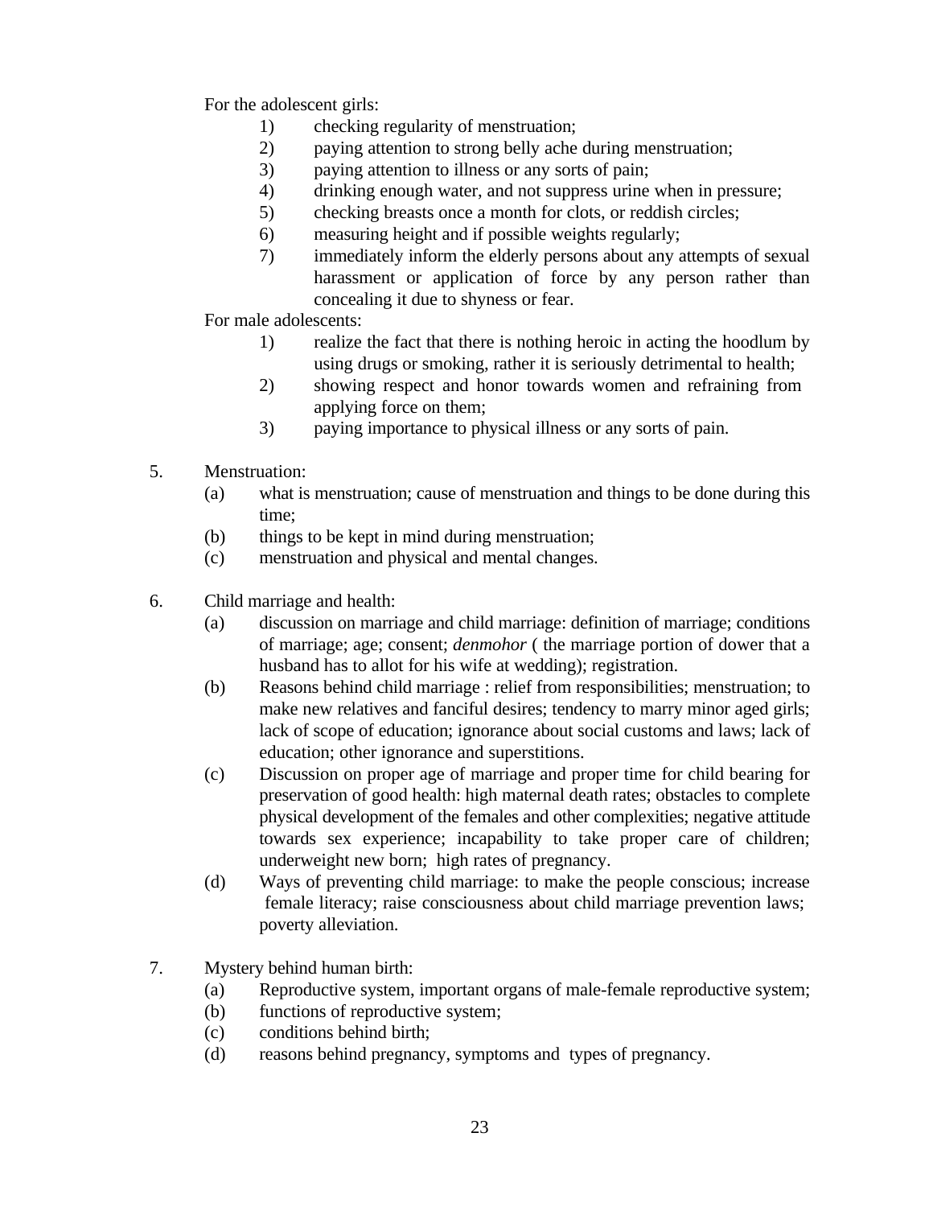For the adolescent girls:

1) checking regularity of menstruation;
2) paying attention to strong belly ache during menstruation;
3) paying attention to illness or any sorts of pain;
4) drinking enough water, and not suppress urine when in pressure;
5) checking breasts once a month for clots, or reddish circles;
6) measuring height and if possible weights regularly;
7) immediately inform the elderly persons about any attempts of sexual harassment or application of force by any person rather than concealing it due to shyness or fear.

For male adolescents:

1) realize the fact that there is nothing heroic in acting the hoodlum by using drugs or smoking, rather it is seriously detrimental to health;
2) showing respect and honor towards women and refraining from applying force on them;
3) paying importance to physical illness or any sorts of pain.

5. Menstruation:
   - (a) what is menstruation; cause of menstruation and things to be done during this time;
   - (b) things to be kept in mind during menstruation;
   - (c) menstruation and physical and mental changes.

6. Child marriage and health:
   - (a) discussion on marriage and child marriage: definition of marriage; conditions of marriage; age; consent; *denmohor* ( the marriage portion of dower that a husband has to allot for his wife at wedding); registration.
   - (b) Reasons behind child marriage : relief from responsibilities; menstruation; to make new relatives and fanciful desires; tendency to marry minor aged girls; lack of scope of education; ignorance about social customs and laws; lack of education; other ignorance and superstitions.
   - (c) Discussion on proper age of marriage and proper time for child bearing for preservation of good health: high maternal death rates; obstacles to complete physical development of the females and other complexities; negative attitude towards sex experience; incapability to take proper care of children; underweight new born; high rates of pregnancy.
   - (d) Ways of preventing child marriage: to make the people conscious; increase female literacy; raise consciousness about child marriage prevention laws; poverty alleviation.

7. Mystery behind human birth:
   - (a) Reproductive system, important organs of male-female reproductive system;
   - (b) functions of reproductive system;
   - (c) conditions behind birth;
   - (d) reasons behind pregnancy, symptoms and types of pregnancy.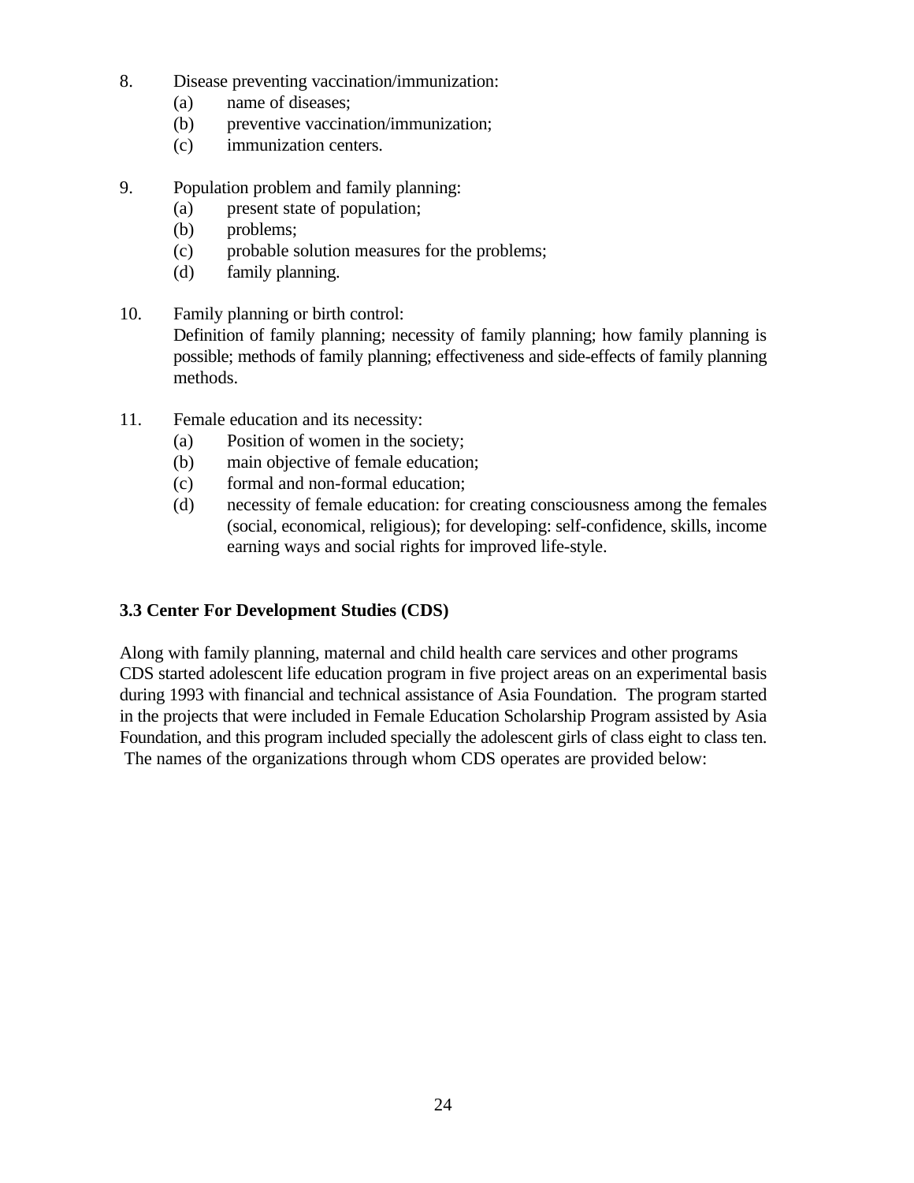8. Disease preventing vaccination/immunization:
   (a) name of diseases;
   (b) preventive vaccination/immunization;
   (c) immunization centers.

9. Population problem and family planning:
   (a) present state of population;
   (b) problems;
   (c) probable solution measures for the problems;
   (d) family planning.

10. Family planning or birth control:
    Definition of family planning; necessity of family planning; how family planning is possible; methods of family planning; effectiveness and side-effects of family planning methods.

11. Female education and its necessity:
    (a) Position of women in the society;
    (b) main objective of female education;
    (c) formal and non-formal education;
    (d) necessity of female education: for creating consciousness among the females (social, economical, religious); for developing: self-confidence, skills, income earning ways and social rights for improved life-style.

### 3.3 Center For Development Studies (CDS)

Along with family planning, maternal and child health care services and other programs CDS started adolescent life education program in five project areas on an experimental basis during 1993 with financial and technical assistance of Asia Foundation. The program started in the projects that were included in Female Education Scholarship Program assisted by Asia Foundation, and this program included specially the adolescent girls of class eight to class ten. The names of the organizations through whom CDS operates are provided below: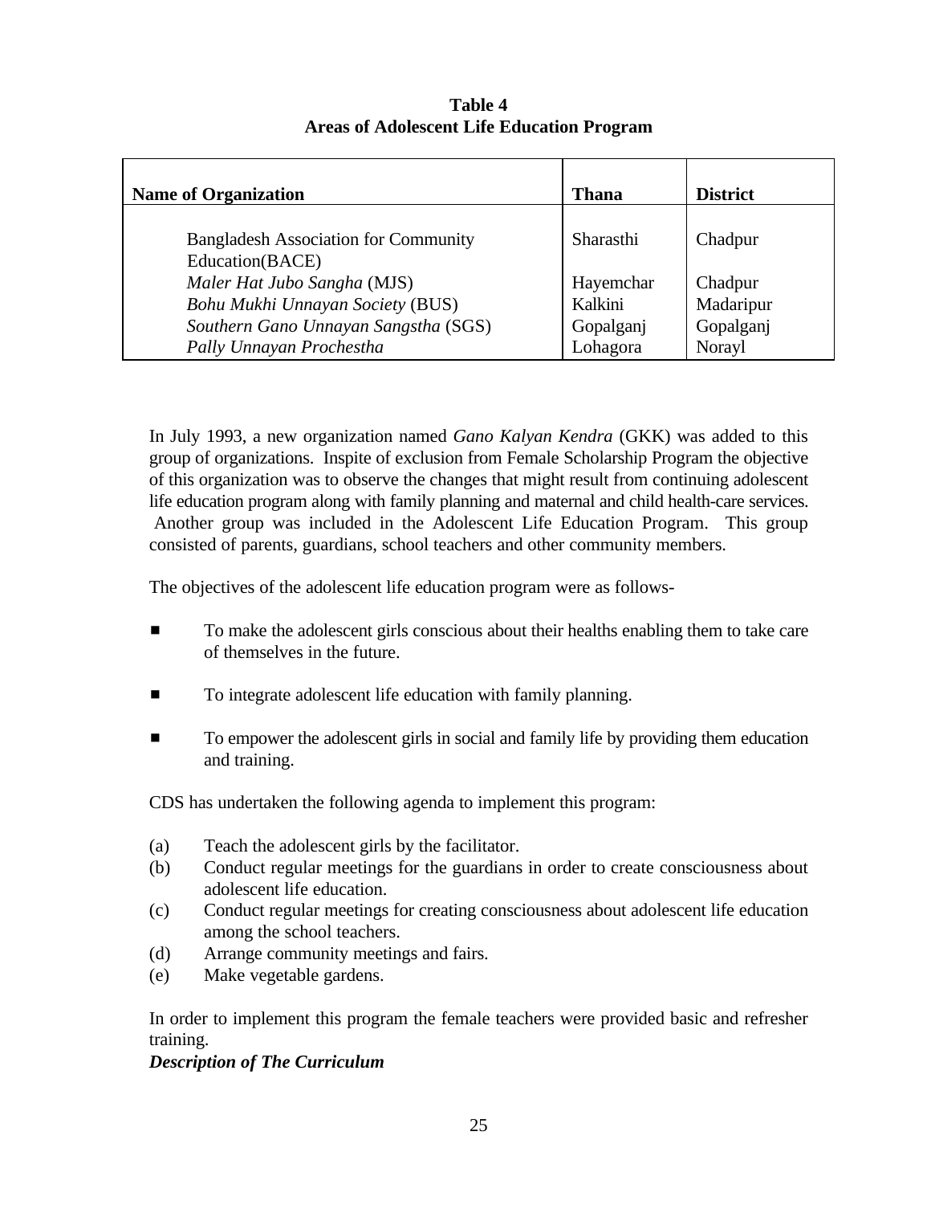**Table 4**
**Areas of Adolescent Life Education Program**

| Name of Organization | Thana | District |
|---|---|---|
| Bangladesh Association for Community Education(BACE) | Sharasthi | Chadpur |
| *Maler Hat Jubo Sangha* (MJS) | Hayemchar | Chadpur |
| *Bohu Mukhi Unnayan Society* (BUS) | Kalkini | Madaripur |
| *Southern Gano Unnayan Sangstha* (SGS) | Gopalganj | Gopalganj |
| *Pally Unnayan Prochestha* | Lohagora | Norayl |

In July 1993, a new organization named *Gano Kalyan Kendra* (GKK) was added to this group of organizations. Inspite of exclusion from Female Scholarship Program the objective of this organization was to observe the changes that might result from continuing adolescent life education program along with family planning and maternal and child health-care services. Another group was included in the Adolescent Life Education Program. This group consisted of parents, guardians, school teachers and other community members.

The objectives of the adolescent life education program were as follows-

- To make the adolescent girls conscious about their healths enabling them to take care of themselves in the future.
- To integrate adolescent life education with family planning.
- To empower the adolescent girls in social and family life by providing them education and training.

CDS has undertaken the following agenda to implement this program:

(a) Teach the adolescent girls by the facilitator.
(b) Conduct regular meetings for the guardians in order to create consciousness about adolescent life education.
(c) Conduct regular meetings for creating consciousness about adolescent life education among the school teachers.
(d) Arrange community meetings and fairs.
(e) Make vegetable gardens.

In order to implement this program the female teachers were provided basic and refresher training.

***Description of The Curriculum***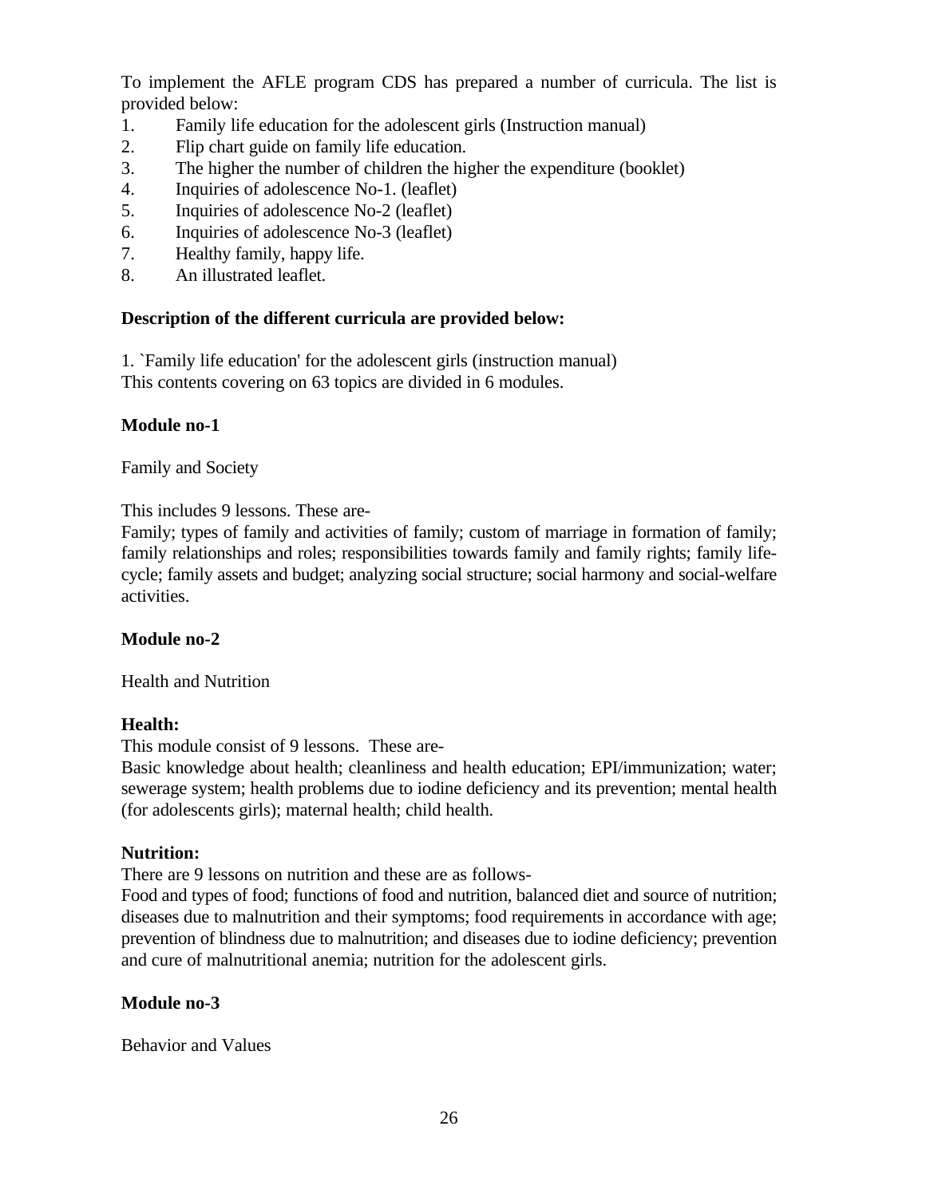To implement the AFLE program CDS has prepared a number of curricula. The list is provided below:

1. Family life education for the adolescent girls (Instruction manual)
2. Flip chart guide on family life education.
3. The higher the number of children the higher the expenditure (booklet)
4. Inquiries of adolescence No-1. (leaflet)
5. Inquiries of adolescence No-2 (leaflet)
6. Inquiries of adolescence No-3 (leaflet)
7. Healthy family, happy life.
8. An illustrated leaflet.

**Description of the different curricula are provided below:**

1. `Family life education' for the adolescent girls (instruction manual)
This contents covering on 63 topics are divided in 6 modules.

**Module no-1**

Family and Society

This includes 9 lessons. These are-
Family; types of family and activities of family; custom of marriage in formation of family; family relationships and roles; responsibilities towards family and family rights; family life-cycle; family assets and budget; analyzing social structure; social harmony and social-welfare activities.

**Module no-2**

Health and Nutrition

**Health:**
This module consist of 9 lessons. These are-
Basic knowledge about health; cleanliness and health education; EPI/immunization; water; sewerage system; health problems due to iodine deficiency and its prevention; mental health (for adolescents girls); maternal health; child health.

**Nutrition:**
There are 9 lessons on nutrition and these are as follows-
Food and types of food; functions of food and nutrition, balanced diet and source of nutrition; diseases due to malnutrition and their symptoms; food requirements in accordance with age; prevention of blindness due to malnutrition; and diseases due to iodine deficiency; prevention and cure of malnutritional anemia; nutrition for the adolescent girls.

**Module no-3**

Behavior and Values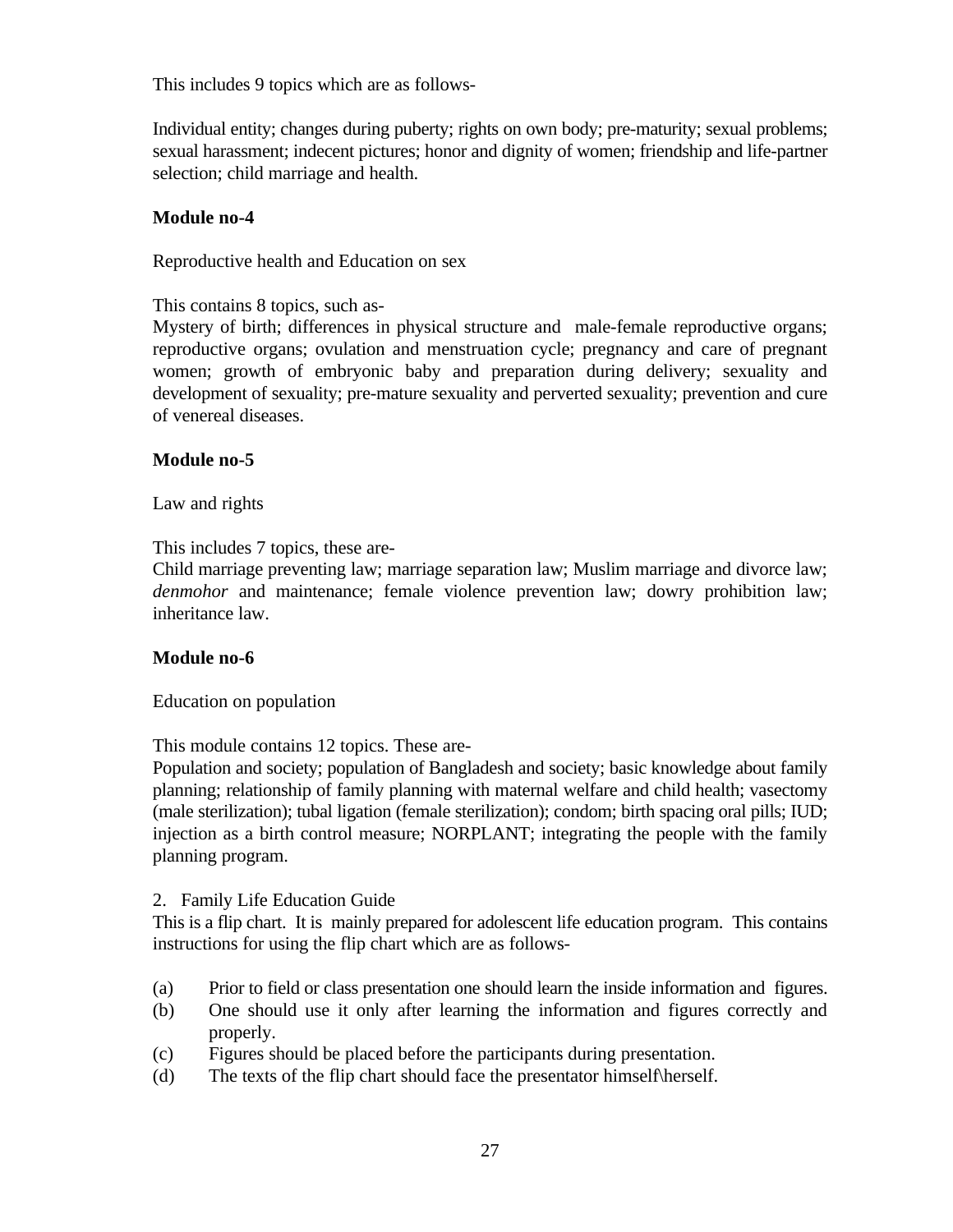This includes 9 topics which are as follows-

Individual entity; changes during puberty; rights on own body; pre-maturity; sexual problems; sexual harassment; indecent pictures; honor and dignity of women; friendship and life-partner selection; child marriage and health.

**Module no-4**

Reproductive health and Education on sex

This contains 8 topics, such as-
Mystery of birth; differences in physical structure and male-female reproductive organs; reproductive organs; ovulation and menstruation cycle; pregnancy and care of pregnant women; growth of embryonic baby and preparation during delivery; sexuality and development of sexuality; pre-mature sexuality and perverted sexuality; prevention and cure of venereal diseases.

**Module no-5**

Law and rights

This includes 7 topics, these are-
Child marriage preventing law; marriage separation law; Muslim marriage and divorce law; *denmohor* and maintenance; female violence prevention law; dowry prohibition law; inheritance law.

**Module no-6**

Education on population

This module contains 12 topics. These are-
Population and society; population of Bangladesh and society; basic knowledge about family planning; relationship of family planning with maternal welfare and child health; vasectomy (male sterilization); tubal ligation (female sterilization); condom; birth spacing oral pills; IUD; injection as a birth control measure; NORPLANT; integrating the people with the family planning program.

2. Family Life Education Guide

This is a flip chart. It is mainly prepared for adolescent life education program. This contains instructions for using the flip chart which are as follows-

(a) Prior to field or class presentation one should learn the inside information and figures.
(b) One should use it only after learning the information and figures correctly and properly.
(c) Figures should be placed before the participants during presentation.
(d) The texts of the flip chart should face the presentator himself\herself.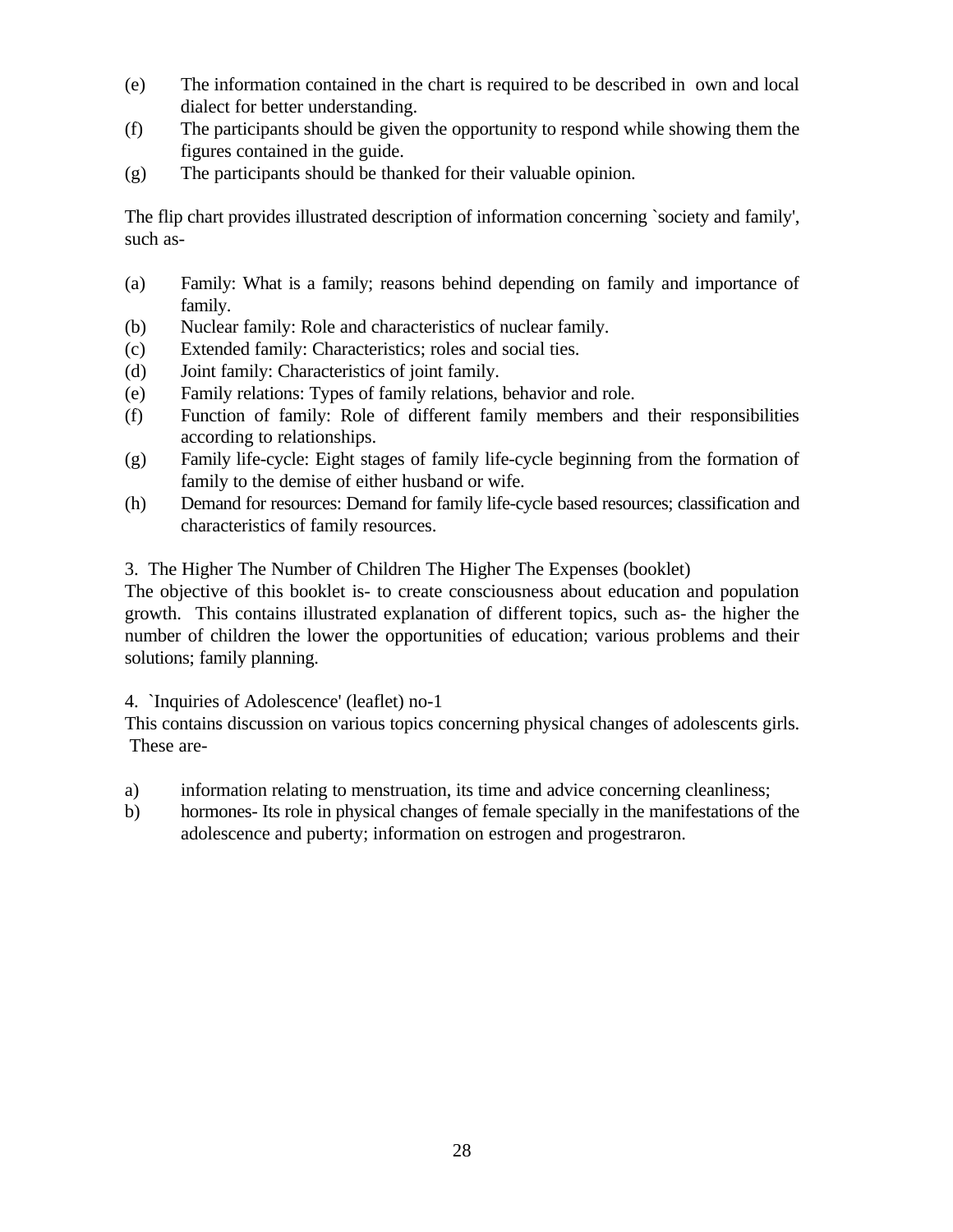(e) The information contained in the chart is required to be described in own and local dialect for better understanding.
(f) The participants should be given the opportunity to respond while showing them the figures contained in the guide.
(g) The participants should be thanked for their valuable opinion.

The flip chart provides illustrated description of information concerning `society and family', such as-

(a) Family: What is a family; reasons behind depending on family and importance of family.
(b) Nuclear family: Role and characteristics of nuclear family.
(c) Extended family: Characteristics; roles and social ties.
(d) Joint family: Characteristics of joint family.
(e) Family relations: Types of family relations, behavior and role.
(f) Function of family: Role of different family members and their responsibilities according to relationships.
(g) Family life-cycle: Eight stages of family life-cycle beginning from the formation of family to the demise of either husband or wife.
(h) Demand for resources: Demand for family life-cycle based resources; classification and characteristics of family resources.

3. The Higher The Number of Children The Higher The Expenses (booklet)
The objective of this booklet is- to create consciousness about education and population growth. This contains illustrated explanation of different topics, such as- the higher the number of children the lower the opportunities of education; various problems and their solutions; family planning.

4. `Inquiries of Adolescence' (leaflet) no-1
This contains discussion on various topics concerning physical changes of adolescents girls. These are-

a) information relating to menstruation, its time and advice concerning cleanliness;
b) hormones- Its role in physical changes of female specially in the manifestations of the adolescence and puberty; information on estrogen and progestraron.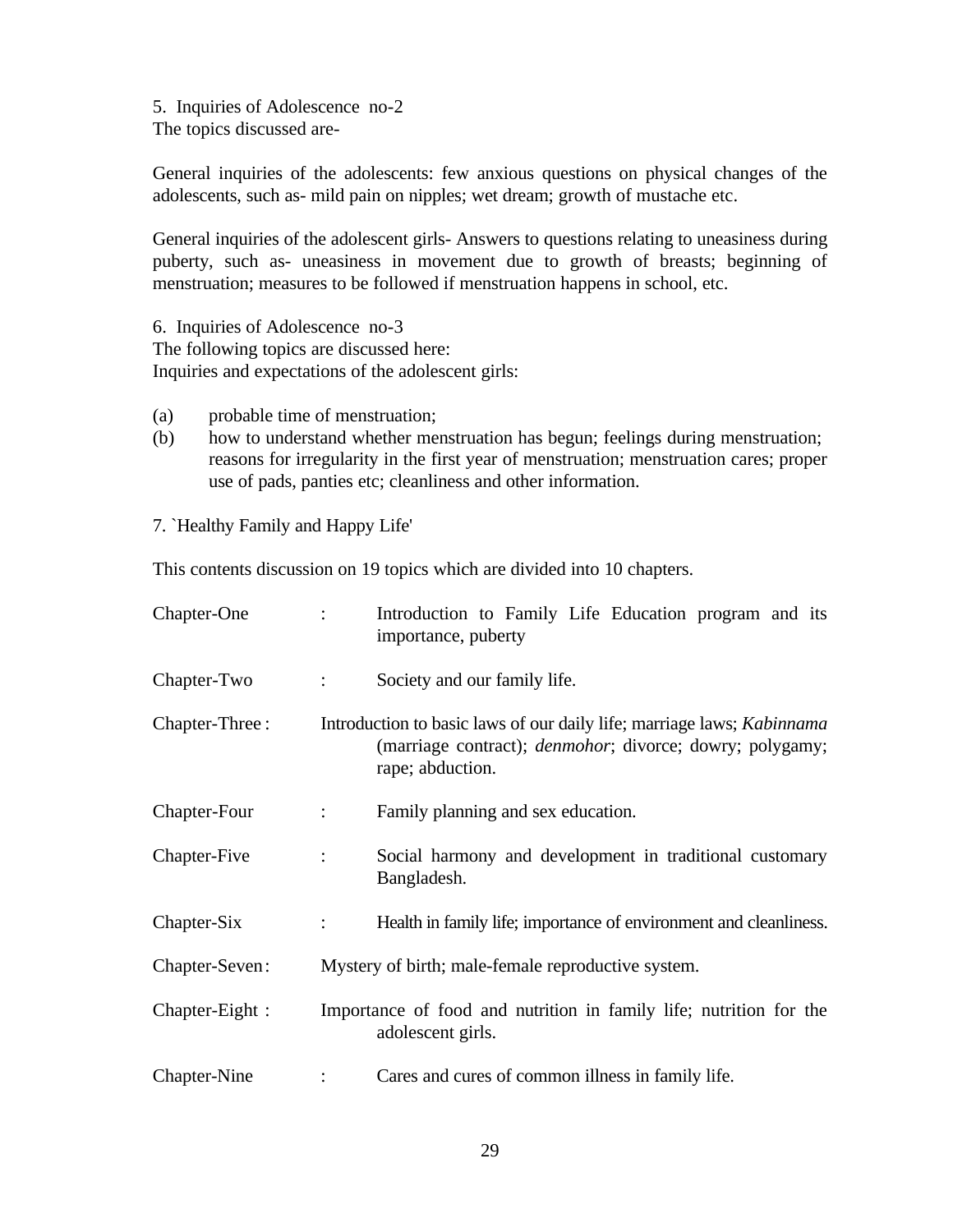5. Inquiries of Adolescence no-2
The topics discussed are-

General inquiries of the adolescents: few anxious questions on physical changes of the adolescents, such as- mild pain on nipples; wet dream; growth of mustache etc.

General inquiries of the adolescent girls- Answers to questions relating to uneasiness during puberty, such as- uneasiness in movement due to growth of breasts; beginning of menstruation; measures to be followed if menstruation happens in school, etc.

6. Inquiries of Adolescence no-3
The following topics are discussed here:
Inquiries and expectations of the adolescent girls:

(a) probable time of menstruation;
(b) how to understand whether menstruation has begun; feelings during menstruation; reasons for irregularity in the first year of menstruation; menstruation cares; proper use of pads, panties etc; cleanliness and other information.

7. `Healthy Family and Happy Life'

This contents discussion on 19 topics which are divided into 10 chapters.

| | | |
|---|---|---|
| Chapter-One | : | Introduction to Family Life Education program and its importance, puberty |
| Chapter-Two | : | Society and our family life. |
| Chapter-Three | : | Introduction to basic laws of our daily life; marriage laws; *Kabinnama* (marriage contract); *denmohor*; divorce; dowry; polygamy; rape; abduction. |
| Chapter-Four | : | Family planning and sex education. |
| Chapter-Five | : | Social harmony and development in traditional customary Bangladesh. |
| Chapter-Six | : | Health in family life; importance of environment and cleanliness. |
| Chapter-Seven | : | Mystery of birth; male-female reproductive system. |
| Chapter-Eight | : | Importance of food and nutrition in family life; nutrition for the adolescent girls. |
| Chapter-Nine | : | Cares and cures of common illness in family life. |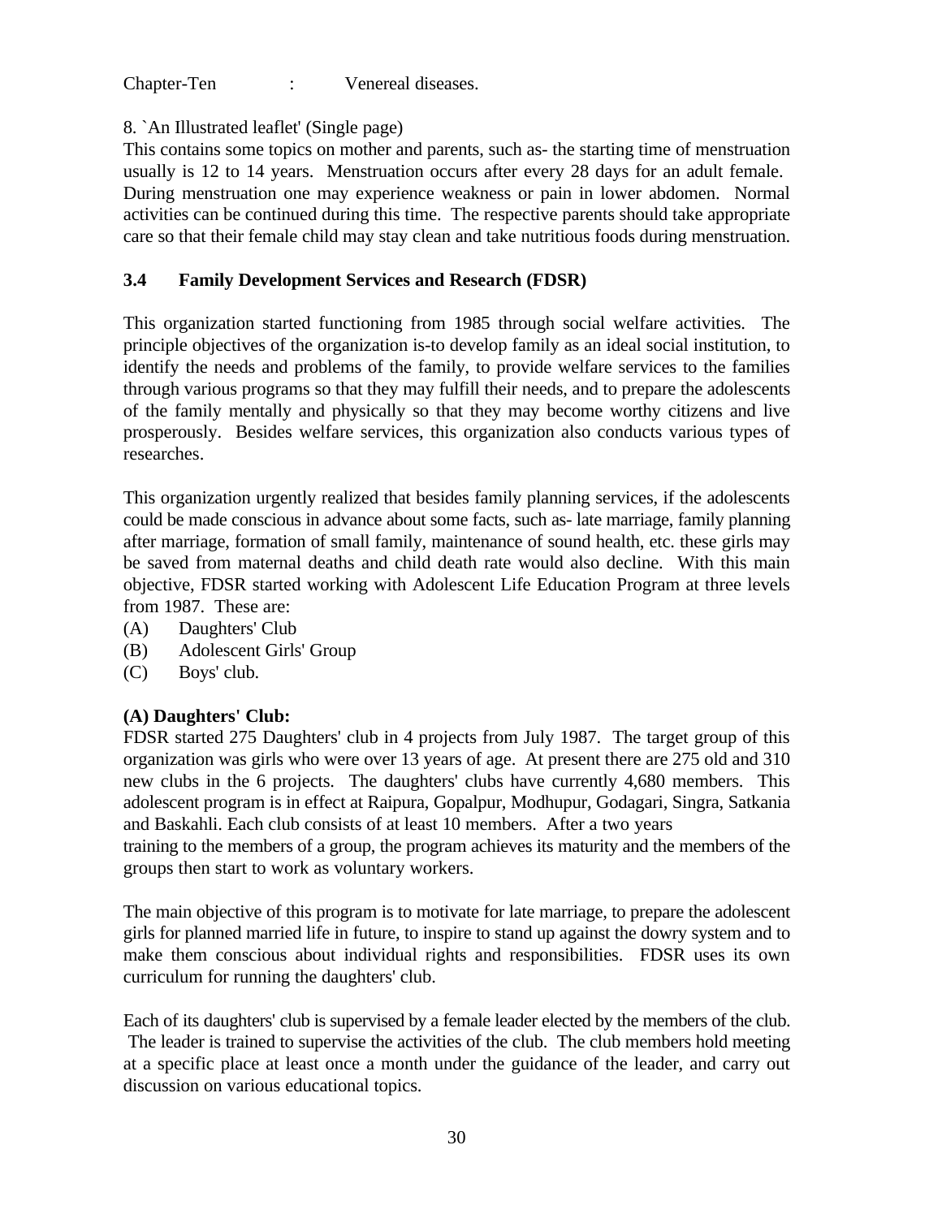Chapter-Ten : Venereal diseases.

8. `An Illustrated leaflet' (Single page)
This contains some topics on mother and parents, such as- the starting time of menstruation usually is 12 to 14 years. Menstruation occurs after every 28 days for an adult female. During menstruation one may experience weakness or pain in lower abdomen. Normal activities can be continued during this time. The respective parents should take appropriate care so that their female child may stay clean and take nutritious foods during menstruation.

### 3.4 Family Development Services and Research (FDSR)

This organization started functioning from 1985 through social welfare activities. The principle objectives of the organization is-to develop family as an ideal social institution, to identify the needs and problems of the family, to provide welfare services to the families through various programs so that they may fulfill their needs, and to prepare the adolescents of the family mentally and physically so that they may become worthy citizens and live prosperously. Besides welfare services, this organization also conducts various types of researches.

This organization urgently realized that besides family planning services, if the adolescents could be made conscious in advance about some facts, such as- late marriage, family planning after marriage, formation of small family, maintenance of sound health, etc. these girls may be saved from maternal deaths and child death rate would also decline. With this main objective, FDSR started working with Adolescent Life Education Program at three levels from 1987. These are:

(A) Daughters' Club
(B) Adolescent Girls' Group
(C) Boys' club.

**(A) Daughters' Club:**
FDSR started 275 Daughters' club in 4 projects from July 1987. The target group of this organization was girls who were over 13 years of age. At present there are 275 old and 310 new clubs in the 6 projects. The daughters' clubs have currently 4,680 members. This adolescent program is in effect at Raipura, Gopalpur, Modhupur, Godagari, Singra, Satkania and Baskahli. Each club consists of at least 10 members. After a two years training to the members of a group, the program achieves its maturity and the members of the groups then start to work as voluntary workers.

The main objective of this program is to motivate for late marriage, to prepare the adolescent girls for planned married life in future, to inspire to stand up against the dowry system and to make them conscious about individual rights and responsibilities. FDSR uses its own curriculum for running the daughters' club.

Each of its daughters' club is supervised by a female leader elected by the members of the club. The leader is trained to supervise the activities of the club. The club members hold meeting at a specific place at least once a month under the guidance of the leader, and carry out discussion on various educational topics.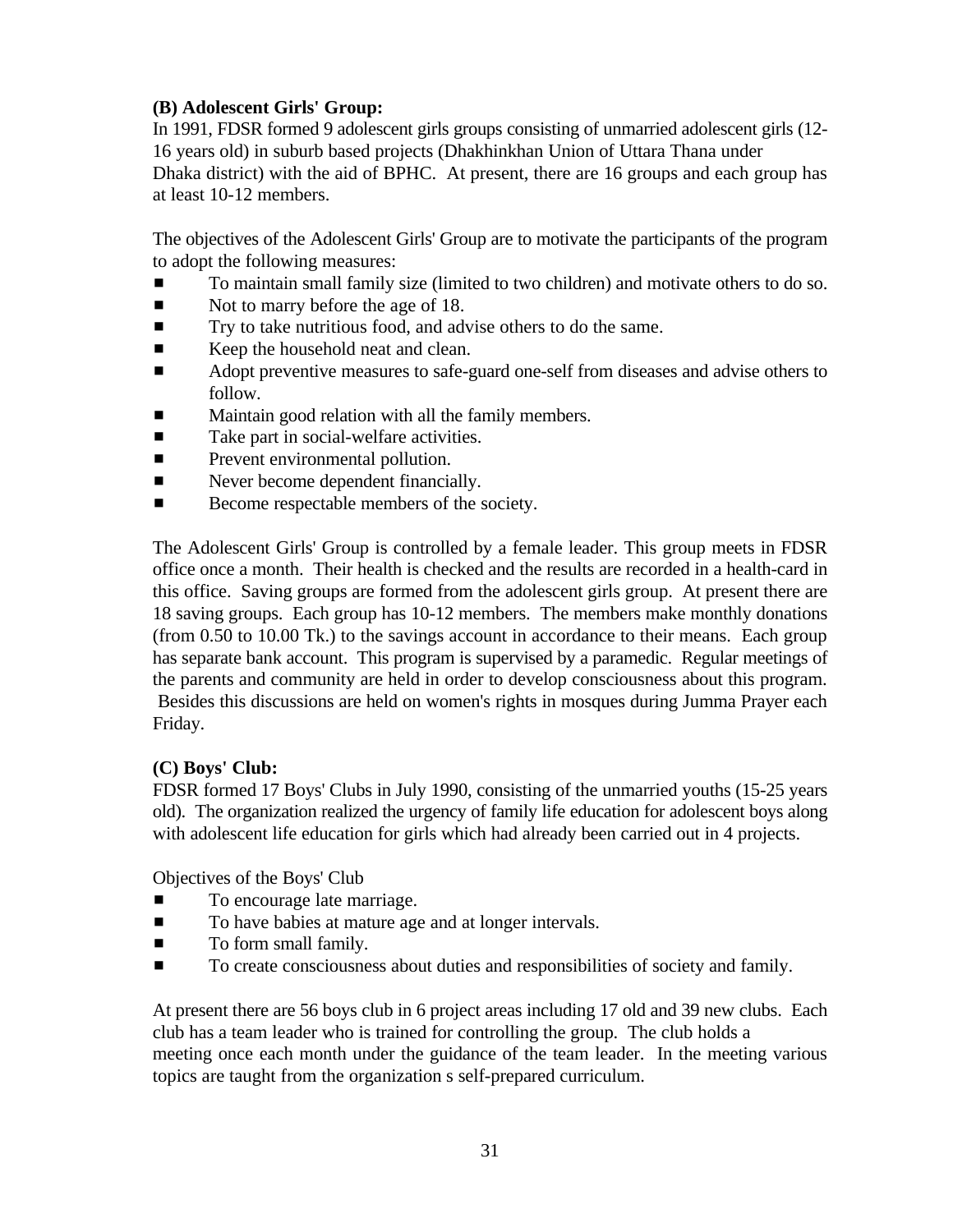**(B) Adolescent Girls' Group:**
In 1991, FDSR formed 9 adolescent girls groups consisting of unmarried adolescent girls (12-16 years old) in suburb based projects (Dhakhinkhan Union of Uttara Thana under Dhaka district) with the aid of BPHC. At present, there are 16 groups and each group has at least 10-12 members.

The objectives of the Adolescent Girls' Group are to motivate the participants of the program to adopt the following measures:

- To maintain small family size (limited to two children) and motivate others to do so.
- Not to marry before the age of 18.
- Try to take nutritious food, and advise others to do the same.
- Keep the household neat and clean.
- Adopt preventive measures to safe-guard one-self from diseases and advise others to follow.
- Maintain good relation with all the family members.
- Take part in social-welfare activities.
- Prevent environmental pollution.
- Never become dependent financially.
- Become respectable members of the society.

The Adolescent Girls' Group is controlled by a female leader. This group meets in FDSR office once a month. Their health is checked and the results are recorded in a health-card in this office. Saving groups are formed from the adolescent girls group. At present there are 18 saving groups. Each group has 10-12 members. The members make monthly donations (from 0.50 to 10.00 Tk.) to the savings account in accordance to their means. Each group has separate bank account. This program is supervised by a paramedic. Regular meetings of the parents and community are held in order to develop consciousness about this program. Besides this discussions are held on women's rights in mosques during Jumma Prayer each Friday.

**(C) Boys' Club:**
FDSR formed 17 Boys' Clubs in July 1990, consisting of the unmarried youths (15-25 years old). The organization realized the urgency of family life education for adolescent boys along with adolescent life education for girls which had already been carried out in 4 projects.

Objectives of the Boys' Club

- To encourage late marriage.
- To have babies at mature age and at longer intervals.
- To form small family.
- To create consciousness about duties and responsibilities of society and family.

At present there are 56 boys club in 6 project areas including 17 old and 39 new clubs. Each club has a team leader who is trained for controlling the group. The club holds a meeting once each month under the guidance of the team leader. In the meeting various topics are taught from the organization s self-prepared curriculum.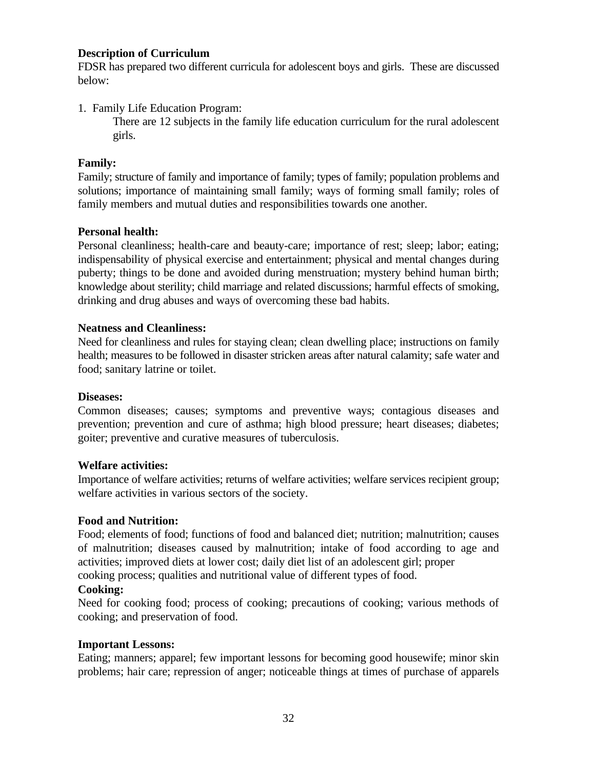**Description of Curriculum**

FDSR has prepared two different curricula for adolescent boys and girls. These are discussed below:

1. Family Life Education Program:

   There are 12 subjects in the family life education curriculum for the rural adolescent girls.

**Family:**

Family; structure of family and importance of family; types of family; population problems and solutions; importance of maintaining small family; ways of forming small family; roles of family members and mutual duties and responsibilities towards one another.

**Personal health:**

Personal cleanliness; health-care and beauty-care; importance of rest; sleep; labor; eating; indispensability of physical exercise and entertainment; physical and mental changes during puberty; things to be done and avoided during menstruation; mystery behind human birth; knowledge about sterility; child marriage and related discussions; harmful effects of smoking, drinking and drug abuses and ways of overcoming these bad habits.

**Neatness and Cleanliness:**

Need for cleanliness and rules for staying clean; clean dwelling place; instructions on family health; measures to be followed in disaster stricken areas after natural calamity; safe water and food; sanitary latrine or toilet.

**Diseases:**

Common diseases; causes; symptoms and preventive ways; contagious diseases and prevention; prevention and cure of asthma; high blood pressure; heart diseases; diabetes; goiter; preventive and curative measures of tuberculosis.

**Welfare activities:**

Importance of welfare activities; returns of welfare activities; welfare services recipient group; welfare activities in various sectors of the society.

**Food and Nutrition:**

Food; elements of food; functions of food and balanced diet; nutrition; malnutrition; causes of malnutrition; diseases caused by malnutrition; intake of food according to age and activities; improved diets at lower cost; daily diet list of an adolescent girl; proper cooking process; qualities and nutritional value of different types of food.

**Cooking:**

Need for cooking food; process of cooking; precautions of cooking; various methods of cooking; and preservation of food.

**Important Lessons:**

Eating; manners; apparel; few important lessons for becoming good housewife; minor skin problems; hair care; repression of anger; noticeable things at times of purchase of apparels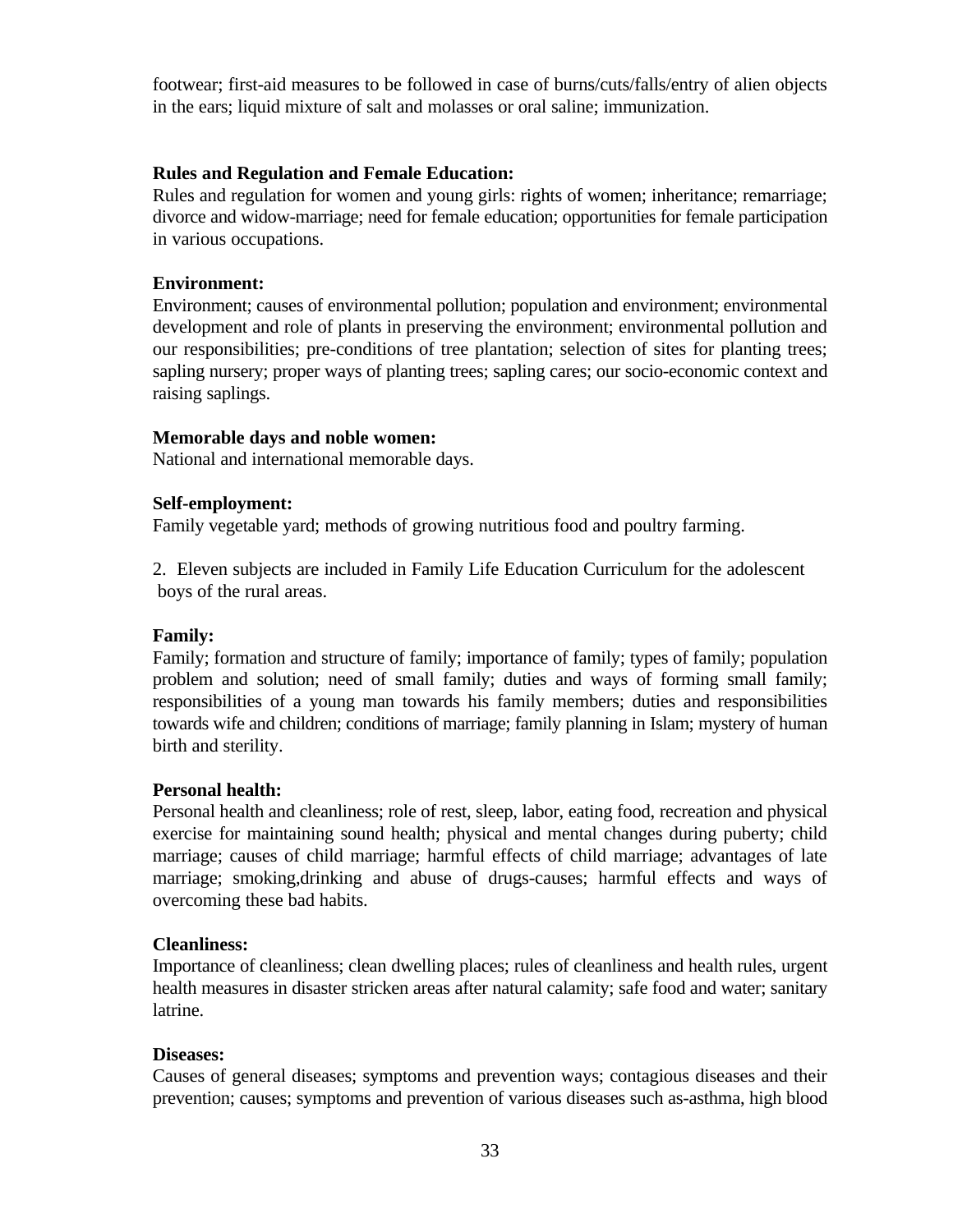footwear; first-aid measures to be followed in case of burns/cuts/falls/entry of alien objects in the ears; liquid mixture of salt and molasses or oral saline; immunization.

**Rules and Regulation and Female Education:**
Rules and regulation for women and young girls: rights of women; inheritance; remarriage; divorce and widow-marriage; need for female education; opportunities for female participation in various occupations.

**Environment:**
Environment; causes of environmental pollution; population and environment; environmental development and role of plants in preserving the environment; environmental pollution and our responsibilities; pre-conditions of tree plantation; selection of sites for planting trees; sapling nursery; proper ways of planting trees; sapling cares; our socio-economic context and raising saplings.

**Memorable days and noble women:**
National and international memorable days.

**Self-employment:**
Family vegetable yard; methods of growing nutritious food and poultry farming.

2. Eleven subjects are included in Family Life Education Curriculum for the adolescent boys of the rural areas.

**Family:**
Family; formation and structure of family; importance of family; types of family; population problem and solution; need of small family; duties and ways of forming small family; responsibilities of a young man towards his family members; duties and responsibilities towards wife and children; conditions of marriage; family planning in Islam; mystery of human birth and sterility.

**Personal health:**
Personal health and cleanliness; role of rest, sleep, labor, eating food, recreation and physical exercise for maintaining sound health; physical and mental changes during puberty; child marriage; causes of child marriage; harmful effects of child marriage; advantages of late marriage; smoking,drinking and abuse of drugs-causes; harmful effects and ways of overcoming these bad habits.

**Cleanliness:**
Importance of cleanliness; clean dwelling places; rules of cleanliness and health rules, urgent health measures in disaster stricken areas after natural calamity; safe food and water; sanitary latrine.

**Diseases:**
Causes of general diseases; symptoms and prevention ways; contagious diseases and their prevention; causes; symptoms and prevention of various diseases such as-asthma, high blood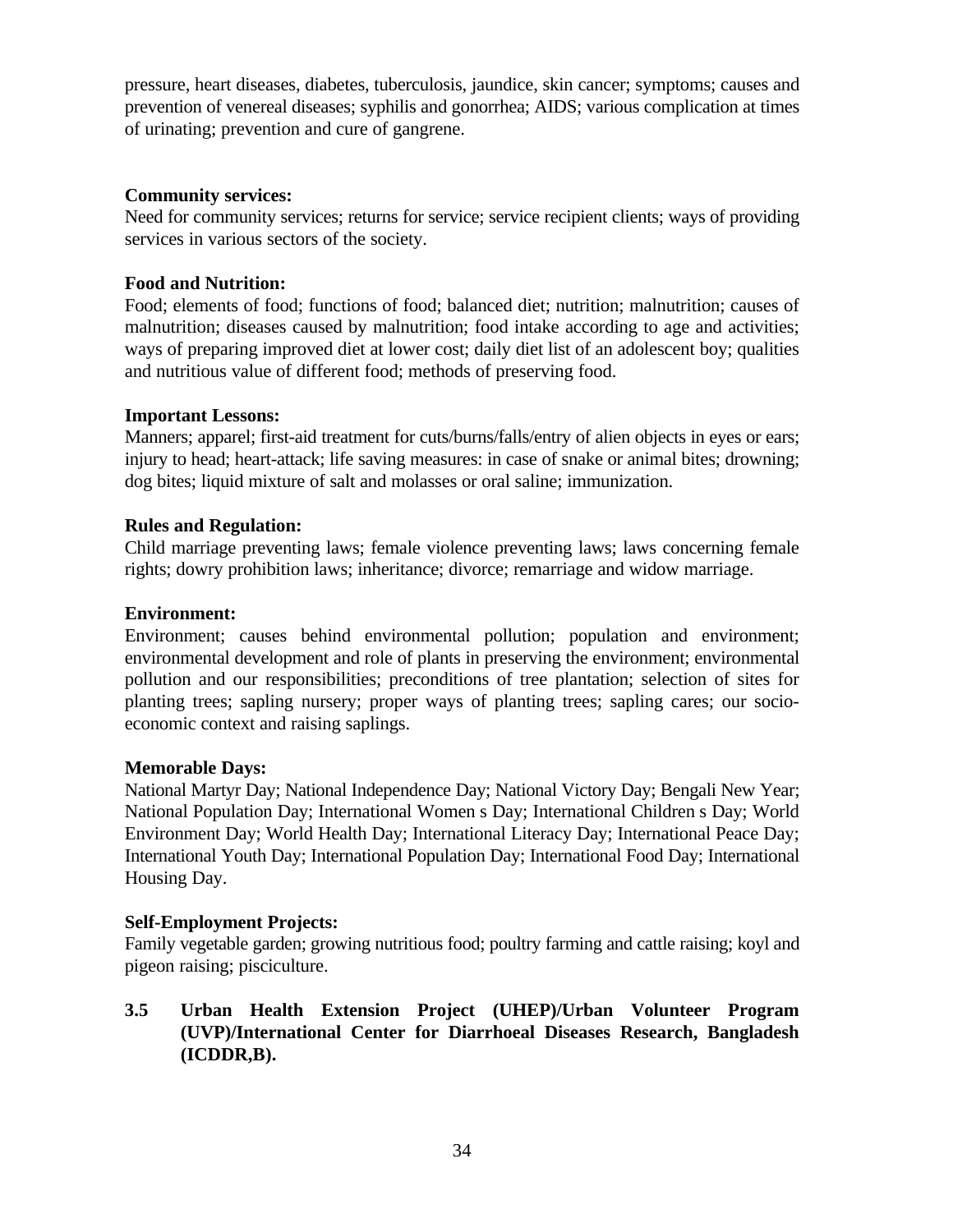pressure, heart diseases, diabetes, tuberculosis, jaundice, skin cancer; symptoms; causes and prevention of venereal diseases; syphilis and gonorrhea; AIDS; various complication at times of urinating; prevention and cure of gangrene.

**Community services:**
Need for community services; returns for service; service recipient clients; ways of providing services in various sectors of the society.

**Food and Nutrition:**
Food; elements of food; functions of food; balanced diet; nutrition; malnutrition; causes of malnutrition; diseases caused by malnutrition; food intake according to age and activities; ways of preparing improved diet at lower cost; daily diet list of an adolescent boy; qualities and nutritious value of different food; methods of preserving food.

**Important Lessons:**
Manners; apparel; first-aid treatment for cuts/burns/falls/entry of alien objects in eyes or ears; injury to head; heart-attack; life saving measures: in case of snake or animal bites; drowning; dog bites; liquid mixture of salt and molasses or oral saline; immunization.

**Rules and Regulation:**
Child marriage preventing laws; female violence preventing laws; laws concerning female rights; dowry prohibition laws; inheritance; divorce; remarriage and widow marriage.

**Environment:**
Environment; causes behind environmental pollution; population and environment; environmental development and role of plants in preserving the environment; environmental pollution and our responsibilities; preconditions of tree plantation; selection of sites for planting trees; sapling nursery; proper ways of planting trees; sapling cares; our socio-economic context and raising saplings.

**Memorable Days:**
National Martyr Day; National Independence Day; National Victory Day; Bengali New Year; National Population Day; International Women s Day; International Children s Day; World Environment Day; World Health Day; International Literacy Day; International Peace Day; International Youth Day; International Population Day; International Food Day; International Housing Day.

**Self-Employment Projects:**
Family vegetable garden; growing nutritious food; poultry farming and cattle raising; koyl and pigeon raising; pisciculture.

### 3.5 Urban Health Extension Project (UHEP)/Urban Volunteer Program (UVP)/International Center for Diarrhoeal Diseases Research, Bangladesh (ICDDR,B).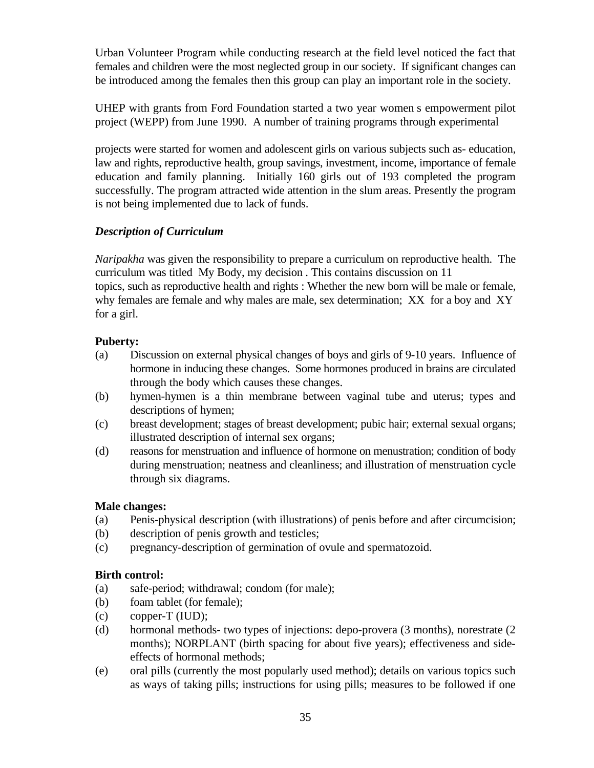Urban Volunteer Program while conducting research at the field level noticed the fact that females and children were the most neglected group in our society. If significant changes can be introduced among the females then this group can play an important role in the society.

UHEP with grants from Ford Foundation started a two year women s empowerment pilot project (WEPP) from June 1990. A number of training programs through experimental

projects were started for women and adolescent girls on various subjects such as- education, law and rights, reproductive health, group savings, investment, income, importance of female education and family planning. Initially 160 girls out of 193 completed the program successfully. The program attracted wide attention in the slum areas. Presently the program is not being implemented due to lack of funds.

### *Description of Curriculum*

*Naripakha* was given the responsibility to prepare a curriculum on reproductive health. The curriculum was titled My Body, my decision . This contains discussion on 11 topics, such as reproductive health and rights : Whether the new born will be male or female, why females are female and why males are male, sex determination; XX for a boy and XY for a girl.

**Puberty:**

(a) Discussion on external physical changes of boys and girls of 9-10 years. Influence of hormone in inducing these changes. Some hormones produced in brains are circulated through the body which causes these changes.

(b) hymen-hymen is a thin membrane between vaginal tube and uterus; types and descriptions of hymen;

(c) breast development; stages of breast development; pubic hair; external sexual organs; illustrated description of internal sex organs;

(d) reasons for menstruation and influence of hormone on menustration; condition of body during menstruation; neatness and cleanliness; and illustration of menstruation cycle through six diagrams.

**Male changes:**

(a) Penis-physical description (with illustrations) of penis before and after circumcision;

(b) description of penis growth and testicles;

(c) pregnancy-description of germination of ovule and spermatozoid.

**Birth control:**

(a) safe-period; withdrawal; condom (for male);

(b) foam tablet (for female);

(c) copper-T (IUD);

(d) hormonal methods- two types of injections: depo-provera (3 months), norestrate (2 months); NORPLANT (birth spacing for about five years); effectiveness and side-effects of hormonal methods;

(e) oral pills (currently the most popularly used method); details on various topics such as ways of taking pills; instructions for using pills; measures to be followed if one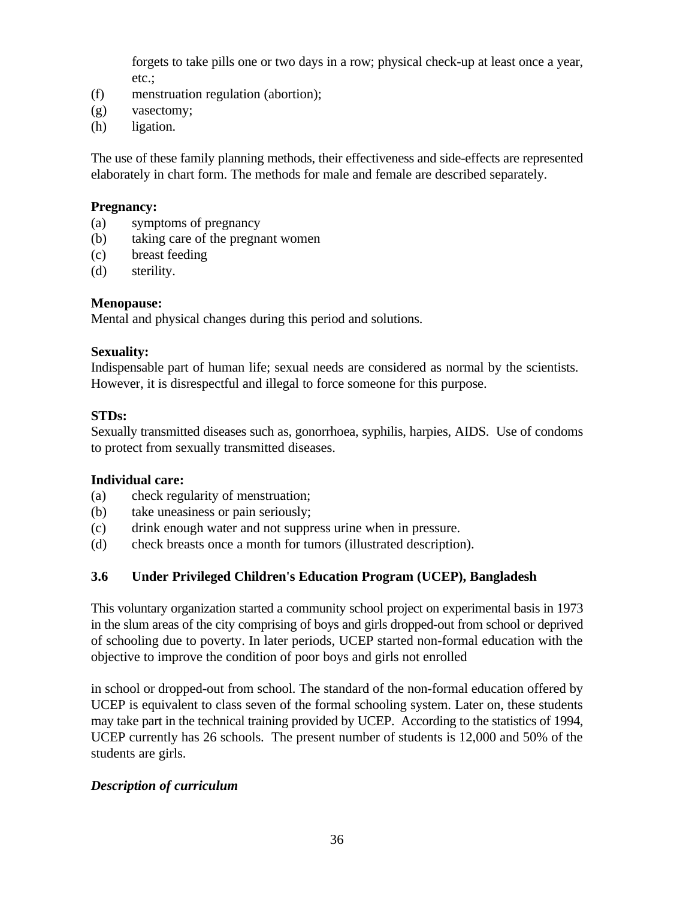forgets to take pills one or two days in a row; physical check-up at least once a year, etc.;

(f) menstruation regulation (abortion);
(g) vasectomy;
(h) ligation.

The use of these family planning methods, their effectiveness and side-effects are represented elaborately in chart form. The methods for male and female are described separately.

**Pregnancy:**
(a) symptoms of pregnancy
(b) taking care of the pregnant women
(c) breast feeding
(d) sterility.

**Menopause:**
Mental and physical changes during this period and solutions.

**Sexuality:**
Indispensable part of human life; sexual needs are considered as normal by the scientists. However, it is disrespectful and illegal to force someone for this purpose.

**STDs:**
Sexually transmitted diseases such as, gonorrhoea, syphilis, harpies, AIDS. Use of condoms to protect from sexually transmitted diseases.

**Individual care:**
(a) check regularity of menstruation;
(b) take uneasiness or pain seriously;
(c) drink enough water and not suppress urine when in pressure.
(d) check breasts once a month for tumors (illustrated description).

### 3.6 Under Privileged Children's Education Program (UCEP), Bangladesh

This voluntary organization started a community school project on experimental basis in 1973 in the slum areas of the city comprising of boys and girls dropped-out from school or deprived of schooling due to poverty. In later periods, UCEP started non-formal education with the objective to improve the condition of poor boys and girls not enrolled

in school or dropped-out from school. The standard of the non-formal education offered by UCEP is equivalent to class seven of the formal schooling system. Later on, these students may take part in the technical training provided by UCEP. According to the statistics of 1994, UCEP currently has 26 schools. The present number of students is 12,000 and 50% of the students are girls.

***Description of curriculum***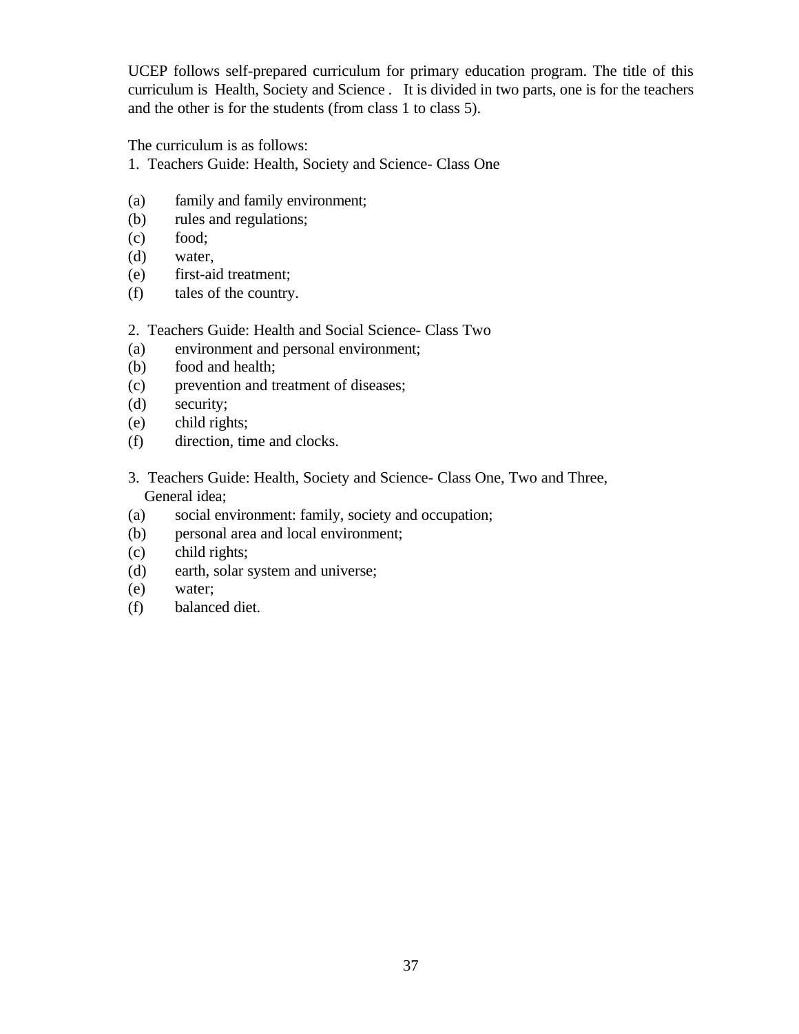UCEP follows self-prepared curriculum for primary education program. The title of this curriculum is Health, Society and Science . It is divided in two parts, one is for the teachers and the other is for the students (from class 1 to class 5).

The curriculum is as follows:

1. Teachers Guide: Health, Society and Science- Class One

(a) family and family environment;
(b) rules and regulations;
(c) food;
(d) water,
(e) first-aid treatment;
(f) tales of the country.

2. Teachers Guide: Health and Social Science- Class Two

(a) environment and personal environment;
(b) food and health;
(c) prevention and treatment of diseases;
(d) security;
(e) child rights;
(f) direction, time and clocks.

3. Teachers Guide: Health, Society and Science- Class One, Two and Three, General idea;

(a) social environment: family, society and occupation;
(b) personal area and local environment;
(c) child rights;
(d) earth, solar system and universe;
(e) water;
(f) balanced diet.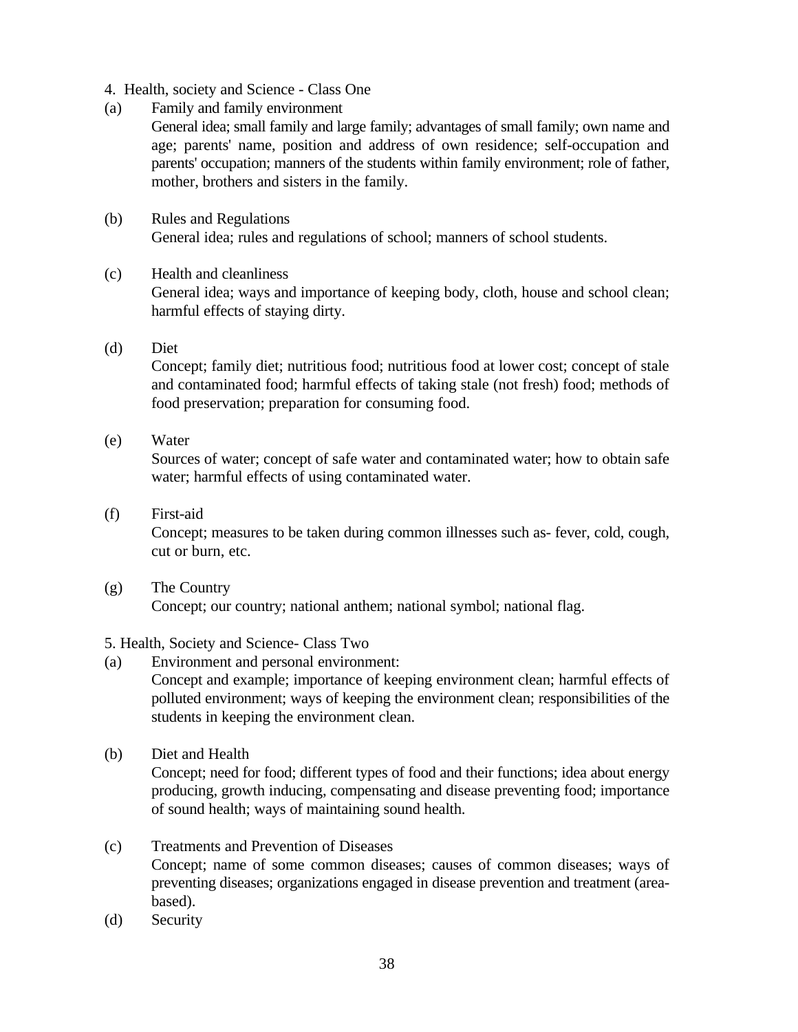4. Health, society and Science - Class One

(a) Family and family environment

General idea; small family and large family; advantages of small family; own name and age; parents' name, position and address of own residence; self-occupation and parents' occupation; manners of the students within family environment; role of father, mother, brothers and sisters in the family.

(b) Rules and Regulations

General idea; rules and regulations of school; manners of school students.

(c) Health and cleanliness

General idea; ways and importance of keeping body, cloth, house and school clean; harmful effects of staying dirty.

(d) Diet

Concept; family diet; nutritious food; nutritious food at lower cost; concept of stale and contaminated food; harmful effects of taking stale (not fresh) food; methods of food preservation; preparation for consuming food.

(e) Water

Sources of water; concept of safe water and contaminated water; how to obtain safe water; harmful effects of using contaminated water.

(f) First-aid

Concept; measures to be taken during common illnesses such as- fever, cold, cough, cut or burn, etc.

(g) The Country

Concept; our country; national anthem; national symbol; national flag.

5. Health, Society and Science- Class Two

(a) Environment and personal environment:

Concept and example; importance of keeping environment clean; harmful effects of polluted environment; ways of keeping the environment clean; responsibilities of the students in keeping the environment clean.

(b) Diet and Health

Concept; need for food; different types of food and their functions; idea about energy producing, growth inducing, compensating and disease preventing food; importance of sound health; ways of maintaining sound health.

(c) Treatments and Prevention of Diseases

Concept; name of some common diseases; causes of common diseases; ways of preventing diseases; organizations engaged in disease prevention and treatment (area-based).

(d) Security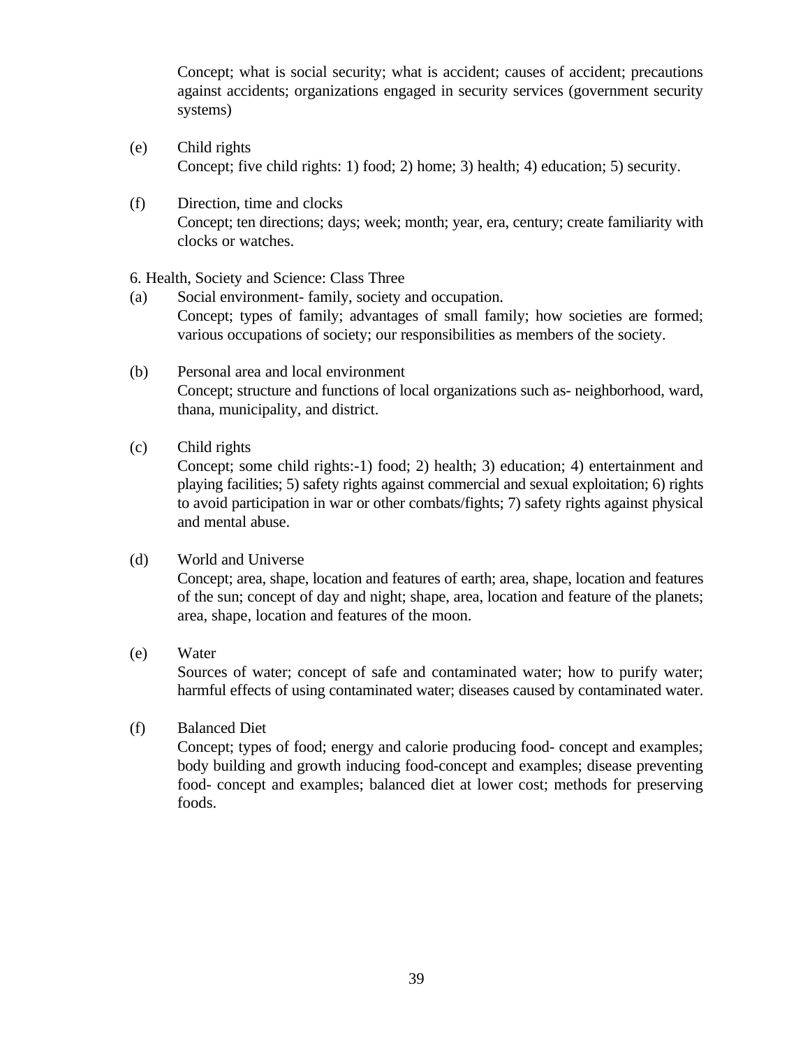Concept; what is social security; what is accident; causes of accident; precautions against accidents; organizations engaged in security services (government security systems)

(e) Child rights
Concept; five child rights: 1) food; 2) home; 3) health; 4) education; 5) security.

(f) Direction, time and clocks
Concept; ten directions; days; week; month; year, era, century; create familiarity with clocks or watches.

6. Health, Society and Science: Class Three

(a) Social environment- family, society and occupation.
Concept; types of family; advantages of small family; how societies are formed; various occupations of society; our responsibilities as members of the society.

(b) Personal area and local environment
Concept; structure and functions of local organizations such as- neighborhood, ward, thana, municipality, and district.

(c) Child rights
Concept; some child rights:-1) food; 2) health; 3) education; 4) entertainment and playing facilities; 5) safety rights against commercial and sexual exploitation; 6) rights to avoid participation in war or other combats/fights; 7) safety rights against physical and mental abuse.

(d) World and Universe
Concept; area, shape, location and features of earth; area, shape, location and features of the sun; concept of day and night; shape, area, location and feature of the planets; area, shape, location and features of the moon.

(e) Water
Sources of water; concept of safe and contaminated water; how to purify water; harmful effects of using contaminated water; diseases caused by contaminated water.

(f) Balanced Diet
Concept; types of food; energy and calorie producing food- concept and examples; body building and growth inducing food-concept and examples; disease preventing food- concept and examples; balanced diet at lower cost; methods for preserving foods.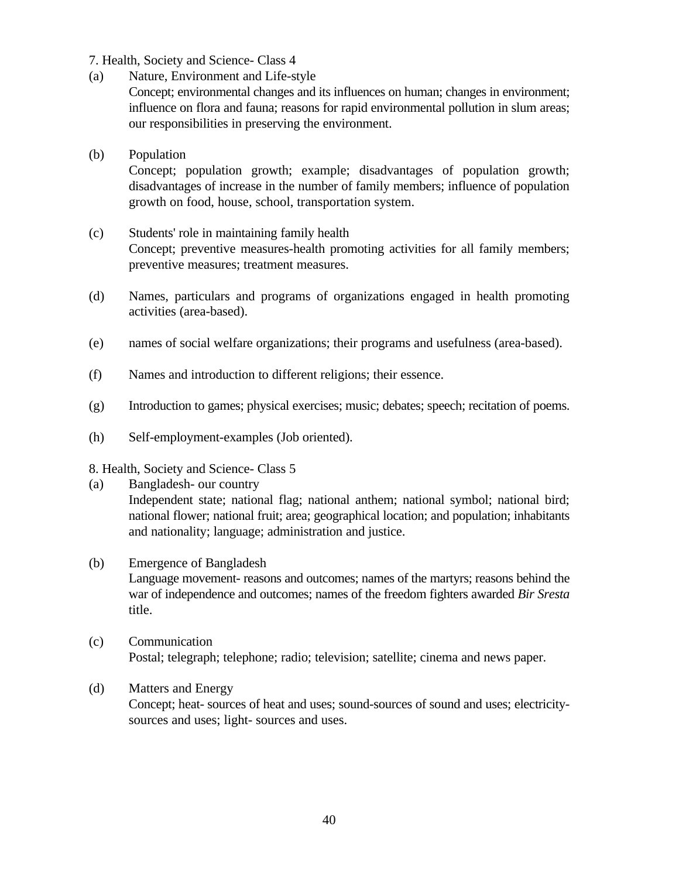7. Health, Society and Science- Class 4

(a) Nature, Environment and Life-style

Concept; environmental changes and its influences on human; changes in environment; influence on flora and fauna; reasons for rapid environmental pollution in slum areas; our responsibilities in preserving the environment.

(b) Population

Concept; population growth; example; disadvantages of population growth; disadvantages of increase in the number of family members; influence of population growth on food, house, school, transportation system.

(c) Students' role in maintaining family health

Concept; preventive measures-health promoting activities for all family members; preventive measures; treatment measures.

(d) Names, particulars and programs of organizations engaged in health promoting activities (area-based).

(e) names of social welfare organizations; their programs and usefulness (area-based).

(f) Names and introduction to different religions; their essence.

(g) Introduction to games; physical exercises; music; debates; speech; recitation of poems.

(h) Self-employment-examples (Job oriented).

8. Health, Society and Science- Class 5

(a) Bangladesh- our country

Independent state; national flag; national anthem; national symbol; national bird; national flower; national fruit; area; geographical location; and population; inhabitants and nationality; language; administration and justice.

(b) Emergence of Bangladesh

Language movement- reasons and outcomes; names of the martyrs; reasons behind the war of independence and outcomes; names of the freedom fighters awarded *Bir Sresta* title.

(c) Communication

Postal; telegraph; telephone; radio; television; satellite; cinema and news paper.

(d) Matters and Energy

Concept; heat- sources of heat and uses; sound-sources of sound and uses; electricity-sources and uses; light- sources and uses.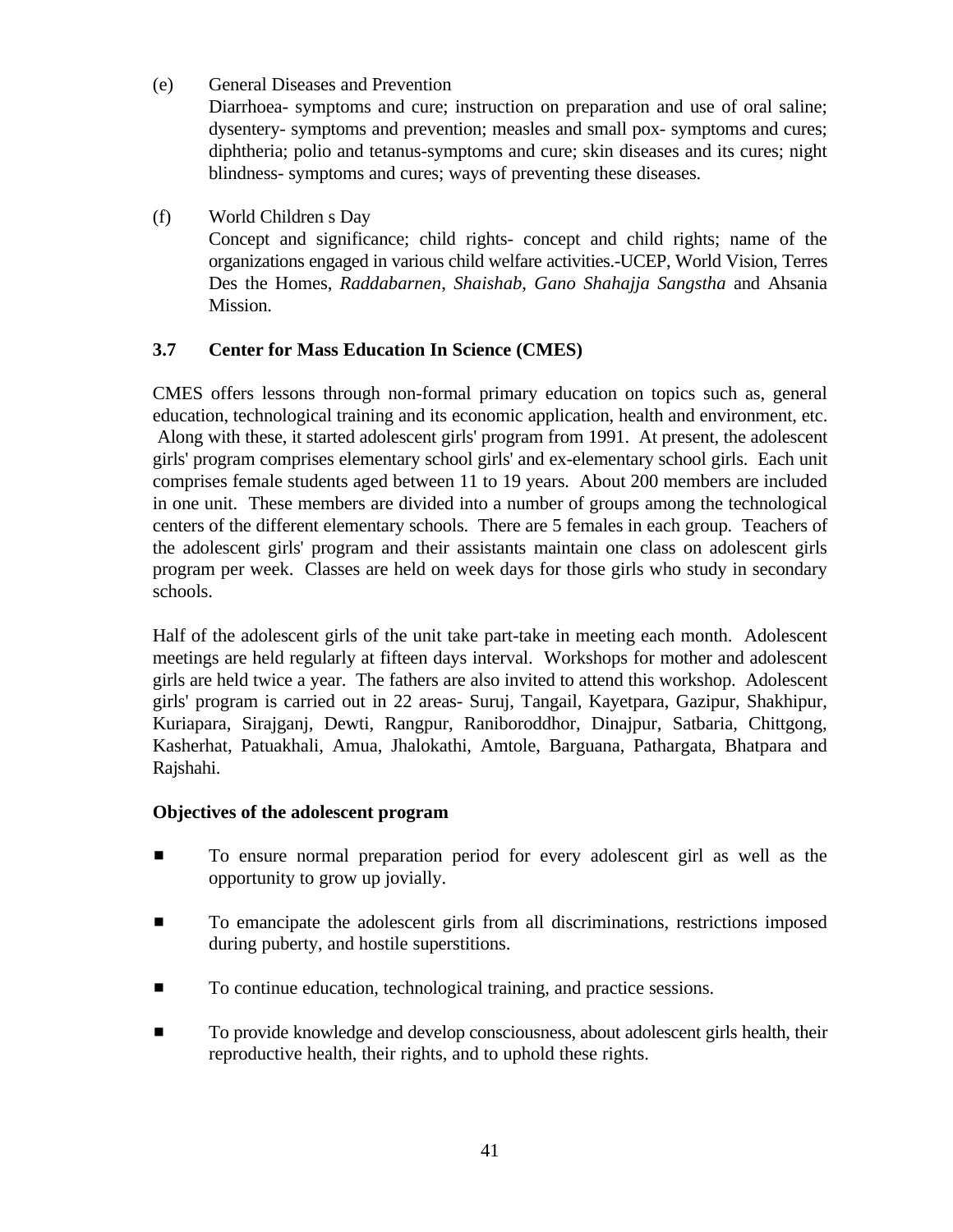(e) General Diseases and Prevention

Diarrhoea- symptoms and cure; instruction on preparation and use of oral saline; dysentery- symptoms and prevention; measles and small pox- symptoms and cures; diphtheria; polio and tetanus-symptoms and cure; skin diseases and its cures; night blindness- symptoms and cures; ways of preventing these diseases.

(f) World Children s Day

Concept and significance; child rights- concept and child rights; name of the organizations engaged in various child welfare activities.-UCEP, World Vision, Terres Des the Homes, *Raddabarnen*, *Shaishab*, *Gano Shahajja Sangstha* and Ahsania Mission.

### 3.7 Center for Mass Education In Science (CMES)

CMES offers lessons through non-formal primary education on topics such as, general education, technological training and its economic application, health and environment, etc. Along with these, it started adolescent girls' program from 1991. At present, the adolescent girls' program comprises elementary school girls' and ex-elementary school girls. Each unit comprises female students aged between 11 to 19 years. About 200 members are included in one unit. These members are divided into a number of groups among the technological centers of the different elementary schools. There are 5 females in each group. Teachers of the adolescent girls' program and their assistants maintain one class on adolescent girls program per week. Classes are held on week days for those girls who study in secondary schools.

Half of the adolescent girls of the unit take part-take in meeting each month. Adolescent meetings are held regularly at fifteen days interval. Workshops for mother and adolescent girls are held twice a year. The fathers are also invited to attend this workshop. Adolescent girls' program is carried out in 22 areas- Suruj, Tangail, Kayetpara, Gazipur, Shakhipur, Kuriapara, Sirajganj, Dewti, Rangpur, Raniboroddhor, Dinajpur, Satbaria, Chittgong, Kasherhat, Patuakhali, Amua, Jhalokathi, Amtole, Barguana, Pathargata, Bhatpara and Rajshahi.

**Objectives of the adolescent program**

- To ensure normal preparation period for every adolescent girl as well as the opportunity to grow up jovially.
- To emancipate the adolescent girls from all discriminations, restrictions imposed during puberty, and hostile superstitions.
- To continue education, technological training, and practice sessions.
- To provide knowledge and develop consciousness, about adolescent girls health, their reproductive health, their rights, and to uphold these rights.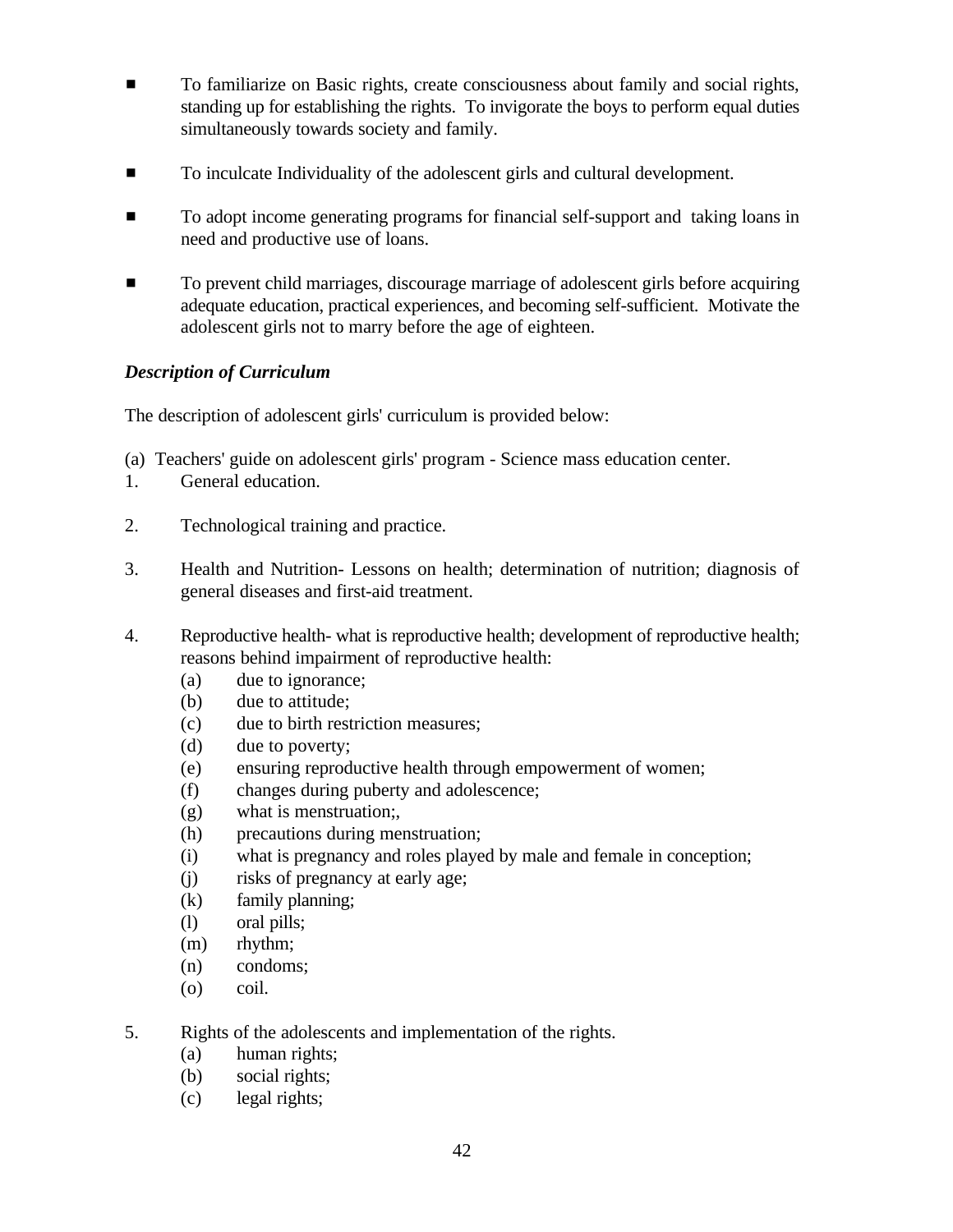- To familiarize on Basic rights, create consciousness about family and social rights, standing up for establishing the rights. To invigorate the boys to perform equal duties simultaneously towards society and family.

- To inculcate Individuality of the adolescent girls and cultural development.

- To adopt income generating programs for financial self-support and taking loans in need and productive use of loans.

- To prevent child marriages, discourage marriage of adolescent girls before acquiring adequate education, practical experiences, and becoming self-sufficient. Motivate the adolescent girls not to marry before the age of eighteen.

***Description of Curriculum***

The description of adolescent girls' curriculum is provided below:

(a) Teachers' guide on adolescent girls' program - Science mass education center.

1. General education.

2. Technological training and practice.

3. Health and Nutrition- Lessons on health; determination of nutrition; diagnosis of general diseases and first-aid treatment.

4. Reproductive health- what is reproductive health; development of reproductive health; reasons behind impairment of reproductive health:
   (a) due to ignorance;
   (b) due to attitude;
   (c) due to birth restriction measures;
   (d) due to poverty;
   (e) ensuring reproductive health through empowerment of women;
   (f) changes during puberty and adolescence;
   (g) what is menstruation;,
   (h) precautions during menstruation;
   (i) what is pregnancy and roles played by male and female in conception;
   (j) risks of pregnancy at early age;
   (k) family planning;
   (l) oral pills;
   (m) rhythm;
   (n) condoms;
   (o) coil.

5. Rights of the adolescents and implementation of the rights.
   (a) human rights;
   (b) social rights;
   (c) legal rights;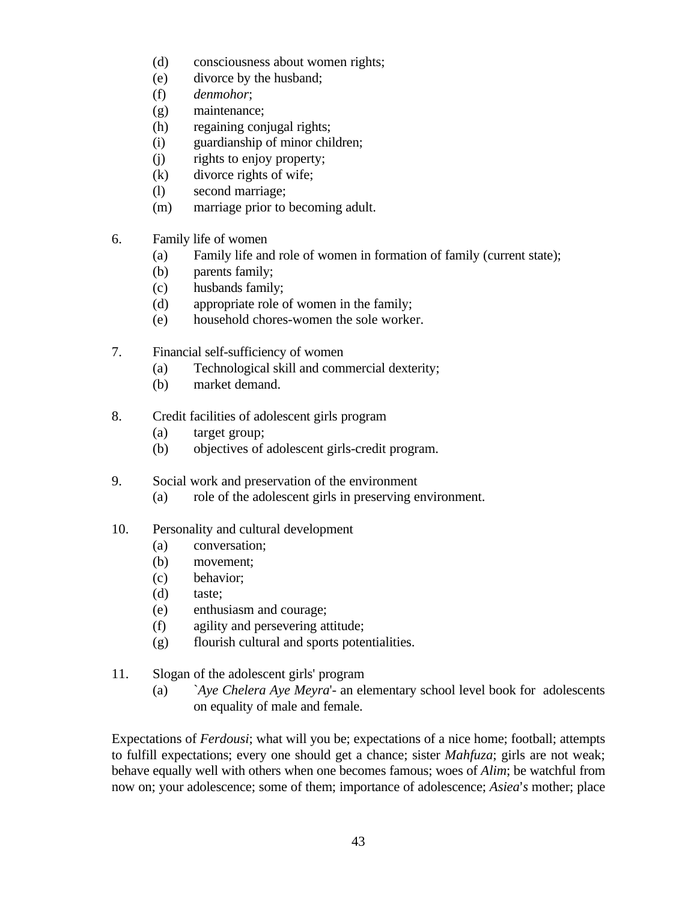- (d) consciousness about women rights;
- (e) divorce by the husband;
- (f) *denmohor*;
- (g) maintenance;
- (h) regaining conjugal rights;
- (i) guardianship of minor children;
- (j) rights to enjoy property;
- (k) divorce rights of wife;
- (l) second marriage;
- (m) marriage prior to becoming adult.

6. Family life of women
   - (a) Family life and role of women in formation of family (current state);
   - (b) parents family;
   - (c) husbands family;
   - (d) appropriate role of women in the family;
   - (e) household chores-women the sole worker.

7. Financial self-sufficiency of women
   - (a) Technological skill and commercial dexterity;
   - (b) market demand.

8. Credit facilities of adolescent girls program
   - (a) target group;
   - (b) objectives of adolescent girls-credit program.

9. Social work and preservation of the environment
   - (a) role of the adolescent girls in preserving environment.

10. Personality and cultural development
    - (a) conversation;
    - (b) movement;
    - (c) behavior;
    - (d) taste;
    - (e) enthusiasm and courage;
    - (f) agility and persevering attitude;
    - (g) flourish cultural and sports potentialities.

11. Slogan of the adolescent girls' program
    - (a) `*Aye Chelera Aye Meyra*'- an elementary school level book for adolescents on equality of male and female.

Expectations of *Ferdousi*; what will you be; expectations of a nice home; football; attempts to fulfill expectations; every one should get a chance; sister *Mahfuza*; girls are not weak; behave equally well with others when one becomes famous; woes of *Alim*; be watchful from now on; your adolescence; some of them; importance of adolescence; *Asiea's* mother; place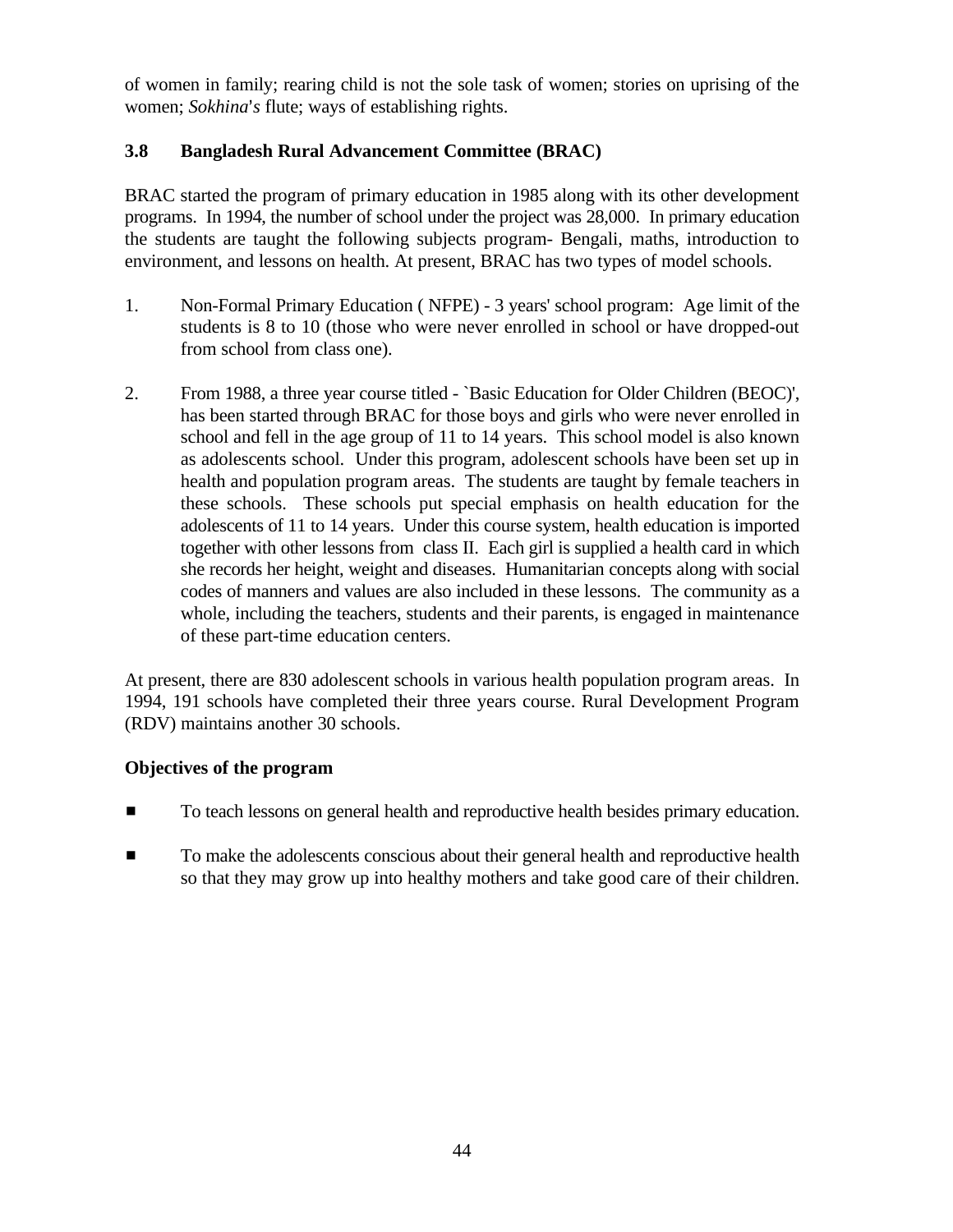of women in family; rearing child is not the sole task of women; stories on uprising of the women; *Sokhina*'*s* flute; ways of establishing rights.

### 3.8 Bangladesh Rural Advancement Committee (BRAC)

BRAC started the program of primary education in 1985 along with its other development programs. In 1994, the number of school under the project was 28,000. In primary education the students are taught the following subjects program- Bengali, maths, introduction to environment, and lessons on health. At present, BRAC has two types of model schools.

1. Non-Formal Primary Education ( NFPE) - 3 years' school program: Age limit of the students is 8 to 10 (those who were never enrolled in school or have dropped-out from school from class one).

2. From 1988, a three year course titled - `Basic Education for Older Children (BEOC)', has been started through BRAC for those boys and girls who were never enrolled in school and fell in the age group of 11 to 14 years. This school model is also known as adolescents school. Under this program, adolescent schools have been set up in health and population program areas. The students are taught by female teachers in these schools. These schools put special emphasis on health education for the adolescents of 11 to 14 years. Under this course system, health education is imported together with other lessons from class II. Each girl is supplied a health card in which she records her height, weight and diseases. Humanitarian concepts along with social codes of manners and values are also included in these lessons. The community as a whole, including the teachers, students and their parents, is engaged in maintenance of these part-time education centers.

At present, there are 830 adolescent schools in various health population program areas. In 1994, 191 schools have completed their three years course. Rural Development Program (RDV) maintains another 30 schools.

**Objectives of the program**

- To teach lessons on general health and reproductive health besides primary education.
- To make the adolescents conscious about their general health and reproductive health so that they may grow up into healthy mothers and take good care of their children.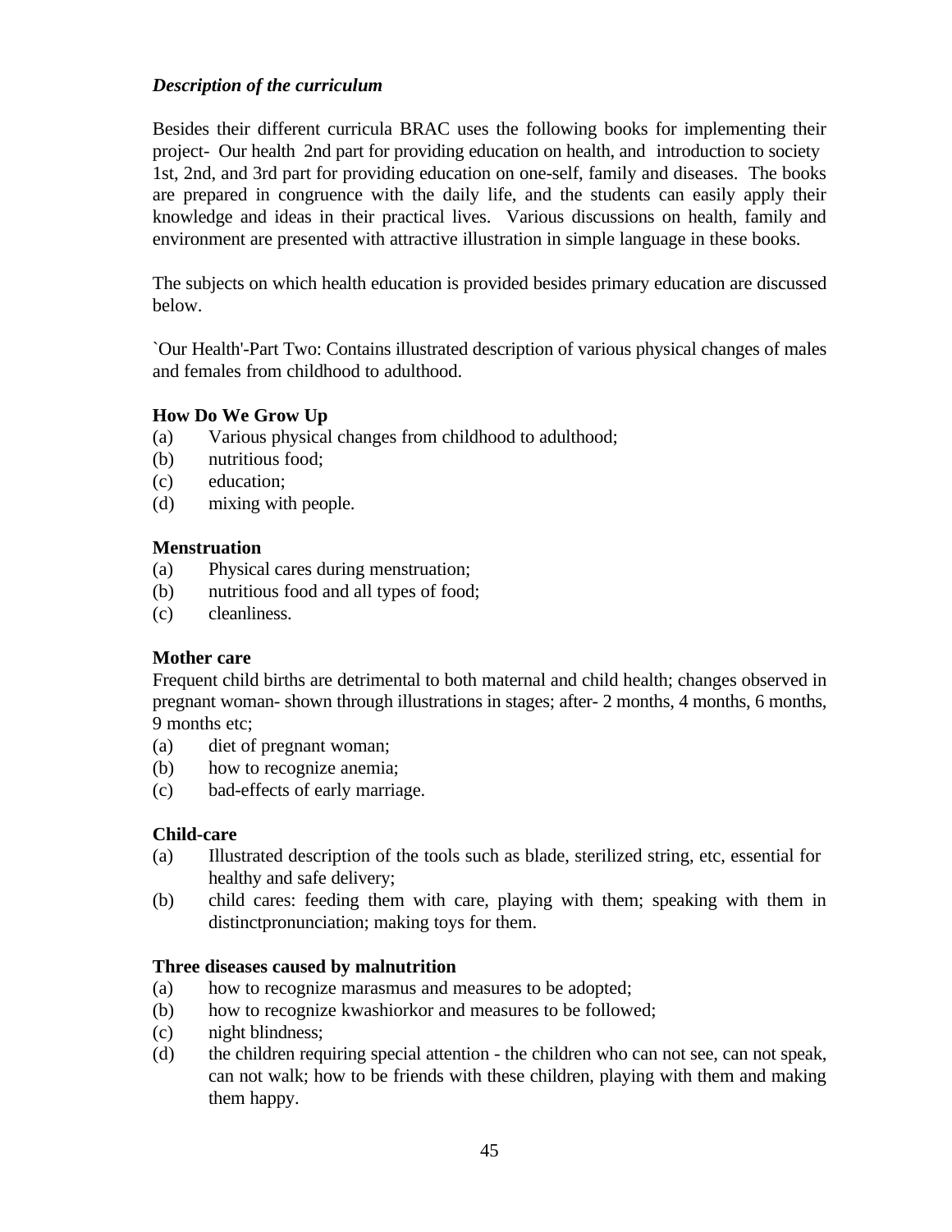***Description of the curriculum***

Besides their different curricula BRAC uses the following books for implementing their project- Our health 2nd part for providing education on health, and introduction to society 1st, 2nd, and 3rd part for providing education on one-self, family and diseases. The books are prepared in congruence with the daily life, and the students can easily apply their knowledge and ideas in their practical lives. Various discussions on health, family and environment are presented with attractive illustration in simple language in these books.

The subjects on which health education is provided besides primary education are discussed below.

`Our Health'-Part Two: Contains illustrated description of various physical changes of males and females from childhood to adulthood.

**How Do We Grow Up**

(a) Various physical changes from childhood to adulthood;
(b) nutritious food;
(c) education;
(d) mixing with people.

**Menstruation**

(a) Physical cares during menstruation;
(b) nutritious food and all types of food;
(c) cleanliness.

**Mother care**

Frequent child births are detrimental to both maternal and child health; changes observed in pregnant woman- shown through illustrations in stages; after- 2 months, 4 months, 6 months, 9 months etc;

(a) diet of pregnant woman;
(b) how to recognize anemia;
(c) bad-effects of early marriage.

**Child-care**

(a) Illustrated description of the tools such as blade, sterilized string, etc, essential for healthy and safe delivery;
(b) child cares: feeding them with care, playing with them; speaking with them in distinctpronunciation; making toys for them.

**Three diseases caused by malnutrition**

(a) how to recognize marasmus and measures to be adopted;
(b) how to recognize kwashiorkor and measures to be followed;
(c) night blindness;
(d) the children requiring special attention - the children who can not see, can not speak, can not walk; how to be friends with these children, playing with them and making them happy.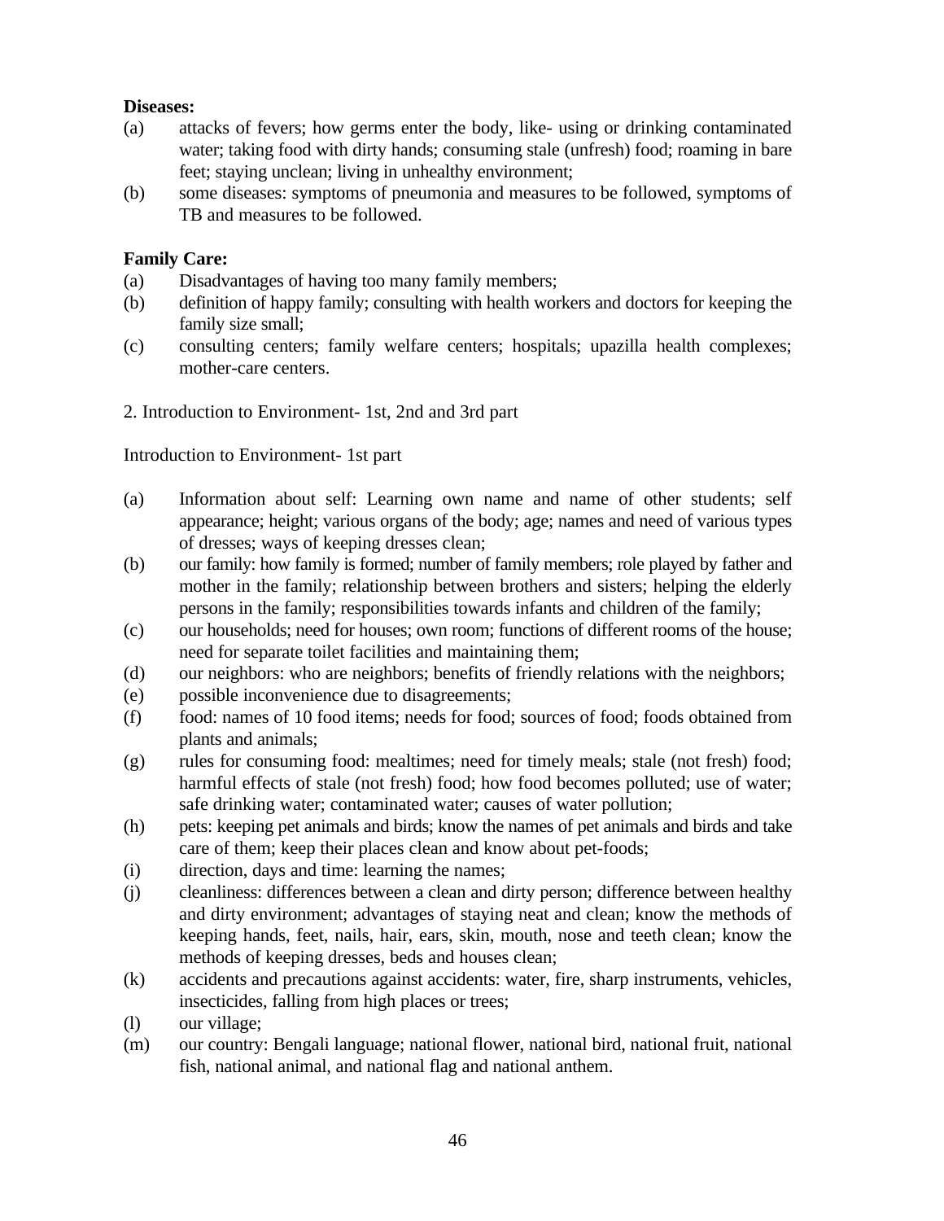**Diseases:**

(a) attacks of fevers; how germs enter the body, like- using or drinking contaminated water; taking food with dirty hands; consuming stale (unfresh) food; roaming in bare feet; staying unclean; living in unhealthy environment;

(b) some diseases: symptoms of pneumonia and measures to be followed, symptoms of TB and measures to be followed.

**Family Care:**

(a) Disadvantages of having too many family members;

(b) definition of happy family; consulting with health workers and doctors for keeping the family size small;

(c) consulting centers; family welfare centers; hospitals; upazilla health complexes; mother-care centers.

2. Introduction to Environment- 1st, 2nd and 3rd part

Introduction to Environment- 1st part

(a) Information about self: Learning own name and name of other students; self appearance; height; various organs of the body; age; names and need of various types of dresses; ways of keeping dresses clean;

(b) our family: how family is formed; number of family members; role played by father and mother in the family; relationship between brothers and sisters; helping the elderly persons in the family; responsibilities towards infants and children of the family;

(c) our households; need for houses; own room; functions of different rooms of the house; need for separate toilet facilities and maintaining them;

(d) our neighbors: who are neighbors; benefits of friendly relations with the neighbors;

(e) possible inconvenience due to disagreements;

(f) food: names of 10 food items; needs for food; sources of food; foods obtained from plants and animals;

(g) rules for consuming food: mealtimes; need for timely meals; stale (not fresh) food; harmful effects of stale (not fresh) food; how food becomes polluted; use of water; safe drinking water; contaminated water; causes of water pollution;

(h) pets: keeping pet animals and birds; know the names of pet animals and birds and take care of them; keep their places clean and know about pet-foods;

(i) direction, days and time: learning the names;

(j) cleanliness: differences between a clean and dirty person; difference between healthy and dirty environment; advantages of staying neat and clean; know the methods of keeping hands, feet, nails, hair, ears, skin, mouth, nose and teeth clean; know the methods of keeping dresses, beds and houses clean;

(k) accidents and precautions against accidents: water, fire, sharp instruments, vehicles, insecticides, falling from high places or trees;

(l) our village;

(m) our country: Bengali language; national flower, national bird, national fruit, national fish, national animal, and national flag and national anthem.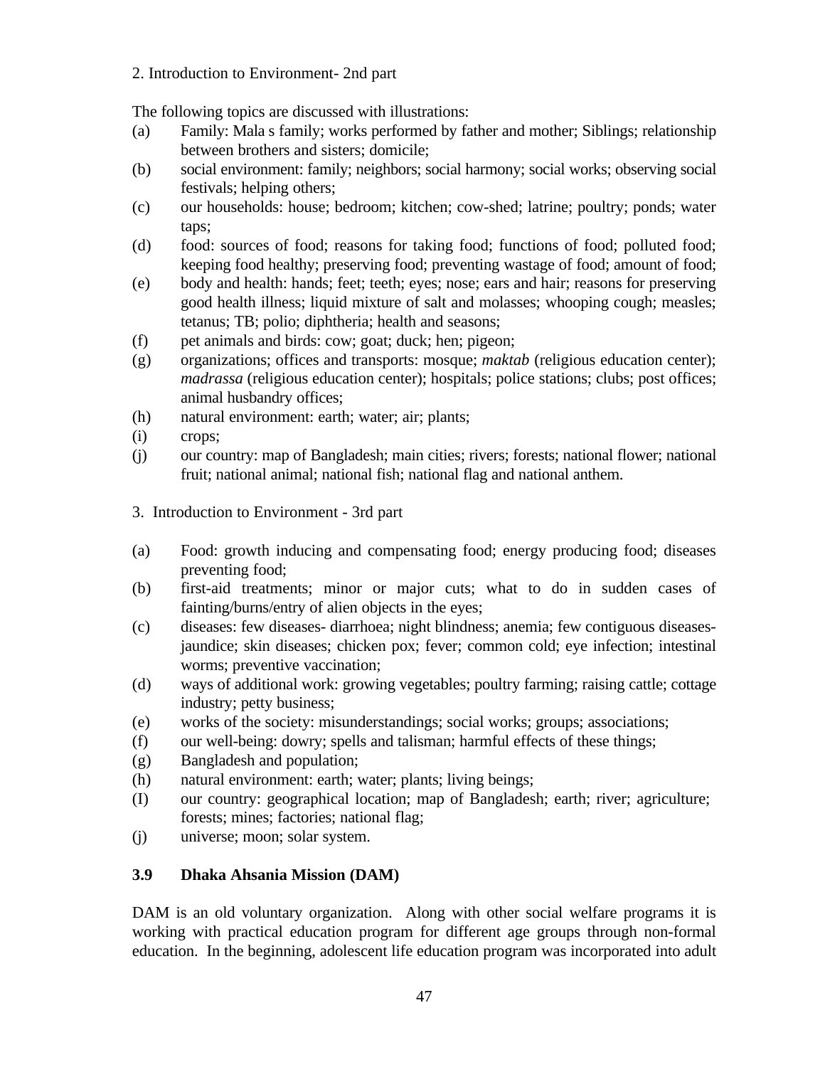2. Introduction to Environment- 2nd part

The following topics are discussed with illustrations:

(a) Family: Mala s family; works performed by father and mother; Siblings; relationship between brothers and sisters; domicile;
(b) social environment: family; neighbors; social harmony; social works; observing social festivals; helping others;
(c) our households: house; bedroom; kitchen; cow-shed; latrine; poultry; ponds; water taps;
(d) food: sources of food; reasons for taking food; functions of food; polluted food; keeping food healthy; preserving food; preventing wastage of food; amount of food;
(e) body and health: hands; feet; teeth; eyes; nose; ears and hair; reasons for preserving good health illness; liquid mixture of salt and molasses; whooping cough; measles; tetanus; TB; polio; diphtheria; health and seasons;
(f) pet animals and birds: cow; goat; duck; hen; pigeon;
(g) organizations; offices and transports: mosque; *maktab* (religious education center); *madrassa* (religious education center); hospitals; police stations; clubs; post offices; animal husbandry offices;
(h) natural environment: earth; water; air; plants;
(i) crops;
(j) our country: map of Bangladesh; main cities; rivers; forests; national flower; national fruit; national animal; national fish; national flag and national anthem.

3. Introduction to Environment - 3rd part

(a) Food: growth inducing and compensating food; energy producing food; diseases preventing food;
(b) first-aid treatments; minor or major cuts; what to do in sudden cases of fainting/burns/entry of alien objects in the eyes;
(c) diseases: few diseases- diarrhoea; night blindness; anemia; few contiguous diseases- jaundice; skin diseases; chicken pox; fever; common cold; eye infection; intestinal worms; preventive vaccination;
(d) ways of additional work: growing vegetables; poultry farming; raising cattle; cottage industry; petty business;
(e) works of the society: misunderstandings; social works; groups; associations;
(f) our well-being: dowry; spells and talisman; harmful effects of these things;
(g) Bangladesh and population;
(h) natural environment: earth; water; plants; living beings;
(I) our country: geographical location; map of Bangladesh; earth; river; agriculture; forests; mines; factories; national flag;
(j) universe; moon; solar system.

### 3.9 Dhaka Ahsania Mission (DAM)

DAM is an old voluntary organization. Along with other social welfare programs it is working with practical education program for different age groups through non-formal education. In the beginning, adolescent life education program was incorporated into adult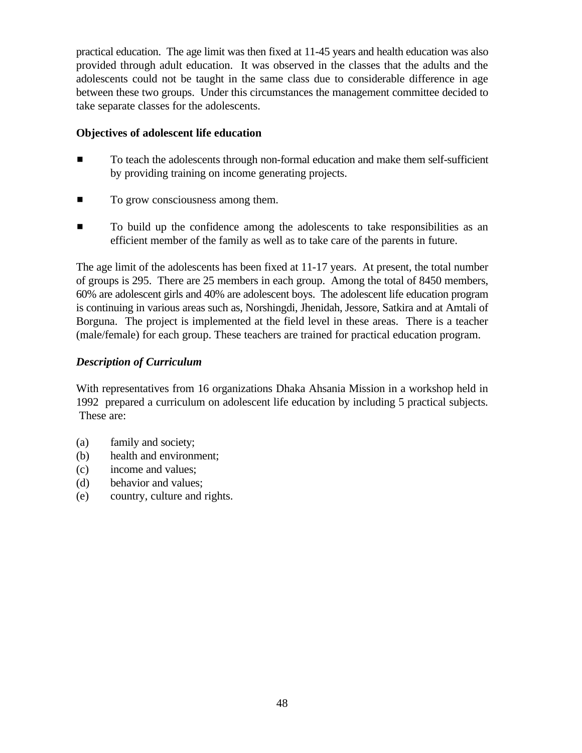practical education. The age limit was then fixed at 11-45 years and health education was also provided through adult education. It was observed in the classes that the adults and the adolescents could not be taught in the same class due to considerable difference in age between these two groups. Under this circumstances the management committee decided to take separate classes for the adolescents.

**Objectives of adolescent life education**

- To teach the adolescents through non-formal education and make them self-sufficient by providing training on income generating projects.
- To grow consciousness among them.
- To build up the confidence among the adolescents to take responsibilities as an efficient member of the family as well as to take care of the parents in future.

The age limit of the adolescents has been fixed at 11-17 years. At present, the total number of groups is 295. There are 25 members in each group. Among the total of 8450 members, 60% are adolescent girls and 40% are adolescent boys. The adolescent life education program is continuing in various areas such as, Norshingdi, Jhenidah, Jessore, Satkira and at Amtali of Borguna. The project is implemented at the field level in these areas. There is a teacher (male/female) for each group. These teachers are trained for practical education program.

***Description of Curriculum***

With representatives from 16 organizations Dhaka Ahsania Mission in a workshop held in 1992 prepared a curriculum on adolescent life education by including 5 practical subjects. These are:

(a) family and society;
(b) health and environment;
(c) income and values;
(d) behavior and values;
(e) country, culture and rights.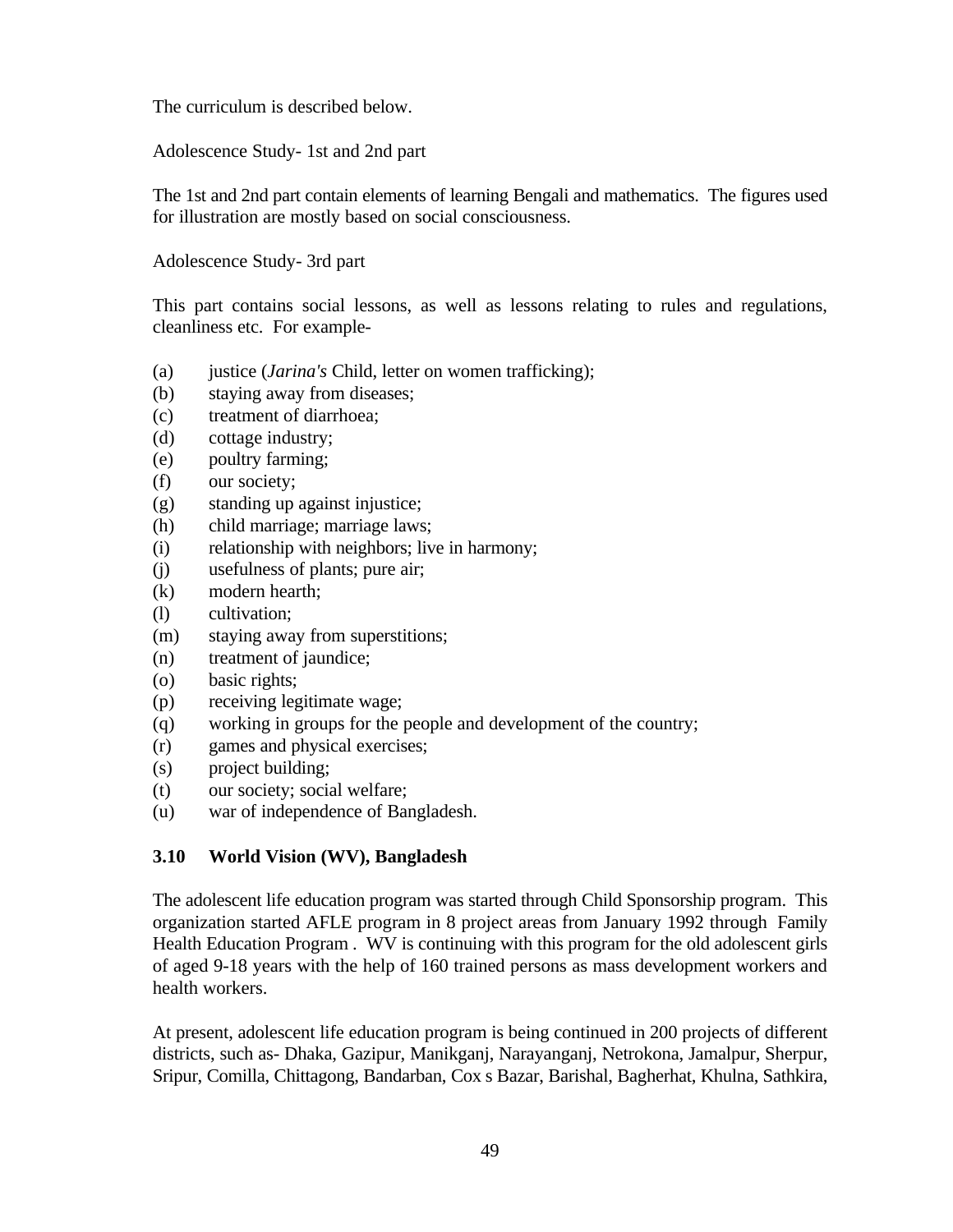The curriculum is described below.

Adolescence Study- 1st and 2nd part

The 1st and 2nd part contain elements of learning Bengali and mathematics. The figures used for illustration are mostly based on social consciousness.

Adolescence Study- 3rd part

This part contains social lessons, as well as lessons relating to rules and regulations, cleanliness etc. For example-

(a) justice (*Jarina's* Child, letter on women trafficking);
(b) staying away from diseases;
(c) treatment of diarrhoea;
(d) cottage industry;
(e) poultry farming;
(f) our society;
(g) standing up against injustice;
(h) child marriage; marriage laws;
(i) relationship with neighbors; live in harmony;
(j) usefulness of plants; pure air;
(k) modern hearth;
(l) cultivation;
(m) staying away from superstitions;
(n) treatment of jaundice;
(o) basic rights;
(p) receiving legitimate wage;
(q) working in groups for the people and development of the country;
(r) games and physical exercises;
(s) project building;
(t) our society; social welfare;
(u) war of independence of Bangladesh.

### 3.10 World Vision (WV), Bangladesh

The adolescent life education program was started through Child Sponsorship program. This organization started AFLE program in 8 project areas from January 1992 through Family Health Education Program . WV is continuing with this program for the old adolescent girls of aged 9-18 years with the help of 160 trained persons as mass development workers and health workers.

At present, adolescent life education program is being continued in 200 projects of different districts, such as- Dhaka, Gazipur, Manikganj, Narayanganj, Netrokona, Jamalpur, Sherpur, Sripur, Comilla, Chittagong, Bandarban, Cox s Bazar, Barishal, Bagherhat, Khulna, Sathkira,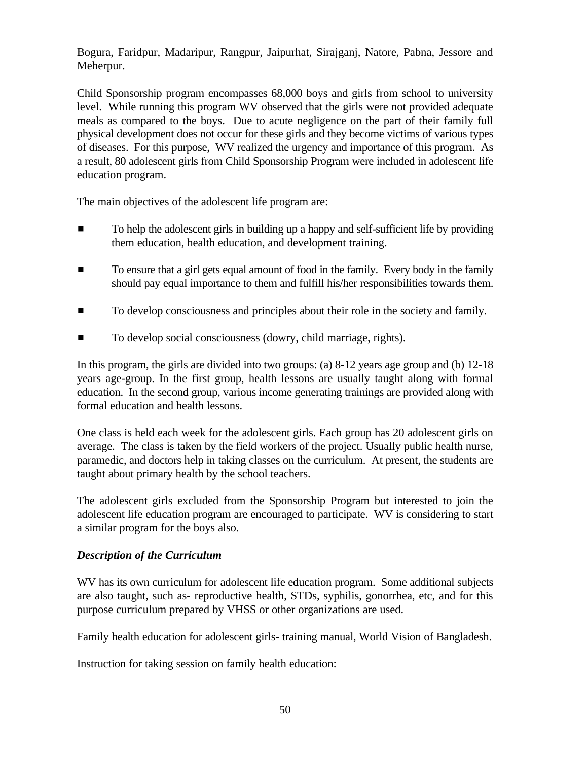Bogura, Faridpur, Madaripur, Rangpur, Jaipurhat, Sirajganj, Natore, Pabna, Jessore and Meherpur.

Child Sponsorship program encompasses 68,000 boys and girls from school to university level. While running this program WV observed that the girls were not provided adequate meals as compared to the boys. Due to acute negligence on the part of their family full physical development does not occur for these girls and they become victims of various types of diseases. For this purpose, WV realized the urgency and importance of this program. As a result, 80 adolescent girls from Child Sponsorship Program were included in adolescent life education program.

The main objectives of the adolescent life program are:

- To help the adolescent girls in building up a happy and self-sufficient life by providing them education, health education, and development training.
- To ensure that a girl gets equal amount of food in the family. Every body in the family should pay equal importance to them and fulfill his/her responsibilities towards them.
- To develop consciousness and principles about their role in the society and family.
- To develop social consciousness (dowry, child marriage, rights).

In this program, the girls are divided into two groups: (a) 8-12 years age group and (b) 12-18 years age-group. In the first group, health lessons are usually taught along with formal education. In the second group, various income generating trainings are provided along with formal education and health lessons.

One class is held each week for the adolescent girls. Each group has 20 adolescent girls on average. The class is taken by the field workers of the project. Usually public health nurse, paramedic, and doctors help in taking classes on the curriculum. At present, the students are taught about primary health by the school teachers.

The adolescent girls excluded from the Sponsorship Program but interested to join the adolescent life education program are encouraged to participate. WV is considering to start a similar program for the boys also.

### *Description of the Curriculum*

WV has its own curriculum for adolescent life education program. Some additional subjects are also taught, such as- reproductive health, STDs, syphilis, gonorrhea, etc, and for this purpose curriculum prepared by VHSS or other organizations are used.

Family health education for adolescent girls- training manual, World Vision of Bangladesh.

Instruction for taking session on family health education: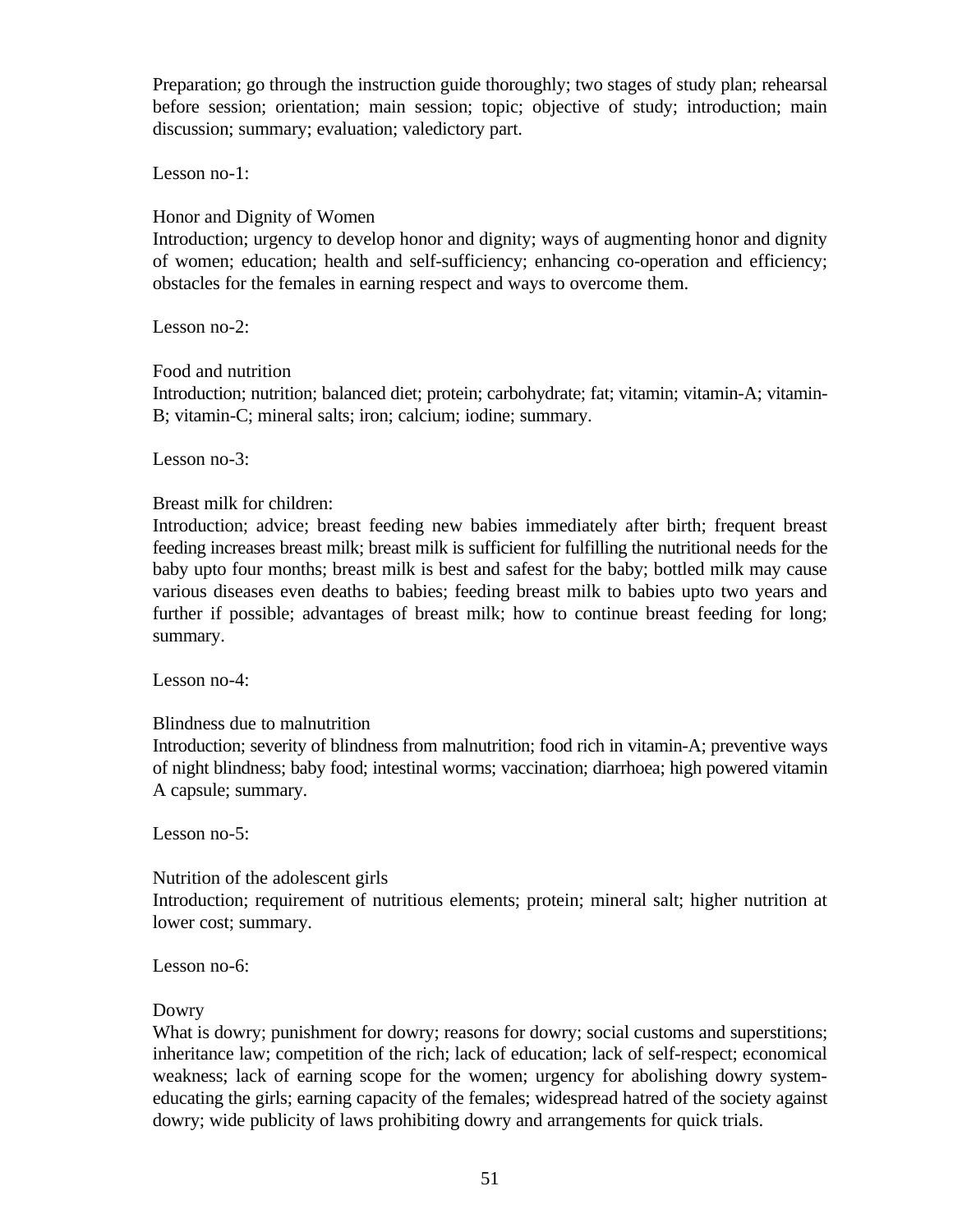Preparation; go through the instruction guide thoroughly; two stages of study plan; rehearsal before session; orientation; main session; topic; objective of study; introduction; main discussion; summary; evaluation; valedictory part.

Lesson no-1:

Honor and Dignity of Women
Introduction; urgency to develop honor and dignity; ways of augmenting honor and dignity of women; education; health and self-sufficiency; enhancing co-operation and efficiency; obstacles for the females in earning respect and ways to overcome them.

Lesson no-2:

Food and nutrition
Introduction; nutrition; balanced diet; protein; carbohydrate; fat; vitamin; vitamin-A; vitamin-B; vitamin-C; mineral salts; iron; calcium; iodine; summary.

Lesson no-3:

Breast milk for children:
Introduction; advice; breast feeding new babies immediately after birth; frequent breast feeding increases breast milk; breast milk is sufficient for fulfilling the nutritional needs for the baby upto four months; breast milk is best and safest for the baby; bottled milk may cause various diseases even deaths to babies; feeding breast milk to babies upto two years and further if possible; advantages of breast milk; how to continue breast feeding for long; summary.

Lesson no-4:

Blindness due to malnutrition
Introduction; severity of blindness from malnutrition; food rich in vitamin-A; preventive ways of night blindness; baby food; intestinal worms; vaccination; diarrhoea; high powered vitamin A capsule; summary.

Lesson no-5:

Nutrition of the adolescent girls
Introduction; requirement of nutritious elements; protein; mineral salt; higher nutrition at lower cost; summary.

Lesson no-6:

Dowry
What is dowry; punishment for dowry; reasons for dowry; social customs and superstitions; inheritance law; competition of the rich; lack of education; lack of self-respect; economical weakness; lack of earning scope for the women; urgency for abolishing dowry system-educating the girls; earning capacity of the females; widespread hatred of the society against dowry; wide publicity of laws prohibiting dowry and arrangements for quick trials.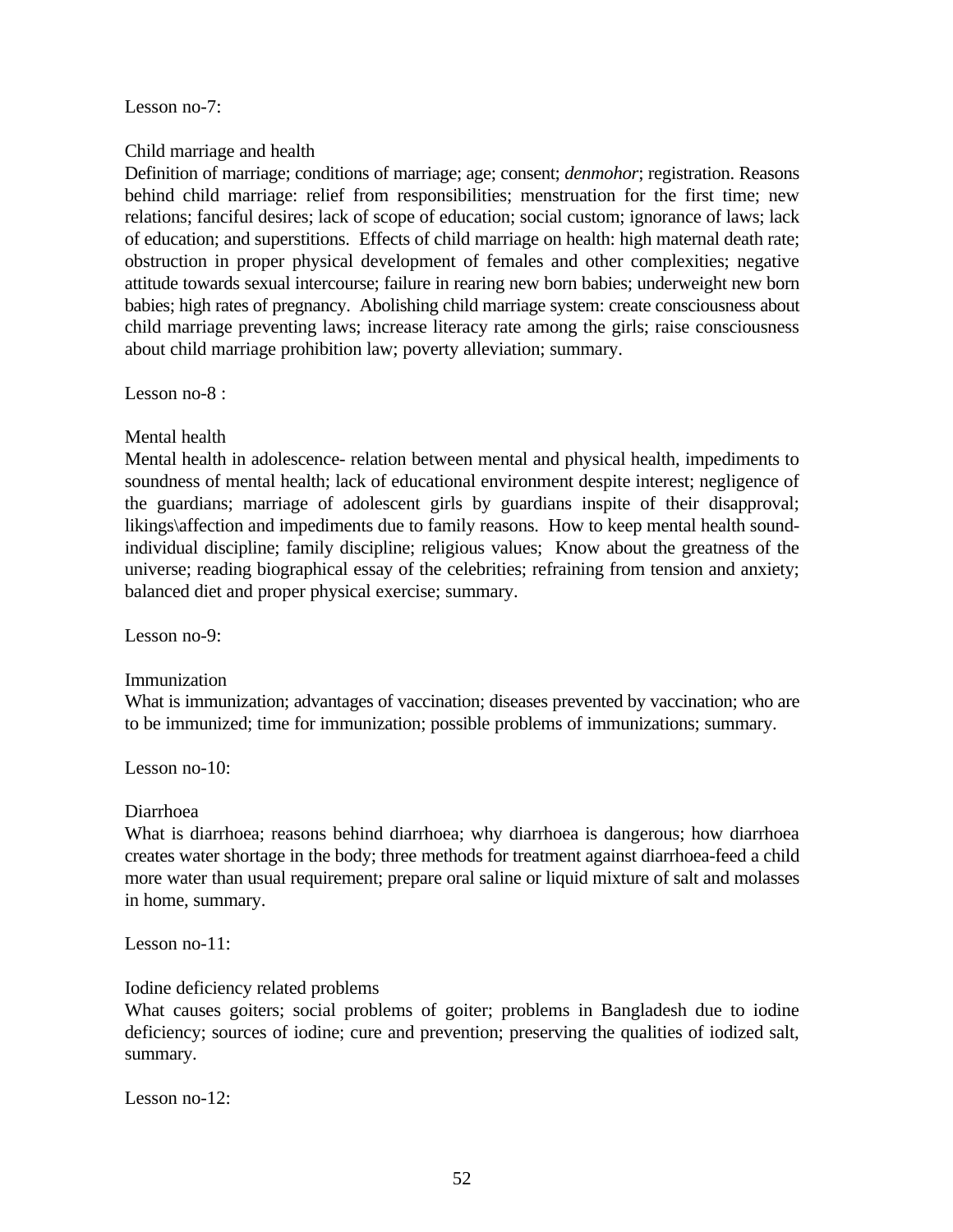Lesson no-7:

Child marriage and health

Definition of marriage; conditions of marriage; age; consent; *denmohor*; registration. Reasons behind child marriage: relief from responsibilities; menstruation for the first time; new relations; fanciful desires; lack of scope of education; social custom; ignorance of laws; lack of education; and superstitions. Effects of child marriage on health: high maternal death rate; obstruction in proper physical development of females and other complexities; negative attitude towards sexual intercourse; failure in rearing new born babies; underweight new born babies; high rates of pregnancy. Abolishing child marriage system: create consciousness about child marriage preventing laws; increase literacy rate among the girls; raise consciousness about child marriage prohibition law; poverty alleviation; summary.

Lesson no-8 :

Mental health

Mental health in adolescence- relation between mental and physical health, impediments to soundness of mental health; lack of educational environment despite interest; negligence of the guardians; marriage of adolescent girls by guardians inspite of their disapproval; likings\affection and impediments due to family reasons. How to keep mental health sound-individual discipline; family discipline; religious values; Know about the greatness of the universe; reading biographical essay of the celebrities; refraining from tension and anxiety; balanced diet and proper physical exercise; summary.

Lesson no-9:

Immunization

What is immunization; advantages of vaccination; diseases prevented by vaccination; who are to be immunized; time for immunization; possible problems of immunizations; summary.

Lesson no-10:

Diarrhoea

What is diarrhoea; reasons behind diarrhoea; why diarrhoea is dangerous; how diarrhoea creates water shortage in the body; three methods for treatment against diarrhoea-feed a child more water than usual requirement; prepare oral saline or liquid mixture of salt and molasses in home, summary.

Lesson no-11:

Iodine deficiency related problems

What causes goiters; social problems of goiter; problems in Bangladesh due to iodine deficiency; sources of iodine; cure and prevention; preserving the qualities of iodized salt, summary.

Lesson no-12: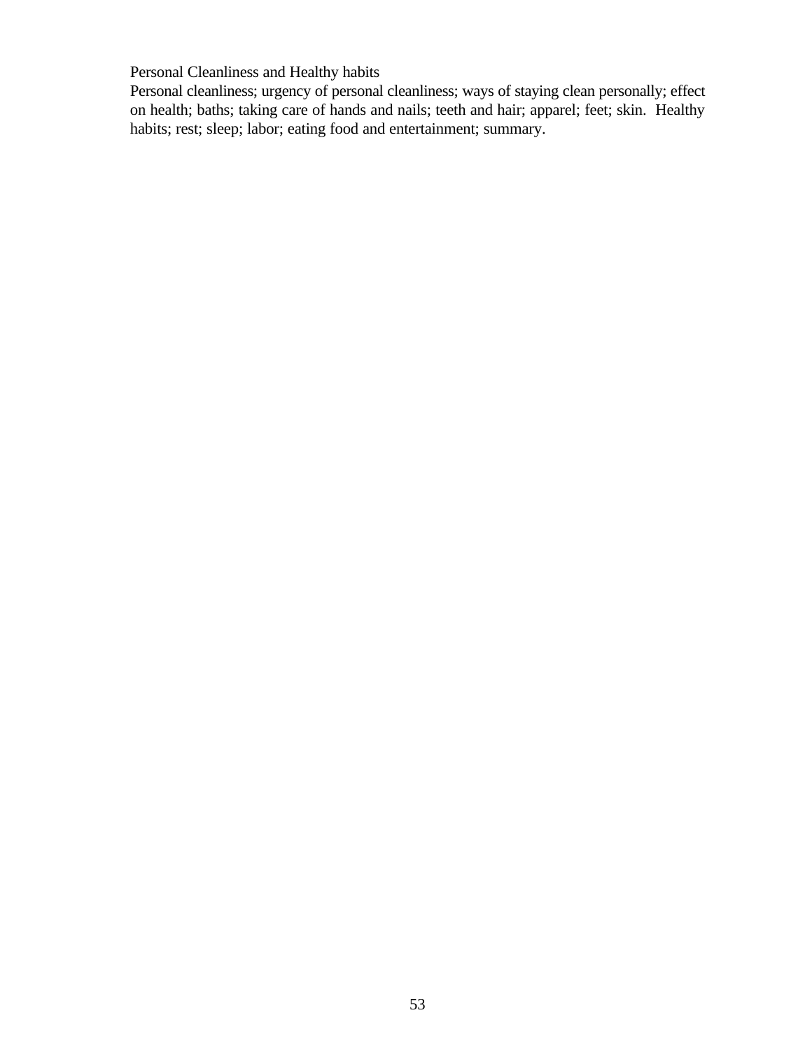Personal Cleanliness and Healthy habits

Personal cleanliness; urgency of personal cleanliness; ways of staying clean personally; effect on health; baths; taking care of hands and nails; teeth and hair; apparel; feet; skin. Healthy habits; rest; sleep; labor; eating food and entertainment; summary.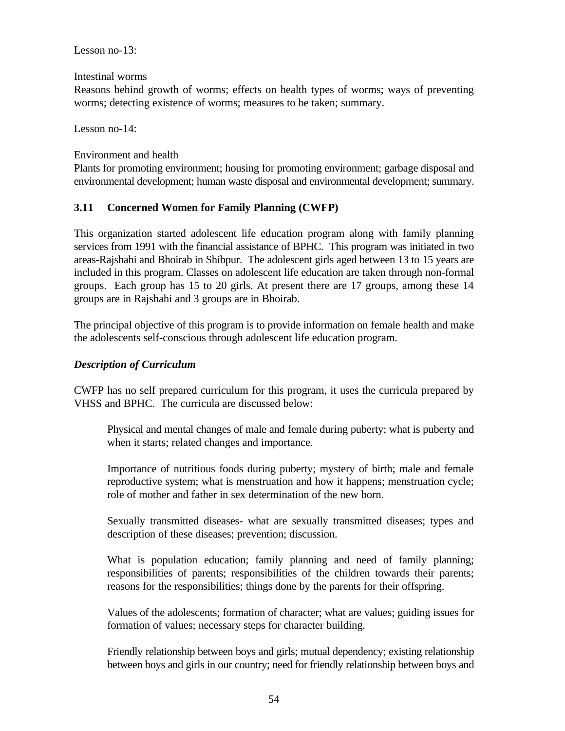Lesson no-13:

Intestinal worms
Reasons behind growth of worms; effects on health types of worms; ways of preventing worms; detecting existence of worms; measures to be taken; summary.

Lesson no-14:

Environment and health
Plants for promoting environment; housing for promoting environment; garbage disposal and environmental development; human waste disposal and environmental development; summary.

### 3.11 Concerned Women for Family Planning (CWFP)

This organization started adolescent life education program along with family planning services from 1991 with the financial assistance of BPHC. This program was initiated in two areas-Rajshahi and Bhoirab in Shibpur. The adolescent girls aged between 13 to 15 years are included in this program. Classes on adolescent life education are taken through non-formal groups. Each group has 15 to 20 girls. At present there are 17 groups, among these 14 groups are in Rajshahi and 3 groups are in Bhoirab.

The principal objective of this program is to provide information on female health and make the adolescents self-conscious through adolescent life education program.

***Description of Curriculum***

CWFP has no self prepared curriculum for this program, it uses the curricula prepared by VHSS and BPHC. The curricula are discussed below:

> Physical and mental changes of male and female during puberty; what is puberty and when it starts; related changes and importance.
>
> Importance of nutritious foods during puberty; mystery of birth; male and female reproductive system; what is menstruation and how it happens; menstruation cycle; role of mother and father in sex determination of the new born.
>
> Sexually transmitted diseases- what are sexually transmitted diseases; types and description of these diseases; prevention; discussion.
>
> What is population education; family planning and need of family planning; responsibilities of parents; responsibilities of the children towards their parents; reasons for the responsibilities; things done by the parents for their offspring.
>
> Values of the adolescents; formation of character; what are values; guiding issues for formation of values; necessary steps for character building.
>
> Friendly relationship between boys and girls; mutual dependency; existing relationship between boys and girls in our country; need for friendly relationship between boys and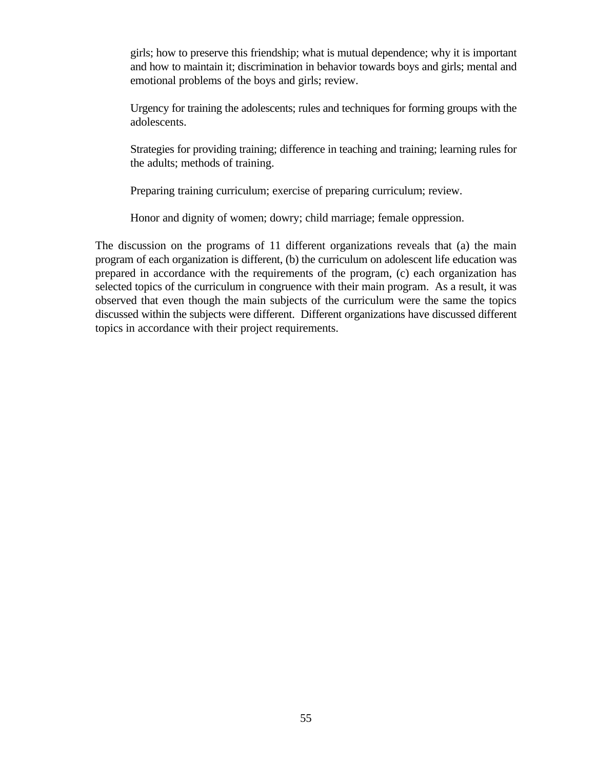girls; how to preserve this friendship; what is mutual dependence; why it is important and how to maintain it; discrimination in behavior towards boys and girls; mental and emotional problems of the boys and girls; review.

Urgency for training the adolescents; rules and techniques for forming groups with the adolescents.

Strategies for providing training; difference in teaching and training; learning rules for the adults; methods of training.

Preparing training curriculum; exercise of preparing curriculum; review.

Honor and dignity of women; dowry; child marriage; female oppression.

The discussion on the programs of 11 different organizations reveals that (a) the main program of each organization is different, (b) the curriculum on adolescent life education was prepared in accordance with the requirements of the program, (c) each organization has selected topics of the curriculum in congruence with their main program. As a result, it was observed that even though the main subjects of the curriculum were the same the topics discussed within the subjects were different. Different organizations have discussed different topics in accordance with their project requirements.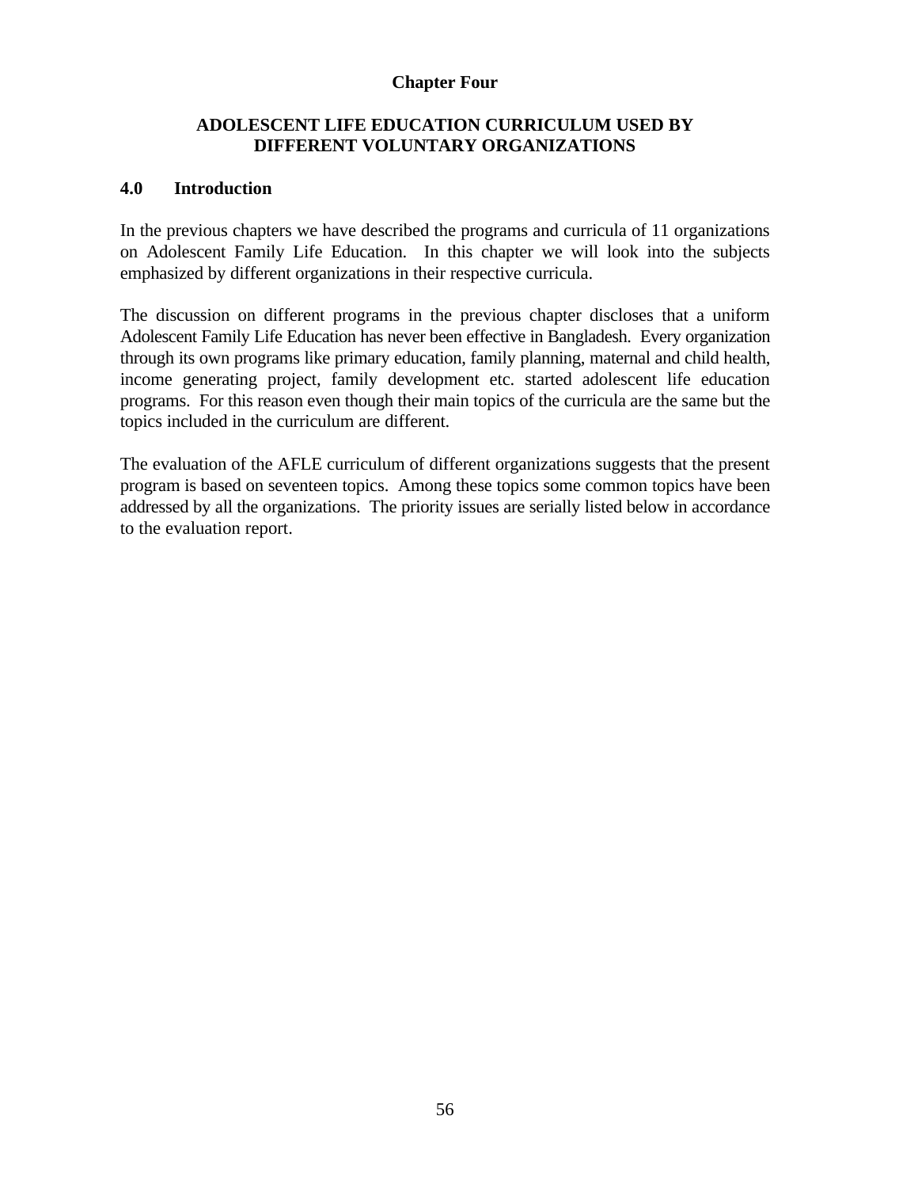# Chapter Four

## ADOLESCENT LIFE EDUCATION CURRICULUM USED BY DIFFERENT VOLUNTARY ORGANIZATIONS

### 4.0 Introduction

In the previous chapters we have described the programs and curricula of 11 organizations on Adolescent Family Life Education. In this chapter we will look into the subjects emphasized by different organizations in their respective curricula.

The discussion on different programs in the previous chapter discloses that a uniform Adolescent Family Life Education has never been effective in Bangladesh. Every organization through its own programs like primary education, family planning, maternal and child health, income generating project, family development etc. started adolescent life education programs. For this reason even though their main topics of the curricula are the same but the topics included in the curriculum are different.

The evaluation of the AFLE curriculum of different organizations suggests that the present program is based on seventeen topics. Among these topics some common topics have been addressed by all the organizations. The priority issues are serially listed below in accordance to the evaluation report.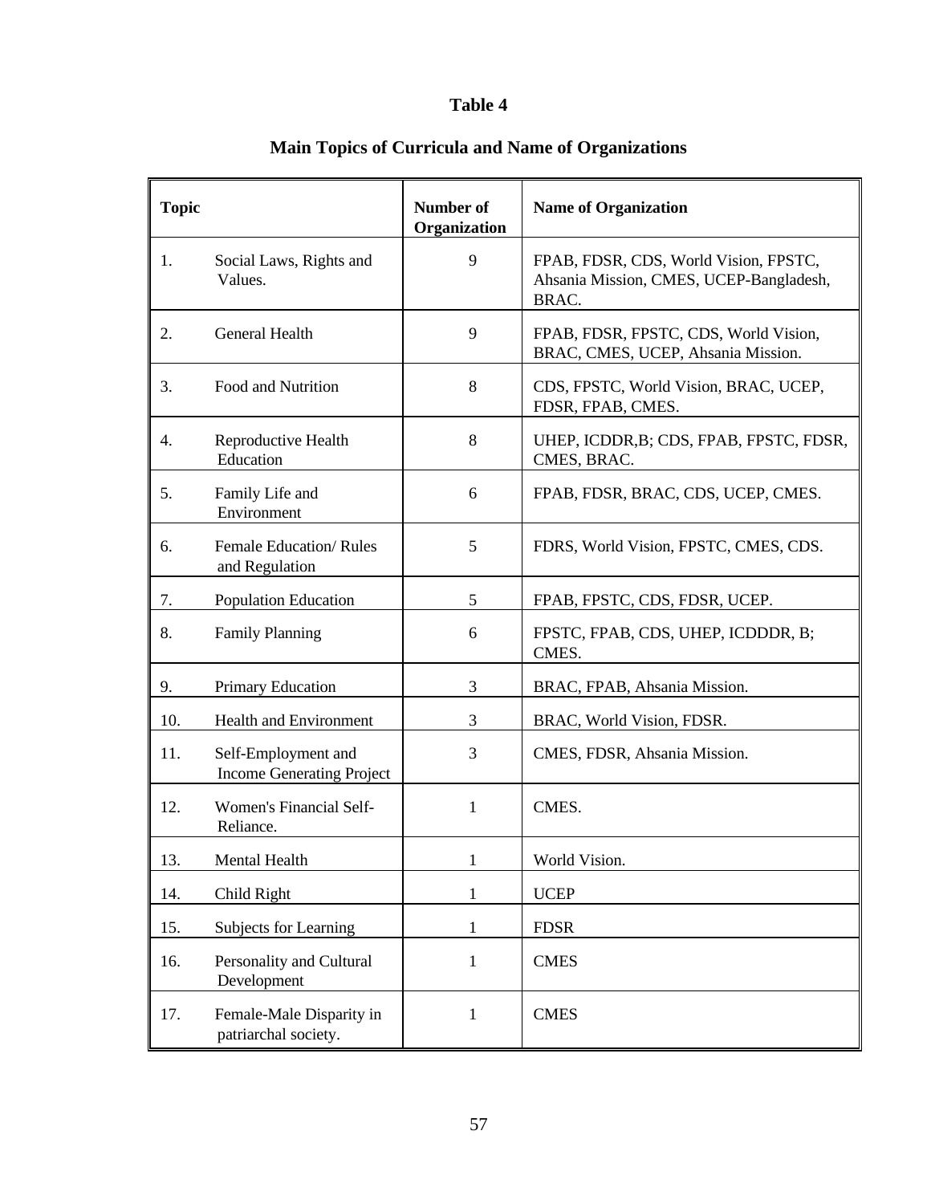# Table 4

## Main Topics of Curricula and Name of Organizations

| Topic | Number of Organization | Name of Organization |
|---|---|---|
| 1. Social Laws, Rights and Values. | 9 | FPAB, FDSR, CDS, World Vision, FPSTC, Ahsania Mission, CMES, UCEP-Bangladesh, BRAC. |
| 2. General Health | 9 | FPAB, FDSR, FPSTC, CDS, World Vision, BRAC, CMES, UCEP, Ahsania Mission. |
| 3. Food and Nutrition | 8 | CDS, FPSTC, World Vision, BRAC, UCEP, FDSR, FPAB, CMES. |
| 4. Reproductive Health Education | 8 | UHEP, ICDDR,B; CDS, FPAB, FPSTC, FDSR, CMES, BRAC. |
| 5. Family Life and Environment | 6 | FPAB, FDSR, BRAC, CDS, UCEP, CMES. |
| 6. Female Education/ Rules and Regulation | 5 | FDRS, World Vision, FPSTC, CMES, CDS. |
| 7. Population Education | 5 | FPAB, FPSTC, CDS, FDSR, UCEP. |
| 8. Family Planning | 6 | FPSTC, FPAB, CDS, UHEP, ICDDDR, B; CMES. |
| 9. Primary Education | 3 | BRAC, FPAB, Ahsania Mission. |
| 10. Health and Environment | 3 | BRAC, World Vision, FDSR. |
| 11. Self-Employment and Income Generating Project | 3 | CMES, FDSR, Ahsania Mission. |
| 12. Women's Financial Self-Reliance. | 1 | CMES. |
| 13. Mental Health | 1 | World Vision. |
| 14. Child Right | 1 | UCEP |
| 15. Subjects for Learning | 1 | FDSR |
| 16. Personality and Cultural Development | 1 | CMES |
| 17. Female-Male Disparity in patriarchal society. | 1 | CMES |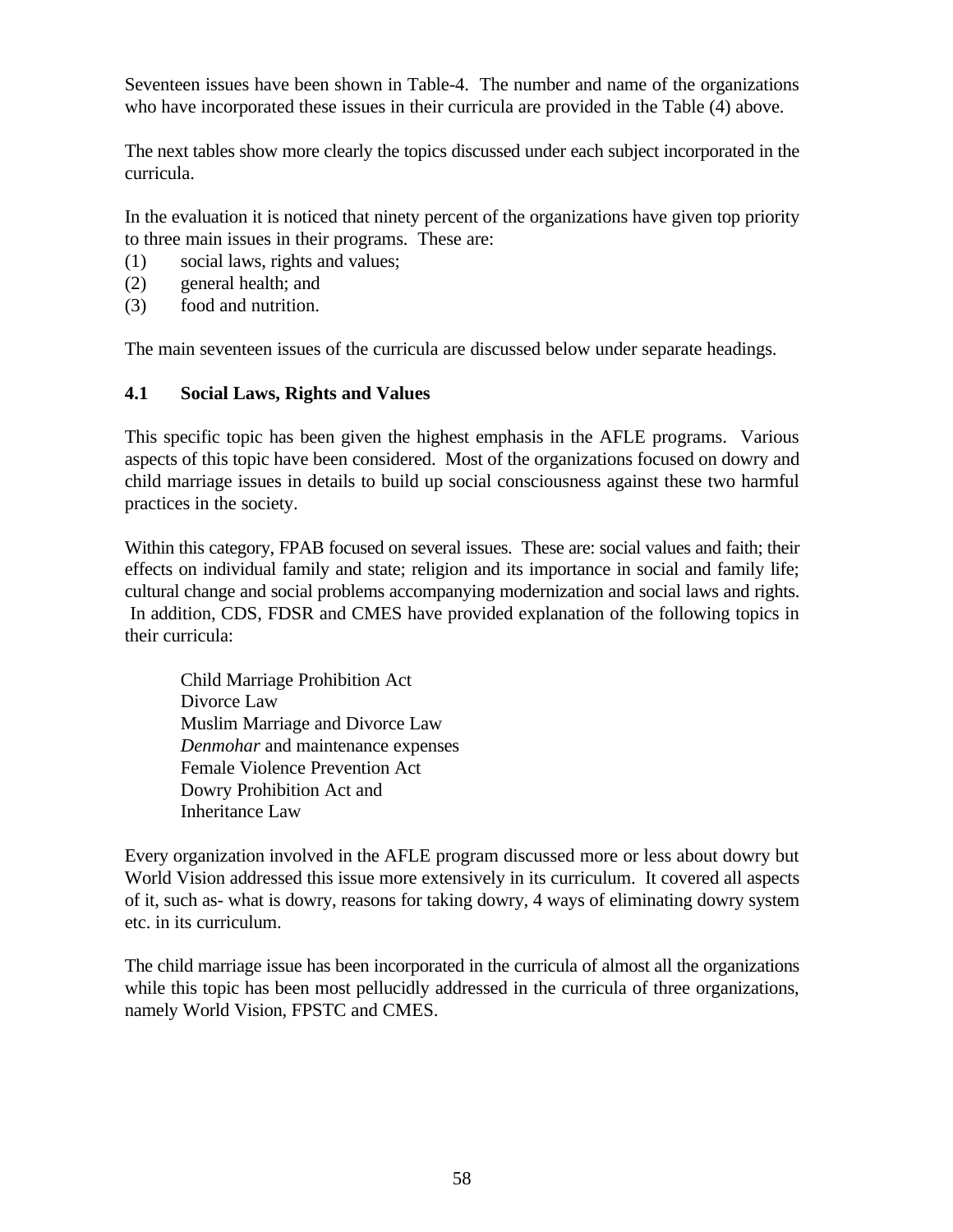Seventeen issues have been shown in Table-4. The number and name of the organizations who have incorporated these issues in their curricula are provided in the Table (4) above.

The next tables show more clearly the topics discussed under each subject incorporated in the curricula.

In the evaluation it is noticed that ninety percent of the organizations have given top priority to three main issues in their programs. These are:

(1) social laws, rights and values;
(2) general health; and
(3) food and nutrition.

The main seventeen issues of the curricula are discussed below under separate headings.

### 4.1 Social Laws, Rights and Values

This specific topic has been given the highest emphasis in the AFLE programs. Various aspects of this topic have been considered. Most of the organizations focused on dowry and child marriage issues in details to build up social consciousness against these two harmful practices in the society.

Within this category, FPAB focused on several issues. These are: social values and faith; their effects on individual family and state; religion and its importance in social and family life; cultural change and social problems accompanying modernization and social laws and rights. In addition, CDS, FDSR and CMES have provided explanation of the following topics in their curricula:

Child Marriage Prohibition Act
Divorce Law
Muslim Marriage and Divorce Law
*Denmohar* and maintenance expenses
Female Violence Prevention Act
Dowry Prohibition Act and
Inheritance Law

Every organization involved in the AFLE program discussed more or less about dowry but World Vision addressed this issue more extensively in its curriculum. It covered all aspects of it, such as- what is dowry, reasons for taking dowry, 4 ways of eliminating dowry system etc. in its curriculum.

The child marriage issue has been incorporated in the curricula of almost all the organizations while this topic has been most pellucidly addressed in the curricula of three organizations, namely World Vision, FPSTC and CMES.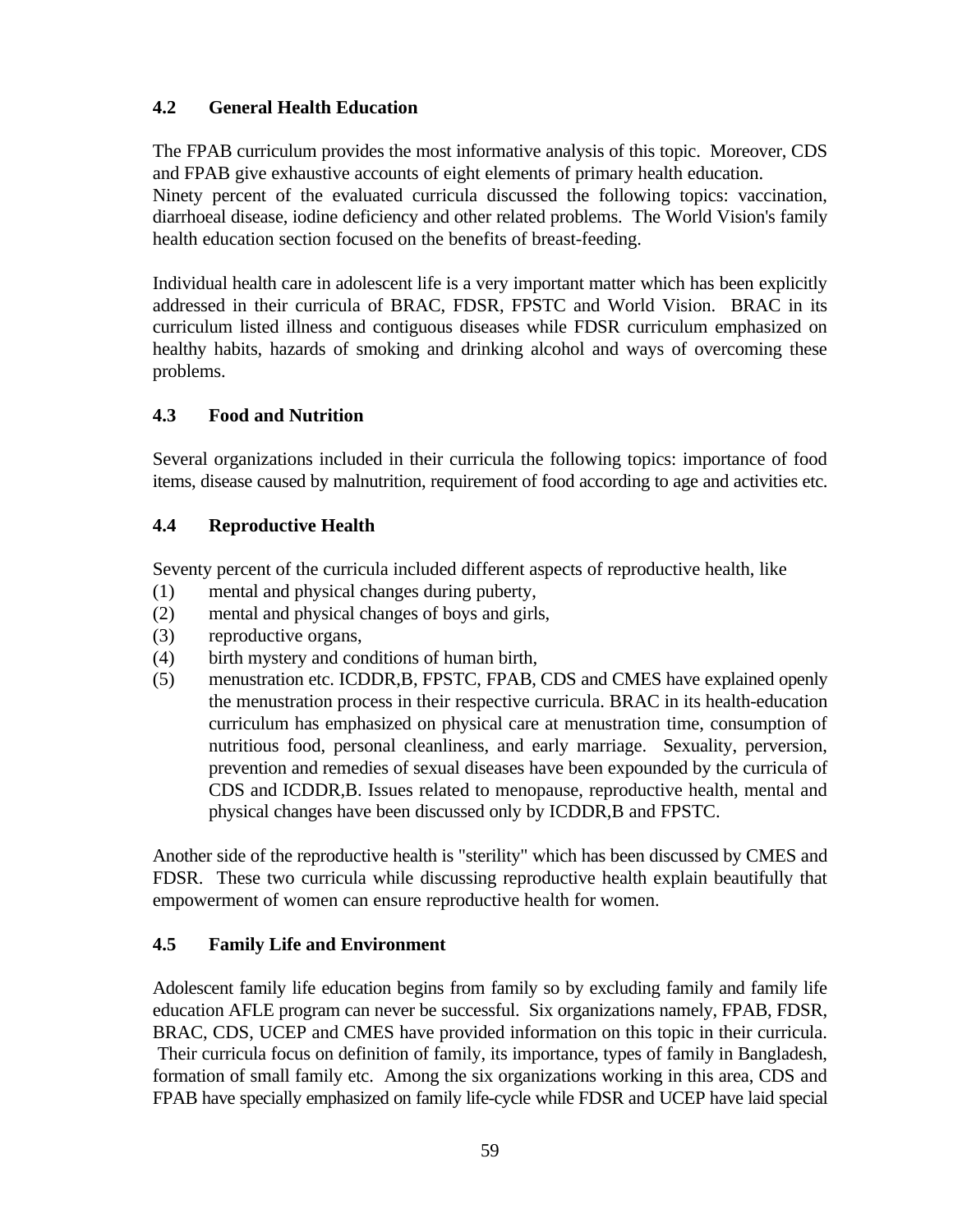### 4.2 General Health Education

The FPAB curriculum provides the most informative analysis of this topic. Moreover, CDS and FPAB give exhaustive accounts of eight elements of primary health education.
Ninety percent of the evaluated curricula discussed the following topics: vaccination, diarrhoeal disease, iodine deficiency and other related problems. The World Vision's family health education section focused on the benefits of breast-feeding.

Individual health care in adolescent life is a very important matter which has been explicitly addressed in their curricula of BRAC, FDSR, FPSTC and World Vision. BRAC in its curriculum listed illness and contiguous diseases while FDSR curriculum emphasized on healthy habits, hazards of smoking and drinking alcohol and ways of overcoming these problems.

### 4.3 Food and Nutrition

Several organizations included in their curricula the following topics: importance of food items, disease caused by malnutrition, requirement of food according to age and activities etc.

### 4.4 Reproductive Health

Seventy percent of the curricula included different aspects of reproductive health, like

(1) mental and physical changes during puberty,
(2) mental and physical changes of boys and girls,
(3) reproductive organs,
(4) birth mystery and conditions of human birth,
(5) menustration etc. ICDDR,B, FPSTC, FPAB, CDS and CMES have explained openly the menustration process in their respective curricula. BRAC in its health-education curriculum has emphasized on physical care at menustration time, consumption of nutritious food, personal cleanliness, and early marriage. Sexuality, perversion, prevention and remedies of sexual diseases have been expounded by the curricula of CDS and ICDDR,B. Issues related to menopause, reproductive health, mental and physical changes have been discussed only by ICDDR,B and FPSTC.

Another side of the reproductive health is "sterility" which has been discussed by CMES and FDSR. These two curricula while discussing reproductive health explain beautifully that empowerment of women can ensure reproductive health for women.

### 4.5 Family Life and Environment

Adolescent family life education begins from family so by excluding family and family life education AFLE program can never be successful. Six organizations namely, FPAB, FDSR, BRAC, CDS, UCEP and CMES have provided information on this topic in their curricula. Their curricula focus on definition of family, its importance, types of family in Bangladesh, formation of small family etc. Among the six organizations working in this area, CDS and FPAB have specially emphasized on family life-cycle while FDSR and UCEP have laid special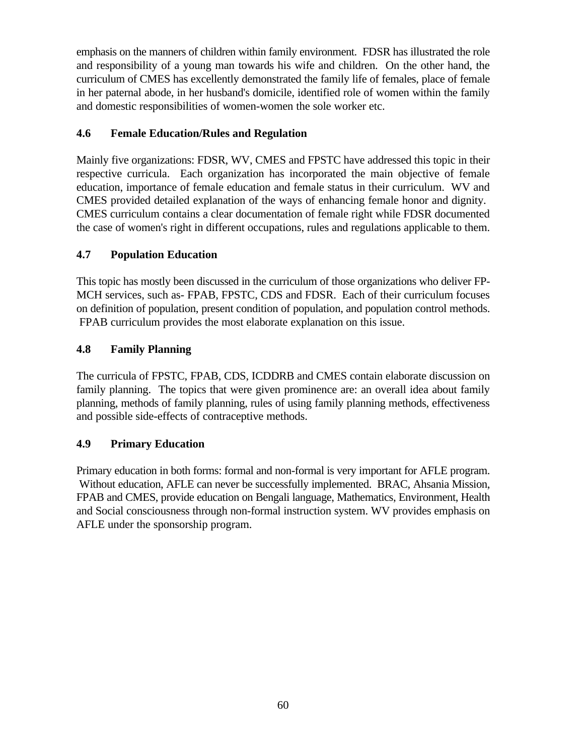emphasis on the manners of children within family environment. FDSR has illustrated the role and responsibility of a young man towards his wife and children. On the other hand, the curriculum of CMES has excellently demonstrated the family life of females, place of female in her paternal abode, in her husband's domicile, identified role of women within the family and domestic responsibilities of women-women the sole worker etc.

### 4.6 Female Education/Rules and Regulation

Mainly five organizations: FDSR, WV, CMES and FPSTC have addressed this topic in their respective curricula. Each organization has incorporated the main objective of female education, importance of female education and female status in their curriculum. WV and CMES provided detailed explanation of the ways of enhancing female honor and dignity. CMES curriculum contains a clear documentation of female right while FDSR documented the case of women's right in different occupations, rules and regulations applicable to them.

### 4.7 Population Education

This topic has mostly been discussed in the curriculum of those organizations who deliver FP-MCH services, such as- FPAB, FPSTC, CDS and FDSR. Each of their curriculum focuses on definition of population, present condition of population, and population control methods. FPAB curriculum provides the most elaborate explanation on this issue.

### 4.8 Family Planning

The curricula of FPSTC, FPAB, CDS, ICDDRB and CMES contain elaborate discussion on family planning. The topics that were given prominence are: an overall idea about family planning, methods of family planning, rules of using family planning methods, effectiveness and possible side-effects of contraceptive methods.

### 4.9 Primary Education

Primary education in both forms: formal and non-formal is very important for AFLE program. Without education, AFLE can never be successfully implemented. BRAC, Ahsania Mission, FPAB and CMES, provide education on Bengali language, Mathematics, Environment, Health and Social consciousness through non-formal instruction system. WV provides emphasis on AFLE under the sponsorship program.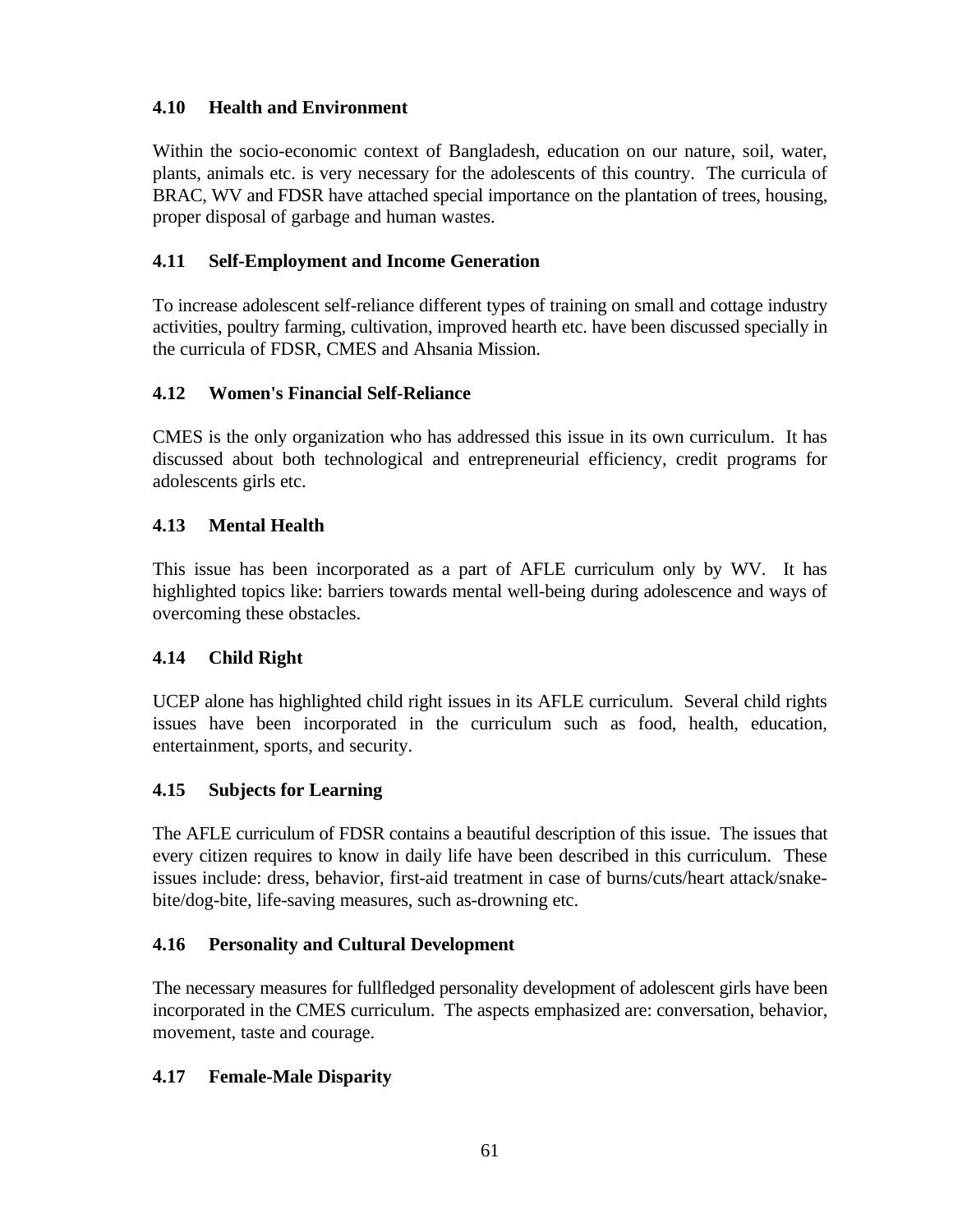### 4.10 Health and Environment

Within the socio-economic context of Bangladesh, education on our nature, soil, water, plants, animals etc. is very necessary for the adolescents of this country. The curricula of BRAC, WV and FDSR have attached special importance on the plantation of trees, housing, proper disposal of garbage and human wastes.

### 4.11 Self-Employment and Income Generation

To increase adolescent self-reliance different types of training on small and cottage industry activities, poultry farming, cultivation, improved hearth etc. have been discussed specially in the curricula of FDSR, CMES and Ahsania Mission.

### 4.12 Women's Financial Self-Reliance

CMES is the only organization who has addressed this issue in its own curriculum. It has discussed about both technological and entrepreneurial efficiency, credit programs for adolescents girls etc.

### 4.13 Mental Health

This issue has been incorporated as a part of AFLE curriculum only by WV. It has highlighted topics like: barriers towards mental well-being during adolescence and ways of overcoming these obstacles.

### 4.14 Child Right

UCEP alone has highlighted child right issues in its AFLE curriculum. Several child rights issues have been incorporated in the curriculum such as food, health, education, entertainment, sports, and security.

### 4.15 Subjects for Learning

The AFLE curriculum of FDSR contains a beautiful description of this issue. The issues that every citizen requires to know in daily life have been described in this curriculum. These issues include: dress, behavior, first-aid treatment in case of burns/cuts/heart attack/snake-bite/dog-bite, life-saving measures, such as-drowning etc.

### 4.16 Personality and Cultural Development

The necessary measures for fullfledged personality development of adolescent girls have been incorporated in the CMES curriculum. The aspects emphasized are: conversation, behavior, movement, taste and courage.

### 4.17 Female-Male Disparity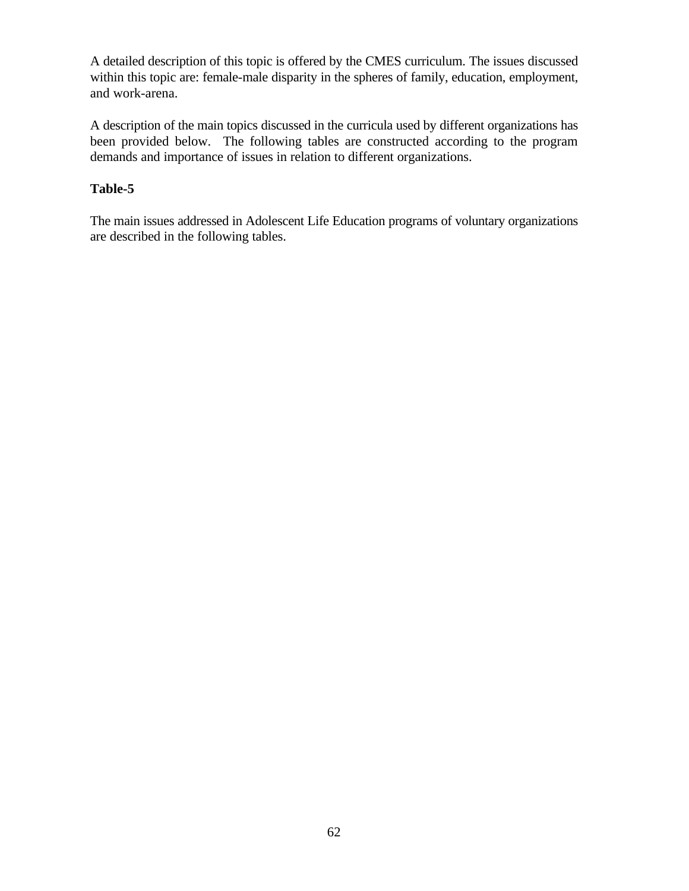A detailed description of this topic is offered by the CMES curriculum. The issues discussed within this topic are: female-male disparity in the spheres of family, education, employment, and work-arena.

A description of the main topics discussed in the curricula used by different organizations has been provided below. The following tables are constructed according to the program demands and importance of issues in relation to different organizations.

**Table-5**

The main issues addressed in Adolescent Life Education programs of voluntary organizations are described in the following tables.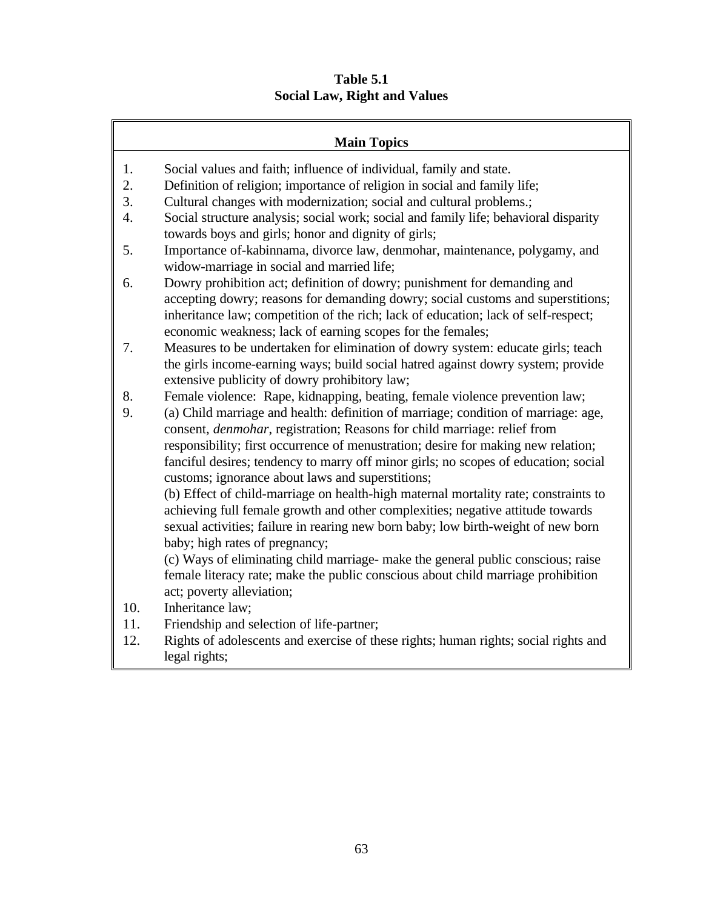**Table 5.1**
**Social Law, Right and Values**

| Main Topics |
|---|
| 1. Social values and faith; influence of individual, family and state.<br>2. Definition of religion; importance of religion in social and family life;<br>3. Cultural changes with modernization; social and cultural problems.;<br>4. Social structure analysis; social work; social and family life; behavioral disparity towards boys and girls; honor and dignity of girls;<br>5. Importance of-kabinnama, divorce law, denmohar, maintenance, polygamy, and widow-marriage in social and married life;<br>6. Dowry prohibition act; definition of dowry; punishment for demanding and accepting dowry; reasons for demanding dowry; social customs and superstitions; inheritance law; competition of the rich; lack of education; lack of self-respect; economic weakness; lack of earning scopes for the females;<br>7. Measures to be undertaken for elimination of dowry system: educate girls; teach the girls income-earning ways; build social hatred against dowry system; provide extensive publicity of dowry prohibitory law;<br>8. Female violence: Rape, kidnapping, beating, female violence prevention law;<br>9. (a) Child marriage and health: definition of marriage; condition of marriage: age, consent, *denmohar*, registration; Reasons for child marriage: relief from responsibility; first occurrence of menustration; desire for making new relation; fanciful desires; tendency to marry off minor girls; no scopes of education; social customs; ignorance about laws and superstitions;<br>(b) Effect of child-marriage on health-high maternal mortality rate; constraints to achieving full female growth and other complexities; negative attitude towards sexual activities; failure in rearing new born baby; low birth-weight of new born baby; high rates of pregnancy;<br>(c) Ways of eliminating child marriage- make the general public conscious; raise female literacy rate; make the public conscious about child marriage prohibition act; poverty alleviation;<br>10. Inheritance law;<br>11. Friendship and selection of life-partner;<br>12. Rights of adolescents and exercise of these rights; human rights; social rights and legal rights; |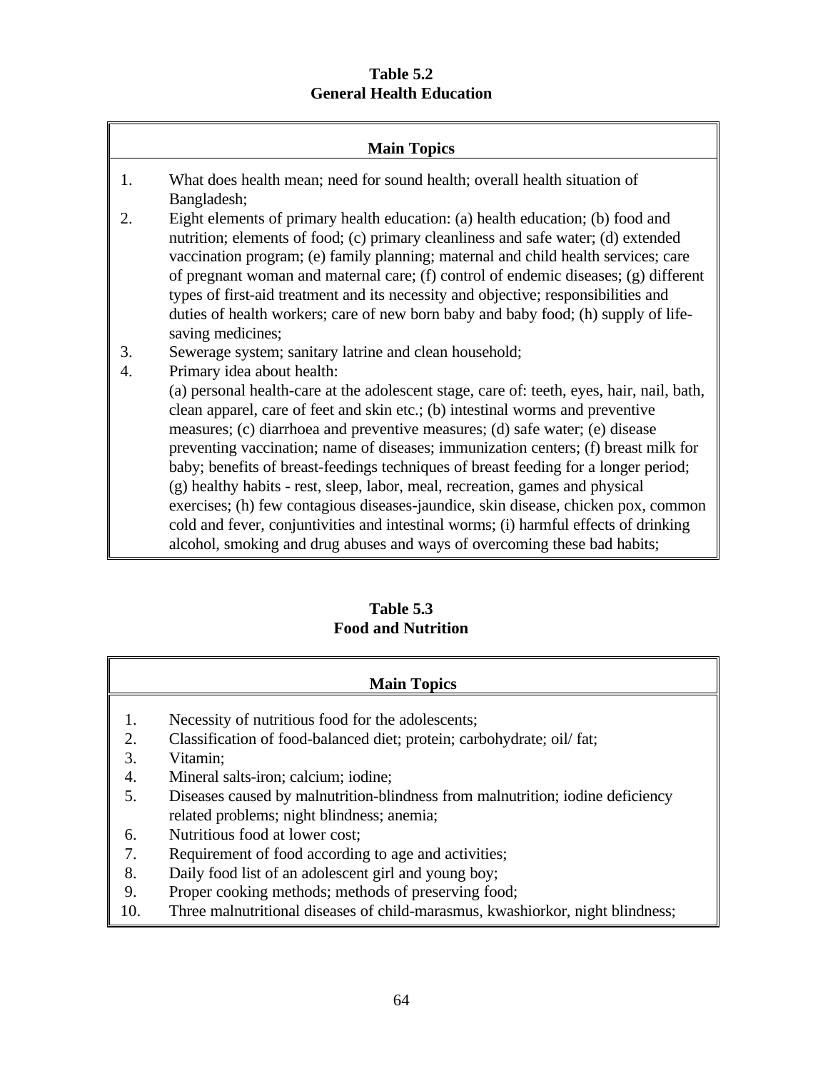**Table 5.2**
**General Health Education**

| Main Topics |
|---|
| 1. What does health mean; need for sound health; overall health situation of Bangladesh;<br>2. Eight elements of primary health education: (a) health education; (b) food and nutrition; elements of food; (c) primary cleanliness and safe water; (d) extended vaccination program; (e) family planning; maternal and child health services; care of pregnant woman and maternal care; (f) control of endemic diseases; (g) different types of first-aid treatment and its necessity and objective; responsibilities and duties of health workers; care of new born baby and baby food; (h) supply of life-saving medicines;<br>3. Sewerage system; sanitary latrine and clean household;<br>4. Primary idea about health:<br>(a) personal health-care at the adolescent stage, care of: teeth, eyes, hair, nail, bath, clean apparel, care of feet and skin etc.; (b) intestinal worms and preventive measures; (c) diarrhoea and preventive measures; (d) safe water; (e) disease preventing vaccination; name of diseases; immunization centers; (f) breast milk for baby; benefits of breast-feedings techniques of breast feeding for a longer period; (g) healthy habits - rest, sleep, labor, meal, recreation, games and physical exercises; (h) few contagious diseases-jaundice, skin disease, chicken pox, common cold and fever, conjuntivities and intestinal worms; (i) harmful effects of drinking alcohol, smoking and drug abuses and ways of overcoming these bad habits; |

**Table 5.3**
**Food and Nutrition**

| Main Topics |
|---|
| 1. Necessity of nutritious food for the adolescents;<br>2. Classification of food-balanced diet; protein; carbohydrate; oil/ fat;<br>3. Vitamin;<br>4. Mineral salts-iron; calcium; iodine;<br>5. Diseases caused by malnutrition-blindness from malnutrition; iodine deficiency related problems; night blindness; anemia;<br>6. Nutritious food at lower cost;<br>7. Requirement of food according to age and activities;<br>8. Daily food list of an adolescent girl and young boy;<br>9. Proper cooking methods; methods of preserving food;<br>10. Three malnutritional diseases of child-marasmus, kwashiorkor, night blindness; |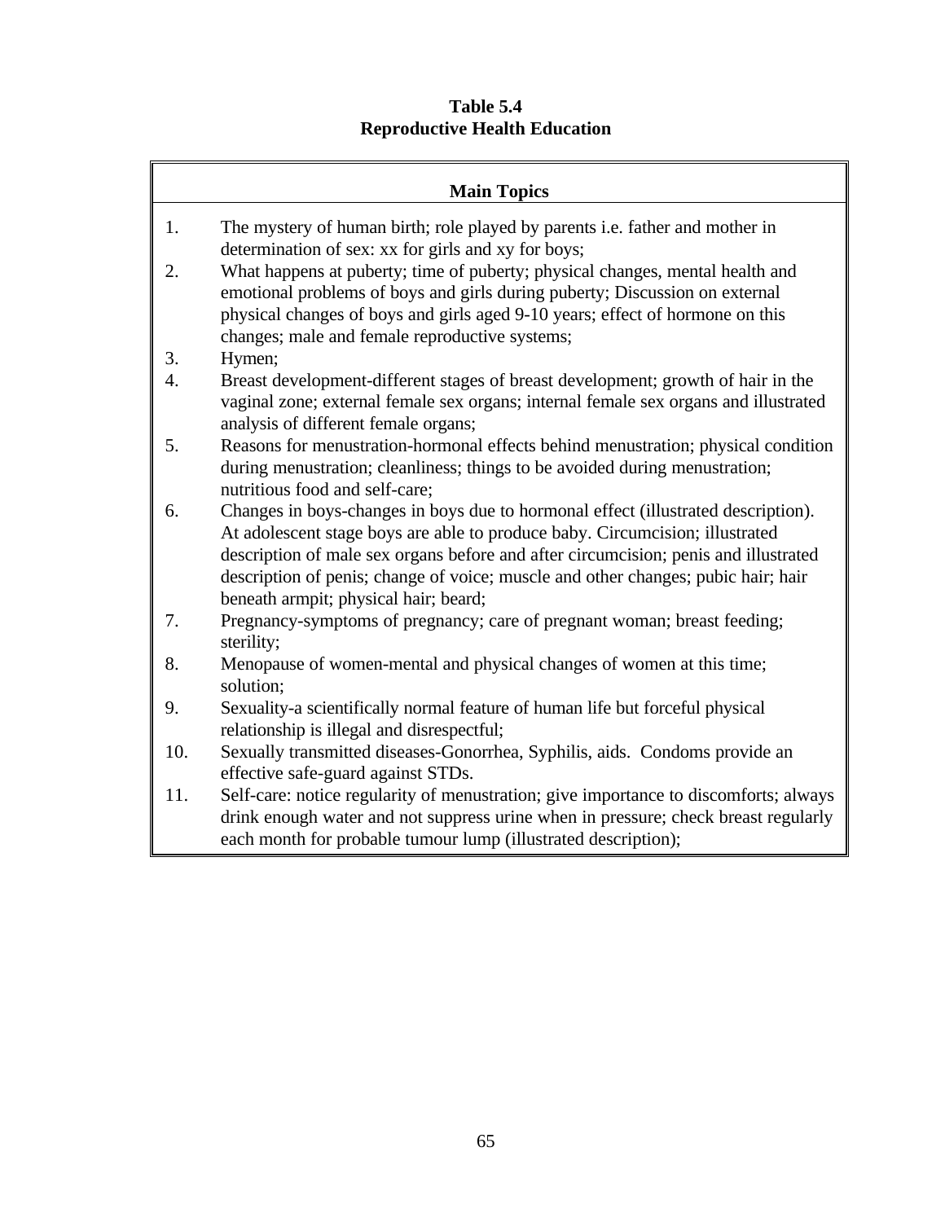**Table 5.4**
**Reproductive Health Education**

| Main Topics |
|---|
| 1. The mystery of human birth; role played by parents i.e. father and mother in determination of sex: xx for girls and xy for boys; |
| 2. What happens at puberty; time of puberty; physical changes, mental health and emotional problems of boys and girls during puberty; Discussion on external physical changes of boys and girls aged 9-10 years; effect of hormone on this changes; male and female reproductive systems; |
| 3. Hymen; |
| 4. Breast development-different stages of breast development; growth of hair in the vaginal zone; external female sex organs; internal female sex organs and illustrated analysis of different female organs; |
| 5. Reasons for menustration-hormonal effects behind menustration; physical condition during menustration; cleanliness; things to be avoided during menustration; nutritious food and self-care; |
| 6. Changes in boys-changes in boys due to hormonal effect (illustrated description). At adolescent stage boys are able to produce baby. Circumcision; illustrated description of male sex organs before and after circumcision; penis and illustrated description of penis; change of voice; muscle and other changes; pubic hair; hair beneath armpit; physical hair; beard; |
| 7. Pregnancy-symptoms of pregnancy; care of pregnant woman; breast feeding; sterility; |
| 8. Menopause of women-mental and physical changes of women at this time; solution; |
| 9. Sexuality-a scientifically normal feature of human life but forceful physical relationship is illegal and disrespectful; |
| 10. Sexually transmitted diseases-Gonorrhea, Syphilis, aids. Condoms provide an effective safe-guard against STDs. |
| 11. Self-care: notice regularity of menustration; give importance to discomforts; always drink enough water and not suppress urine when in pressure; check breast regularly each month for probable tumour lump (illustrated description); |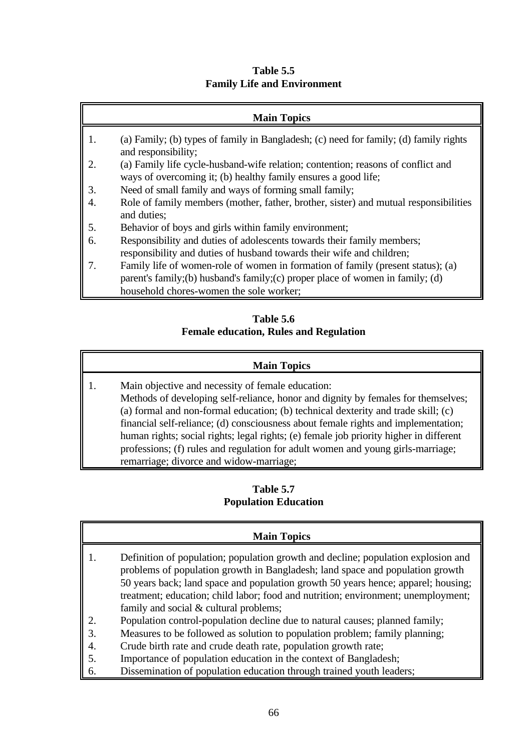**Table 5.5**
**Family Life and Environment**

| | Main Topics |
|---|---|
| 1. | (a) Family; (b) types of family in Bangladesh; (c) need for family; (d) family rights and responsibility; |
| 2. | (a) Family life cycle-husband-wife relation; contention; reasons of conflict and ways of overcoming it; (b) healthy family ensures a good life; |
| 3. | Need of small family and ways of forming small family; |
| 4. | Role of family members (mother, father, brother, sister) and mutual responsibilities and duties; |
| 5. | Behavior of boys and girls within family environment; |
| 6. | Responsibility and duties of adolescents towards their family members; responsibility and duties of husband towards their wife and children; |
| 7. | Family life of women-role of women in formation of family (present status); (a) parent's family;(b) husband's family;(c) proper place of women in family; (d) household chores-women the sole worker; |

**Table 5.6**
**Female education, Rules and Regulation**

| | Main Topics |
|---|---|
| 1. | Main objective and necessity of female education: Methods of developing self-reliance, honor and dignity by females for themselves; (a) formal and non-formal education; (b) technical dexterity and trade skill; (c) financial self-reliance; (d) consciousness about female rights and implementation; human rights; social rights; legal rights; (e) female job priority higher in different professions; (f) rules and regulation for adult women and young girls-marriage; remarriage; divorce and widow-marriage; |

**Table 5.7**
**Population Education**

| | Main Topics |
|---|---|
| 1. | Definition of population; population growth and decline; population explosion and problems of population growth in Bangladesh; land space and population growth 50 years back; land space and population growth 50 years hence; apparel; housing; treatment; education; child labor; food and nutrition; environment; unemployment; family and social & cultural problems; |
| 2. | Population control-population decline due to natural causes; planned family; |
| 3. | Measures to be followed as solution to population problem; family planning; |
| 4. | Crude birth rate and crude death rate, population growth rate; |
| 5. | Importance of population education in the context of Bangladesh; |
| 6. | Dissemination of population education through trained youth leaders; |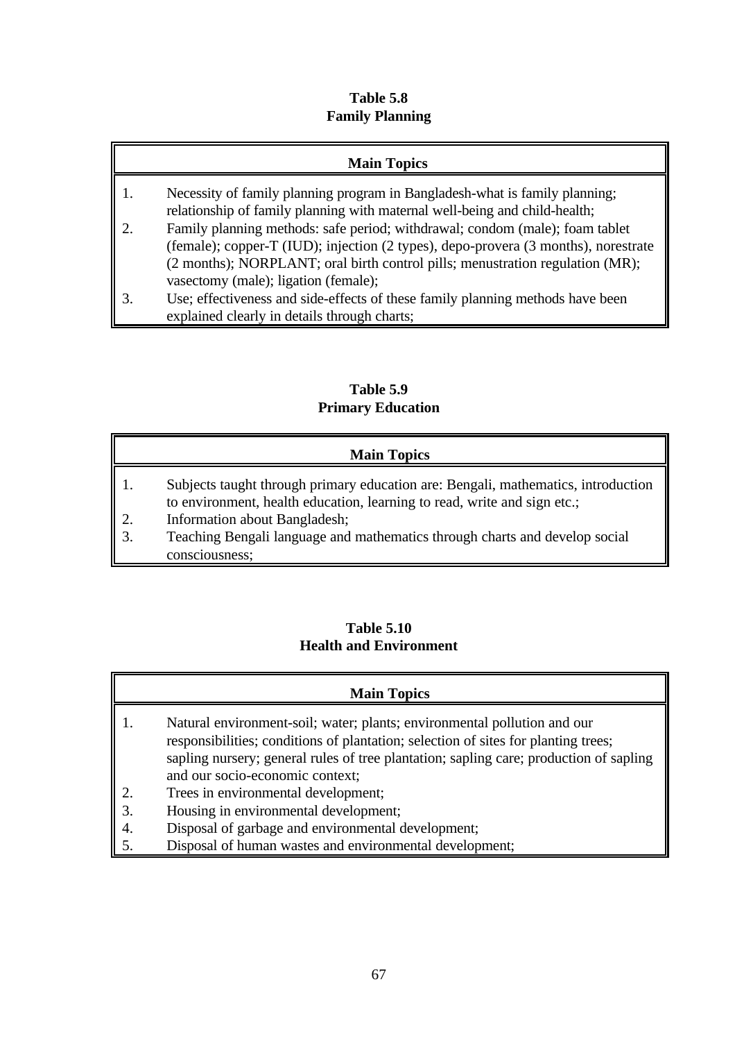**Table 5.8**
**Family Planning**

| Main Topics | |
|---|---|
| 1. | Necessity of family planning program in Bangladesh-what is family planning; relationship of family planning with maternal well-being and child-health; |
| 2. | Family planning methods: safe period; withdrawal; condom (male); foam tablet (female); copper-T (IUD); injection (2 types), depo-provera (3 months), norestrate (2 months); NORPLANT; oral birth control pills; menustration regulation (MR); vasectomy (male); ligation (female); |
| 3. | Use; effectiveness and side-effects of these family planning methods have been explained clearly in details through charts; |

**Table 5.9**
**Primary Education**

| Main Topics | |
|---|---|
| 1. | Subjects taught through primary education are: Bengali, mathematics, introduction to environment, health education, learning to read, write and sign etc.; |
| 2. | Information about Bangladesh; |
| 3. | Teaching Bengali language and mathematics through charts and develop social consciousness; |

**Table 5.10**
**Health and Environment**

| Main Topics | |
|---|---|
| 1. | Natural environment-soil; water; plants; environmental pollution and our responsibilities; conditions of plantation; selection of sites for planting trees; sapling nursery; general rules of tree plantation; sapling care; production of sapling and our socio-economic context; |
| 2. | Trees in environmental development; |
| 3. | Housing in environmental development; |
| 4. | Disposal of garbage and environmental development; |
| 5. | Disposal of human wastes and environmental development; |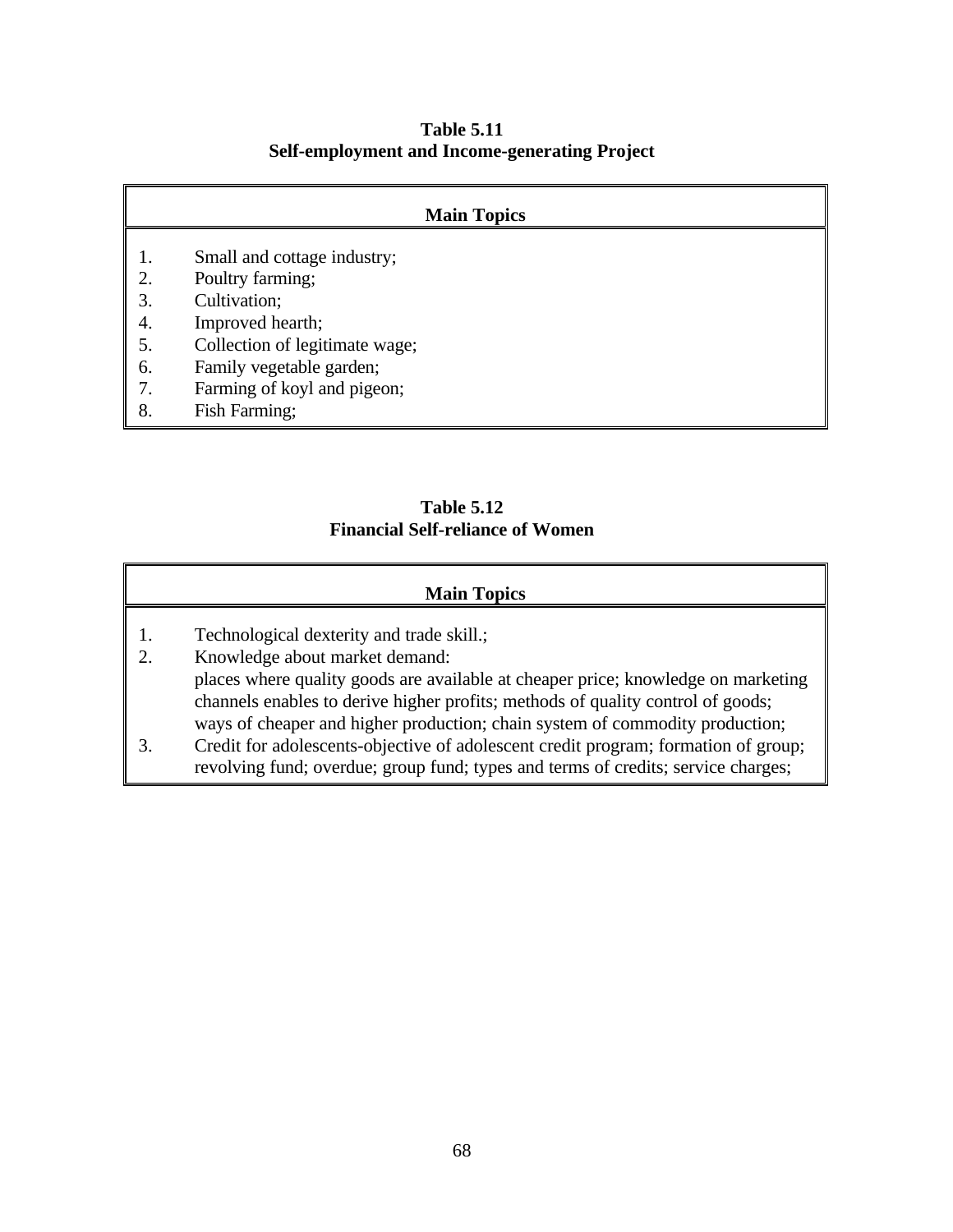**Table 5.11**
**Self-employment and Income-generating Project**

| Main Topics |
|---|
| 1. Small and cottage industry;<br>2. Poultry farming;<br>3. Cultivation;<br>4. Improved hearth;<br>5. Collection of legitimate wage;<br>6. Family vegetable garden;<br>7. Farming of koyl and pigeon;<br>8. Fish Farming; |

**Table 5.12**
**Financial Self-reliance of Women**

| Main Topics |
|---|
| 1. Technological dexterity and trade skill.;<br>2. Knowledge about market demand: places where quality goods are available at cheaper price; knowledge on marketing channels enables to derive higher profits; methods of quality control of goods; ways of cheaper and higher production; chain system of commodity production;<br>3. Credit for adolescents-objective of adolescent credit program; formation of group; revolving fund; overdue; group fund; types and terms of credits; service charges; |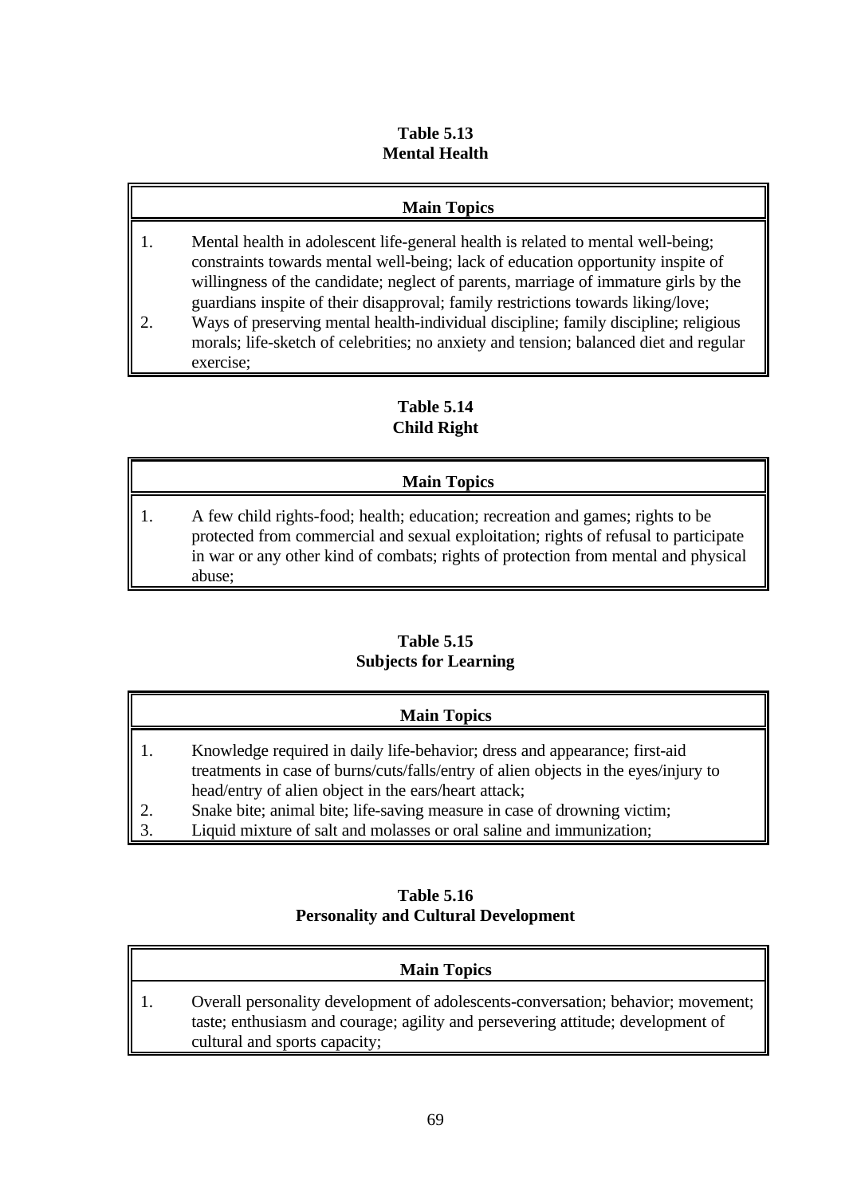**Table 5.13**
**Mental Health**

| Main Topics |
|---|
| 1. Mental health in adolescent life-general health is related to mental well-being; constraints towards mental well-being; lack of education opportunity inspite of willingness of the candidate; neglect of parents, marriage of immature girls by the guardians inspite of their disapproval; family restrictions towards liking/love; <br> 2. Ways of preserving mental health-individual discipline; family discipline; religious morals; life-sketch of celebrities; no anxiety and tension; balanced diet and regular exercise; |

**Table 5.14**
**Child Right**

| Main Topics |
|---|
| 1. A few child rights-food; health; education; recreation and games; rights to be protected from commercial and sexual exploitation; rights of refusal to participate in war or any other kind of combats; rights of protection from mental and physical abuse; |

**Table 5.15**
**Subjects for Learning**

| Main Topics |
|---|
| 1. Knowledge required in daily life-behavior; dress and appearance; first-aid treatments in case of burns/cuts/falls/entry of alien objects in the eyes/injury to head/entry of alien object in the ears/heart attack; <br> 2. Snake bite; animal bite; life-saving measure in case of drowning victim; <br> 3. Liquid mixture of salt and molasses or oral saline and immunization; |

**Table 5.16**
**Personality and Cultural Development**

| Main Topics |
|---|
| 1. Overall personality development of adolescents-conversation; behavior; movement; taste; enthusiasm and courage; agility and persevering attitude; development of cultural and sports capacity; |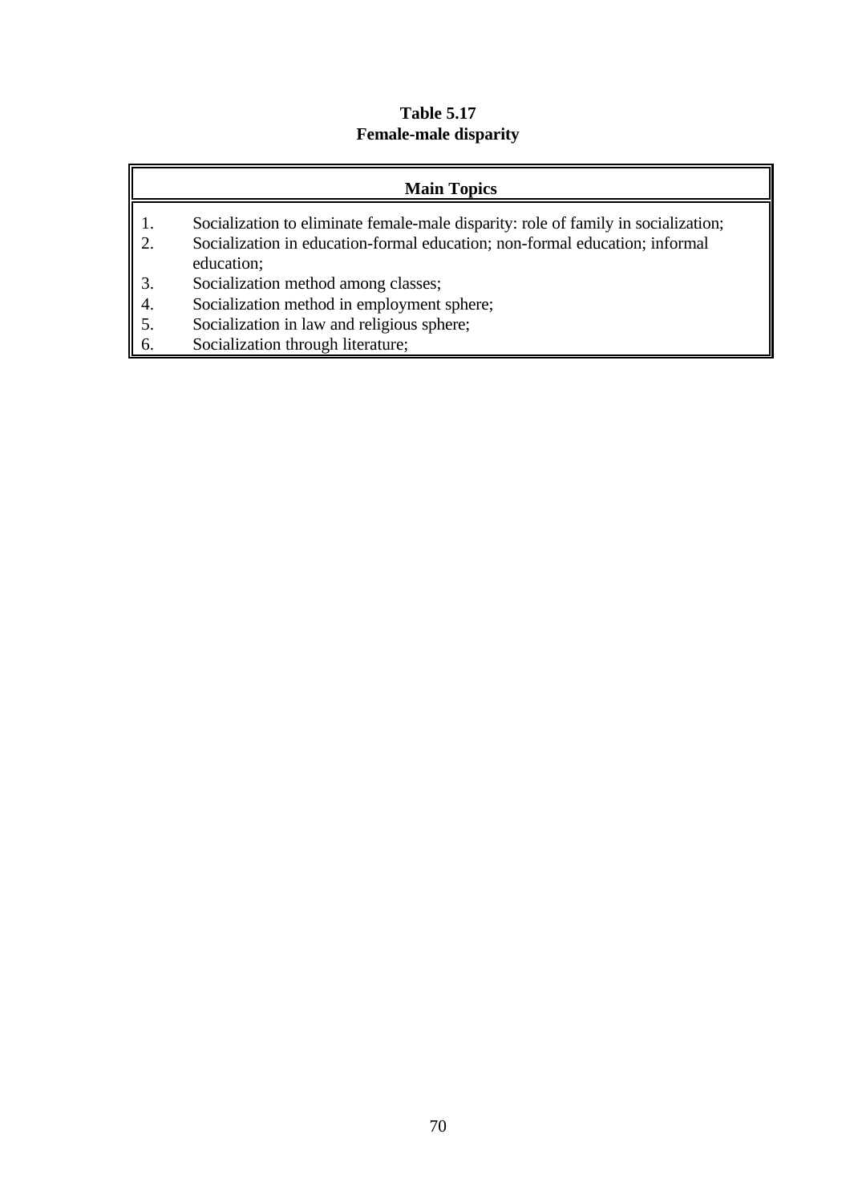**Table 5.17**
**Female-male disparity**

| Main Topics |
|---|
| 1. Socialization to eliminate female-male disparity: role of family in socialization;<br>2. Socialization in education-formal education; non-formal education; informal education;<br>3. Socialization method among classes;<br>4. Socialization method in employment sphere;<br>5. Socialization in law and religious sphere;<br>6. Socialization through literature; |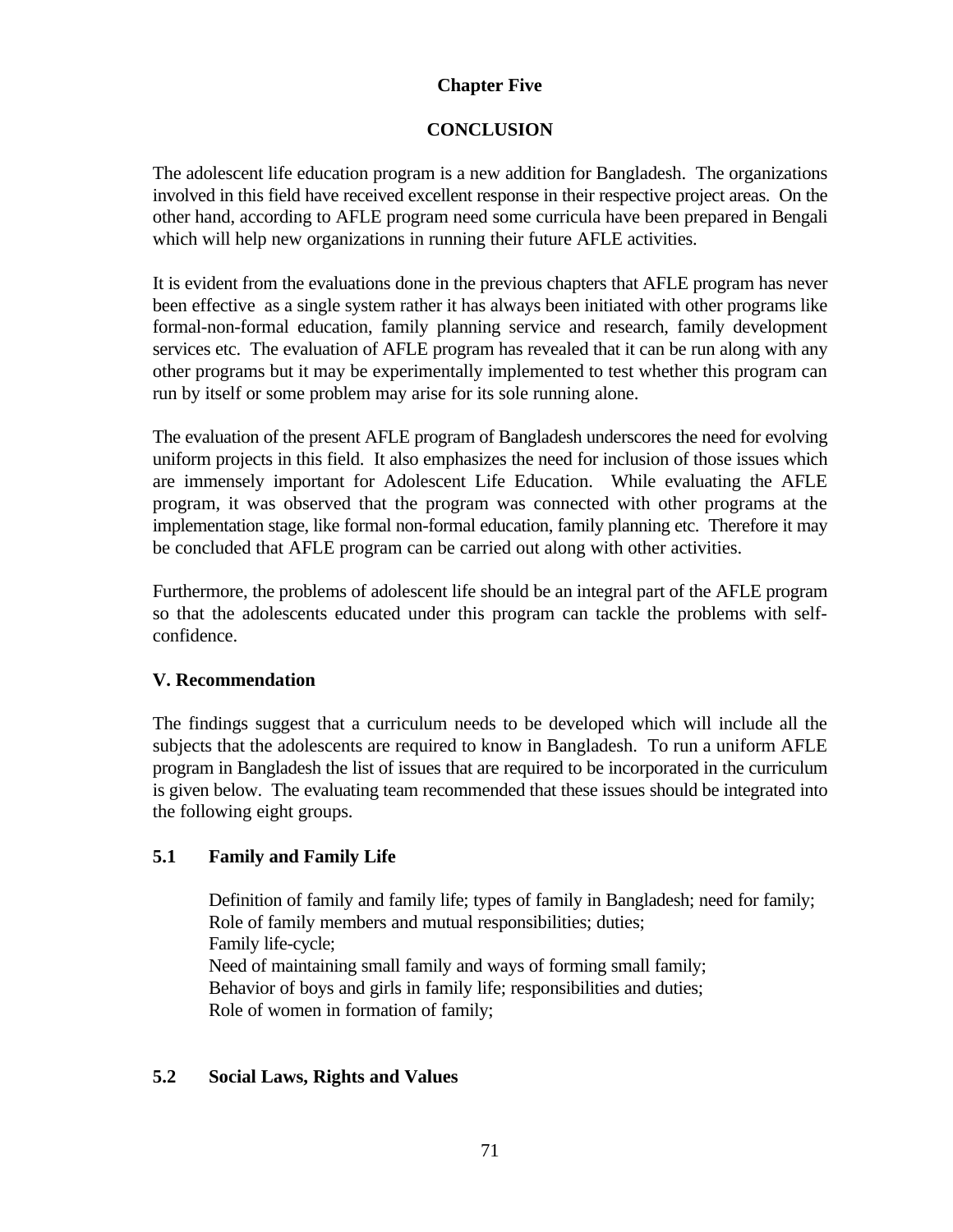## Chapter Five

## CONCLUSION

The adolescent life education program is a new addition for Bangladesh. The organizations involved in this field have received excellent response in their respective project areas. On the other hand, according to AFLE program need some curricula have been prepared in Bengali which will help new organizations in running their future AFLE activities.

It is evident from the evaluations done in the previous chapters that AFLE program has never been effective as a single system rather it has always been initiated with other programs like formal-non-formal education, family planning service and research, family development services etc. The evaluation of AFLE program has revealed that it can be run along with any other programs but it may be experimentally implemented to test whether this program can run by itself or some problem may arise for its sole running alone.

The evaluation of the present AFLE program of Bangladesh underscores the need for evolving uniform projects in this field. It also emphasizes the need for inclusion of those issues which are immensely important for Adolescent Life Education. While evaluating the AFLE program, it was observed that the program was connected with other programs at the implementation stage, like formal non-formal education, family planning etc. Therefore it may be concluded that AFLE program can be carried out along with other activities.

Furthermore, the problems of adolescent life should be an integral part of the AFLE program so that the adolescents educated under this program can tackle the problems with self-confidence.

### V. Recommendation

The findings suggest that a curriculum needs to be developed which will include all the subjects that the adolescents are required to know in Bangladesh. To run a uniform AFLE program in Bangladesh the list of issues that are required to be incorporated in the curriculum is given below. The evaluating team recommended that these issues should be integrated into the following eight groups.

### 5.1 Family and Family Life

Definition of family and family life; types of family in Bangladesh; need for family;
Role of family members and mutual responsibilities; duties;
Family life-cycle;
Need of maintaining small family and ways of forming small family;
Behavior of boys and girls in family life; responsibilities and duties;
Role of women in formation of family;

### 5.2 Social Laws, Rights and Values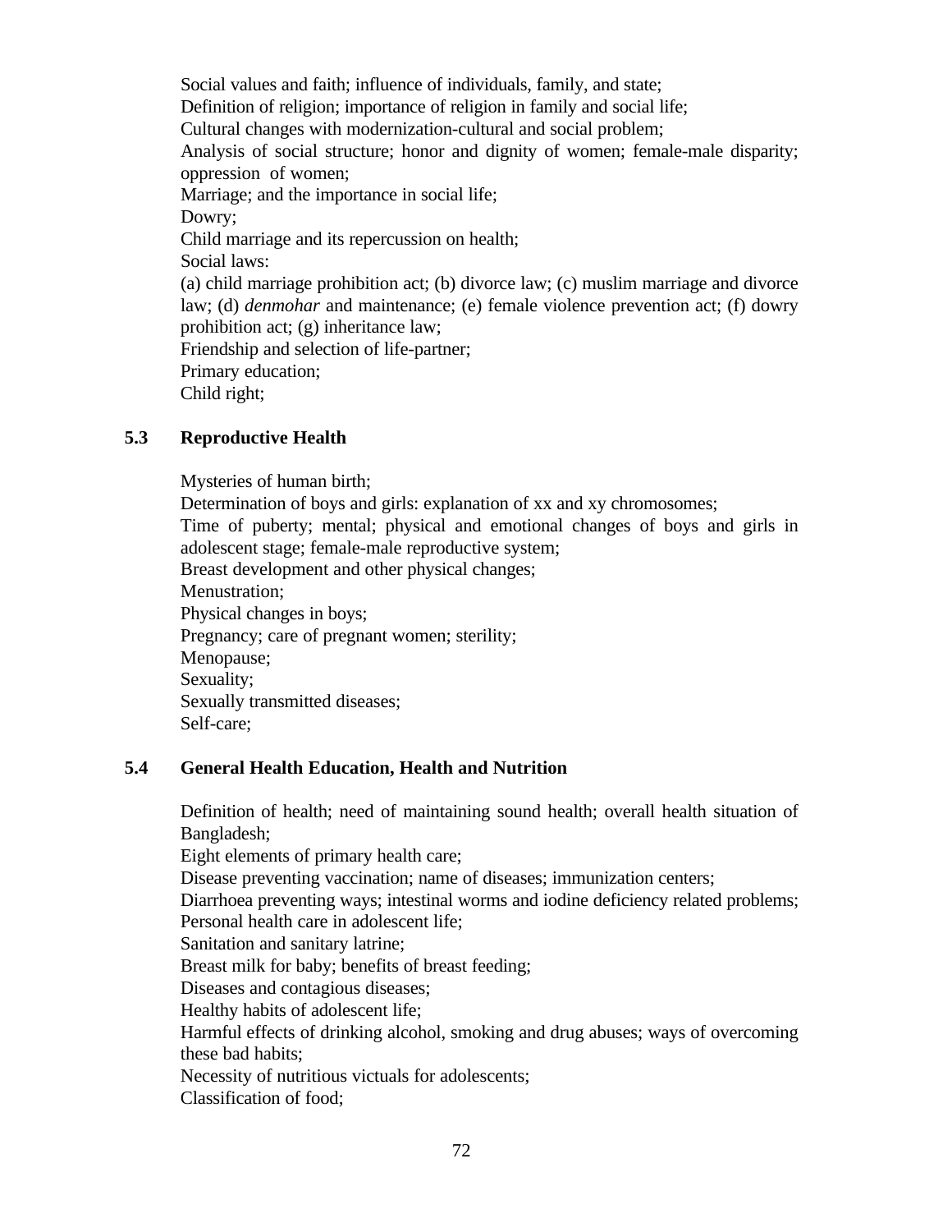Social values and faith; influence of individuals, family, and state;
Definition of religion; importance of religion in family and social life;
Cultural changes with modernization-cultural and social problem;
Analysis of social structure; honor and dignity of women; female-male disparity; oppression of women;
Marriage; and the importance in social life;
Dowry;
Child marriage and its repercussion on health;
Social laws:
(a) child marriage prohibition act; (b) divorce law; (c) muslim marriage and divorce law; (d) *denmohar* and maintenance; (e) female violence prevention act; (f) dowry prohibition act; (g) inheritance law;
Friendship and selection of life-partner;
Primary education;
Child right;

### 5.3 Reproductive Health

Mysteries of human birth;
Determination of boys and girls: explanation of xx and xy chromosomes;
Time of puberty; mental; physical and emotional changes of boys and girls in adolescent stage; female-male reproductive system;
Breast development and other physical changes;
Menustration;
Physical changes in boys;
Pregnancy; care of pregnant women; sterility;
Menopause;
Sexuality;
Sexually transmitted diseases;
Self-care;

### 5.4 General Health Education, Health and Nutrition

Definition of health; need of maintaining sound health; overall health situation of Bangladesh;
Eight elements of primary health care;
Disease preventing vaccination; name of diseases; immunization centers;
Diarrhoea preventing ways; intestinal worms and iodine deficiency related problems;
Personal health care in adolescent life;
Sanitation and sanitary latrine;
Breast milk for baby; benefits of breast feeding;
Diseases and contagious diseases;
Healthy habits of adolescent life;
Harmful effects of drinking alcohol, smoking and drug abuses; ways of overcoming these bad habits;
Necessity of nutritious victuals for adolescents;
Classification of food;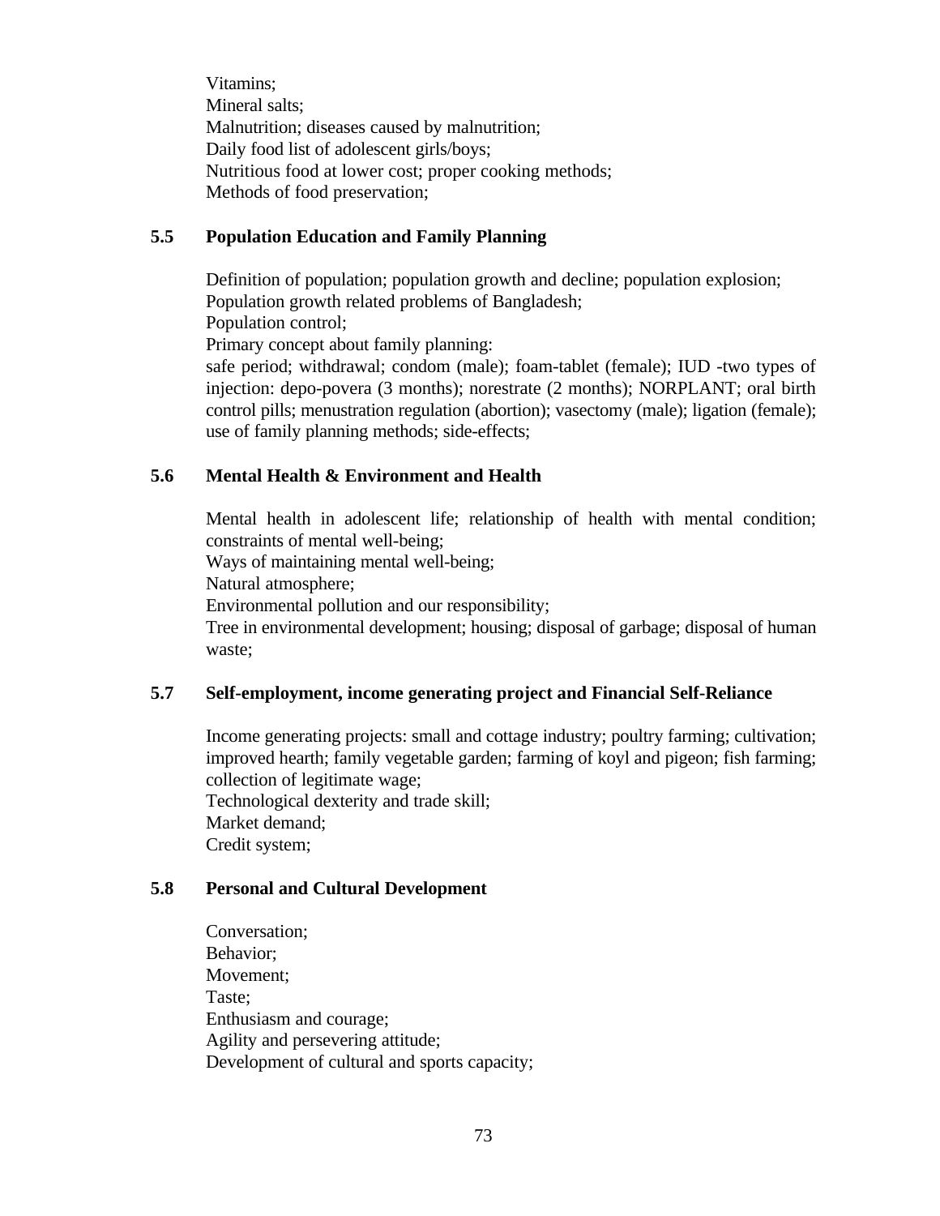Vitamins;
Mineral salts;
Malnutrition; diseases caused by malnutrition;
Daily food list of adolescent girls/boys;
Nutritious food at lower cost; proper cooking methods;
Methods of food preservation;

### 5.5 Population Education and Family Planning

Definition of population; population growth and decline; population explosion;
Population growth related problems of Bangladesh;
Population control;
Primary concept about family planning:
safe period; withdrawal; condom (male); foam-tablet (female); IUD -two types of injection: depo-povera (3 months); norestrate (2 months); NORPLANT; oral birth control pills; menustration regulation (abortion); vasectomy (male); ligation (female); use of family planning methods; side-effects;

### 5.6 Mental Health & Environment and Health

Mental health in adolescent life; relationship of health with mental condition; constraints of mental well-being;
Ways of maintaining mental well-being;
Natural atmosphere;
Environmental pollution and our responsibility;
Tree in environmental development; housing; disposal of garbage; disposal of human waste;

### 5.7 Self-employment, income generating project and Financial Self-Reliance

Income generating projects: small and cottage industry; poultry farming; cultivation; improved hearth; family vegetable garden; farming of koyl and pigeon; fish farming; collection of legitimate wage;
Technological dexterity and trade skill;
Market demand;
Credit system;

### 5.8 Personal and Cultural Development

Conversation;
Behavior;
Movement;
Taste;
Enthusiasm and courage;
Agility and persevering attitude;
Development of cultural and sports capacity;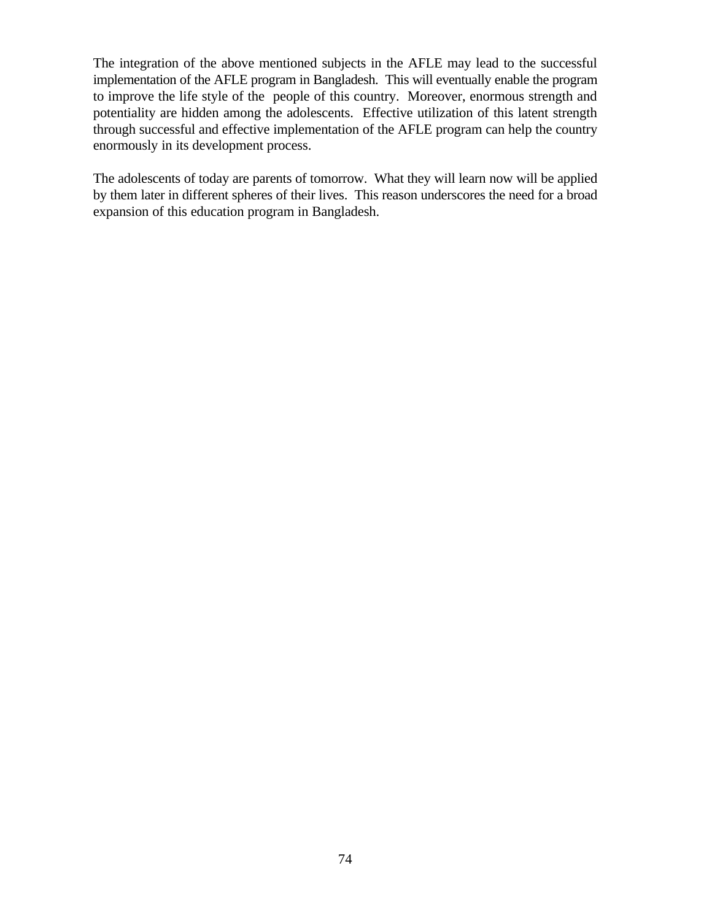The integration of the above mentioned subjects in the AFLE may lead to the successful implementation of the AFLE program in Bangladesh. This will eventually enable the program to improve the life style of the people of this country. Moreover, enormous strength and potentiality are hidden among the adolescents. Effective utilization of this latent strength through successful and effective implementation of the AFLE program can help the country enormously in its development process.

The adolescents of today are parents of tomorrow. What they will learn now will be applied by them later in different spheres of their lives. This reason underscores the need for a broad expansion of this education program in Bangladesh.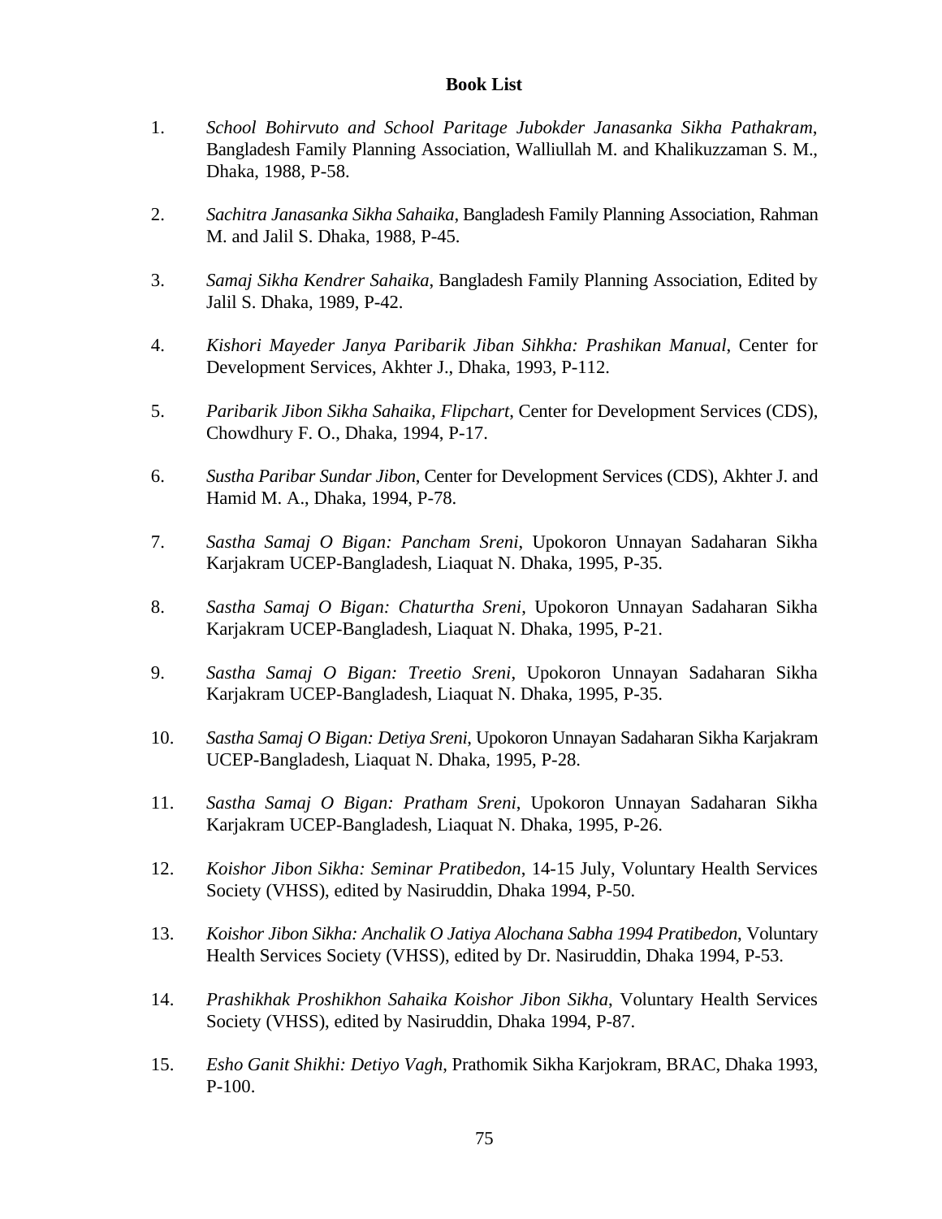**Book List**

1. *School Bohirvuto and School Paritage Jubokder Janasanka Sikha Pathakram*, Bangladesh Family Planning Association, Walliullah M. and Khalikuzzaman S. M., Dhaka, 1988, P-58.

2. *Sachitra Janasanka Sikha Sahaika*, Bangladesh Family Planning Association, Rahman M. and Jalil S. Dhaka, 1988, P-45.

3. *Samaj Sikha Kendrer Sahaika*, Bangladesh Family Planning Association, Edited by Jalil S. Dhaka, 1989, P-42.

4. *Kishori Mayeder Janya Paribarik Jiban Sihkha: Prashikan Manual*, Center for Development Services, Akhter J., Dhaka, 1993, P-112.

5. *Paribarik Jibon Sikha Sahaika, Flipchart*, Center for Development Services (CDS), Chowdhury F. O., Dhaka, 1994, P-17.

6. *Sustha Paribar Sundar Jibon*, Center for Development Services (CDS), Akhter J. and Hamid M. A., Dhaka, 1994, P-78.

7. *Sastha Samaj O Bigan: Pancham Sreni*, Upokoron Unnayan Sadaharan Sikha Karjakram UCEP-Bangladesh, Liaquat N. Dhaka, 1995, P-35.

8. *Sastha Samaj O Bigan: Chaturtha Sreni*, Upokoron Unnayan Sadaharan Sikha Karjakram UCEP-Bangladesh, Liaquat N. Dhaka, 1995, P-21.

9. *Sastha Samaj O Bigan: Treetio Sreni*, Upokoron Unnayan Sadaharan Sikha Karjakram UCEP-Bangladesh, Liaquat N. Dhaka, 1995, P-35.

10. *Sastha Samaj O Bigan: Detiya Sreni*, Upokoron Unnayan Sadaharan Sikha Karjakram UCEP-Bangladesh, Liaquat N. Dhaka, 1995, P-28.

11. *Sastha Samaj O Bigan: Pratham Sreni*, Upokoron Unnayan Sadaharan Sikha Karjakram UCEP-Bangladesh, Liaquat N. Dhaka, 1995, P-26.

12. *Koishor Jibon Sikha: Seminar Pratibedon*, 14-15 July, Voluntary Health Services Society (VHSS), edited by Nasiruddin, Dhaka 1994, P-50.

13. *Koishor Jibon Sikha: Anchalik O Jatiya Alochana Sabha 1994 Pratibedon*, Voluntary Health Services Society (VHSS), edited by Dr. Nasiruddin, Dhaka 1994, P-53.

14. *Prashikhak Proshikhon Sahaika Koishor Jibon Sikha*, Voluntary Health Services Society (VHSS), edited by Nasiruddin, Dhaka 1994, P-87.

15. *Esho Ganit Shikhi: Detiyo Vagh*, Prathomik Sikha Karjokram, BRAC, Dhaka 1993, P-100.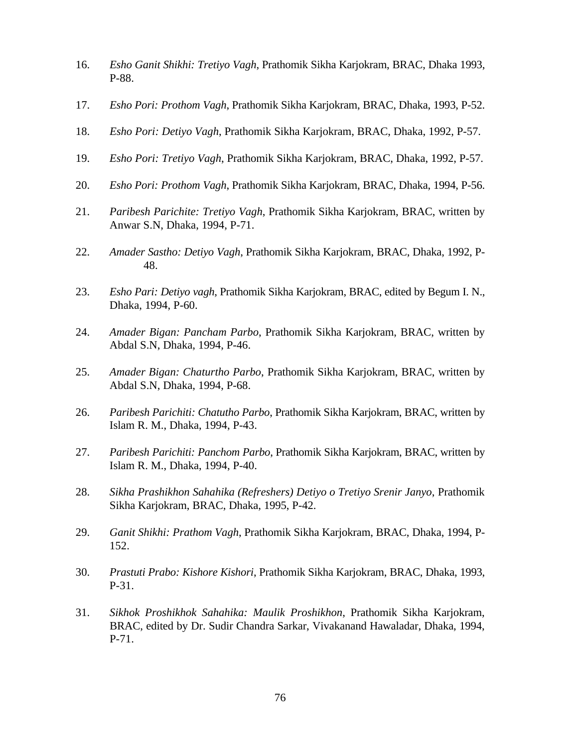16. *Esho Ganit Shikhi: Tretiyo Vagh*, Prathomik Sikha Karjokram, BRAC, Dhaka 1993, P-88.

17. *Esho Pori: Prothom Vagh*, Prathomik Sikha Karjokram, BRAC, Dhaka, 1993, P-52.

18. *Esho Pori: Detiyo Vagh*, Prathomik Sikha Karjokram, BRAC, Dhaka, 1992, P-57.

19. *Esho Pori: Tretiyo Vagh*, Prathomik Sikha Karjokram, BRAC, Dhaka, 1992, P-57.

20. *Esho Pori: Prothom Vagh*, Prathomik Sikha Karjokram, BRAC, Dhaka, 1994, P-56.

21. *Paribesh Parichite: Tretiyo Vagh*, Prathomik Sikha Karjokram, BRAC, written by Anwar S.N, Dhaka, 1994, P-71.

22. *Amader Sastho: Detiyo Vagh*, Prathomik Sikha Karjokram, BRAC, Dhaka, 1992, P-48.

23. *Esho Pari: Detiyo vagh*, Prathomik Sikha Karjokram, BRAC, edited by Begum I. N., Dhaka, 1994, P-60.

24. *Amader Bigan: Pancham Parbo*, Prathomik Sikha Karjokram, BRAC, written by Abdal S.N, Dhaka, 1994, P-46.

25. *Amader Bigan: Chaturtho Parbo*, Prathomik Sikha Karjokram, BRAC, written by Abdal S.N, Dhaka, 1994, P-68.

26. *Paribesh Parichiti: Chatutho Parbo*, Prathomik Sikha Karjokram, BRAC, written by Islam R. M., Dhaka, 1994, P-43.

27. *Paribesh Parichiti: Panchom Parbo*, Prathomik Sikha Karjokram, BRAC, written by Islam R. M., Dhaka, 1994, P-40.

28. *Sikha Prashikhon Sahahika (Refreshers) Detiyo o Tretiyo Srenir Janyo*, Prathomik Sikha Karjokram, BRAC, Dhaka, 1995, P-42.

29. *Ganit Shikhi: Prathom Vagh*, Prathomik Sikha Karjokram, BRAC, Dhaka, 1994, P-152.

30. *Prastuti Prabo: Kishore Kishori*, Prathomik Sikha Karjokram, BRAC, Dhaka, 1993, P-31.

31. *Sikhok Proshikhok Sahahika: Maulik Proshikhon*, Prathomik Sikha Karjokram, BRAC, edited by Dr. Sudir Chandra Sarkar, Vivakanand Hawaladar, Dhaka, 1994, P-71.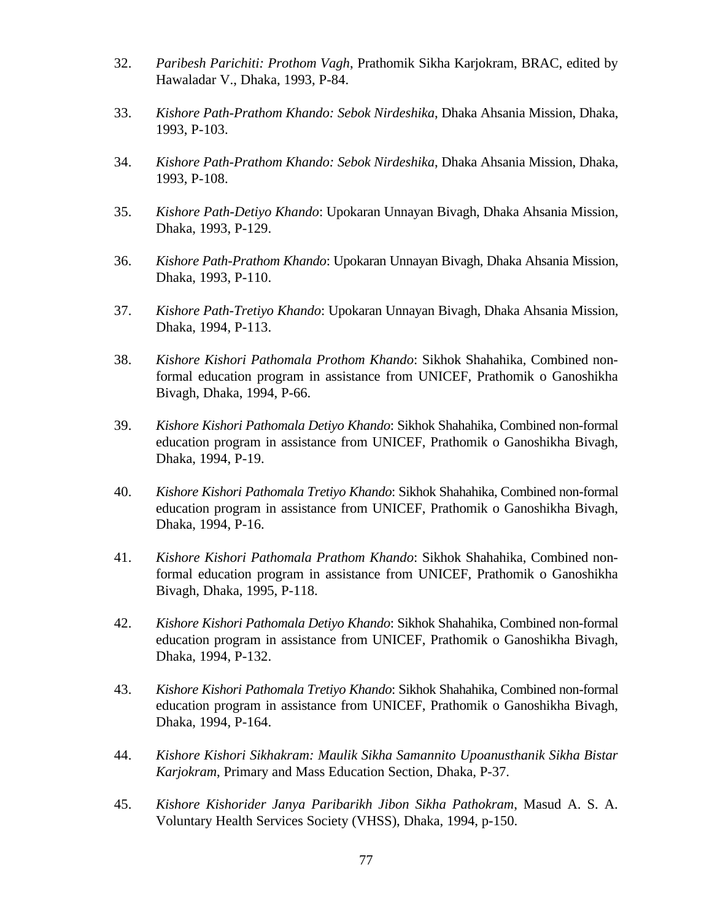32. *Paribesh Parichiti: Prothom Vagh*, Prathomik Sikha Karjokram, BRAC, edited by Hawaladar V., Dhaka, 1993, P-84.

33. *Kishore Path-Prathom Khando: Sebok Nirdeshika*, Dhaka Ahsania Mission, Dhaka, 1993, P-103.

34. *Kishore Path-Prathom Khando: Sebok Nirdeshika*, Dhaka Ahsania Mission, Dhaka, 1993, P-108.

35. *Kishore Path-Detiyo Khando*: Upokaran Unnayan Bivagh, Dhaka Ahsania Mission, Dhaka, 1993, P-129.

36. *Kishore Path-Prathom Khando*: Upokaran Unnayan Bivagh, Dhaka Ahsania Mission, Dhaka, 1993, P-110.

37. *Kishore Path-Tretiyo Khando*: Upokaran Unnayan Bivagh, Dhaka Ahsania Mission, Dhaka, 1994, P-113.

38. *Kishore Kishori Pathomala Prothom Khando*: Sikhok Shahahika, Combined non-formal education program in assistance from UNICEF, Prathomik o Ganoshikha Bivagh, Dhaka, 1994, P-66.

39. *Kishore Kishori Pathomala Detiyo Khando*: Sikhok Shahahika, Combined non-formal education program in assistance from UNICEF, Prathomik o Ganoshikha Bivagh, Dhaka, 1994, P-19.

40. *Kishore Kishori Pathomala Tretiyo Khando*: Sikhok Shahahika, Combined non-formal education program in assistance from UNICEF, Prathomik o Ganoshikha Bivagh, Dhaka, 1994, P-16.

41. *Kishore Kishori Pathomala Prathom Khando*: Sikhok Shahahika, Combined non-formal education program in assistance from UNICEF, Prathomik o Ganoshikha Bivagh, Dhaka, 1995, P-118.

42. *Kishore Kishori Pathomala Detiyo Khando*: Sikhok Shahahika, Combined non-formal education program in assistance from UNICEF, Prathomik o Ganoshikha Bivagh, Dhaka, 1994, P-132.

43. *Kishore Kishori Pathomala Tretiyo Khando*: Sikhok Shahahika, Combined non-formal education program in assistance from UNICEF, Prathomik o Ganoshikha Bivagh, Dhaka, 1994, P-164.

44. *Kishore Kishori Sikhakram: Maulik Sikha Samannito Upoanusthanik Sikha Bistar Karjokram*, Primary and Mass Education Section, Dhaka, P-37.

45. *Kishore Kishorider Janya Paribarikh Jibon Sikha Pathokram*, Masud A. S. A. Voluntary Health Services Society (VHSS), Dhaka, 1994, p-150.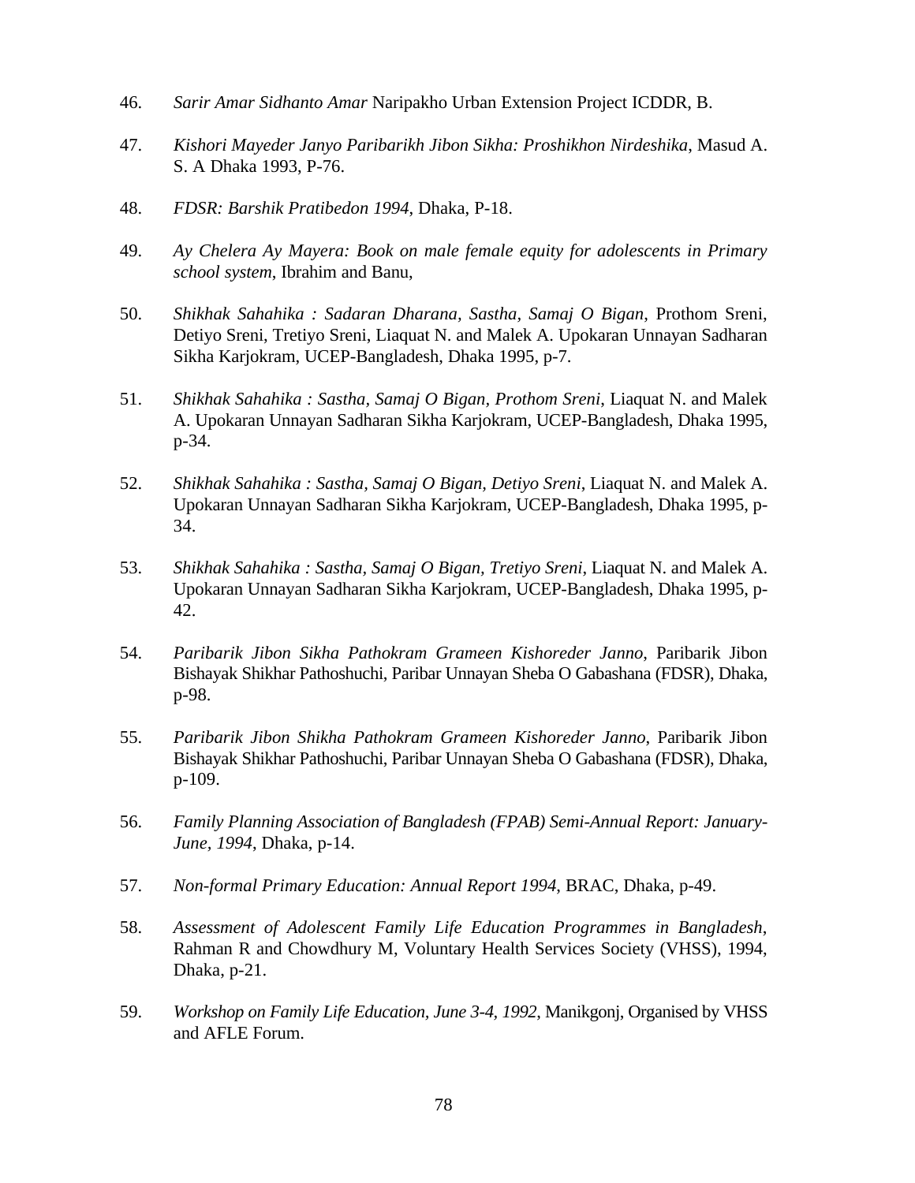46. *Sarir Amar Sidhanto Amar* Naripakho Urban Extension Project ICDDR, B.

47. *Kishori Mayeder Janyo Paribarikh Jibon Sikha: Proshikhon Nirdeshika*, Masud A. S. A Dhaka 1993, P-76.

48. *FDSR: Barshik Pratibedon 1994*, Dhaka, P-18.

49. *Ay Chelera Ay Mayera: Book on male female equity for adolescents in Primary school system*, Ibrahim and Banu,

50. *Shikhak Sahahika : Sadaran Dharana, Sastha, Samaj O Bigan*, Prothom Sreni, Detiyo Sreni, Tretiyo Sreni, Liaquat N. and Malek A. Upokaran Unnayan Sadharan Sikha Karjokram, UCEP-Bangladesh, Dhaka 1995, p-7.

51. *Shikhak Sahahika : Sastha, Samaj O Bigan, Prothom Sreni*, Liaquat N. and Malek A. Upokaran Unnayan Sadharan Sikha Karjokram, UCEP-Bangladesh, Dhaka 1995, p-34.

52. *Shikhak Sahahika : Sastha, Samaj O Bigan, Detiyo Sreni*, Liaquat N. and Malek A. Upokaran Unnayan Sadharan Sikha Karjokram, UCEP-Bangladesh, Dhaka 1995, p-34.

53. *Shikhak Sahahika : Sastha, Samaj O Bigan, Tretiyo Sreni*, Liaquat N. and Malek A. Upokaran Unnayan Sadharan Sikha Karjokram, UCEP-Bangladesh, Dhaka 1995, p-42.

54. *Paribarik Jibon Sikha Pathokram Grameen Kishoreder Janno*, Paribarik Jibon Bishayak Shikhar Pathoshuchi, Paribar Unnayan Sheba O Gabashana (FDSR), Dhaka, p-98.

55. *Paribarik Jibon Shikha Pathokram Grameen Kishoreder Janno*, Paribarik Jibon Bishayak Shikhar Pathoshuchi, Paribar Unnayan Sheba O Gabashana (FDSR), Dhaka, p-109.

56. *Family Planning Association of Bangladesh (FPAB) Semi-Annual Report: January-June, 1994*, Dhaka, p-14.

57. *Non-formal Primary Education: Annual Report 1994*, BRAC, Dhaka, p-49.

58. *Assessment of Adolescent Family Life Education Programmes in Bangladesh*, Rahman R and Chowdhury M, Voluntary Health Services Society (VHSS), 1994, Dhaka, p-21.

59. *Workshop on Family Life Education, June 3-4, 1992*, Manikgonj, Organised by VHSS and AFLE Forum.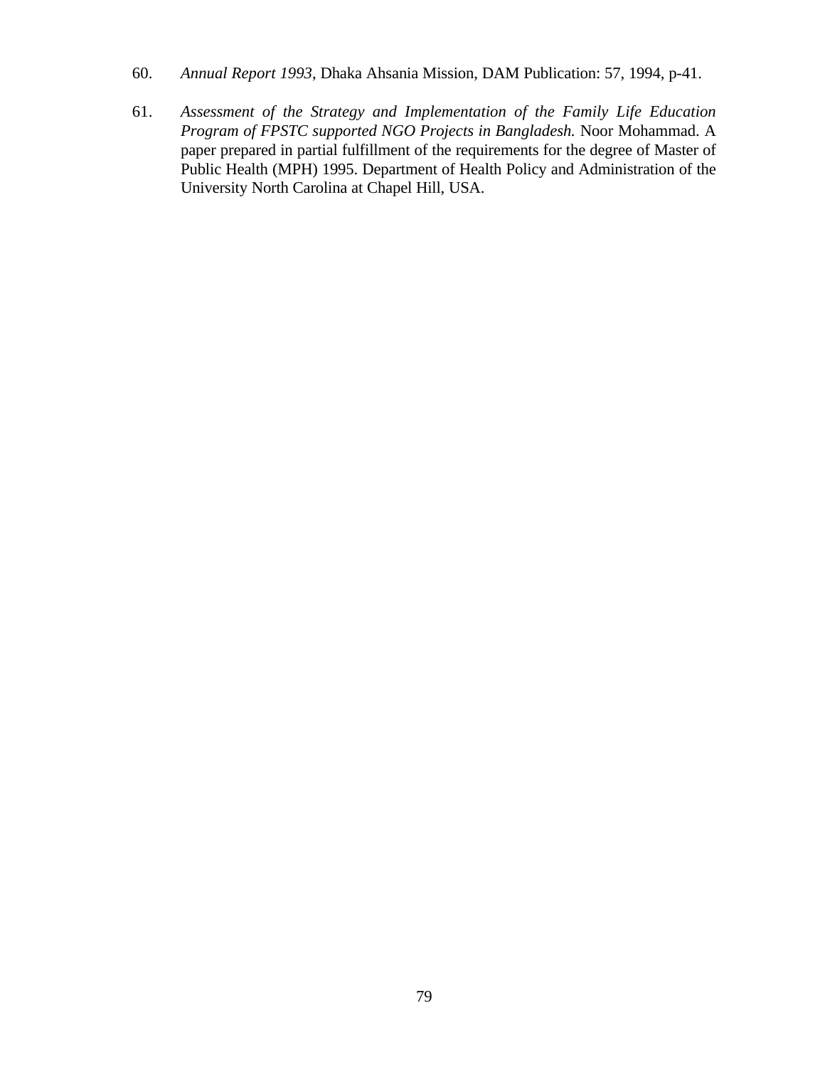60. *Annual Report 1993*, Dhaka Ahsania Mission, DAM Publication: 57, 1994, p-41.

61. *Assessment of the Strategy and Implementation of the Family Life Education Program of FPSTC supported NGO Projects in Bangladesh.* Noor Mohammad. A paper prepared in partial fulfillment of the requirements for the degree of Master of Public Health (MPH) 1995. Department of Health Policy and Administration of the University North Carolina at Chapel Hill, USA.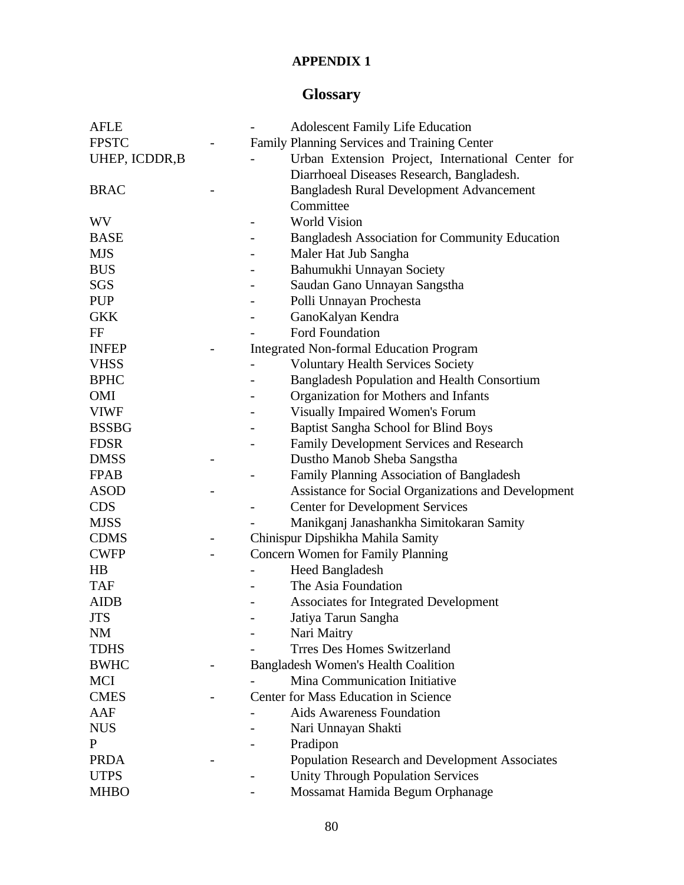# APPENDIX 1

## Glossary

| | |
|---|---|
| AFLE | Adolescent Family Life Education |
| FPSTC | Family Planning Services and Training Center |
| UHEP, ICDDR,B | Urban Extension Project, International Center for Diarrhoeal Diseases Research, Bangladesh. |
| BRAC | Bangladesh Rural Development Advancement Committee |
| WV | World Vision |
| BASE | Bangladesh Association for Community Education |
| MJS | Maler Hat Jub Sangha |
| BUS | Bahumukhi Unnayan Society |
| SGS | Saudan Gano Unnayan Sangstha |
| PUP | Polli Unnayan Prochesta |
| GKK | GanoKalyan Kendra |
| FF | Ford Foundation |
| INFEP | Integrated Non-formal Education Program |
| VHSS | Voluntary Health Services Society |
| BPHC | Bangladesh Population and Health Consortium |
| OMI | Organization for Mothers and Infants |
| VIWF | Visually Impaired Women's Forum |
| BSSBG | Baptist Sangha School for Blind Boys |
| FDSR | Family Development Services and Research |
| DMSS | Dustho Manob Sheba Sangstha |
| FPAB | Family Planning Association of Bangladesh |
| ASOD | Assistance for Social Organizations and Development |
| CDS | Center for Development Services |
| MJSS | Manikganj Janashankha Simitokaran Samity |
| CDMS | Chinispur Dipshikha Mahila Samity |
| CWFP | Concern Women for Family Planning |
| HB | Heed Bangladesh |
| TAF | The Asia Foundation |
| AIDB | Associates for Integrated Development |
| JTS | Jatiya Tarun Sangha |
| NM | Nari Maitry |
| TDHS | Trres Des Homes Switzerland |
| BWHC | Bangladesh Women's Health Coalition |
| MCI | Mina Communication Initiative |
| CMES | Center for Mass Education in Science |
| AAF | Aids Awareness Foundation |
| NUS | Nari Unnayan Shakti |
| P | Pradipon |
| PRDA | Population Research and Development Associates |
| UTPS | Unity Through Population Services |
| MHBO | Mossamat Hamida Begum Orphanage |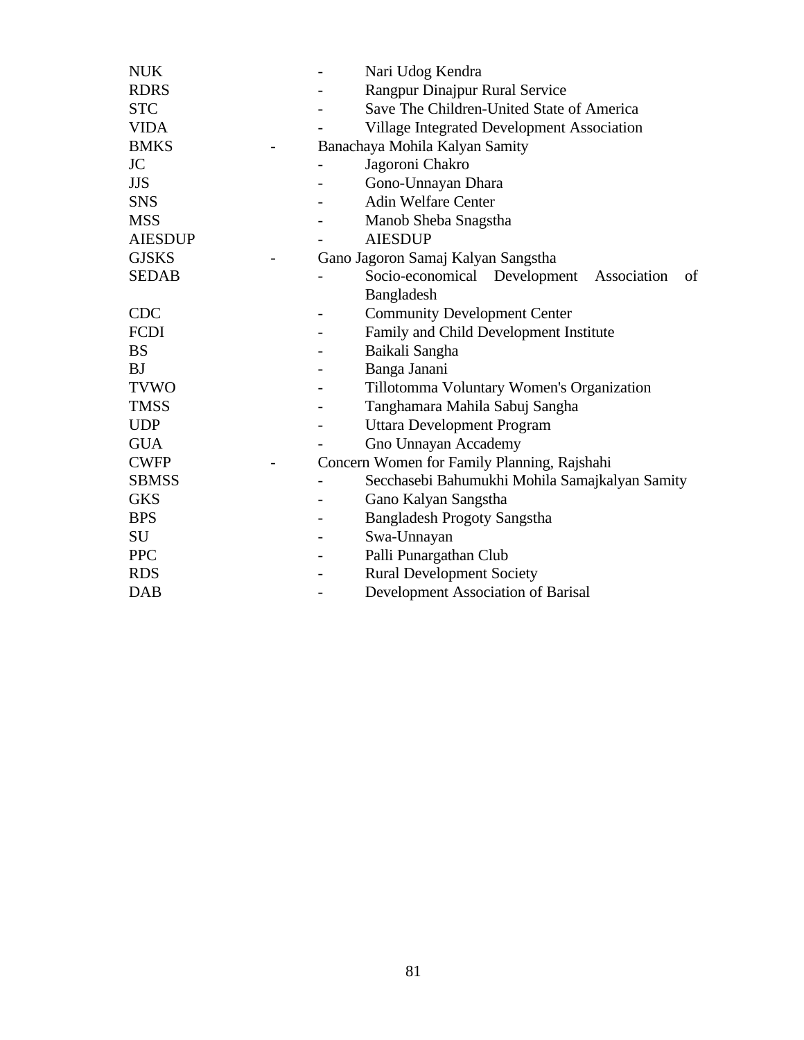NUK - Nari Udog Kendra
RDRS - Rangpur Dinajpur Rural Service
STC - Save The Children-United State of America
VIDA - Village Integrated Development Association
BMKS - Banachaya Mohila Kalyan Samity
JC - Jagoroni Chakro
JJS - Gono-Unnayan Dhara
SNS - Adin Welfare Center
MSS - Manob Sheba Snagstha
AIESDUP - AIESDUP
GJSKS - Gano Jagoron Samaj Kalyan Sangstha
SEDAB - Socio-economical Development Association of Bangladesh
CDC - Community Development Center
FCDI - Family and Child Development Institute
BS - Baikali Sangha
BJ - Banga Janani
TVWO - Tillotomma Voluntary Women's Organization
TMSS - Tanghamara Mahila Sabuj Sangha
UDP - Uttara Development Program
GUA - Gno Unnayan Accademy
CWFP - Concern Women for Family Planning, Rajshahi
SBMSS - Secchasebi Bahumukhi Mohila Samajkalyan Samity
GKS - Gano Kalyan Sangstha
BPS - Bangladesh Progoty Sangstha
SU - Swa-Unnayan
PPC - Palli Punargathan Club
RDS - Rural Development Society
DAB - Development Association of Barisal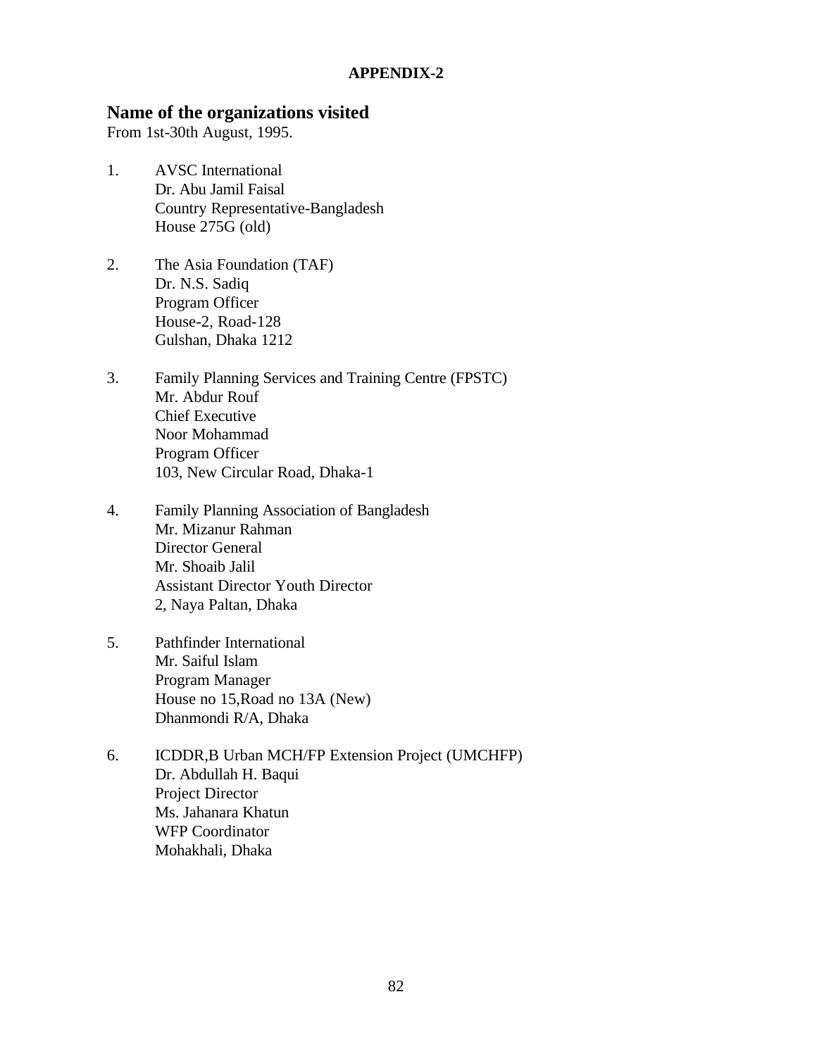**APPENDIX-2**

## Name of the organizations visited

From 1st-30th August, 1995.

1. AVSC International
   Dr. Abu Jamil Faisal
   Country Representative-Bangladesh
   House 275G (old)

2. The Asia Foundation (TAF)
   Dr. N.S. Sadiq
   Program Officer
   House-2, Road-128
   Gulshan, Dhaka 1212

3. Family Planning Services and Training Centre (FPSTC)
   Mr. Abdur Rouf
   Chief Executive
   Noor Mohammad
   Program Officer
   103, New Circular Road, Dhaka-1

4. Family Planning Association of Bangladesh
   Mr. Mizanur Rahman
   Director General
   Mr. Shoaib Jalil
   Assistant Director Youth Director
   2, Naya Paltan, Dhaka

5. Pathfinder International
   Mr. Saiful Islam
   Program Manager
   House no 15,Road no 13A (New)
   Dhanmondi R/A, Dhaka

6. ICDDR,B Urban MCH/FP Extension Project (UMCHFP)
   Dr. Abdullah H. Baqui
   Project Director
   Ms. Jahanara Khatun
   WFP Coordinator
   Mohakhali, Dhaka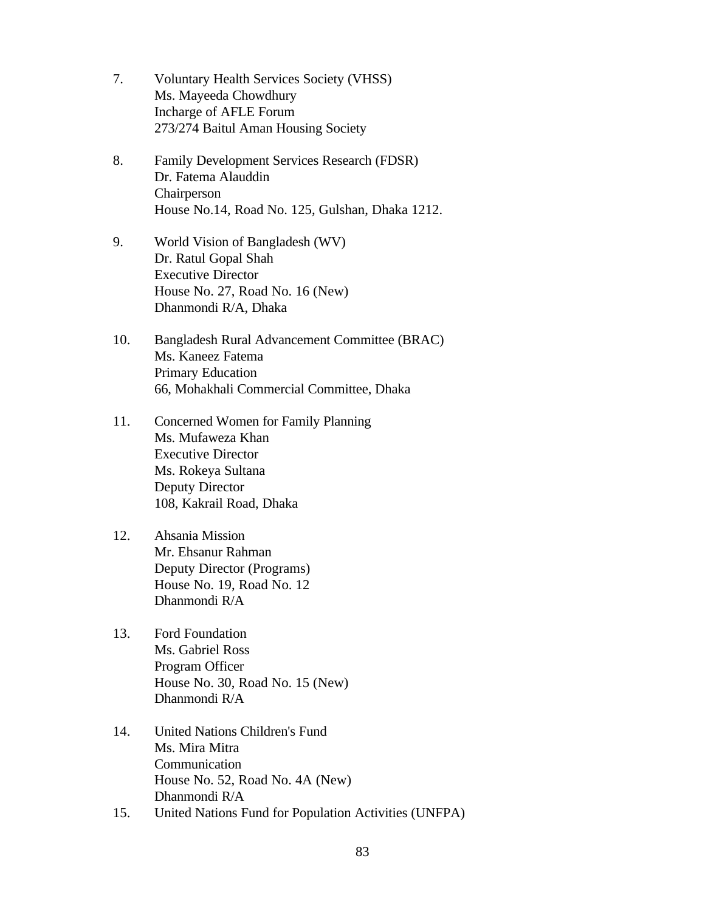7. Voluntary Health Services Society (VHSS)
   Ms. Mayeeda Chowdhury
   Incharge of AFLE Forum
   273/274 Baitul Aman Housing Society

8. Family Development Services Research (FDSR)
   Dr. Fatema Alauddin
   Chairperson
   House No.14, Road No. 125, Gulshan, Dhaka 1212.

9. World Vision of Bangladesh (WV)
   Dr. Ratul Gopal Shah
   Executive Director
   House No. 27, Road No. 16 (New)
   Dhanmondi R/A, Dhaka

10. Bangladesh Rural Advancement Committee (BRAC)
    Ms. Kaneez Fatema
    Primary Education
    66, Mohakhali Commercial Committee, Dhaka

11. Concerned Women for Family Planning
    Ms. Mufaweza Khan
    Executive Director
    Ms. Rokeya Sultana
    Deputy Director
    108, Kakrail Road, Dhaka

12. Ahsania Mission
    Mr. Ehsanur Rahman
    Deputy Director (Programs)
    House No. 19, Road No. 12
    Dhanmondi R/A

13. Ford Foundation
    Ms. Gabriel Ross
    Program Officer
    House No. 30, Road No. 15 (New)
    Dhanmondi R/A

14. United Nations Children's Fund
    Ms. Mira Mitra
    Communication
    House No. 52, Road No. 4A (New)
    Dhanmondi R/A

15. United Nations Fund for Population Activities (UNFPA)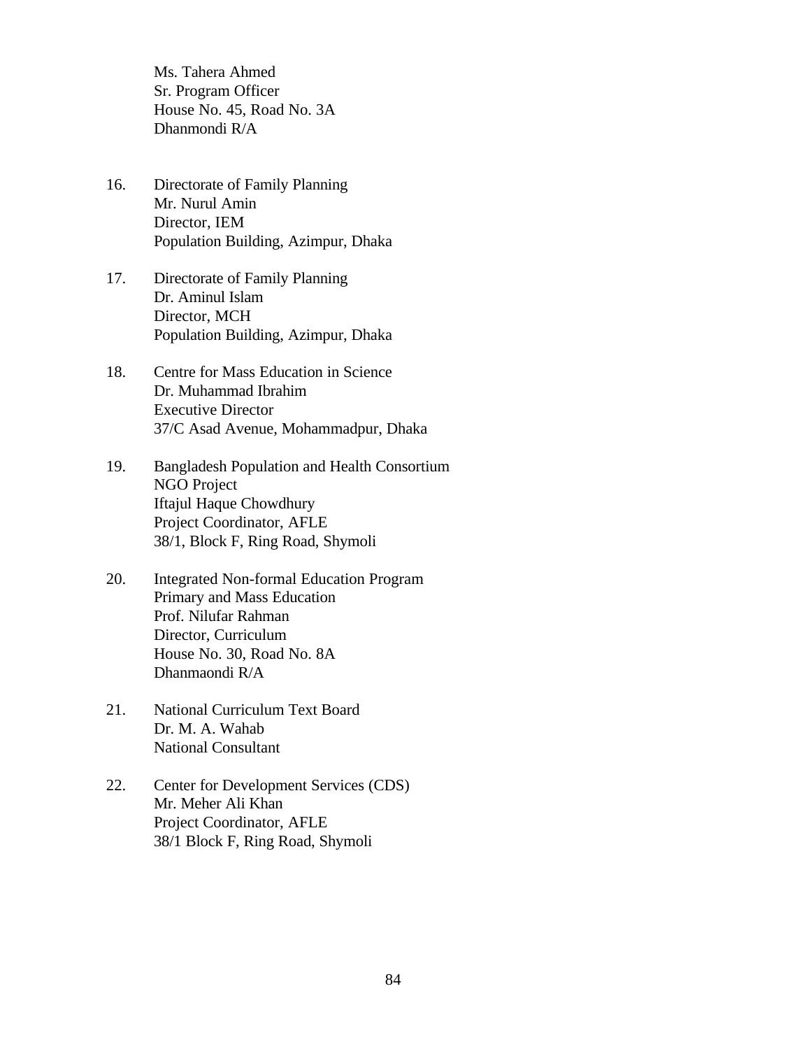Ms. Tahera Ahmed
Sr. Program Officer
House No. 45, Road No. 3A
Dhanmondi R/A

16. Directorate of Family Planning
    Mr. Nurul Amin
    Director, IEM
    Population Building, Azimpur, Dhaka

17. Directorate of Family Planning
    Dr. Aminul Islam
    Director, MCH
    Population Building, Azimpur, Dhaka

18. Centre for Mass Education in Science
    Dr. Muhammad Ibrahim
    Executive Director
    37/C Asad Avenue, Mohammadpur, Dhaka

19. Bangladesh Population and Health Consortium
    NGO Project
    Iftajul Haque Chowdhury
    Project Coordinator, AFLE
    38/1, Block F, Ring Road, Shymoli

20. Integrated Non-formal Education Program
    Primary and Mass Education
    Prof. Nilufar Rahman
    Director, Curriculum
    House No. 30, Road No. 8A
    Dhanmaondi R/A

21. National Curriculum Text Board
    Dr. M. A. Wahab
    National Consultant

22. Center for Development Services (CDS)
    Mr. Meher Ali Khan
    Project Coordinator, AFLE
    38/1 Block F, Ring Road, Shymoli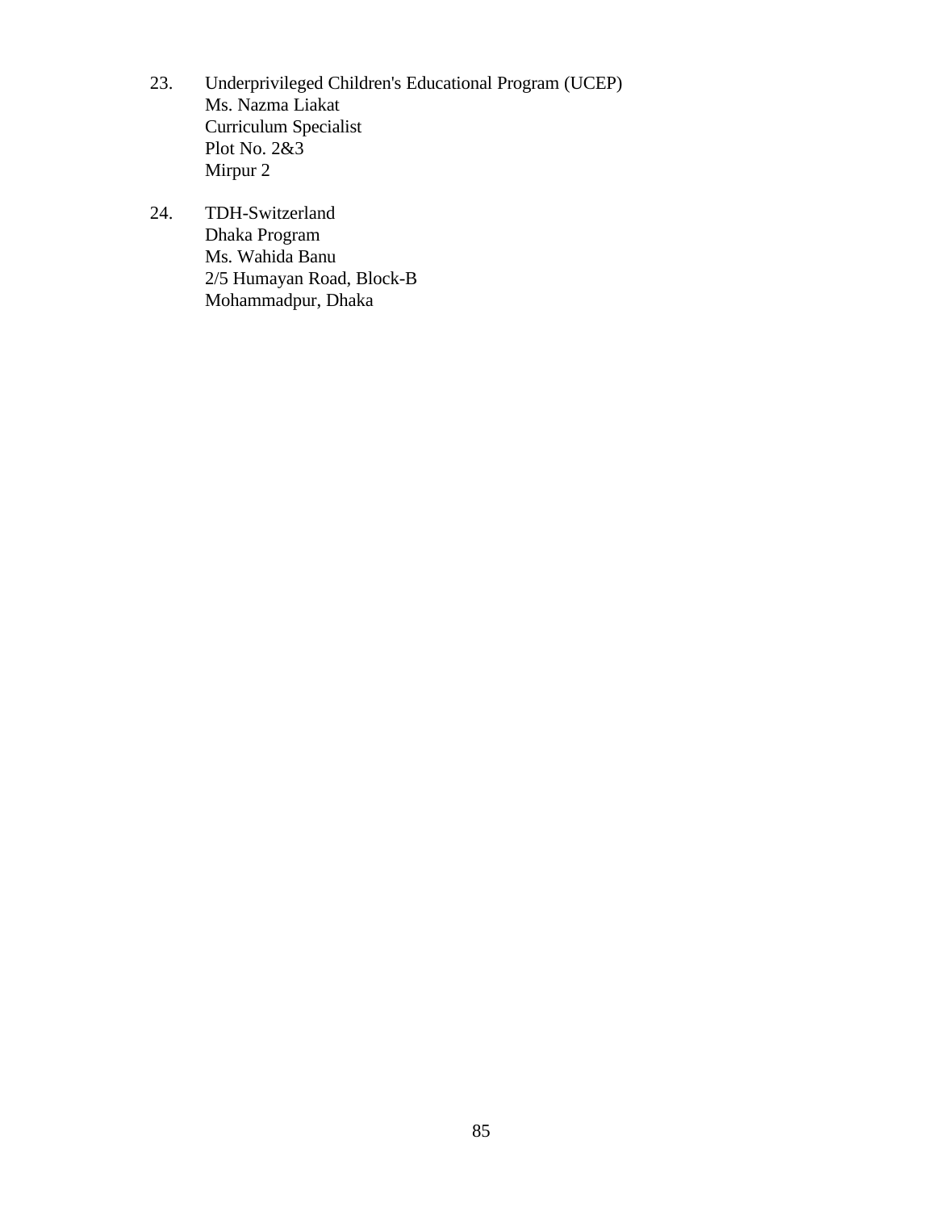23. Underprivileged Children's Educational Program (UCEP)
    Ms. Nazma Liakat
    Curriculum Specialist
    Plot No. 2&3
    Mirpur 2

24. TDH-Switzerland
    Dhaka Program
    Ms. Wahida Banu
    2/5 Humayan Road, Block-B
    Mohammadpur, Dhaka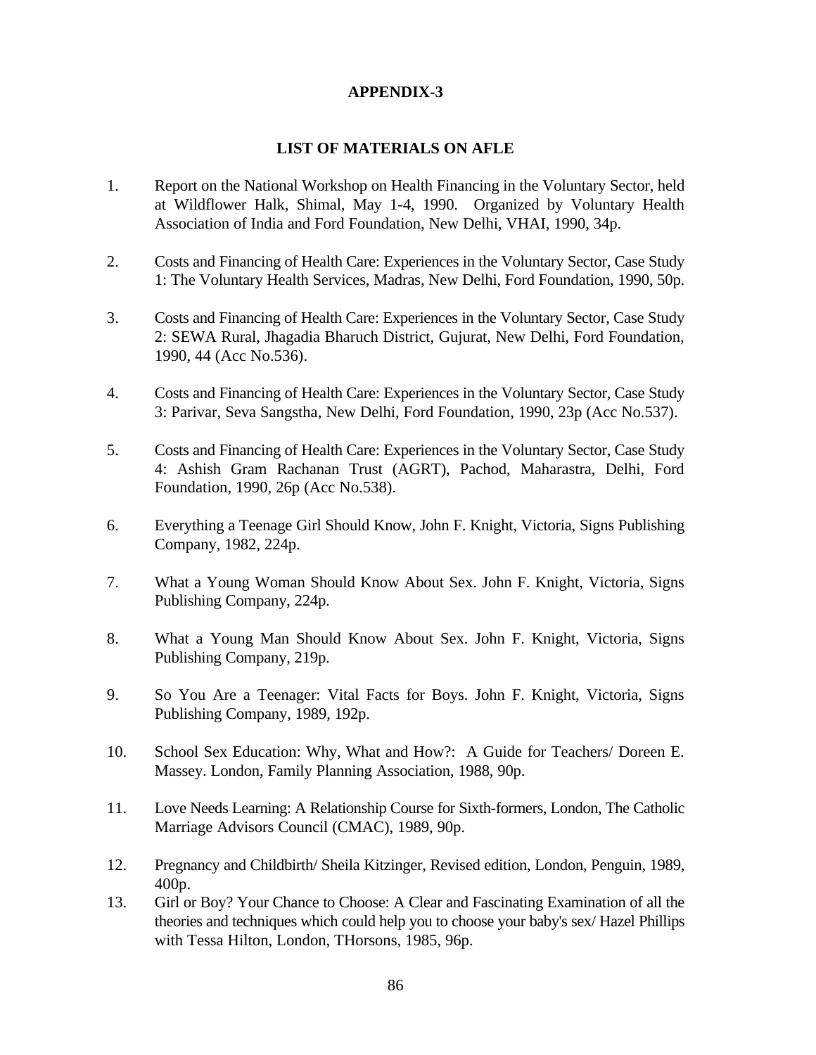## APPENDIX-3

### LIST OF MATERIALS ON AFLE

1. Report on the National Workshop on Health Financing in the Voluntary Sector, held at Wildflower Halk, Shimal, May 1-4, 1990. Organized by Voluntary Health Association of India and Ford Foundation, New Delhi, VHAI, 1990, 34p.

2. Costs and Financing of Health Care: Experiences in the Voluntary Sector, Case Study 1: The Voluntary Health Services, Madras, New Delhi, Ford Foundation, 1990, 50p.

3. Costs and Financing of Health Care: Experiences in the Voluntary Sector, Case Study 2: SEWA Rural, Jhagadia Bharuch District, Gujurat, New Delhi, Ford Foundation, 1990, 44 (Acc No.536).

4. Costs and Financing of Health Care: Experiences in the Voluntary Sector, Case Study 3: Parivar, Seva Sangstha, New Delhi, Ford Foundation, 1990, 23p (Acc No.537).

5. Costs and Financing of Health Care: Experiences in the Voluntary Sector, Case Study 4: Ashish Gram Rachanan Trust (AGRT), Pachod, Maharastra, Delhi, Ford Foundation, 1990, 26p (Acc No.538).

6. Everything a Teenage Girl Should Know, John F. Knight, Victoria, Signs Publishing Company, 1982, 224p.

7. What a Young Woman Should Know About Sex. John F. Knight, Victoria, Signs Publishing Company, 224p.

8. What a Young Man Should Know About Sex. John F. Knight, Victoria, Signs Publishing Company, 219p.

9. So You Are a Teenager: Vital Facts for Boys. John F. Knight, Victoria, Signs Publishing Company, 1989, 192p.

10. School Sex Education: Why, What and How?: A Guide for Teachers/ Doreen E. Massey. London, Family Planning Association, 1988, 90p.

11. Love Needs Learning: A Relationship Course for Sixth-formers, London, The Catholic Marriage Advisors Council (CMAC), 1989, 90p.

12. Pregnancy and Childbirth/ Sheila Kitzinger, Revised edition, London, Penguin, 1989, 400p.

13. Girl or Boy? Your Chance to Choose: A Clear and Fascinating Examination of all the theories and techniques which could help you to choose your baby's sex/ Hazel Phillips with Tessa Hilton, London, THorsons, 1985, 96p.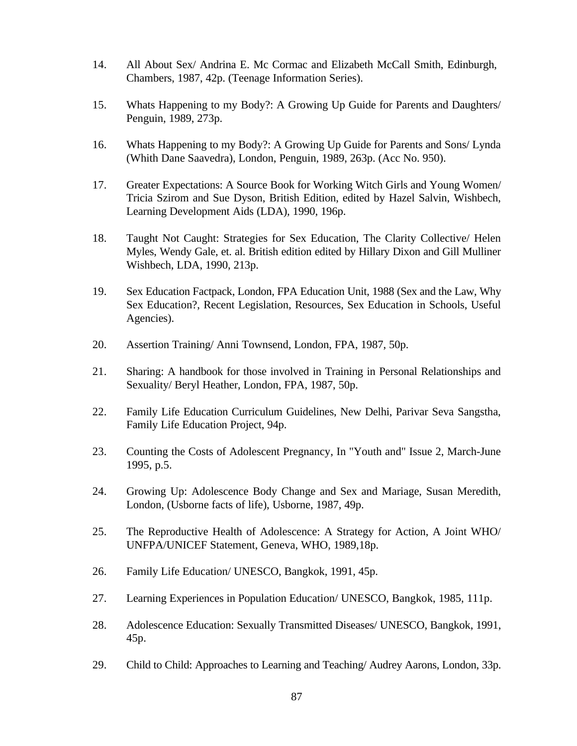14. All About Sex/ Andrina E. Mc Cormac and Elizabeth McCall Smith, Edinburgh, Chambers, 1987, 42p. (Teenage Information Series).

15. Whats Happening to my Body?: A Growing Up Guide for Parents and Daughters/ Penguin, 1989, 273p.

16. Whats Happening to my Body?: A Growing Up Guide for Parents and Sons/ Lynda (Whith Dane Saavedra), London, Penguin, 1989, 263p. (Acc No. 950).

17. Greater Expectations: A Source Book for Working Witch Girls and Young Women/ Tricia Szirom and Sue Dyson, British Edition, edited by Hazel Salvin, Wishbech, Learning Development Aids (LDA), 1990, 196p.

18. Taught Not Caught: Strategies for Sex Education, The Clarity Collective/ Helen Myles, Wendy Gale, et. al. British edition edited by Hillary Dixon and Gill Mulliner Wishbech, LDA, 1990, 213p.

19. Sex Education Factpack, London, FPA Education Unit, 1988 (Sex and the Law, Why Sex Education?, Recent Legislation, Resources, Sex Education in Schools, Useful Agencies).

20. Assertion Training/ Anni Townsend, London, FPA, 1987, 50p.

21. Sharing: A handbook for those involved in Training in Personal Relationships and Sexuality/ Beryl Heather, London, FPA, 1987, 50p.

22. Family Life Education Curriculum Guidelines, New Delhi, Parivar Seva Sangstha, Family Life Education Project, 94p.

23. Counting the Costs of Adolescent Pregnancy, In "Youth and" Issue 2, March-June 1995, p.5.

24. Growing Up: Adolescence Body Change and Sex and Mariage, Susan Meredith, London, (Usborne facts of life), Usborne, 1987, 49p.

25. The Reproductive Health of Adolescence: A Strategy for Action, A Joint WHO/ UNFPA/UNICEF Statement, Geneva, WHO, 1989,18p.

26. Family Life Education/ UNESCO, Bangkok, 1991, 45p.

27. Learning Experiences in Population Education/ UNESCO, Bangkok, 1985, 111p.

28. Adolescence Education: Sexually Transmitted Diseases/ UNESCO, Bangkok, 1991, 45p.

29. Child to Child: Approaches to Learning and Teaching/ Audrey Aarons, London, 33p.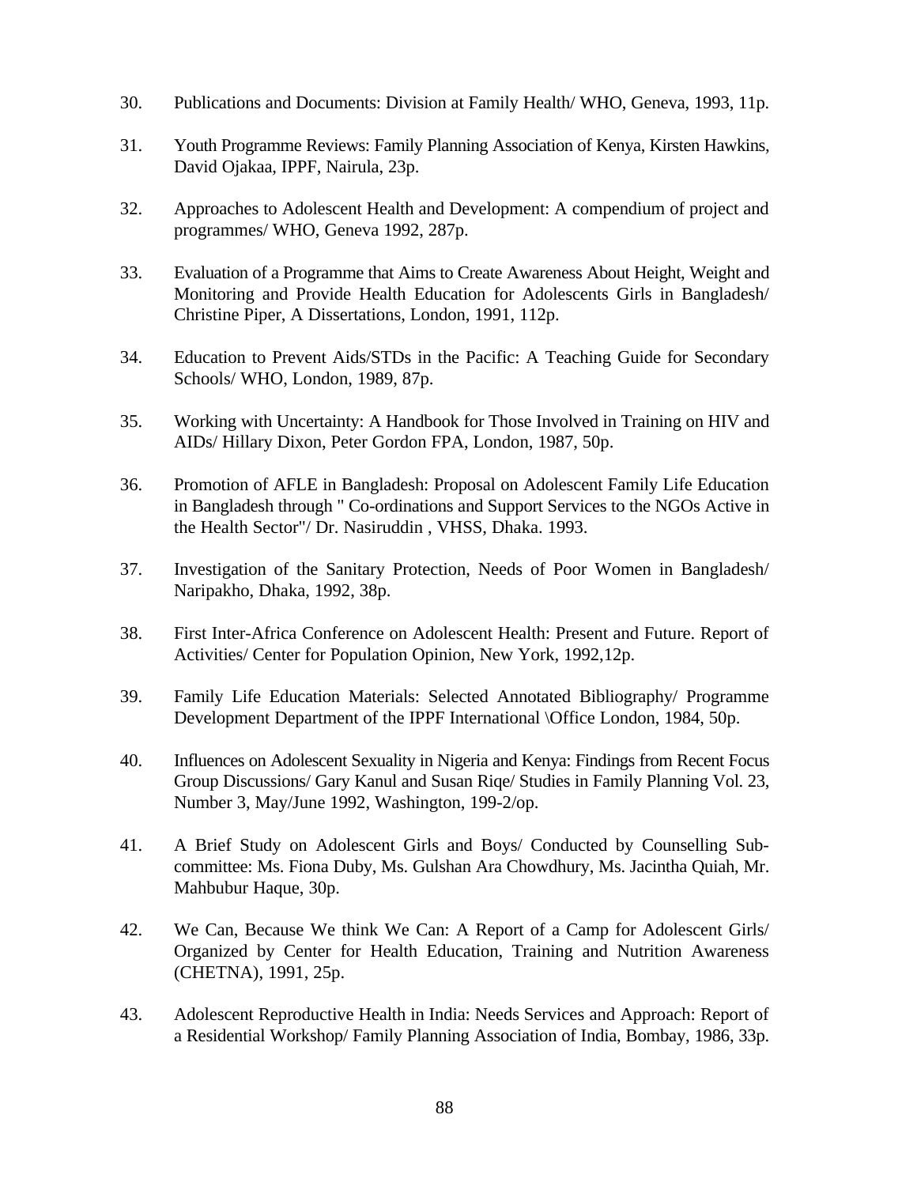30. Publications and Documents: Division at Family Health/ WHO, Geneva, 1993, 11p.

31. Youth Programme Reviews: Family Planning Association of Kenya, Kirsten Hawkins, David Ojakaa, IPPF, Nairula, 23p.

32. Approaches to Adolescent Health and Development: A compendium of project and programmes/ WHO, Geneva 1992, 287p.

33. Evaluation of a Programme that Aims to Create Awareness About Height, Weight and Monitoring and Provide Health Education for Adolescents Girls in Bangladesh/ Christine Piper, A Dissertations, London, 1991, 112p.

34. Education to Prevent Aids/STDs in the Pacific: A Teaching Guide for Secondary Schools/ WHO, London, 1989, 87p.

35. Working with Uncertainty: A Handbook for Those Involved in Training on HIV and AIDs/ Hillary Dixon, Peter Gordon FPA, London, 1987, 50p.

36. Promotion of AFLE in Bangladesh: Proposal on Adolescent Family Life Education in Bangladesh through " Co-ordinations and Support Services to the NGOs Active in the Health Sector"/ Dr. Nasiruddin , VHSS, Dhaka. 1993.

37. Investigation of the Sanitary Protection, Needs of Poor Women in Bangladesh/ Naripakho, Dhaka, 1992, 38p.

38. First Inter-Africa Conference on Adolescent Health: Present and Future. Report of Activities/ Center for Population Opinion, New York, 1992,12p.

39. Family Life Education Materials: Selected Annotated Bibliography/ Programme Development Department of the IPPF International \Office London, 1984, 50p.

40. Influences on Adolescent Sexuality in Nigeria and Kenya: Findings from Recent Focus Group Discussions/ Gary Kanul and Susan Riqe/ Studies in Family Planning Vol. 23, Number 3, May/June 1992, Washington, 199-2/op.

41. A Brief Study on Adolescent Girls and Boys/ Conducted by Counselling Sub-committee: Ms. Fiona Duby, Ms. Gulshan Ara Chowdhury, Ms. Jacintha Quiah, Mr. Mahbubur Haque, 30p.

42. We Can, Because We think We Can: A Report of a Camp for Adolescent Girls/ Organized by Center for Health Education, Training and Nutrition Awareness (CHETNA), 1991, 25p.

43. Adolescent Reproductive Health in India: Needs Services and Approach: Report of a Residential Workshop/ Family Planning Association of India, Bombay, 1986, 33p.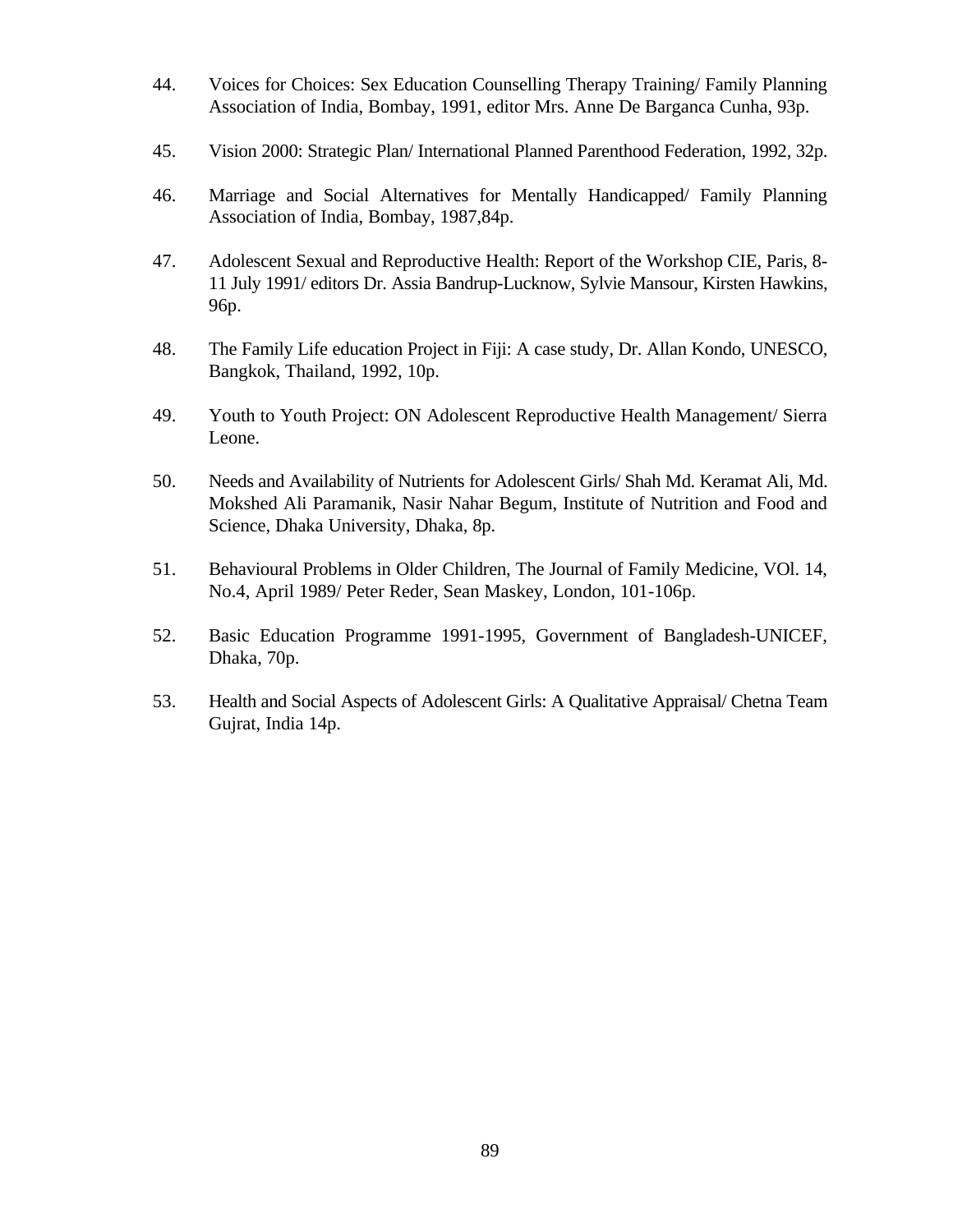44. Voices for Choices: Sex Education Counselling Therapy Training/ Family Planning Association of India, Bombay, 1991, editor Mrs. Anne De Barganca Cunha, 93p.

45. Vision 2000: Strategic Plan/ International Planned Parenthood Federation, 1992, 32p.

46. Marriage and Social Alternatives for Mentally Handicapped/ Family Planning Association of India, Bombay, 1987,84p.

47. Adolescent Sexual and Reproductive Health: Report of the Workshop CIE, Paris, 8-11 July 1991/ editors Dr. Assia Bandrup-Lucknow, Sylvie Mansour, Kirsten Hawkins, 96p.

48. The Family Life education Project in Fiji: A case study, Dr. Allan Kondo, UNESCO, Bangkok, Thailand, 1992, 10p.

49. Youth to Youth Project: ON Adolescent Reproductive Health Management/ Sierra Leone.

50. Needs and Availability of Nutrients for Adolescent Girls/ Shah Md. Keramat Ali, Md. Mokshed Ali Paramanik, Nasir Nahar Begum, Institute of Nutrition and Food and Science, Dhaka University, Dhaka, 8p.

51. Behavioural Problems in Older Children, The Journal of Family Medicine, VOl. 14, No.4, April 1989/ Peter Reder, Sean Maskey, London, 101-106p.

52. Basic Education Programme 1991-1995, Government of Bangladesh-UNICEF, Dhaka, 70p.

53. Health and Social Aspects of Adolescent Girls: A Qualitative Appraisal/ Chetna Team Gujrat, India 14p.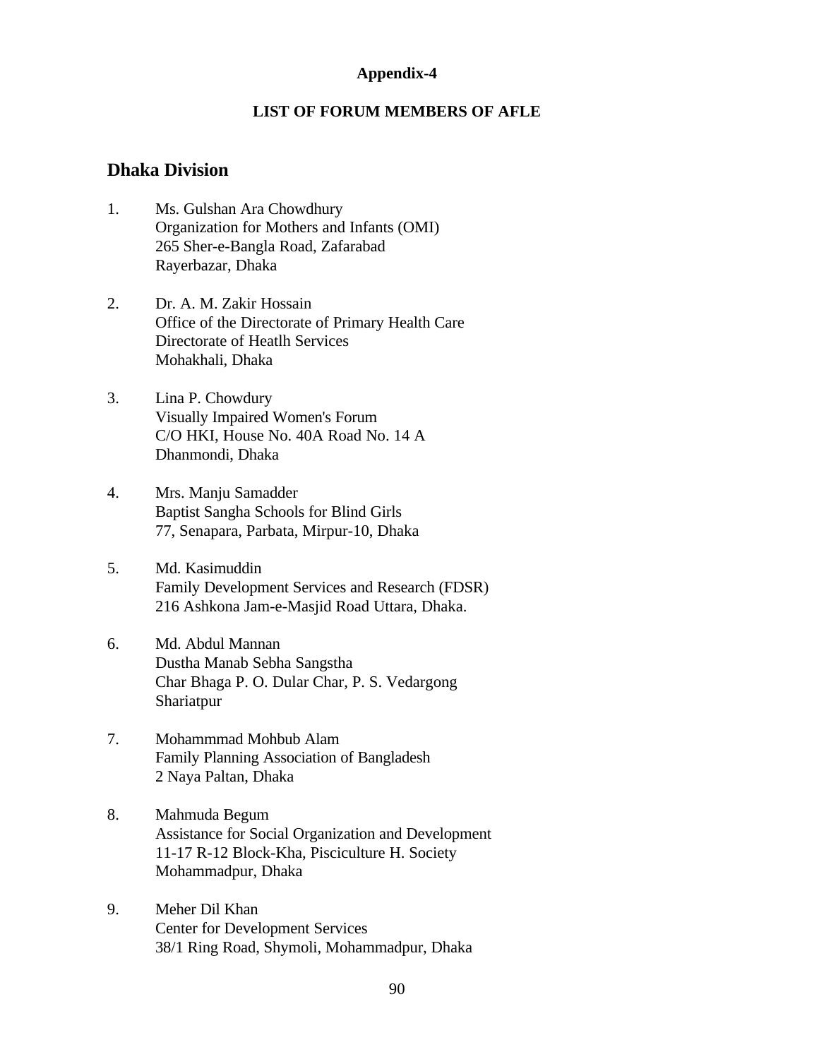**Appendix-4**

**LIST OF FORUM MEMBERS OF AFLE**

## Dhaka Division

1. Ms. Gulshan Ara Chowdhury
   Organization for Mothers and Infants (OMI)
   265 Sher-e-Bangla Road, Zafarabad
   Rayerbazar, Dhaka

2. Dr. A. M. Zakir Hossain
   Office of the Directorate of Primary Health Care
   Directorate of Heatlh Services
   Mohakhali, Dhaka

3. Lina P. Chowdury
   Visually Impaired Women's Forum
   C/O HKI, House No. 40A Road No. 14 A
   Dhanmondi, Dhaka

4. Mrs. Manju Samadder
   Baptist Sangha Schools for Blind Girls
   77, Senapara, Parbata, Mirpur-10, Dhaka

5. Md. Kasimuddin
   Family Development Services and Research (FDSR)
   216 Ashkona Jam-e-Masjid Road Uttara, Dhaka.

6. Md. Abdul Mannan
   Dustha Manab Sebha Sangstha
   Char Bhaga P. O. Dular Char, P. S. Vedargong
   Shariatpur

7. Mohammmad Mohbub Alam
   Family Planning Association of Bangladesh
   2 Naya Paltan, Dhaka

8. Mahmuda Begum
   Assistance for Social Organization and Development
   11-17 R-12 Block-Kha, Pisciculture H. Society
   Mohammadpur, Dhaka

9. Meher Dil Khan
   Center for Development Services
   38/1 Ring Road, Shymoli, Mohammadpur, Dhaka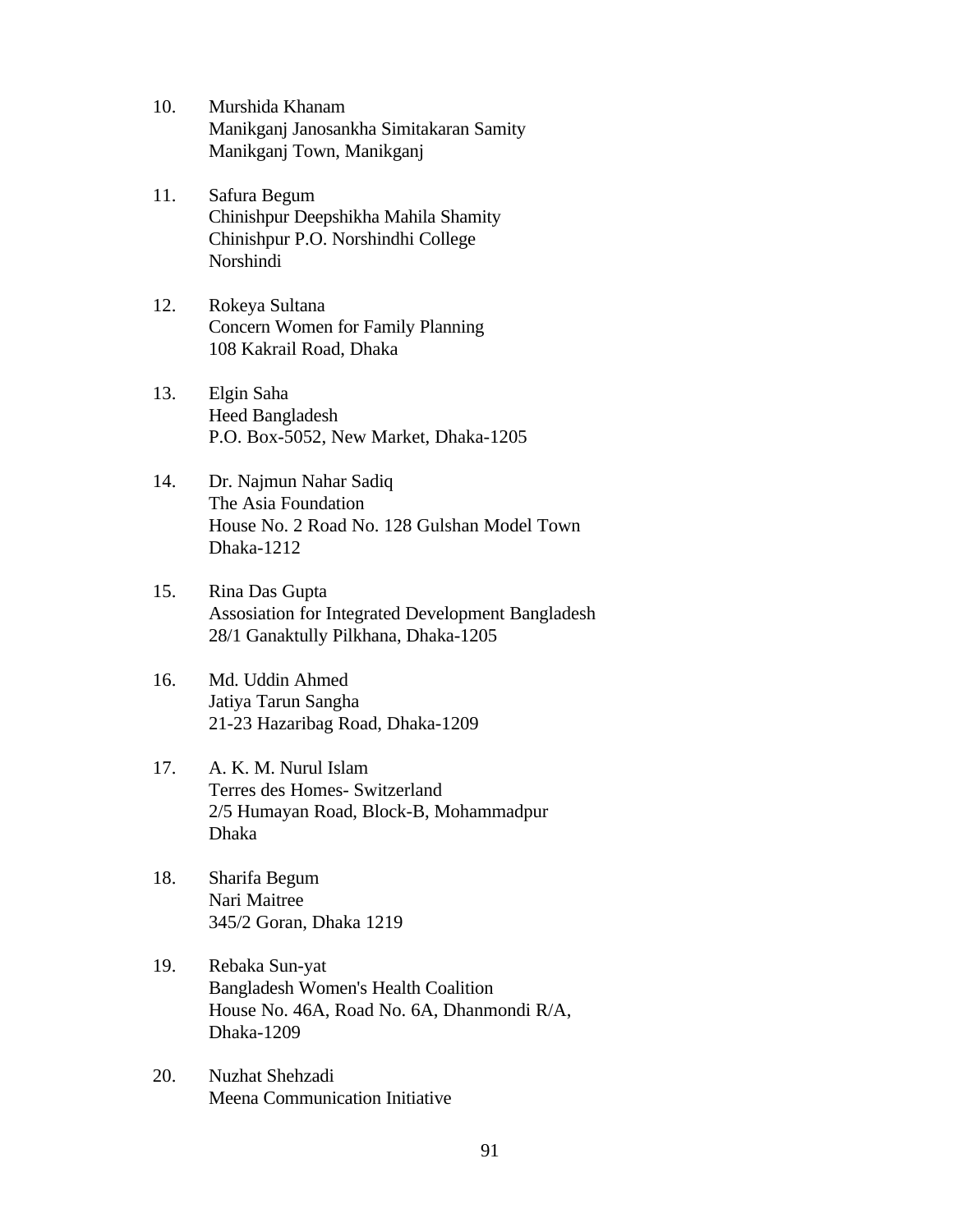10. Murshida Khanam
    Manikganj Janosankha Simitakaran Samity
    Manikganj Town, Manikganj

11. Safura Begum
    Chinishpur Deepshikha Mahila Shamity
    Chinishpur P.O. Norshindhi College
    Norshindi

12. Rokeya Sultana
    Concern Women for Family Planning
    108 Kakrail Road, Dhaka

13. Elgin Saha
    Heed Bangladesh
    P.O. Box-5052, New Market, Dhaka-1205

14. Dr. Najmun Nahar Sadiq
    The Asia Foundation
    House No. 2 Road No. 128 Gulshan Model Town
    Dhaka-1212

15. Rina Das Gupta
    Assosiation for Integrated Development Bangladesh
    28/1 Ganaktully Pilkhana, Dhaka-1205

16. Md. Uddin Ahmed
    Jatiya Tarun Sangha
    21-23 Hazaribag Road, Dhaka-1209

17. A. K. M. Nurul Islam
    Terres des Homes- Switzerland
    2/5 Humayan Road, Block-B, Mohammadpur
    Dhaka

18. Sharifa Begum
    Nari Maitree
    345/2 Goran, Dhaka 1219

19. Rebaka Sun-yat
    Bangladesh Women's Health Coalition
    House No. 46A, Road No. 6A, Dhanmondi R/A,
    Dhaka-1209

20. Nuzhat Shehzadi
    Meena Communication Initiative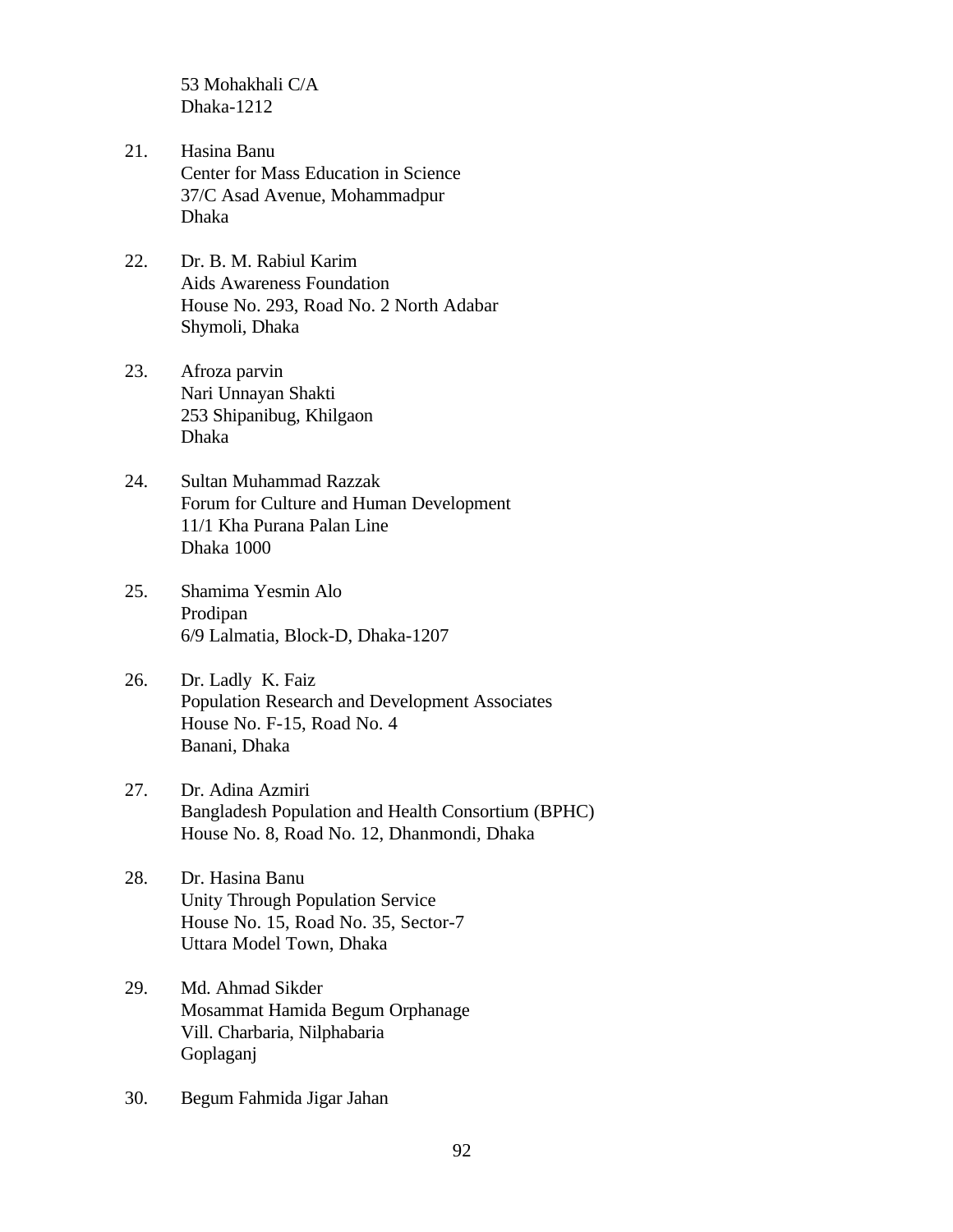53 Mohakhali C/A
Dhaka-1212

21. Hasina Banu
    Center for Mass Education in Science
    37/C Asad Avenue, Mohammadpur
    Dhaka

22. Dr. B. M. Rabiul Karim
    Aids Awareness Foundation
    House No. 293, Road No. 2 North Adabar
    Shymoli, Dhaka

23. Afroza parvin
    Nari Unnayan Shakti
    253 Shipanibug, Khilgaon
    Dhaka

24. Sultan Muhammad Razzak
    Forum for Culture and Human Development
    11/1 Kha Purana Palan Line
    Dhaka 1000

25. Shamima Yesmin Alo
    Prodipan
    6/9 Lalmatia, Block-D, Dhaka-1207

26. Dr. Ladly K. Faiz
    Population Research and Development Associates
    House No. F-15, Road No. 4
    Banani, Dhaka

27. Dr. Adina Azmiri
    Bangladesh Population and Health Consortium (BPHC)
    House No. 8, Road No. 12, Dhanmondi, Dhaka

28. Dr. Hasina Banu
    Unity Through Population Service
    House No. 15, Road No. 35, Sector-7
    Uttara Model Town, Dhaka

29. Md. Ahmad Sikder
    Mosammat Hamida Begum Orphanage
    Vill. Charbaria, Nilphabaria
    Goplaganj

30. Begum Fahmida Jigar Jahan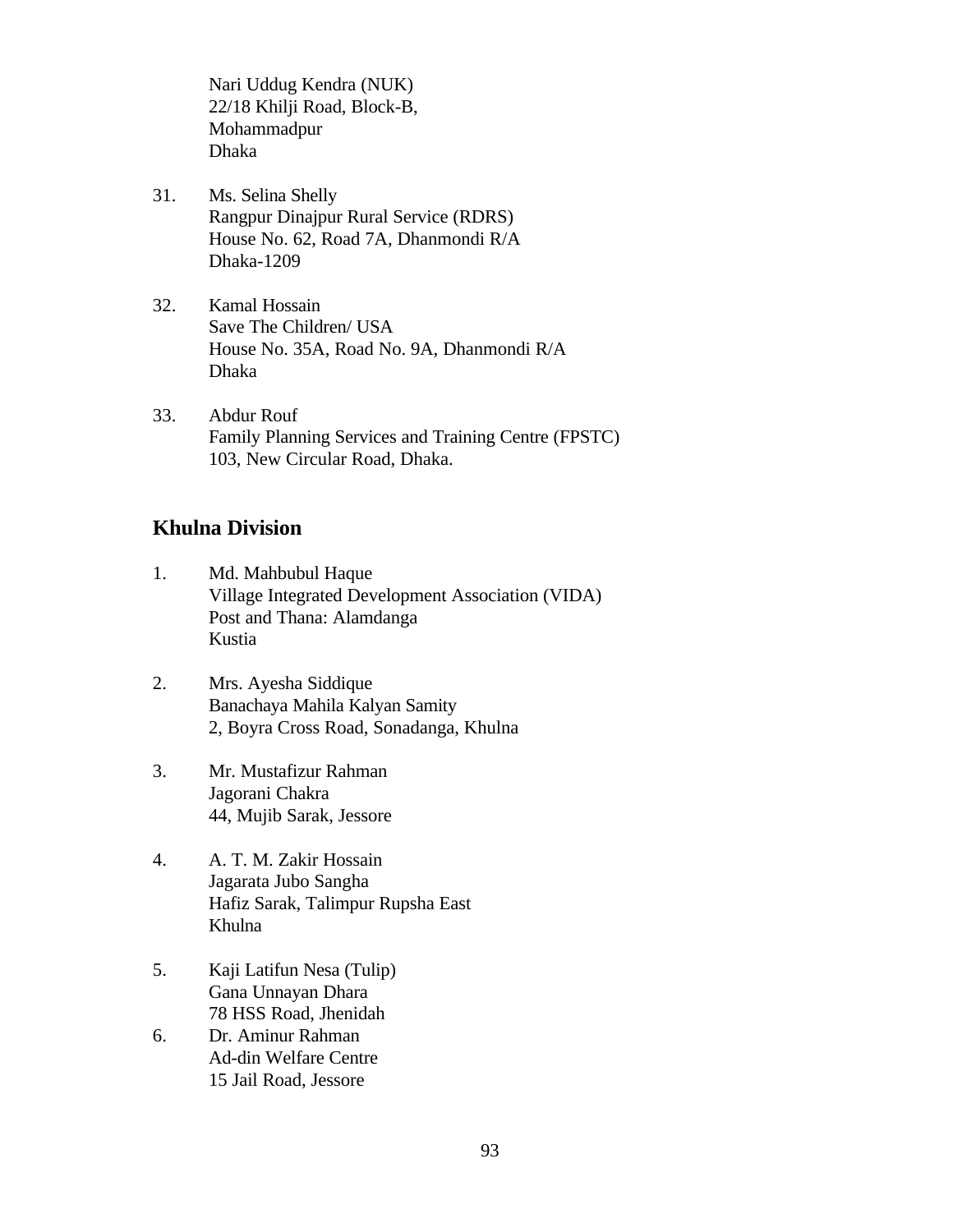Nari Uddug Kendra (NUK)
22/18 Khilji Road, Block-B,
Mohammadpur
Dhaka

31. Ms. Selina Shelly
    Rangpur Dinajpur Rural Service (RDRS)
    House No. 62, Road 7A, Dhanmondi R/A
    Dhaka-1209

32. Kamal Hossain
    Save The Children/ USA
    House No. 35A, Road No. 9A, Dhanmondi R/A
    Dhaka

33. Abdur Rouf
    Family Planning Services and Training Centre (FPSTC)
    103, New Circular Road, Dhaka.

## Khulna Division

1. Md. Mahbubul Haque
   Village Integrated Development Association (VIDA)
   Post and Thana: Alamdanga
   Kustia

2. Mrs. Ayesha Siddique
   Banachaya Mahila Kalyan Samity
   2, Boyra Cross Road, Sonadanga, Khulna

3. Mr. Mustafizur Rahman
   Jagorani Chakra
   44, Mujib Sarak, Jessore

4. A. T. M. Zakir Hossain
   Jagarata Jubo Sangha
   Hafiz Sarak, Talimpur Rupsha East
   Khulna

5. Kaji Latifun Nesa (Tulip)
   Gana Unnayan Dhara
   78 HSS Road, Jhenidah

6. Dr. Aminur Rahman
   Ad-din Welfare Centre
   15 Jail Road, Jessore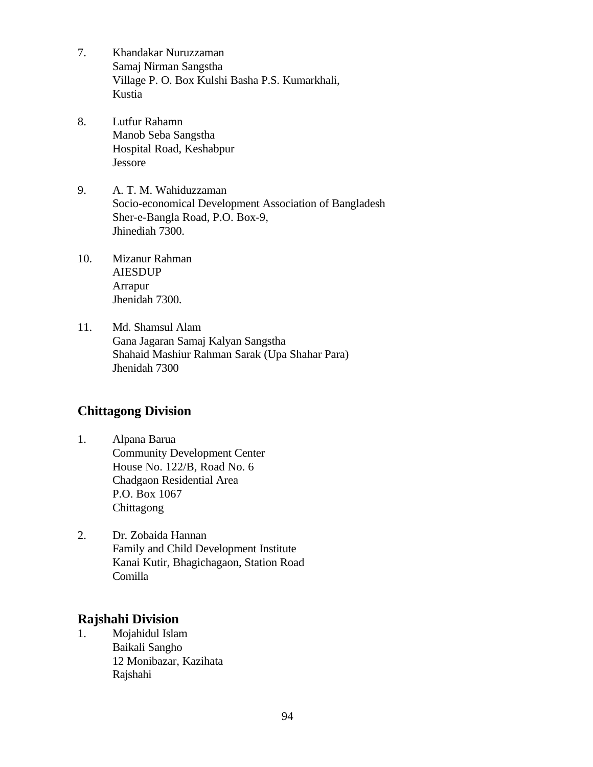7. Khandakar Nuruzzaman
   Samaj Nirman Sangstha
   Village P. O. Box Kulshi Basha P.S. Kumarkhali,
   Kustia

8. Lutfur Rahamn
   Manob Seba Sangstha
   Hospital Road, Keshabpur
   Jessore

9. A. T. M. Wahiduzzaman
   Socio-economical Development Association of Bangladesh
   Sher-e-Bangla Road, P.O. Box-9,
   Jhinediah 7300.

10. Mizanur Rahman
    AIESDUP
    Arrapur
    Jhenidah 7300.

11. Md. Shamsul Alam
    Gana Jagaran Samaj Kalyan Sangstha
    Shahaid Mashiur Rahman Sarak (Upa Shahar Para)
    Jhenidah 7300

## Chittagong Division

1. Alpana Barua
   Community Development Center
   House No. 122/B, Road No. 6
   Chadgaon Residential Area
   P.O. Box 1067
   Chittagong

2. Dr. Zobaida Hannan
   Family and Child Development Institute
   Kanai Kutir, Bhagichagaon, Station Road
   Comilla

## Rajshahi Division

1. Mojahidul Islam
   Baikali Sangho
   12 Monibazar, Kazihata
   Rajshahi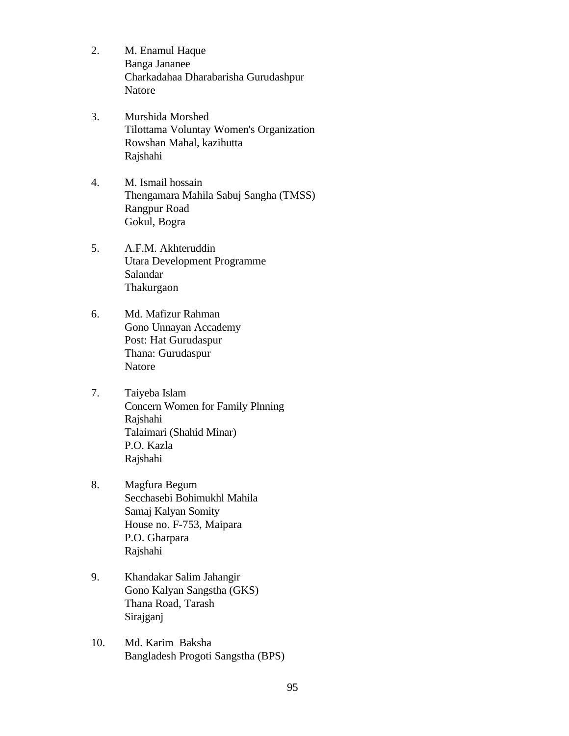2. M. Enamul Haque
   Banga Jananee
   Charkadahaa Dharabarisha Gurudashpur
   Natore

3. Murshida Morshed
   Tilottama Voluntay Women's Organization
   Rowshan Mahal, kazihutta
   Rajshahi

4. M. Ismail hossain
   Thengamara Mahila Sabuj Sangha (TMSS)
   Rangpur Road
   Gokul, Bogra

5. A.F.M. Akhteruddin
   Utara Development Programme
   Salandar
   Thakurgaon

6. Md. Mafizur Rahman
   Gono Unnayan Accademy
   Post: Hat Gurudaspur
   Thana: Gurudaspur
   Natore

7. Taiyeba Islam
   Concern Women for Family Plnning
   Rajshahi
   Talaimari (Shahid Minar)
   P.O. Kazla
   Rajshahi

8. Magfura Begum
   Secchasebi Bohimukhl Mahila
   Samaj Kalyan Somity
   House no. F-753, Maipara
   P.O. Gharpara
   Rajshahi

9. Khandakar Salim Jahangir
   Gono Kalyan Sangstha (GKS)
   Thana Road, Tarash
   Sirajganj

10. Md. Karim Baksha
    Bangladesh Progoti Sangstha (BPS)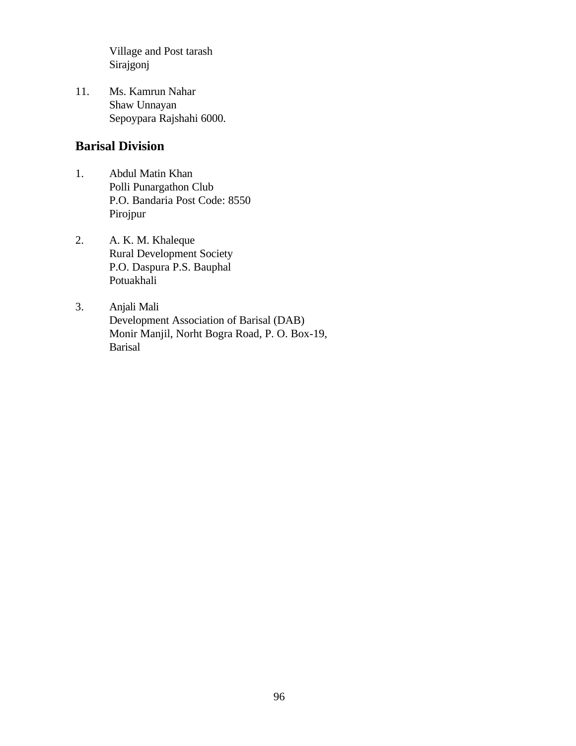Village and Post tarash
Sirajgonj

11. Ms. Kamrun Nahar
    Shaw Unnayan
    Sepoypara Rajshahi 6000.

## Barisal Division

1. Abdul Matin Khan
   Polli Punargathon Club
   P.O. Bandaria Post Code: 8550
   Pirojpur

2. A. K. M. Khaleque
   Rural Development Society
   P.O. Daspura P.S. Bauphal
   Potuakhali

3. Anjali Mali
   Development Association of Barisal (DAB)
   Monir Manjil, Norht Bogra Road, P. O. Box-19,
   Barisal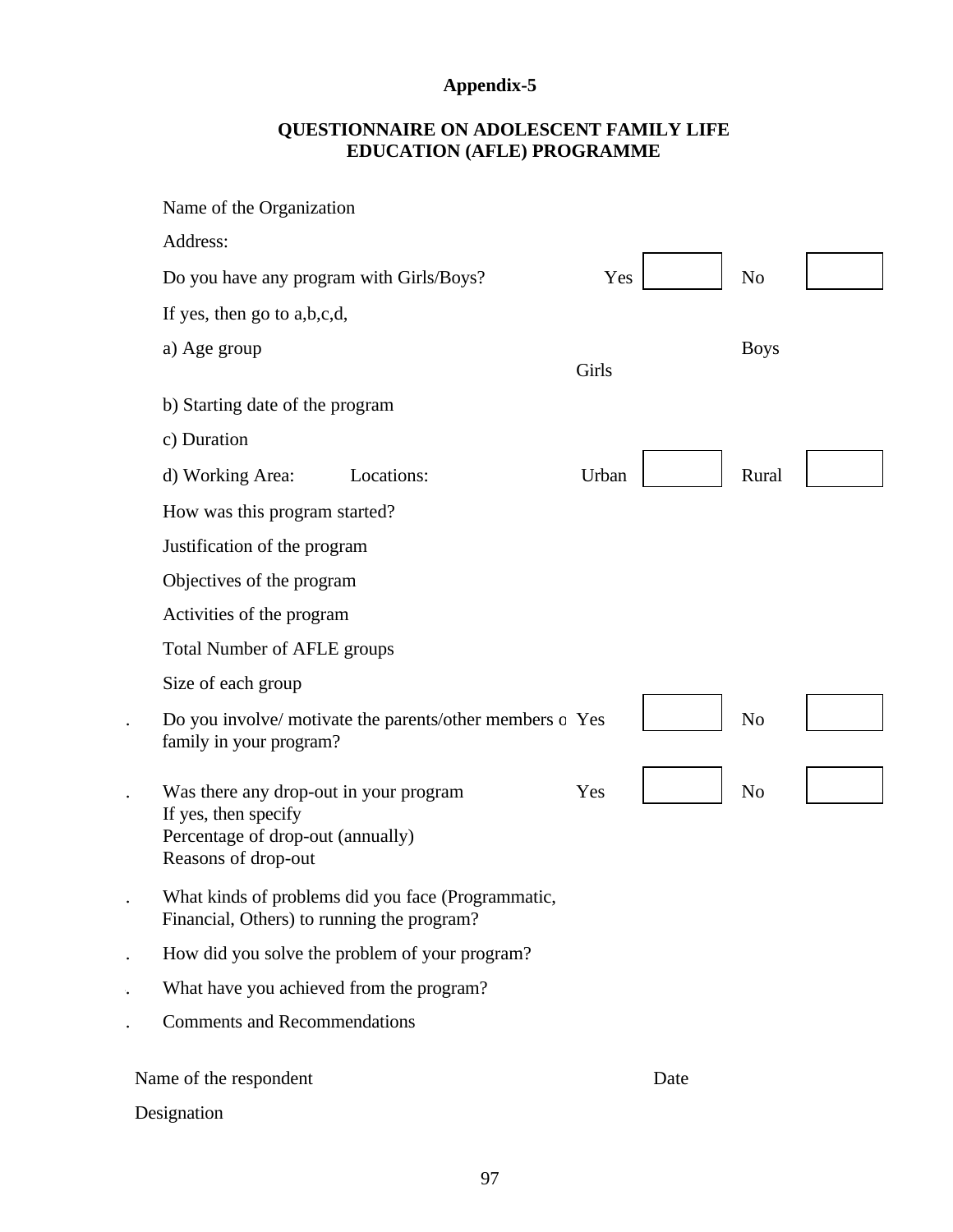**Appendix-5**

**QUESTIONNAIRE ON ADOLESCENT FAMILY LIFE EDUCATION (AFLE) PROGRAMME**

Name of the Organization

Address:

Do you have any program with Girls/Boys? Yes ☐ No ☐

If yes, then go to a,b,c,d,

a) Age group Girls Boys

b) Starting date of the program

c) Duration

d) Working Area: Locations: Urban ☐ Rural ☐

How was this program started?

Justification of the program

Objectives of the program

Activities of the program

Total Number of AFLE groups

Size of each group

. Do you involve/ motivate the parents/other members o family in your program? Yes ☐ No ☐

. Was there any drop-out in your program Yes ☐ No ☐
If yes, then specify
Percentage of drop-out (annually)
Reasons of drop-out

. What kinds of problems did you face (Programmatic, Financial, Others) to running the program?

. How did you solve the problem of your program?

. What have you achieved from the program?

. Comments and Recommendations

Name of the respondent Date

Designation